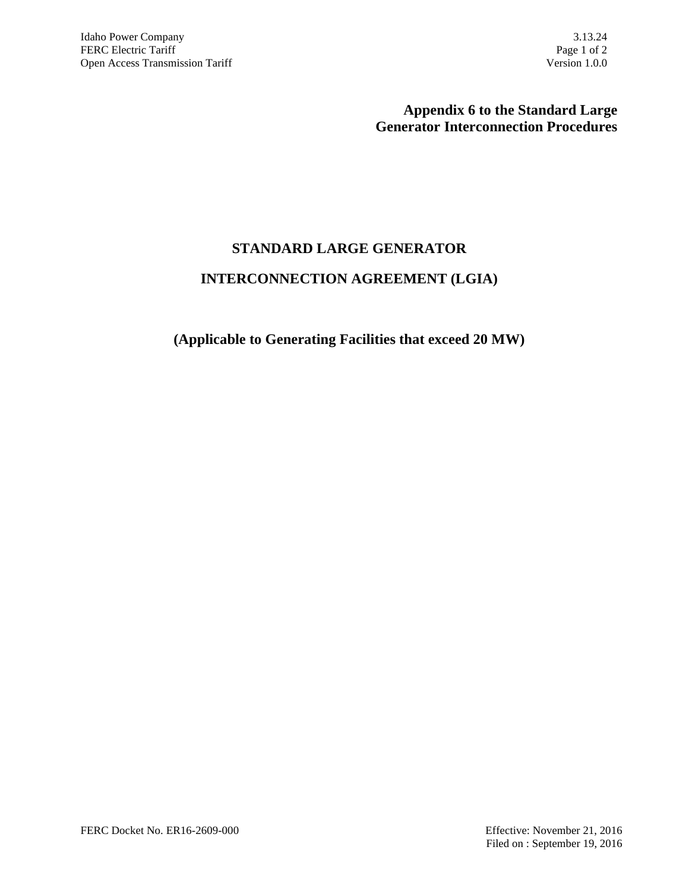**Appendix 6 to the Standard Large Generator Interconnection Procedures**

# STANDARD LARGE GENERATOR

# INTERCONNECTION AGREEMENT (LGIA)

## (Applicable to Generating Facilities that exceed 20 MW)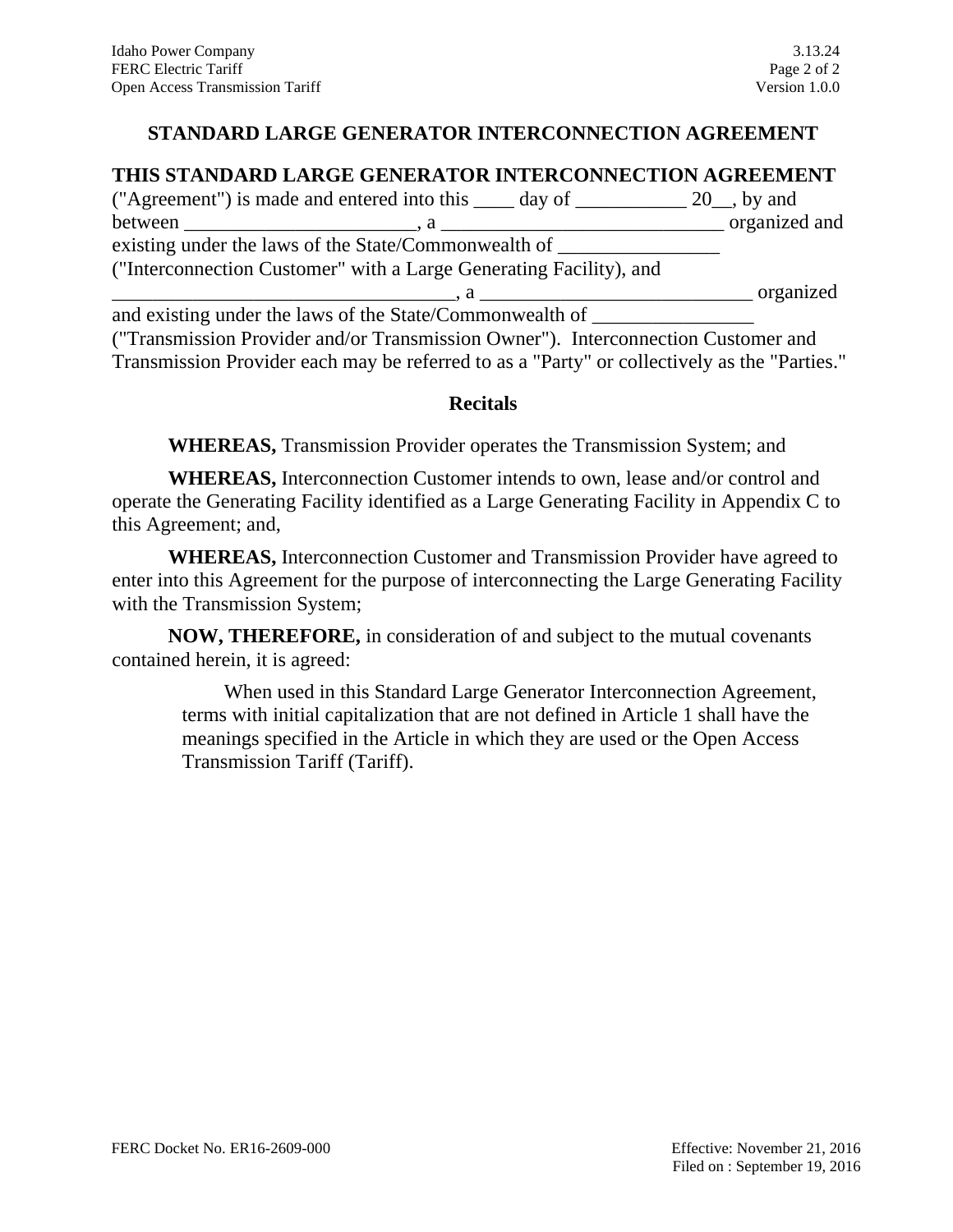# STANDARD LARGE GENERATOR INTERCONNECTION AGREEMENT

**THIS STANDARD LARGE GENERATOR INTERCONNECTION AGREEMENT** ("Agreement") is made and entered into this ____ day of ___________ 20__, by and between _______________________, a ____________________________ organized and existing under the laws of the State/Commonwealth of ________________ ("Interconnection Customer" with a Large Generating Facility), and __________________________________, a ___________________________ organized and existing under the laws of the State/Commonwealth of ________________ ("Transmission Provider and/or Transmission Owner"). Interconnection Customer and Transmission Provider each may be referred to as a "Party" or collectively as the "Parties."

## Recitals

**WHEREAS,** Transmission Provider operates the Transmission System; and

**WHEREAS,** Interconnection Customer intends to own, lease and/or control and operate the Generating Facility identified as a Large Generating Facility in Appendix C to this Agreement; and,

**WHEREAS,** Interconnection Customer and Transmission Provider have agreed to enter into this Agreement for the purpose of interconnecting the Large Generating Facility with the Transmission System;

**NOW, THEREFORE,** in consideration of and subject to the mutual covenants contained herein, it is agreed:

> When used in this Standard Large Generator Interconnection Agreement, terms with initial capitalization that are not defined in Article 1 shall have the meanings specified in the Article in which they are used or the Open Access Transmission Tariff (Tariff).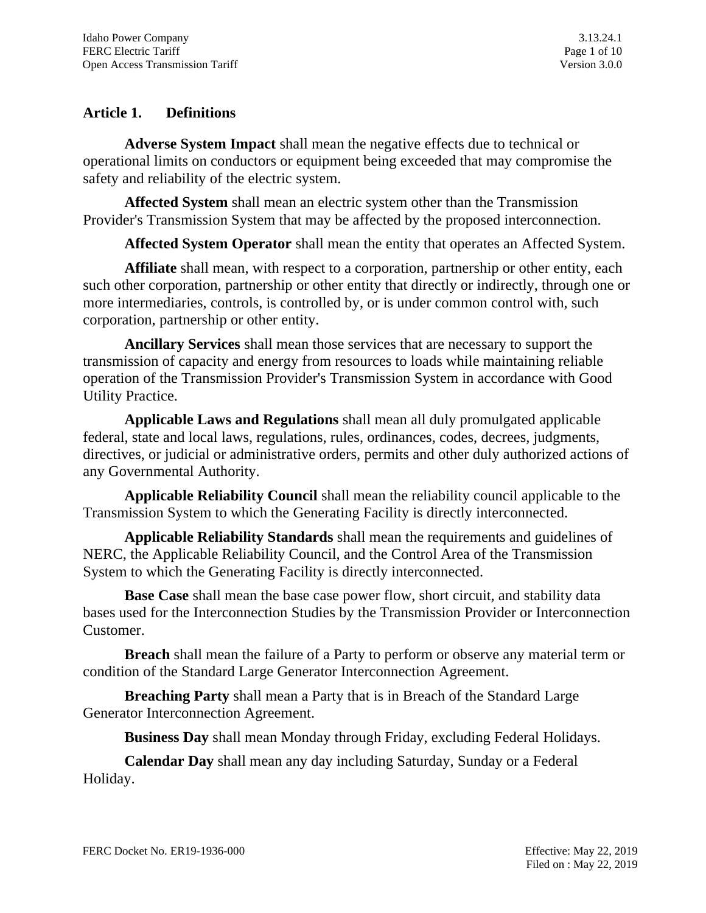## Article 1. Definitions

**Adverse System Impact** shall mean the negative effects due to technical or operational limits on conductors or equipment being exceeded that may compromise the safety and reliability of the electric system.

**Affected System** shall mean an electric system other than the Transmission Provider's Transmission System that may be affected by the proposed interconnection.

**Affected System Operator** shall mean the entity that operates an Affected System.

**Affiliate** shall mean, with respect to a corporation, partnership or other entity, each such other corporation, partnership or other entity that directly or indirectly, through one or more intermediaries, controls, is controlled by, or is under common control with, such corporation, partnership or other entity.

**Ancillary Services** shall mean those services that are necessary to support the transmission of capacity and energy from resources to loads while maintaining reliable operation of the Transmission Provider's Transmission System in accordance with Good Utility Practice.

**Applicable Laws and Regulations** shall mean all duly promulgated applicable federal, state and local laws, regulations, rules, ordinances, codes, decrees, judgments, directives, or judicial or administrative orders, permits and other duly authorized actions of any Governmental Authority.

**Applicable Reliability Council** shall mean the reliability council applicable to the Transmission System to which the Generating Facility is directly interconnected.

**Applicable Reliability Standards** shall mean the requirements and guidelines of NERC, the Applicable Reliability Council, and the Control Area of the Transmission System to which the Generating Facility is directly interconnected.

**Base Case** shall mean the base case power flow, short circuit, and stability data bases used for the Interconnection Studies by the Transmission Provider or Interconnection Customer.

**Breach** shall mean the failure of a Party to perform or observe any material term or condition of the Standard Large Generator Interconnection Agreement.

**Breaching Party** shall mean a Party that is in Breach of the Standard Large Generator Interconnection Agreement.

**Business Day** shall mean Monday through Friday, excluding Federal Holidays.

**Calendar Day** shall mean any day including Saturday, Sunday or a Federal Holiday.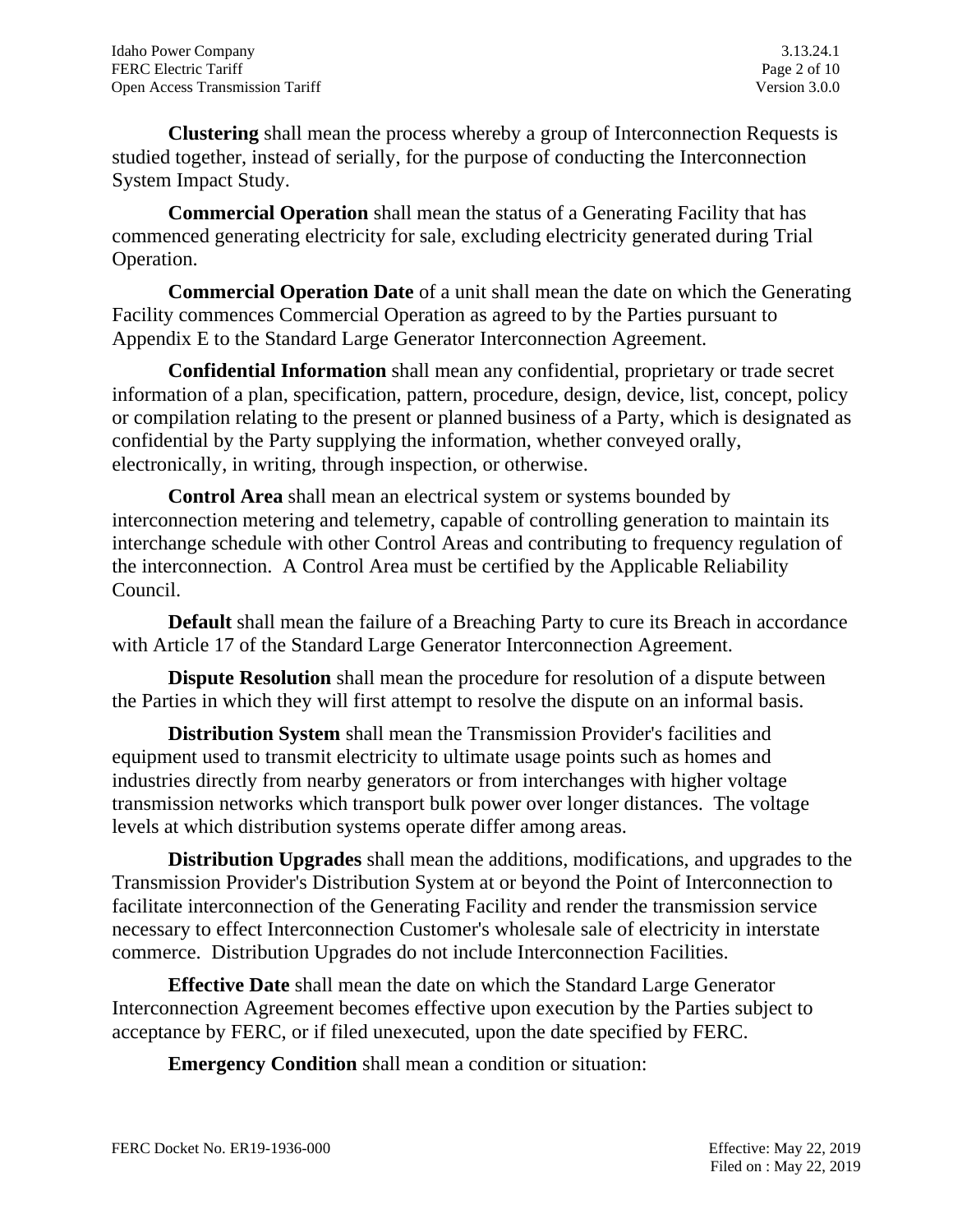**Clustering** shall mean the process whereby a group of Interconnection Requests is studied together, instead of serially, for the purpose of conducting the Interconnection System Impact Study.

**Commercial Operation** shall mean the status of a Generating Facility that has commenced generating electricity for sale, excluding electricity generated during Trial Operation.

**Commercial Operation Date** of a unit shall mean the date on which the Generating Facility commences Commercial Operation as agreed to by the Parties pursuant to Appendix E to the Standard Large Generator Interconnection Agreement.

**Confidential Information** shall mean any confidential, proprietary or trade secret information of a plan, specification, pattern, procedure, design, device, list, concept, policy or compilation relating to the present or planned business of a Party, which is designated as confidential by the Party supplying the information, whether conveyed orally, electronically, in writing, through inspection, or otherwise.

**Control Area** shall mean an electrical system or systems bounded by interconnection metering and telemetry, capable of controlling generation to maintain its interchange schedule with other Control Areas and contributing to frequency regulation of the interconnection. A Control Area must be certified by the Applicable Reliability Council.

**Default** shall mean the failure of a Breaching Party to cure its Breach in accordance with Article 17 of the Standard Large Generator Interconnection Agreement.

**Dispute Resolution** shall mean the procedure for resolution of a dispute between the Parties in which they will first attempt to resolve the dispute on an informal basis.

**Distribution System** shall mean the Transmission Provider's facilities and equipment used to transmit electricity to ultimate usage points such as homes and industries directly from nearby generators or from interchanges with higher voltage transmission networks which transport bulk power over longer distances. The voltage levels at which distribution systems operate differ among areas.

**Distribution Upgrades** shall mean the additions, modifications, and upgrades to the Transmission Provider's Distribution System at or beyond the Point of Interconnection to facilitate interconnection of the Generating Facility and render the transmission service necessary to effect Interconnection Customer's wholesale sale of electricity in interstate commerce. Distribution Upgrades do not include Interconnection Facilities.

**Effective Date** shall mean the date on which the Standard Large Generator Interconnection Agreement becomes effective upon execution by the Parties subject to acceptance by FERC, or if filed unexecuted, upon the date specified by FERC.

**Emergency Condition** shall mean a condition or situation: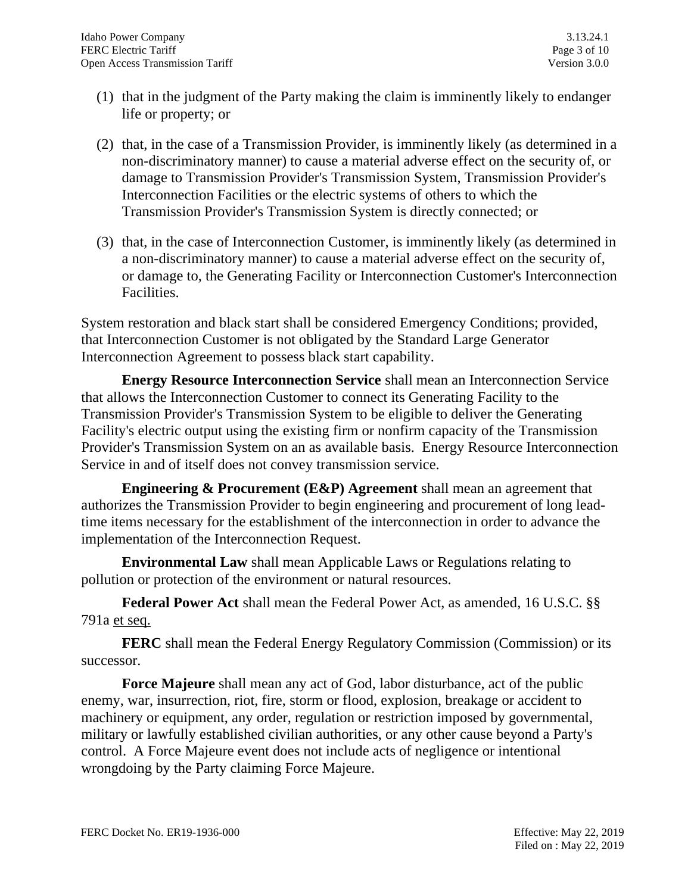(1) that in the judgment of the Party making the claim is imminently likely to endanger life or property; or

(2) that, in the case of a Transmission Provider, is imminently likely (as determined in a non-discriminatory manner) to cause a material adverse effect on the security of, or damage to Transmission Provider's Transmission System, Transmission Provider's Interconnection Facilities or the electric systems of others to which the Transmission Provider's Transmission System is directly connected; or

(3) that, in the case of Interconnection Customer, is imminently likely (as determined in a non-discriminatory manner) to cause a material adverse effect on the security of, or damage to, the Generating Facility or Interconnection Customer's Interconnection Facilities.

System restoration and black start shall be considered Emergency Conditions; provided, that Interconnection Customer is not obligated by the Standard Large Generator Interconnection Agreement to possess black start capability.

**Energy Resource Interconnection Service** shall mean an Interconnection Service that allows the Interconnection Customer to connect its Generating Facility to the Transmission Provider's Transmission System to be eligible to deliver the Generating Facility's electric output using the existing firm or nonfirm capacity of the Transmission Provider's Transmission System on an as available basis. Energy Resource Interconnection Service in and of itself does not convey transmission service.

**Engineering & Procurement (E&P) Agreement** shall mean an agreement that authorizes the Transmission Provider to begin engineering and procurement of long lead-time items necessary for the establishment of the interconnection in order to advance the implementation of the Interconnection Request.

**Environmental Law** shall mean Applicable Laws or Regulations relating to pollution or protection of the environment or natural resources.

**Federal Power Act** shall mean the Federal Power Act, as amended, 16 U.S.C. §§ 791a et seq.

**FERC** shall mean the Federal Energy Regulatory Commission (Commission) or its successor.

**Force Majeure** shall mean any act of God, labor disturbance, act of the public enemy, war, insurrection, riot, fire, storm or flood, explosion, breakage or accident to machinery or equipment, any order, regulation or restriction imposed by governmental, military or lawfully established civilian authorities, or any other cause beyond a Party's control. A Force Majeure event does not include acts of negligence or intentional wrongdoing by the Party claiming Force Majeure.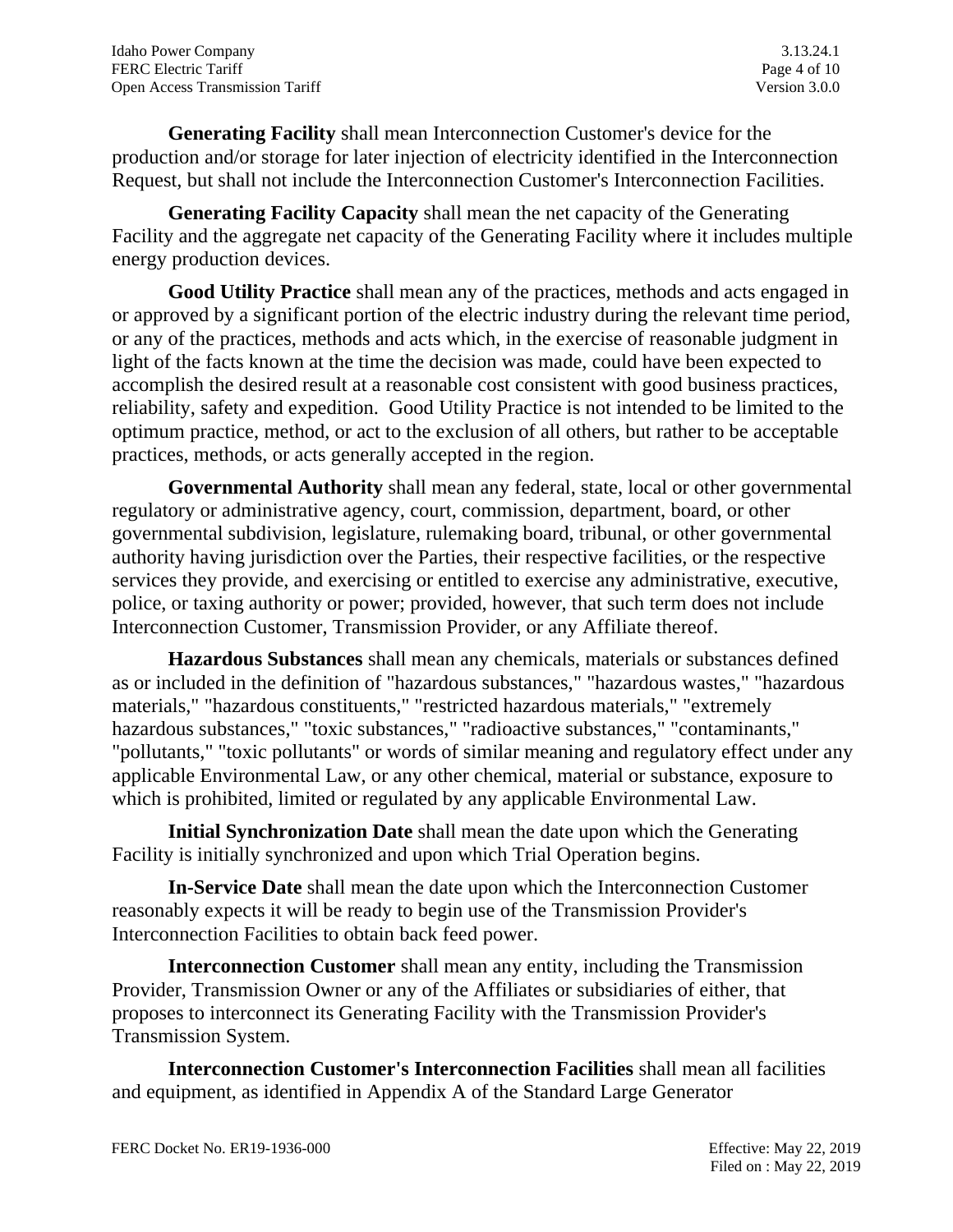**Generating Facility** shall mean Interconnection Customer's device for the production and/or storage for later injection of electricity identified in the Interconnection Request, but shall not include the Interconnection Customer's Interconnection Facilities.

**Generating Facility Capacity** shall mean the net capacity of the Generating Facility and the aggregate net capacity of the Generating Facility where it includes multiple energy production devices.

**Good Utility Practice** shall mean any of the practices, methods and acts engaged in or approved by a significant portion of the electric industry during the relevant time period, or any of the practices, methods and acts which, in the exercise of reasonable judgment in light of the facts known at the time the decision was made, could have been expected to accomplish the desired result at a reasonable cost consistent with good business practices, reliability, safety and expedition. Good Utility Practice is not intended to be limited to the optimum practice, method, or act to the exclusion of all others, but rather to be acceptable practices, methods, or acts generally accepted in the region.

**Governmental Authority** shall mean any federal, state, local or other governmental regulatory or administrative agency, court, commission, department, board, or other governmental subdivision, legislature, rulemaking board, tribunal, or other governmental authority having jurisdiction over the Parties, their respective facilities, or the respective services they provide, and exercising or entitled to exercise any administrative, executive, police, or taxing authority or power; provided, however, that such term does not include Interconnection Customer, Transmission Provider, or any Affiliate thereof.

**Hazardous Substances** shall mean any chemicals, materials or substances defined as or included in the definition of "hazardous substances," "hazardous wastes," "hazardous materials," "hazardous constituents," "restricted hazardous materials," "extremely hazardous substances," "toxic substances," "radioactive substances," "contaminants," "pollutants," "toxic pollutants" or words of similar meaning and regulatory effect under any applicable Environmental Law, or any other chemical, material or substance, exposure to which is prohibited, limited or regulated by any applicable Environmental Law.

**Initial Synchronization Date** shall mean the date upon which the Generating Facility is initially synchronized and upon which Trial Operation begins.

**In-Service Date** shall mean the date upon which the Interconnection Customer reasonably expects it will be ready to begin use of the Transmission Provider's Interconnection Facilities to obtain back feed power.

**Interconnection Customer** shall mean any entity, including the Transmission Provider, Transmission Owner or any of the Affiliates or subsidiaries of either, that proposes to interconnect its Generating Facility with the Transmission Provider's Transmission System.

**Interconnection Customer's Interconnection Facilities** shall mean all facilities and equipment, as identified in Appendix A of the Standard Large Generator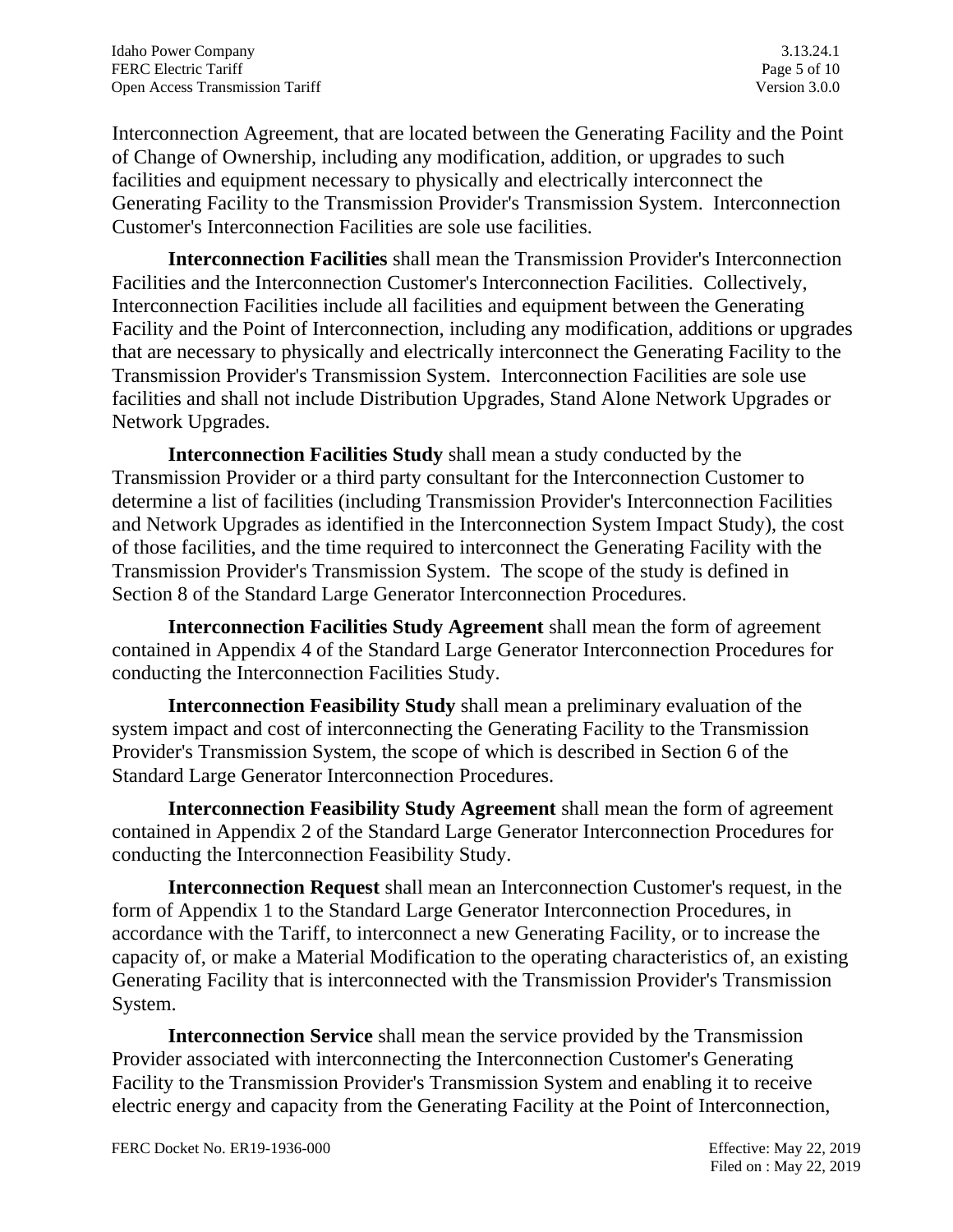Interconnection Agreement, that are located between the Generating Facility and the Point of Change of Ownership, including any modification, addition, or upgrades to such facilities and equipment necessary to physically and electrically interconnect the Generating Facility to the Transmission Provider's Transmission System. Interconnection Customer's Interconnection Facilities are sole use facilities.

**Interconnection Facilities** shall mean the Transmission Provider's Interconnection Facilities and the Interconnection Customer's Interconnection Facilities. Collectively, Interconnection Facilities include all facilities and equipment between the Generating Facility and the Point of Interconnection, including any modification, additions or upgrades that are necessary to physically and electrically interconnect the Generating Facility to the Transmission Provider's Transmission System. Interconnection Facilities are sole use facilities and shall not include Distribution Upgrades, Stand Alone Network Upgrades or Network Upgrades.

**Interconnection Facilities Study** shall mean a study conducted by the Transmission Provider or a third party consultant for the Interconnection Customer to determine a list of facilities (including Transmission Provider's Interconnection Facilities and Network Upgrades as identified in the Interconnection System Impact Study), the cost of those facilities, and the time required to interconnect the Generating Facility with the Transmission Provider's Transmission System. The scope of the study is defined in Section 8 of the Standard Large Generator Interconnection Procedures.

**Interconnection Facilities Study Agreement** shall mean the form of agreement contained in Appendix 4 of the Standard Large Generator Interconnection Procedures for conducting the Interconnection Facilities Study.

**Interconnection Feasibility Study** shall mean a preliminary evaluation of the system impact and cost of interconnecting the Generating Facility to the Transmission Provider's Transmission System, the scope of which is described in Section 6 of the Standard Large Generator Interconnection Procedures.

**Interconnection Feasibility Study Agreement** shall mean the form of agreement contained in Appendix 2 of the Standard Large Generator Interconnection Procedures for conducting the Interconnection Feasibility Study.

**Interconnection Request** shall mean an Interconnection Customer's request, in the form of Appendix 1 to the Standard Large Generator Interconnection Procedures, in accordance with the Tariff, to interconnect a new Generating Facility, or to increase the capacity of, or make a Material Modification to the operating characteristics of, an existing Generating Facility that is interconnected with the Transmission Provider's Transmission System.

**Interconnection Service** shall mean the service provided by the Transmission Provider associated with interconnecting the Interconnection Customer's Generating Facility to the Transmission Provider's Transmission System and enabling it to receive electric energy and capacity from the Generating Facility at the Point of Interconnection,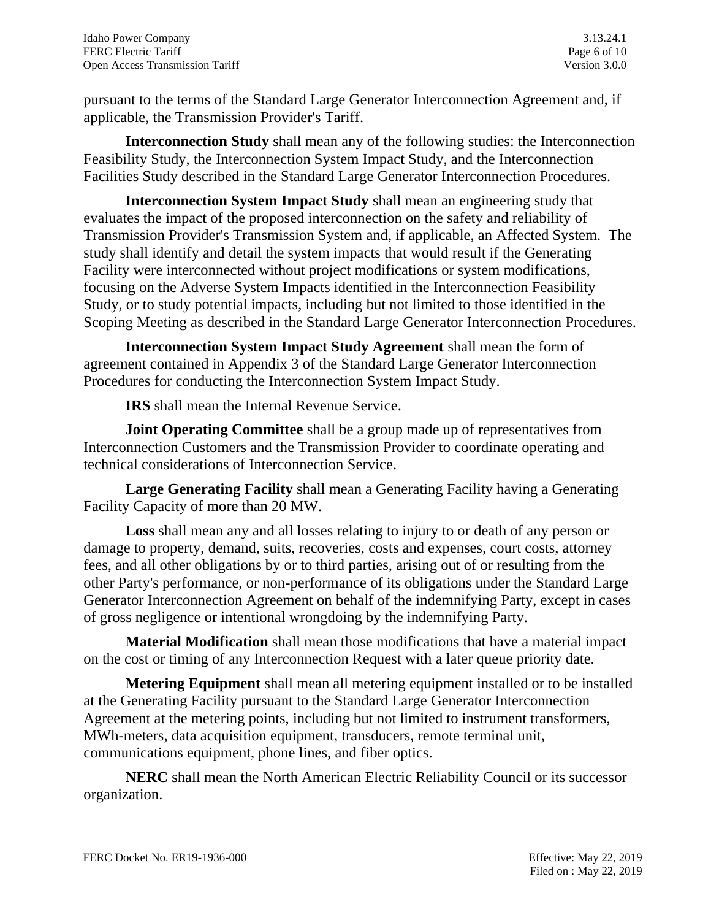pursuant to the terms of the Standard Large Generator Interconnection Agreement and, if applicable, the Transmission Provider's Tariff.

**Interconnection Study** shall mean any of the following studies: the Interconnection Feasibility Study, the Interconnection System Impact Study, and the Interconnection Facilities Study described in the Standard Large Generator Interconnection Procedures.

**Interconnection System Impact Study** shall mean an engineering study that evaluates the impact of the proposed interconnection on the safety and reliability of Transmission Provider's Transmission System and, if applicable, an Affected System. The study shall identify and detail the system impacts that would result if the Generating Facility were interconnected without project modifications or system modifications, focusing on the Adverse System Impacts identified in the Interconnection Feasibility Study, or to study potential impacts, including but not limited to those identified in the Scoping Meeting as described in the Standard Large Generator Interconnection Procedures.

**Interconnection System Impact Study Agreement** shall mean the form of agreement contained in Appendix 3 of the Standard Large Generator Interconnection Procedures for conducting the Interconnection System Impact Study.

**IRS** shall mean the Internal Revenue Service.

**Joint Operating Committee** shall be a group made up of representatives from Interconnection Customers and the Transmission Provider to coordinate operating and technical considerations of Interconnection Service.

**Large Generating Facility** shall mean a Generating Facility having a Generating Facility Capacity of more than 20 MW.

**Loss** shall mean any and all losses relating to injury to or death of any person or damage to property, demand, suits, recoveries, costs and expenses, court costs, attorney fees, and all other obligations by or to third parties, arising out of or resulting from the other Party's performance, or non-performance of its obligations under the Standard Large Generator Interconnection Agreement on behalf of the indemnifying Party, except in cases of gross negligence or intentional wrongdoing by the indemnifying Party.

**Material Modification** shall mean those modifications that have a material impact on the cost or timing of any Interconnection Request with a later queue priority date.

**Metering Equipment** shall mean all metering equipment installed or to be installed at the Generating Facility pursuant to the Standard Large Generator Interconnection Agreement at the metering points, including but not limited to instrument transformers, MWh-meters, data acquisition equipment, transducers, remote terminal unit, communications equipment, phone lines, and fiber optics.

**NERC** shall mean the North American Electric Reliability Council or its successor organization.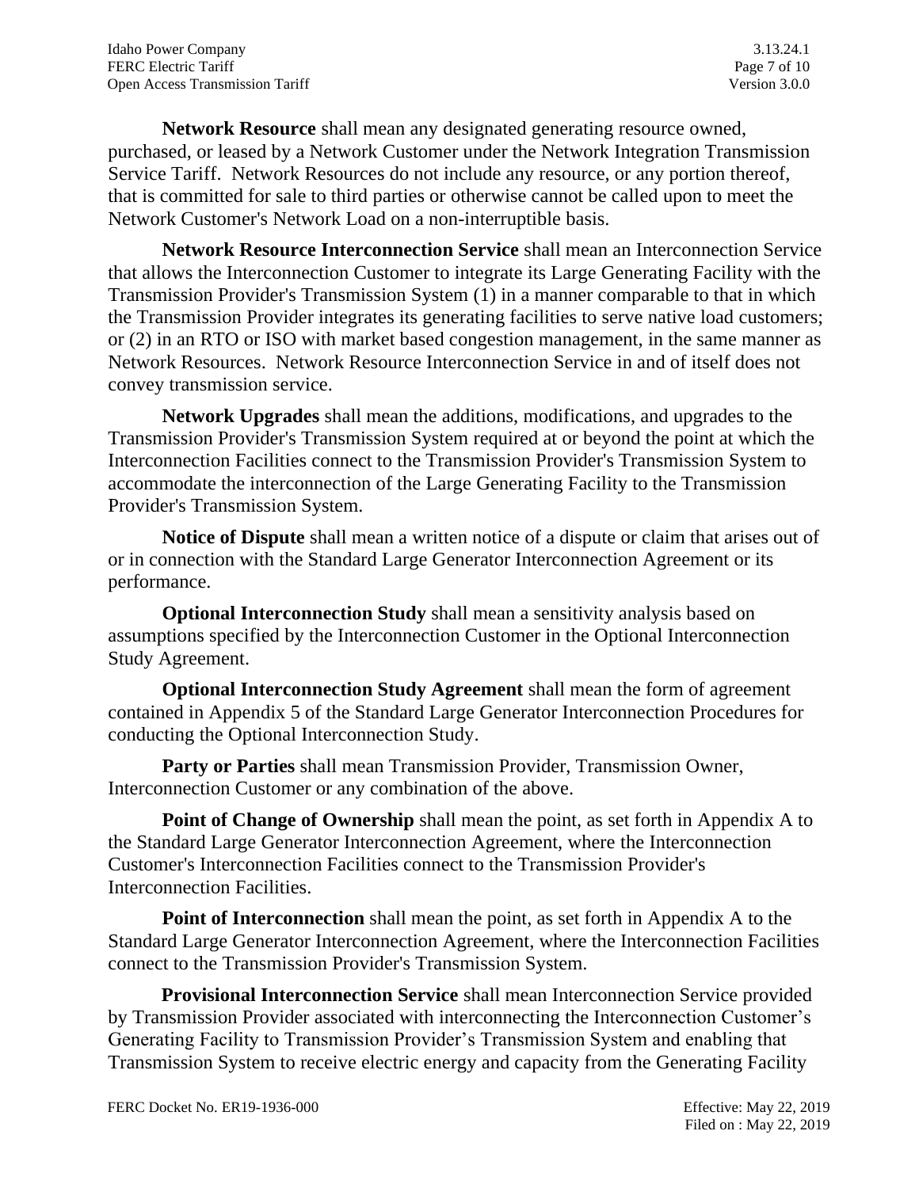**Network Resource** shall mean any designated generating resource owned, purchased, or leased by a Network Customer under the Network Integration Transmission Service Tariff. Network Resources do not include any resource, or any portion thereof, that is committed for sale to third parties or otherwise cannot be called upon to meet the Network Customer's Network Load on a non-interruptible basis.

**Network Resource Interconnection Service** shall mean an Interconnection Service that allows the Interconnection Customer to integrate its Large Generating Facility with the Transmission Provider's Transmission System (1) in a manner comparable to that in which the Transmission Provider integrates its generating facilities to serve native load customers; or (2) in an RTO or ISO with market based congestion management, in the same manner as Network Resources. Network Resource Interconnection Service in and of itself does not convey transmission service.

**Network Upgrades** shall mean the additions, modifications, and upgrades to the Transmission Provider's Transmission System required at or beyond the point at which the Interconnection Facilities connect to the Transmission Provider's Transmission System to accommodate the interconnection of the Large Generating Facility to the Transmission Provider's Transmission System.

**Notice of Dispute** shall mean a written notice of a dispute or claim that arises out of or in connection with the Standard Large Generator Interconnection Agreement or its performance.

**Optional Interconnection Study** shall mean a sensitivity analysis based on assumptions specified by the Interconnection Customer in the Optional Interconnection Study Agreement.

**Optional Interconnection Study Agreement** shall mean the form of agreement contained in Appendix 5 of the Standard Large Generator Interconnection Procedures for conducting the Optional Interconnection Study.

**Party or Parties** shall mean Transmission Provider, Transmission Owner, Interconnection Customer or any combination of the above.

**Point of Change of Ownership** shall mean the point, as set forth in Appendix A to the Standard Large Generator Interconnection Agreement, where the Interconnection Customer's Interconnection Facilities connect to the Transmission Provider's Interconnection Facilities.

**Point of Interconnection** shall mean the point, as set forth in Appendix A to the Standard Large Generator Interconnection Agreement, where the Interconnection Facilities connect to the Transmission Provider's Transmission System.

**Provisional Interconnection Service** shall mean Interconnection Service provided by Transmission Provider associated with interconnecting the Interconnection Customer's Generating Facility to Transmission Provider's Transmission System and enabling that Transmission System to receive electric energy and capacity from the Generating Facility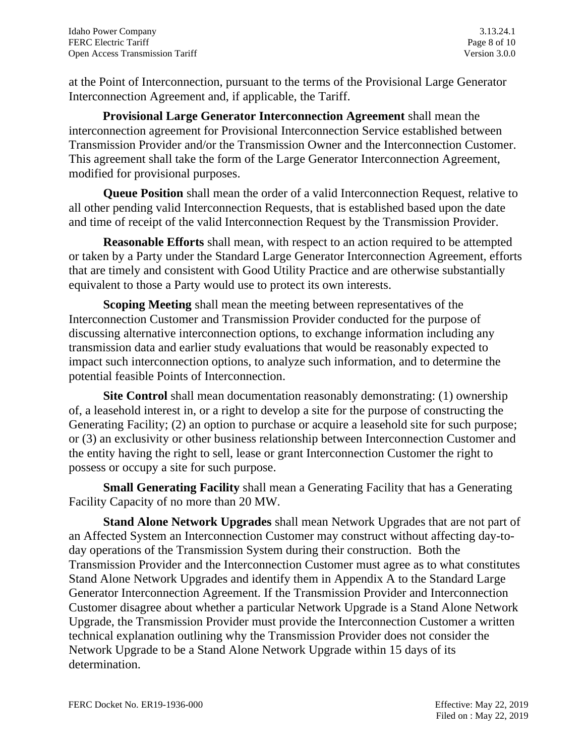at the Point of Interconnection, pursuant to the terms of the Provisional Large Generator Interconnection Agreement and, if applicable, the Tariff.

**Provisional Large Generator Interconnection Agreement** shall mean the interconnection agreement for Provisional Interconnection Service established between Transmission Provider and/or the Transmission Owner and the Interconnection Customer. This agreement shall take the form of the Large Generator Interconnection Agreement, modified for provisional purposes.

**Queue Position** shall mean the order of a valid Interconnection Request, relative to all other pending valid Interconnection Requests, that is established based upon the date and time of receipt of the valid Interconnection Request by the Transmission Provider.

**Reasonable Efforts** shall mean, with respect to an action required to be attempted or taken by a Party under the Standard Large Generator Interconnection Agreement, efforts that are timely and consistent with Good Utility Practice and are otherwise substantially equivalent to those a Party would use to protect its own interests.

**Scoping Meeting** shall mean the meeting between representatives of the Interconnection Customer and Transmission Provider conducted for the purpose of discussing alternative interconnection options, to exchange information including any transmission data and earlier study evaluations that would be reasonably expected to impact such interconnection options, to analyze such information, and to determine the potential feasible Points of Interconnection.

**Site Control** shall mean documentation reasonably demonstrating: (1) ownership of, a leasehold interest in, or a right to develop a site for the purpose of constructing the Generating Facility; (2) an option to purchase or acquire a leasehold site for such purpose; or (3) an exclusivity or other business relationship between Interconnection Customer and the entity having the right to sell, lease or grant Interconnection Customer the right to possess or occupy a site for such purpose.

**Small Generating Facility** shall mean a Generating Facility that has a Generating Facility Capacity of no more than 20 MW.

**Stand Alone Network Upgrades** shall mean Network Upgrades that are not part of an Affected System an Interconnection Customer may construct without affecting day-to-day operations of the Transmission System during their construction. Both the Transmission Provider and the Interconnection Customer must agree as to what constitutes Stand Alone Network Upgrades and identify them in Appendix A to the Standard Large Generator Interconnection Agreement. If the Transmission Provider and Interconnection Customer disagree about whether a particular Network Upgrade is a Stand Alone Network Upgrade, the Transmission Provider must provide the Interconnection Customer a written technical explanation outlining why the Transmission Provider does not consider the Network Upgrade to be a Stand Alone Network Upgrade within 15 days of its determination.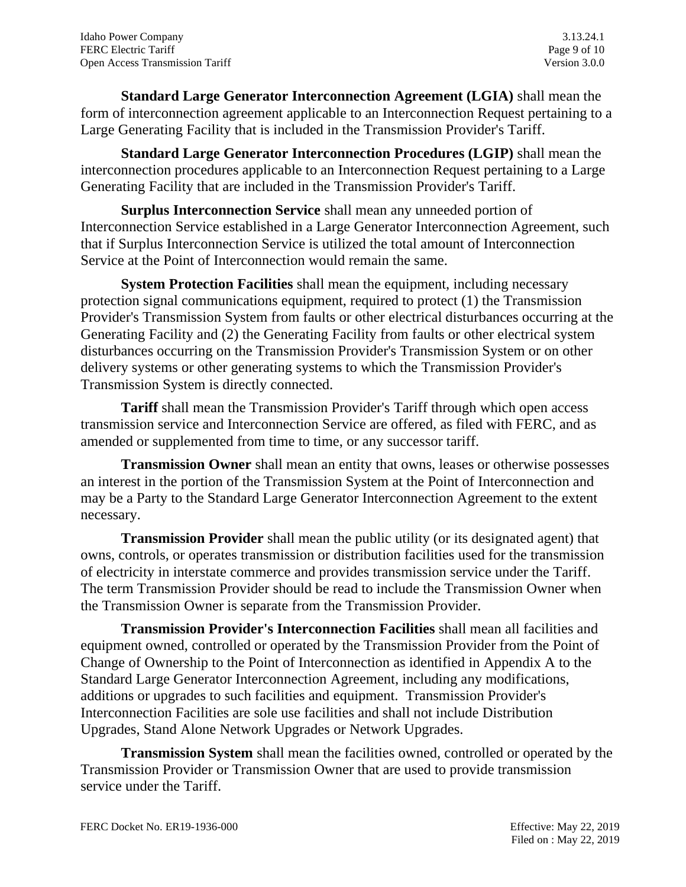**Standard Large Generator Interconnection Agreement (LGIA)** shall mean the form of interconnection agreement applicable to an Interconnection Request pertaining to a Large Generating Facility that is included in the Transmission Provider's Tariff.

**Standard Large Generator Interconnection Procedures (LGIP)** shall mean the interconnection procedures applicable to an Interconnection Request pertaining to a Large Generating Facility that are included in the Transmission Provider's Tariff.

**Surplus Interconnection Service** shall mean any unneeded portion of Interconnection Service established in a Large Generator Interconnection Agreement, such that if Surplus Interconnection Service is utilized the total amount of Interconnection Service at the Point of Interconnection would remain the same.

**System Protection Facilities** shall mean the equipment, including necessary protection signal communications equipment, required to protect (1) the Transmission Provider's Transmission System from faults or other electrical disturbances occurring at the Generating Facility and (2) the Generating Facility from faults or other electrical system disturbances occurring on the Transmission Provider's Transmission System or on other delivery systems or other generating systems to which the Transmission Provider's Transmission System is directly connected.

**Tariff** shall mean the Transmission Provider's Tariff through which open access transmission service and Interconnection Service are offered, as filed with FERC, and as amended or supplemented from time to time, or any successor tariff.

**Transmission Owner** shall mean an entity that owns, leases or otherwise possesses an interest in the portion of the Transmission System at the Point of Interconnection and may be a Party to the Standard Large Generator Interconnection Agreement to the extent necessary.

**Transmission Provider** shall mean the public utility (or its designated agent) that owns, controls, or operates transmission or distribution facilities used for the transmission of electricity in interstate commerce and provides transmission service under the Tariff. The term Transmission Provider should be read to include the Transmission Owner when the Transmission Owner is separate from the Transmission Provider.

**Transmission Provider's Interconnection Facilities** shall mean all facilities and equipment owned, controlled or operated by the Transmission Provider from the Point of Change of Ownership to the Point of Interconnection as identified in Appendix A to the Standard Large Generator Interconnection Agreement, including any modifications, additions or upgrades to such facilities and equipment. Transmission Provider's Interconnection Facilities are sole use facilities and shall not include Distribution Upgrades, Stand Alone Network Upgrades or Network Upgrades.

**Transmission System** shall mean the facilities owned, controlled or operated by the Transmission Provider or Transmission Owner that are used to provide transmission service under the Tariff.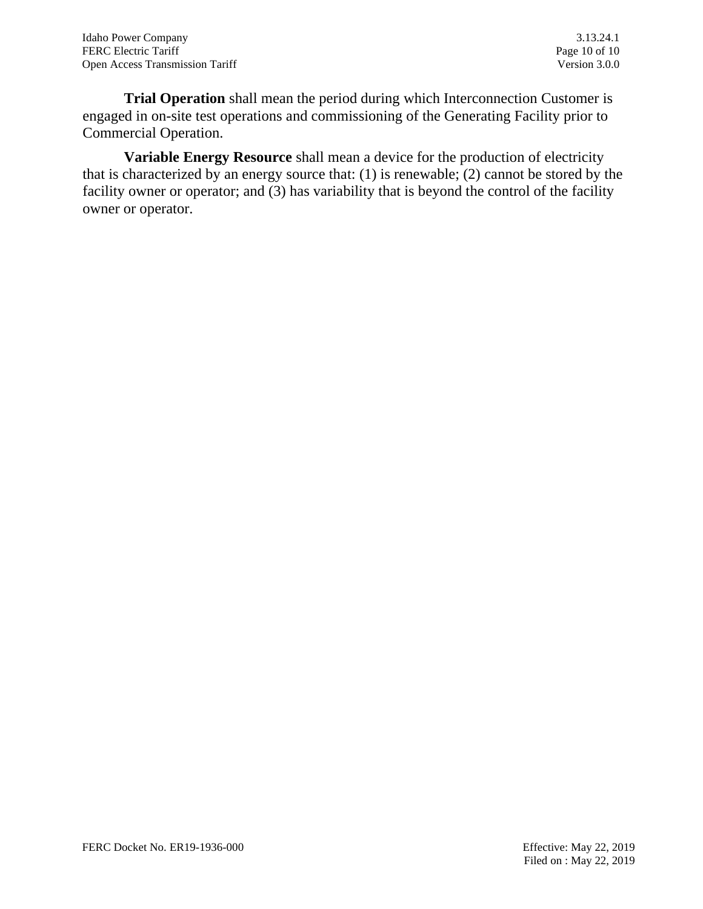**Trial Operation** shall mean the period during which Interconnection Customer is engaged in on-site test operations and commissioning of the Generating Facility prior to Commercial Operation.

**Variable Energy Resource** shall mean a device for the production of electricity that is characterized by an energy source that: (1) is renewable; (2) cannot be stored by the facility owner or operator; and (3) has variability that is beyond the control of the facility owner or operator.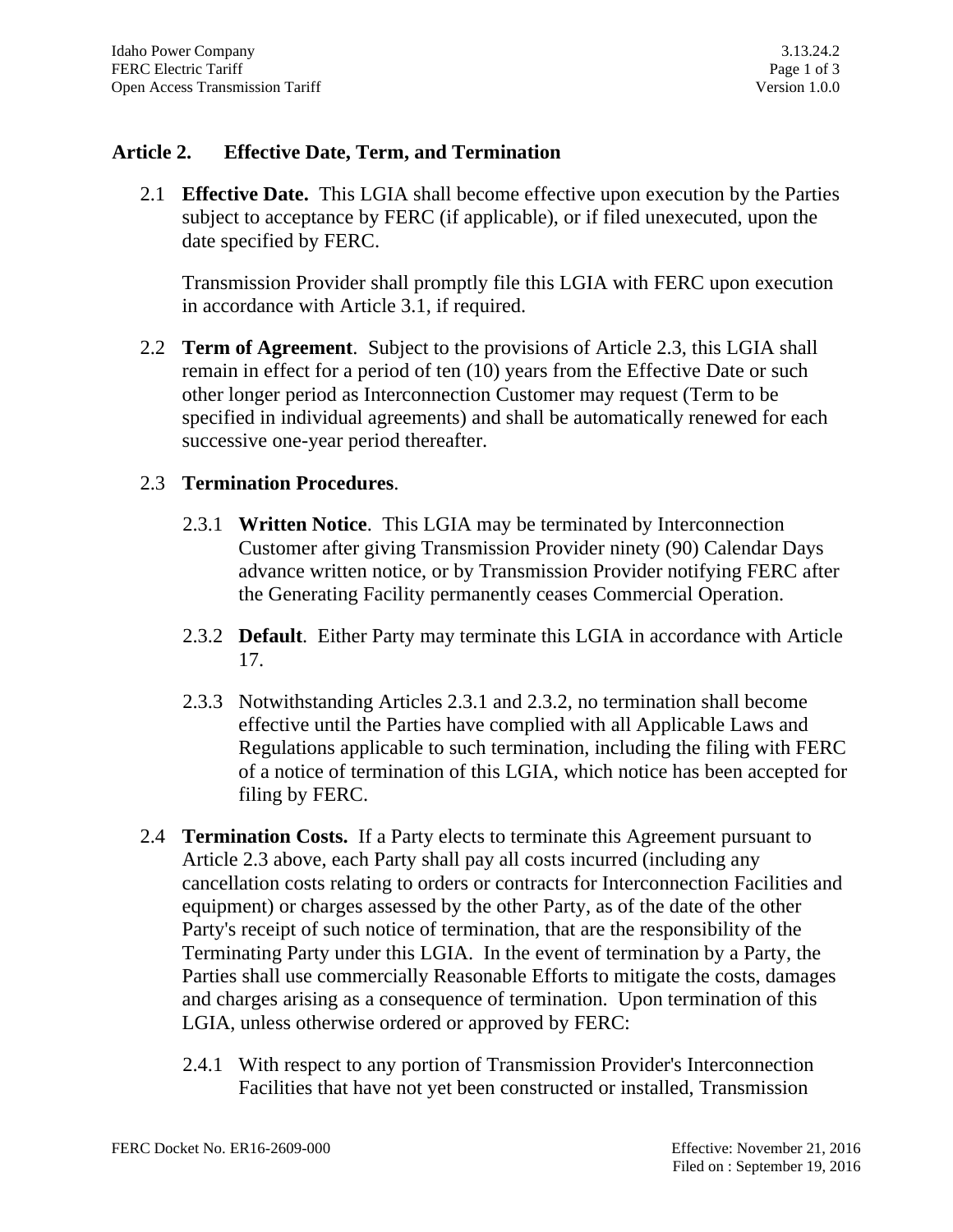## Article 2. Effective Date, Term, and Termination

2.1 **Effective Date.** This LGIA shall become effective upon execution by the Parties subject to acceptance by FERC (if applicable), or if filed unexecuted, upon the date specified by FERC.

Transmission Provider shall promptly file this LGIA with FERC upon execution in accordance with Article 3.1, if required.

2.2 **Term of Agreement**. Subject to the provisions of Article 2.3, this LGIA shall remain in effect for a period of ten (10) years from the Effective Date or such other longer period as Interconnection Customer may request (Term to be specified in individual agreements) and shall be automatically renewed for each successive one-year period thereafter.

2.3 **Termination Procedures**.

2.3.1 **Written Notice**. This LGIA may be terminated by Interconnection Customer after giving Transmission Provider ninety (90) Calendar Days advance written notice, or by Transmission Provider notifying FERC after the Generating Facility permanently ceases Commercial Operation.

2.3.2 **Default**. Either Party may terminate this LGIA in accordance with Article 17.

2.3.3 Notwithstanding Articles 2.3.1 and 2.3.2, no termination shall become effective until the Parties have complied with all Applicable Laws and Regulations applicable to such termination, including the filing with FERC of a notice of termination of this LGIA, which notice has been accepted for filing by FERC.

2.4 **Termination Costs.** If a Party elects to terminate this Agreement pursuant to Article 2.3 above, each Party shall pay all costs incurred (including any cancellation costs relating to orders or contracts for Interconnection Facilities and equipment) or charges assessed by the other Party, as of the date of the other Party's receipt of such notice of termination, that are the responsibility of the Terminating Party under this LGIA. In the event of termination by a Party, the Parties shall use commercially Reasonable Efforts to mitigate the costs, damages and charges arising as a consequence of termination. Upon termination of this LGIA, unless otherwise ordered or approved by FERC:

2.4.1 With respect to any portion of Transmission Provider's Interconnection Facilities that have not yet been constructed or installed, Transmission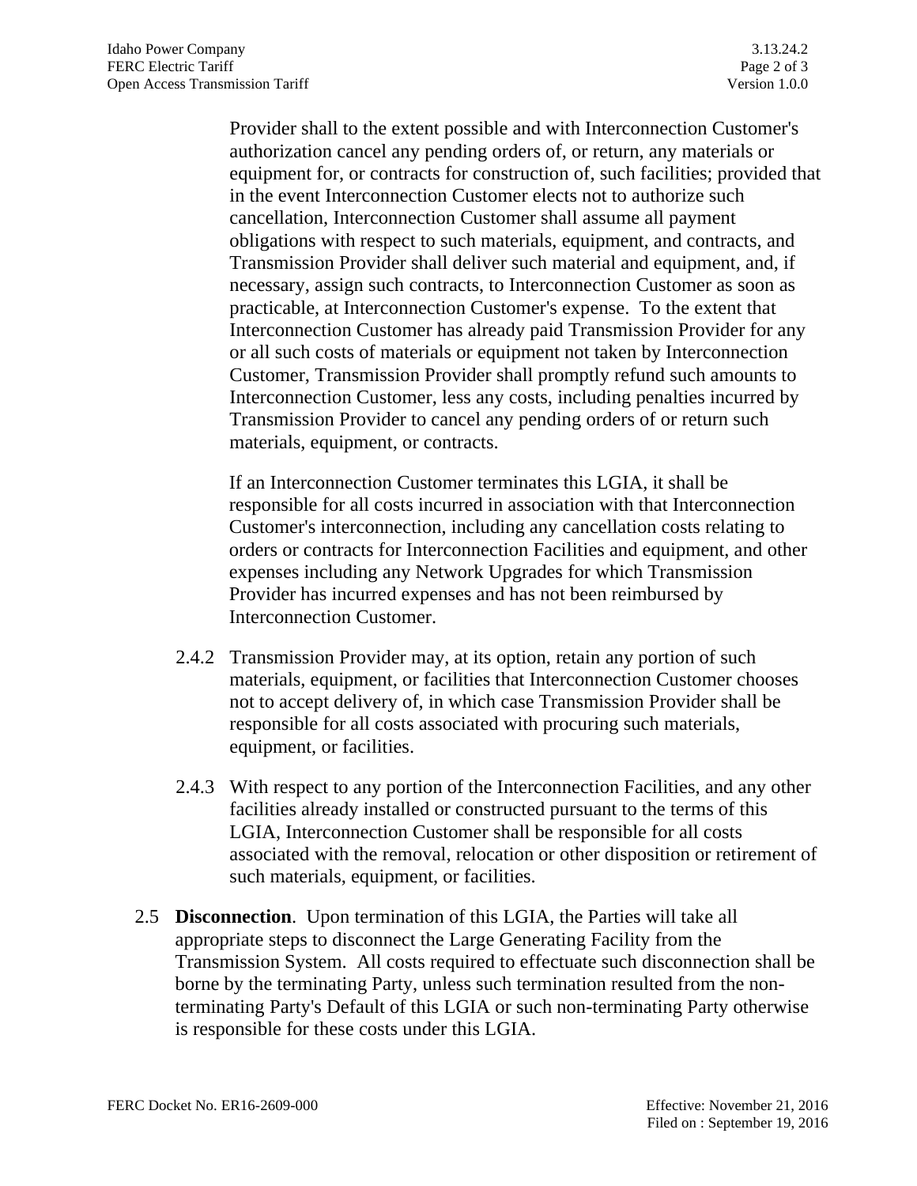Provider shall to the extent possible and with Interconnection Customer's authorization cancel any pending orders of, or return, any materials or equipment for, or contracts for construction of, such facilities; provided that in the event Interconnection Customer elects not to authorize such cancellation, Interconnection Customer shall assume all payment obligations with respect to such materials, equipment, and contracts, and Transmission Provider shall deliver such material and equipment, and, if necessary, assign such contracts, to Interconnection Customer as soon as practicable, at Interconnection Customer's expense. To the extent that Interconnection Customer has already paid Transmission Provider for any or all such costs of materials or equipment not taken by Interconnection Customer, Transmission Provider shall promptly refund such amounts to Interconnection Customer, less any costs, including penalties incurred by Transmission Provider to cancel any pending orders of or return such materials, equipment, or contracts.

If an Interconnection Customer terminates this LGIA, it shall be responsible for all costs incurred in association with that Interconnection Customer's interconnection, including any cancellation costs relating to orders or contracts for Interconnection Facilities and equipment, and other expenses including any Network Upgrades for which Transmission Provider has incurred expenses and has not been reimbursed by Interconnection Customer.

2.4.2 Transmission Provider may, at its option, retain any portion of such materials, equipment, or facilities that Interconnection Customer chooses not to accept delivery of, in which case Transmission Provider shall be responsible for all costs associated with procuring such materials, equipment, or facilities.

2.4.3 With respect to any portion of the Interconnection Facilities, and any other facilities already installed or constructed pursuant to the terms of this LGIA, Interconnection Customer shall be responsible for all costs associated with the removal, relocation or other disposition or retirement of such materials, equipment, or facilities.

2.5 **Disconnection**. Upon termination of this LGIA, the Parties will take all appropriate steps to disconnect the Large Generating Facility from the Transmission System. All costs required to effectuate such disconnection shall be borne by the terminating Party, unless such termination resulted from the non-terminating Party's Default of this LGIA or such non-terminating Party otherwise is responsible for these costs under this LGIA.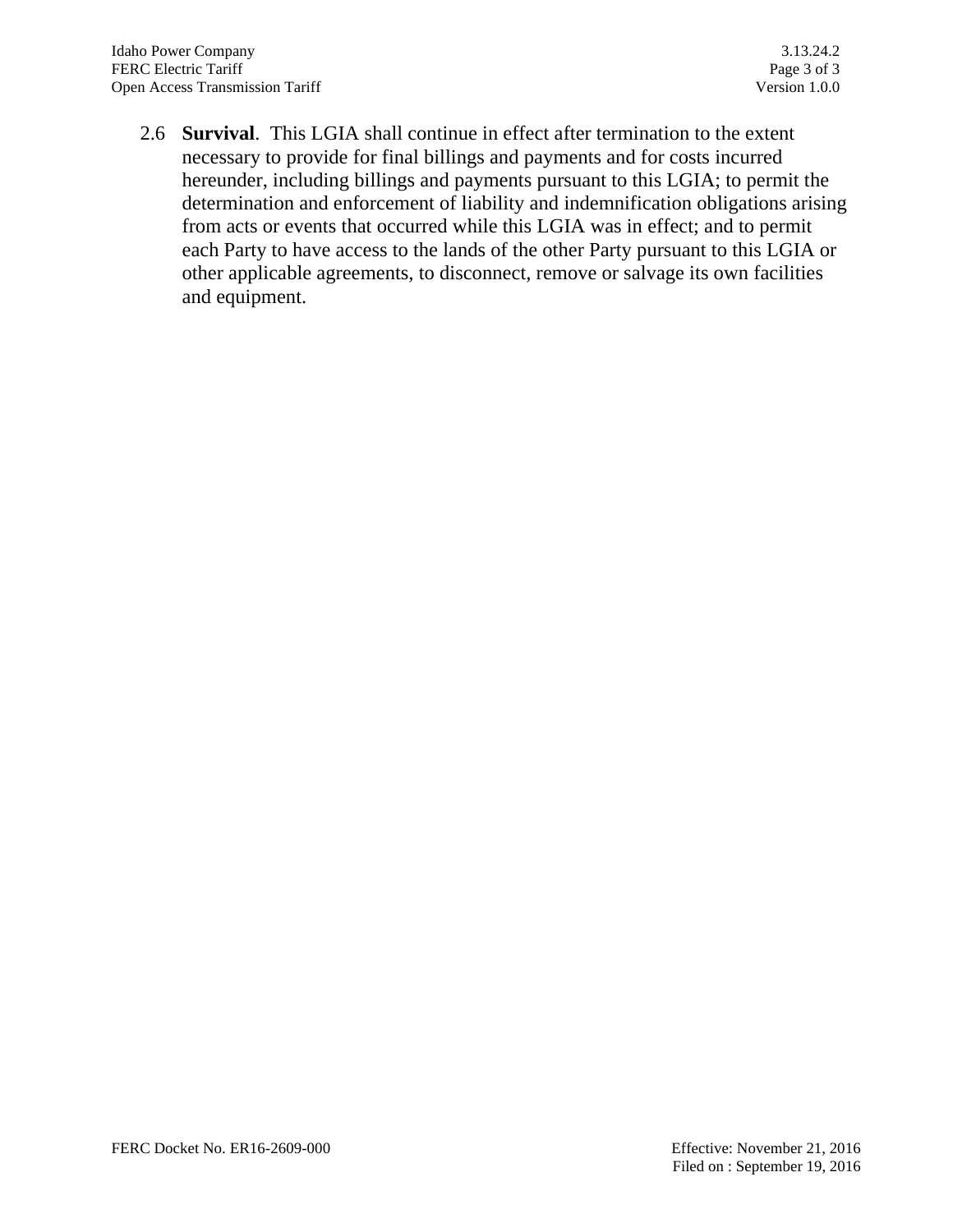2.6 **Survival**. This LGIA shall continue in effect after termination to the extent necessary to provide for final billings and payments and for costs incurred hereunder, including billings and payments pursuant to this LGIA; to permit the determination and enforcement of liability and indemnification obligations arising from acts or events that occurred while this LGIA was in effect; and to permit each Party to have access to the lands of the other Party pursuant to this LGIA or other applicable agreements, to disconnect, remove or salvage its own facilities and equipment.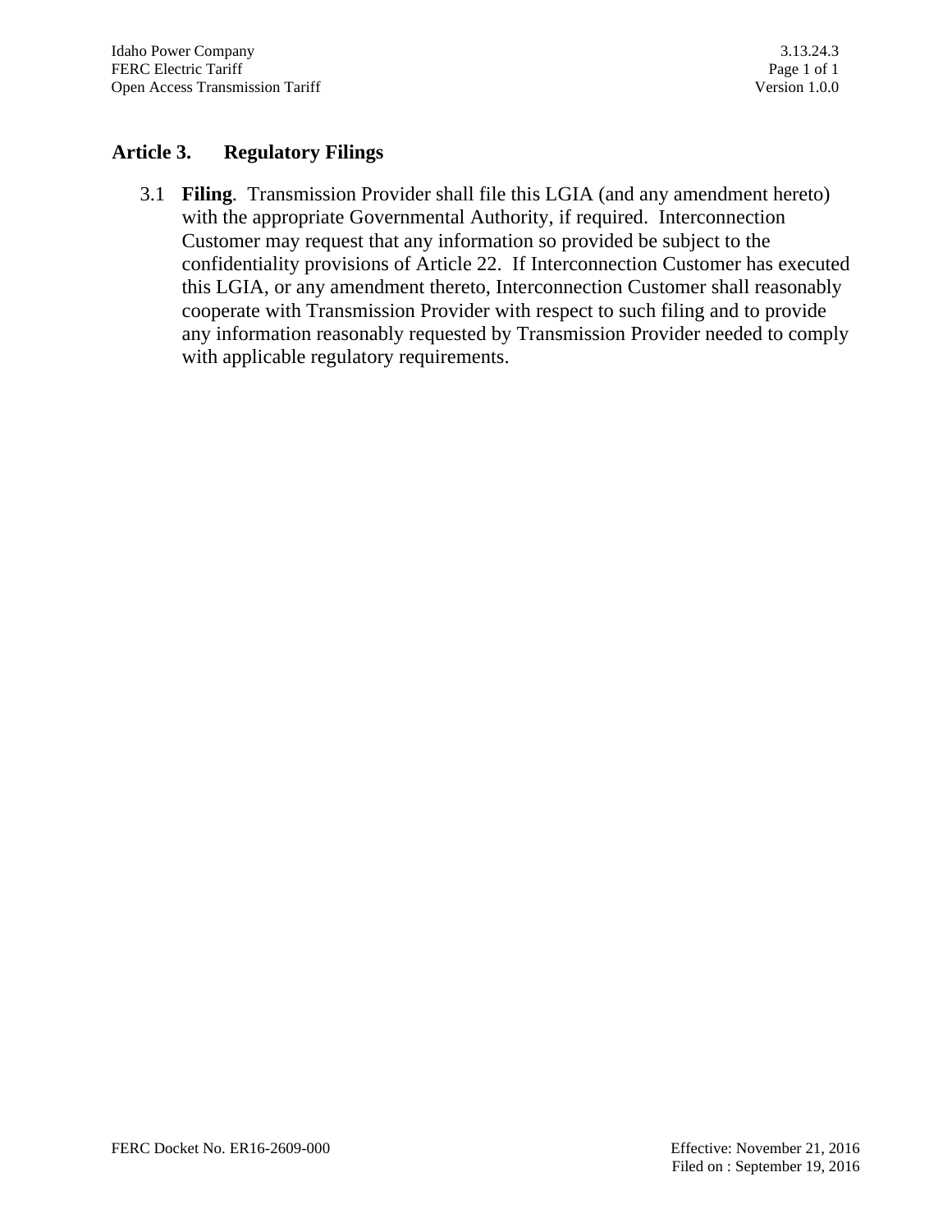## Article 3. Regulatory Filings

3.1 **Filing**. Transmission Provider shall file this LGIA (and any amendment hereto) with the appropriate Governmental Authority, if required. Interconnection Customer may request that any information so provided be subject to the confidentiality provisions of Article 22. If Interconnection Customer has executed this LGIA, or any amendment thereto, Interconnection Customer shall reasonably cooperate with Transmission Provider with respect to such filing and to provide any information reasonably requested by Transmission Provider needed to comply with applicable regulatory requirements.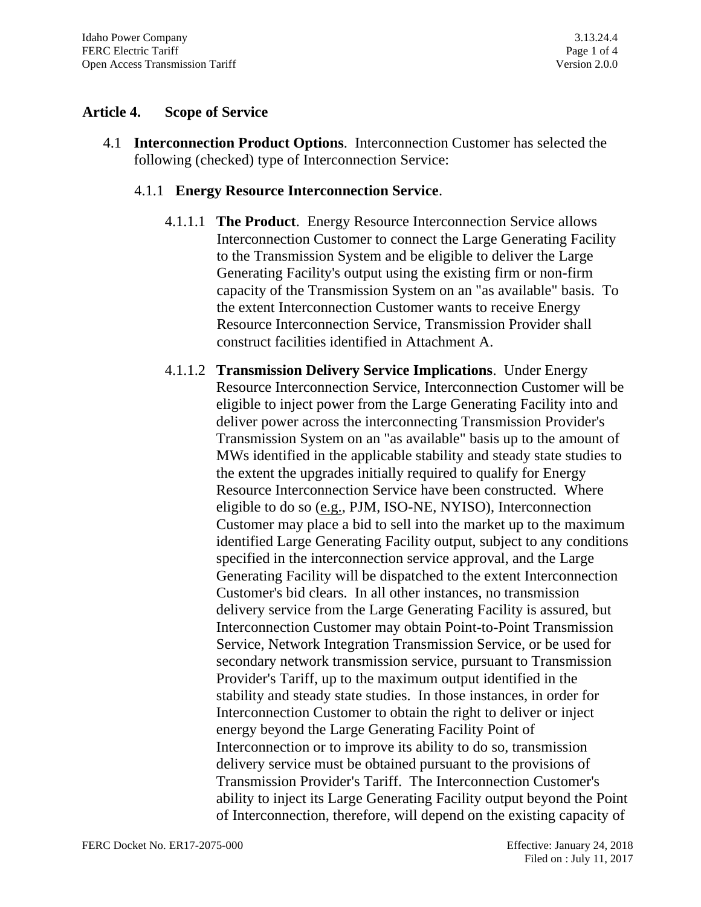## Article 4. Scope of Service

4.1 **Interconnection Product Options**. Interconnection Customer has selected the following (checked) type of Interconnection Service:

4.1.1 **Energy Resource Interconnection Service**.

4.1.1.1 **The Product**. Energy Resource Interconnection Service allows Interconnection Customer to connect the Large Generating Facility to the Transmission System and be eligible to deliver the Large Generating Facility's output using the existing firm or non-firm capacity of the Transmission System on an "as available" basis. To the extent Interconnection Customer wants to receive Energy Resource Interconnection Service, Transmission Provider shall construct facilities identified in Attachment A.

4.1.1.2 **Transmission Delivery Service Implications**. Under Energy Resource Interconnection Service, Interconnection Customer will be eligible to inject power from the Large Generating Facility into and deliver power across the interconnecting Transmission Provider's Transmission System on an "as available" basis up to the amount of MWs identified in the applicable stability and steady state studies to the extent the upgrades initially required to qualify for Energy Resource Interconnection Service have been constructed. Where eligible to do so (e.g., PJM, ISO-NE, NYISO), Interconnection Customer may place a bid to sell into the market up to the maximum identified Large Generating Facility output, subject to any conditions specified in the interconnection service approval, and the Large Generating Facility will be dispatched to the extent Interconnection Customer's bid clears. In all other instances, no transmission delivery service from the Large Generating Facility is assured, but Interconnection Customer may obtain Point-to-Point Transmission Service, Network Integration Transmission Service, or be used for secondary network transmission service, pursuant to Transmission Provider's Tariff, up to the maximum output identified in the stability and steady state studies. In those instances, in order for Interconnection Customer to obtain the right to deliver or inject energy beyond the Large Generating Facility Point of Interconnection or to improve its ability to do so, transmission delivery service must be obtained pursuant to the provisions of Transmission Provider's Tariff. The Interconnection Customer's ability to inject its Large Generating Facility output beyond the Point of Interconnection, therefore, will depend on the existing capacity of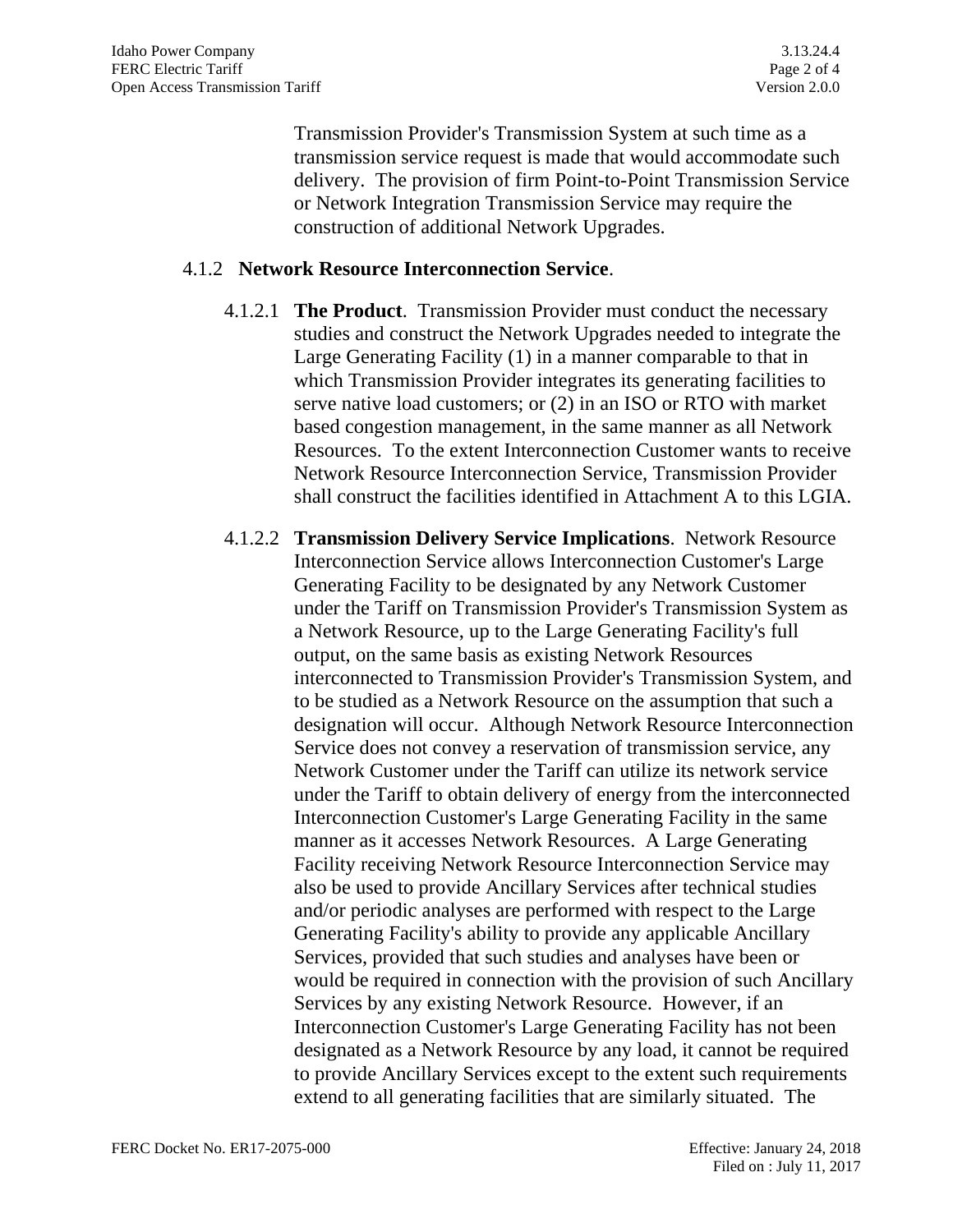Transmission Provider's Transmission System at such time as a transmission service request is made that would accommodate such delivery. The provision of firm Point-to-Point Transmission Service or Network Integration Transmission Service may require the construction of additional Network Upgrades.

4.1.2 **Network Resource Interconnection Service**.

4.1.2.1 **The Product**. Transmission Provider must conduct the necessary studies and construct the Network Upgrades needed to integrate the Large Generating Facility (1) in a manner comparable to that in which Transmission Provider integrates its generating facilities to serve native load customers; or (2) in an ISO or RTO with market based congestion management, in the same manner as all Network Resources. To the extent Interconnection Customer wants to receive Network Resource Interconnection Service, Transmission Provider shall construct the facilities identified in Attachment A to this LGIA.

4.1.2.2 **Transmission Delivery Service Implications**. Network Resource Interconnection Service allows Interconnection Customer's Large Generating Facility to be designated by any Network Customer under the Tariff on Transmission Provider's Transmission System as a Network Resource, up to the Large Generating Facility's full output, on the same basis as existing Network Resources interconnected to Transmission Provider's Transmission System, and to be studied as a Network Resource on the assumption that such a designation will occur. Although Network Resource Interconnection Service does not convey a reservation of transmission service, any Network Customer under the Tariff can utilize its network service under the Tariff to obtain delivery of energy from the interconnected Interconnection Customer's Large Generating Facility in the same manner as it accesses Network Resources. A Large Generating Facility receiving Network Resource Interconnection Service may also be used to provide Ancillary Services after technical studies and/or periodic analyses are performed with respect to the Large Generating Facility's ability to provide any applicable Ancillary Services, provided that such studies and analyses have been or would be required in connection with the provision of such Ancillary Services by any existing Network Resource. However, if an Interconnection Customer's Large Generating Facility has not been designated as a Network Resource by any load, it cannot be required to provide Ancillary Services except to the extent such requirements extend to all generating facilities that are similarly situated. The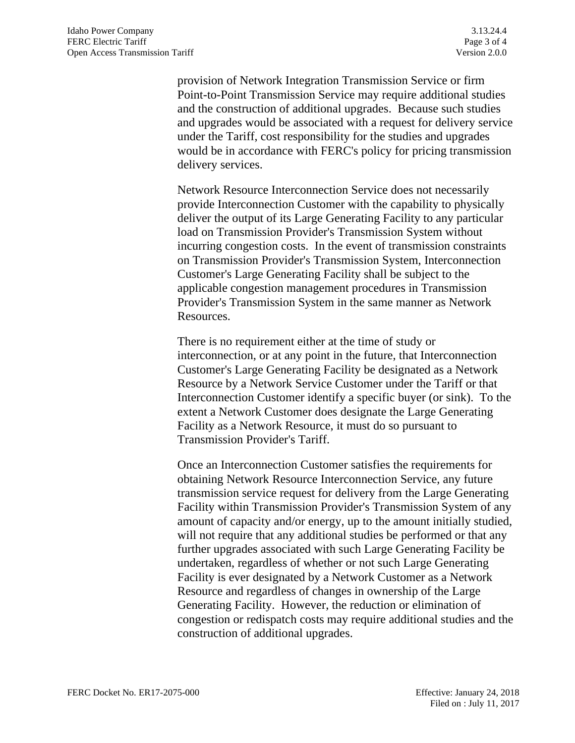provision of Network Integration Transmission Service or firm Point-to-Point Transmission Service may require additional studies and the construction of additional upgrades. Because such studies and upgrades would be associated with a request for delivery service under the Tariff, cost responsibility for the studies and upgrades would be in accordance with FERC's policy for pricing transmission delivery services.

Network Resource Interconnection Service does not necessarily provide Interconnection Customer with the capability to physically deliver the output of its Large Generating Facility to any particular load on Transmission Provider's Transmission System without incurring congestion costs. In the event of transmission constraints on Transmission Provider's Transmission System, Interconnection Customer's Large Generating Facility shall be subject to the applicable congestion management procedures in Transmission Provider's Transmission System in the same manner as Network Resources.

There is no requirement either at the time of study or interconnection, or at any point in the future, that Interconnection Customer's Large Generating Facility be designated as a Network Resource by a Network Service Customer under the Tariff or that Interconnection Customer identify a specific buyer (or sink). To the extent a Network Customer does designate the Large Generating Facility as a Network Resource, it must do so pursuant to Transmission Provider's Tariff.

Once an Interconnection Customer satisfies the requirements for obtaining Network Resource Interconnection Service, any future transmission service request for delivery from the Large Generating Facility within Transmission Provider's Transmission System of any amount of capacity and/or energy, up to the amount initially studied, will not require that any additional studies be performed or that any further upgrades associated with such Large Generating Facility be undertaken, regardless of whether or not such Large Generating Facility is ever designated by a Network Customer as a Network Resource and regardless of changes in ownership of the Large Generating Facility. However, the reduction or elimination of congestion or redispatch costs may require additional studies and the construction of additional upgrades.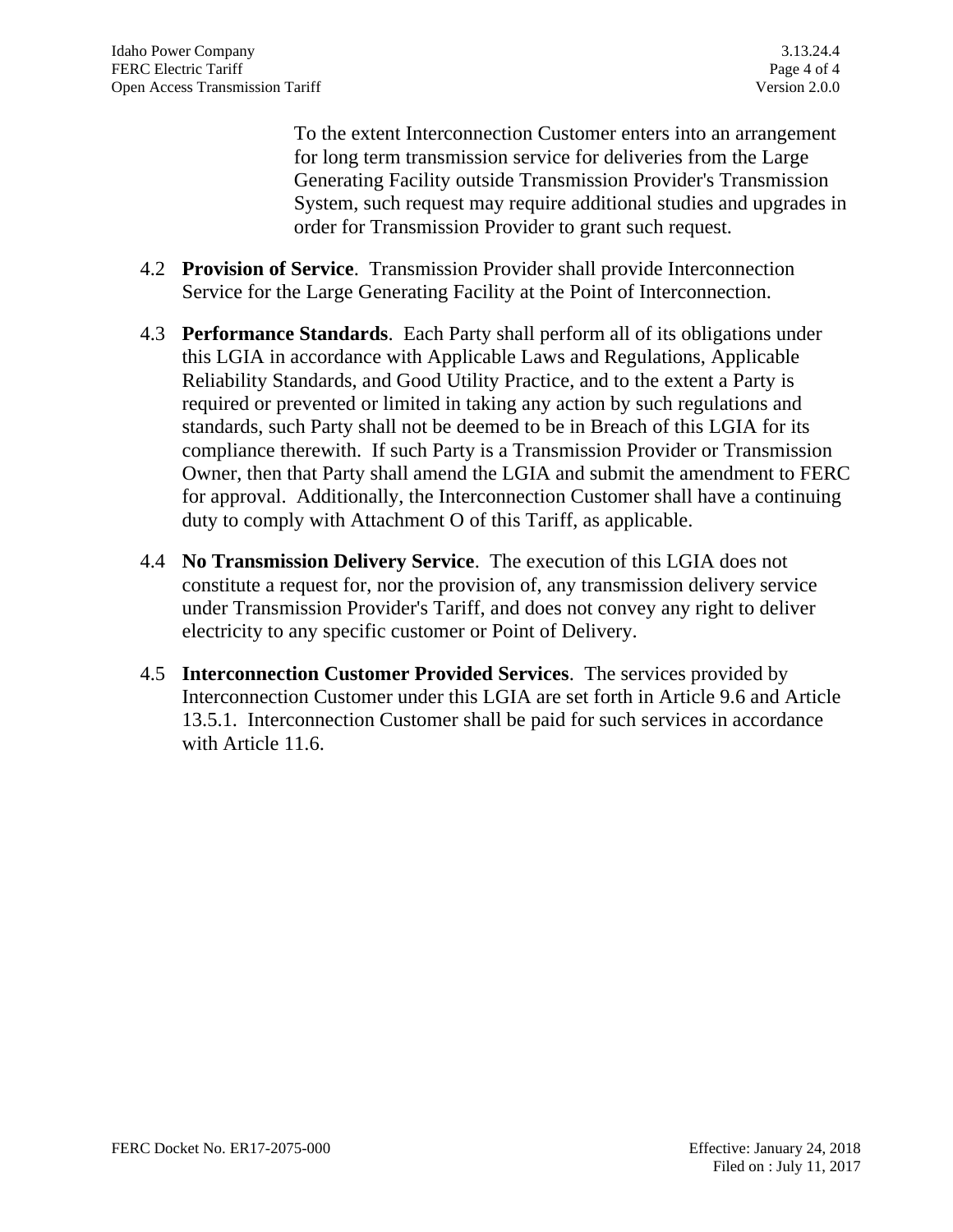To the extent Interconnection Customer enters into an arrangement for long term transmission service for deliveries from the Large Generating Facility outside Transmission Provider's Transmission System, such request may require additional studies and upgrades in order for Transmission Provider to grant such request.

4.2 **Provision of Service**. Transmission Provider shall provide Interconnection Service for the Large Generating Facility at the Point of Interconnection.

4.3 **Performance Standards**. Each Party shall perform all of its obligations under this LGIA in accordance with Applicable Laws and Regulations, Applicable Reliability Standards, and Good Utility Practice, and to the extent a Party is required or prevented or limited in taking any action by such regulations and standards, such Party shall not be deemed to be in Breach of this LGIA for its compliance therewith. If such Party is a Transmission Provider or Transmission Owner, then that Party shall amend the LGIA and submit the amendment to FERC for approval. Additionally, the Interconnection Customer shall have a continuing duty to comply with Attachment O of this Tariff, as applicable.

4.4 **No Transmission Delivery Service**. The execution of this LGIA does not constitute a request for, nor the provision of, any transmission delivery service under Transmission Provider's Tariff, and does not convey any right to deliver electricity to any specific customer or Point of Delivery.

4.5 **Interconnection Customer Provided Services**. The services provided by Interconnection Customer under this LGIA are set forth in Article 9.6 and Article 13.5.1. Interconnection Customer shall be paid for such services in accordance with Article 11.6.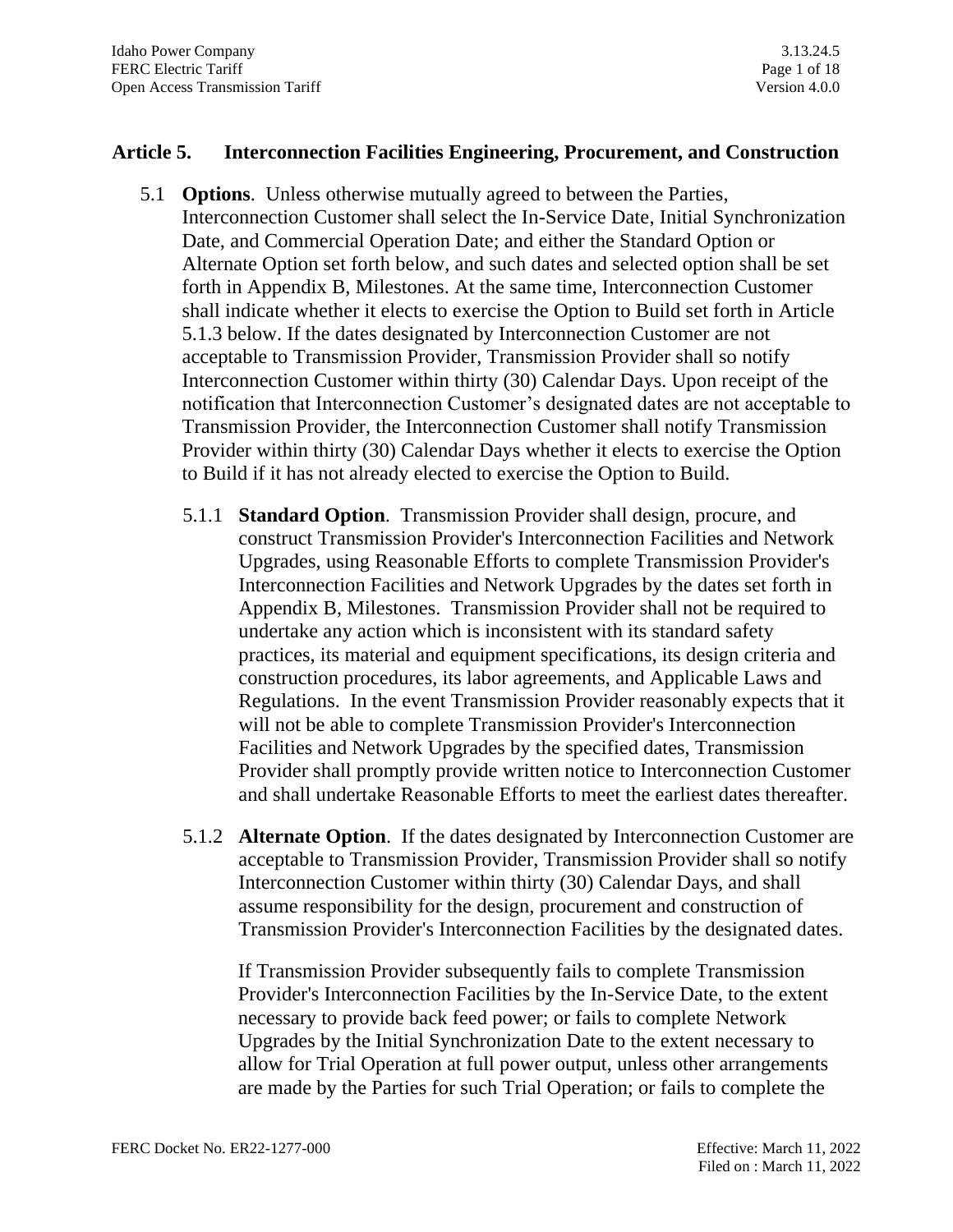## Article 5. Interconnection Facilities Engineering, Procurement, and Construction

5.1 **Options**. Unless otherwise mutually agreed to between the Parties, Interconnection Customer shall select the In-Service Date, Initial Synchronization Date, and Commercial Operation Date; and either the Standard Option or Alternate Option set forth below, and such dates and selected option shall be set forth in Appendix B, Milestones. At the same time, Interconnection Customer shall indicate whether it elects to exercise the Option to Build set forth in Article 5.1.3 below. If the dates designated by Interconnection Customer are not acceptable to Transmission Provider, Transmission Provider shall so notify Interconnection Customer within thirty (30) Calendar Days. Upon receipt of the notification that Interconnection Customer's designated dates are not acceptable to Transmission Provider, the Interconnection Customer shall notify Transmission Provider within thirty (30) Calendar Days whether it elects to exercise the Option to Build if it has not already elected to exercise the Option to Build.

5.1.1 **Standard Option**. Transmission Provider shall design, procure, and construct Transmission Provider's Interconnection Facilities and Network Upgrades, using Reasonable Efforts to complete Transmission Provider's Interconnection Facilities and Network Upgrades by the dates set forth in Appendix B, Milestones. Transmission Provider shall not be required to undertake any action which is inconsistent with its standard safety practices, its material and equipment specifications, its design criteria and construction procedures, its labor agreements, and Applicable Laws and Regulations. In the event Transmission Provider reasonably expects that it will not be able to complete Transmission Provider's Interconnection Facilities and Network Upgrades by the specified dates, Transmission Provider shall promptly provide written notice to Interconnection Customer and shall undertake Reasonable Efforts to meet the earliest dates thereafter.

5.1.2 **Alternate Option**. If the dates designated by Interconnection Customer are acceptable to Transmission Provider, Transmission Provider shall so notify Interconnection Customer within thirty (30) Calendar Days, and shall assume responsibility for the design, procurement and construction of Transmission Provider's Interconnection Facilities by the designated dates.

If Transmission Provider subsequently fails to complete Transmission Provider's Interconnection Facilities by the In-Service Date, to the extent necessary to provide back feed power; or fails to complete Network Upgrades by the Initial Synchronization Date to the extent necessary to allow for Trial Operation at full power output, unless other arrangements are made by the Parties for such Trial Operation; or fails to complete the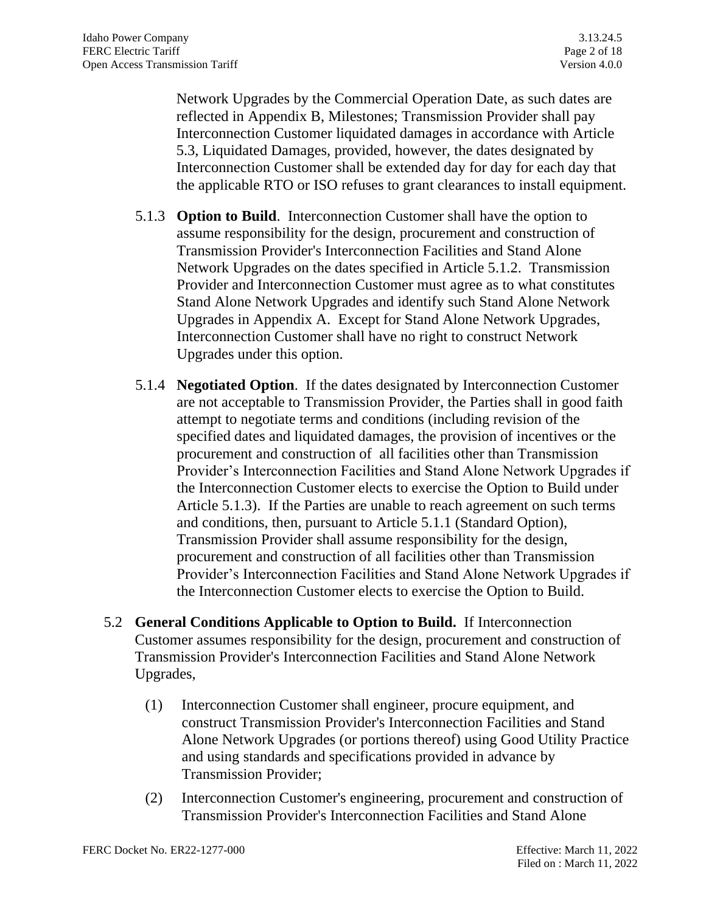Network Upgrades by the Commercial Operation Date, as such dates are reflected in Appendix B, Milestones; Transmission Provider shall pay Interconnection Customer liquidated damages in accordance with Article 5.3, Liquidated Damages, provided, however, the dates designated by Interconnection Customer shall be extended day for day for each day that the applicable RTO or ISO refuses to grant clearances to install equipment.

5.1.3 **Option to Build**. Interconnection Customer shall have the option to assume responsibility for the design, procurement and construction of Transmission Provider's Interconnection Facilities and Stand Alone Network Upgrades on the dates specified in Article 5.1.2. Transmission Provider and Interconnection Customer must agree as to what constitutes Stand Alone Network Upgrades and identify such Stand Alone Network Upgrades in Appendix A. Except for Stand Alone Network Upgrades, Interconnection Customer shall have no right to construct Network Upgrades under this option.

5.1.4 **Negotiated Option**. If the dates designated by Interconnection Customer are not acceptable to Transmission Provider, the Parties shall in good faith attempt to negotiate terms and conditions (including revision of the specified dates and liquidated damages, the provision of incentives or the procurement and construction of all facilities other than Transmission Provider's Interconnection Facilities and Stand Alone Network Upgrades if the Interconnection Customer elects to exercise the Option to Build under Article 5.1.3). If the Parties are unable to reach agreement on such terms and conditions, then, pursuant to Article 5.1.1 (Standard Option), Transmission Provider shall assume responsibility for the design, procurement and construction of all facilities other than Transmission Provider's Interconnection Facilities and Stand Alone Network Upgrades if the Interconnection Customer elects to exercise the Option to Build.

5.2 **General Conditions Applicable to Option to Build.** If Interconnection Customer assumes responsibility for the design, procurement and construction of Transmission Provider's Interconnection Facilities and Stand Alone Network Upgrades,

(1) Interconnection Customer shall engineer, procure equipment, and construct Transmission Provider's Interconnection Facilities and Stand Alone Network Upgrades (or portions thereof) using Good Utility Practice and using standards and specifications provided in advance by Transmission Provider;

(2) Interconnection Customer's engineering, procurement and construction of Transmission Provider's Interconnection Facilities and Stand Alone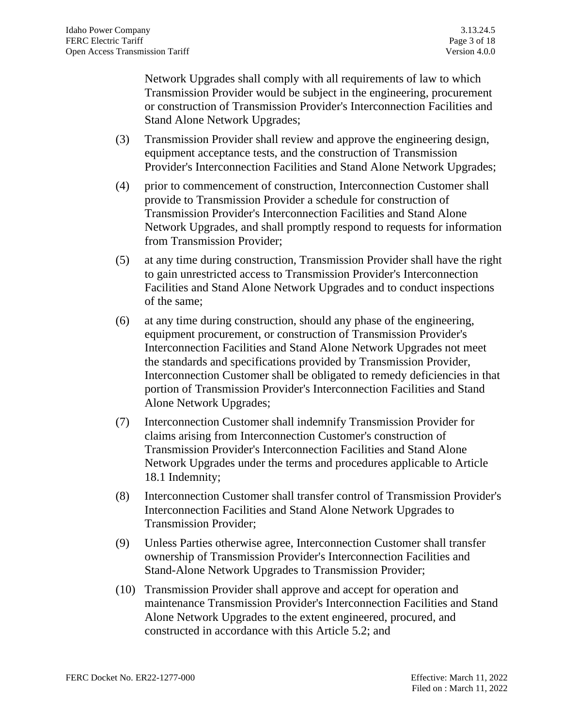Network Upgrades shall comply with all requirements of law to which Transmission Provider would be subject in the engineering, procurement or construction of Transmission Provider's Interconnection Facilities and Stand Alone Network Upgrades;

(3) Transmission Provider shall review and approve the engineering design, equipment acceptance tests, and the construction of Transmission Provider's Interconnection Facilities and Stand Alone Network Upgrades;

(4) prior to commencement of construction, Interconnection Customer shall provide to Transmission Provider a schedule for construction of Transmission Provider's Interconnection Facilities and Stand Alone Network Upgrades, and shall promptly respond to requests for information from Transmission Provider;

(5) at any time during construction, Transmission Provider shall have the right to gain unrestricted access to Transmission Provider's Interconnection Facilities and Stand Alone Network Upgrades and to conduct inspections of the same;

(6) at any time during construction, should any phase of the engineering, equipment procurement, or construction of Transmission Provider's Interconnection Facilities and Stand Alone Network Upgrades not meet the standards and specifications provided by Transmission Provider, Interconnection Customer shall be obligated to remedy deficiencies in that portion of Transmission Provider's Interconnection Facilities and Stand Alone Network Upgrades;

(7) Interconnection Customer shall indemnify Transmission Provider for claims arising from Interconnection Customer's construction of Transmission Provider's Interconnection Facilities and Stand Alone Network Upgrades under the terms and procedures applicable to Article 18.1 Indemnity;

(8) Interconnection Customer shall transfer control of Transmission Provider's Interconnection Facilities and Stand Alone Network Upgrades to Transmission Provider;

(9) Unless Parties otherwise agree, Interconnection Customer shall transfer ownership of Transmission Provider's Interconnection Facilities and Stand-Alone Network Upgrades to Transmission Provider;

(10) Transmission Provider shall approve and accept for operation and maintenance Transmission Provider's Interconnection Facilities and Stand Alone Network Upgrades to the extent engineered, procured, and constructed in accordance with this Article 5.2; and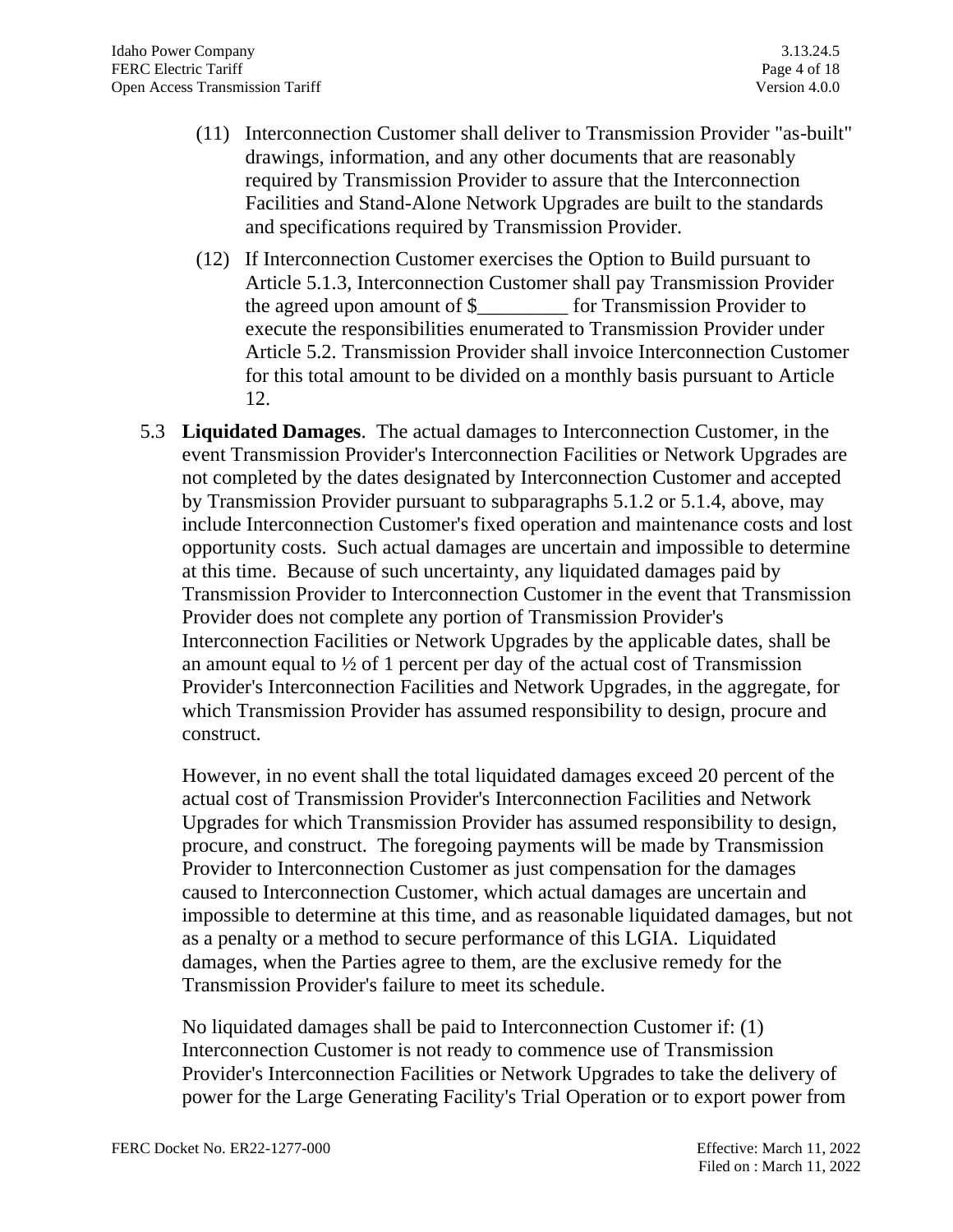(11) Interconnection Customer shall deliver to Transmission Provider "as-built" drawings, information, and any other documents that are reasonably required by Transmission Provider to assure that the Interconnection Facilities and Stand-Alone Network Upgrades are built to the standards and specifications required by Transmission Provider.

(12) If Interconnection Customer exercises the Option to Build pursuant to Article 5.1.3, Interconnection Customer shall pay Transmission Provider the agreed upon amount of $_________ for Transmission Provider to execute the responsibilities enumerated to Transmission Provider under Article 5.2. Transmission Provider shall invoice Interconnection Customer for this total amount to be divided on a monthly basis pursuant to Article 12.

5.3 **Liquidated Damages**. The actual damages to Interconnection Customer, in the event Transmission Provider's Interconnection Facilities or Network Upgrades are not completed by the dates designated by Interconnection Customer and accepted by Transmission Provider pursuant to subparagraphs 5.1.2 or 5.1.4, above, may include Interconnection Customer's fixed operation and maintenance costs and lost opportunity costs. Such actual damages are uncertain and impossible to determine at this time. Because of such uncertainty, any liquidated damages paid by Transmission Provider to Interconnection Customer in the event that Transmission Provider does not complete any portion of Transmission Provider's Interconnection Facilities or Network Upgrades by the applicable dates, shall be an amount equal to ½ of 1 percent per day of the actual cost of Transmission Provider's Interconnection Facilities and Network Upgrades, in the aggregate, for which Transmission Provider has assumed responsibility to design, procure and construct.

However, in no event shall the total liquidated damages exceed 20 percent of the actual cost of Transmission Provider's Interconnection Facilities and Network Upgrades for which Transmission Provider has assumed responsibility to design, procure, and construct. The foregoing payments will be made by Transmission Provider to Interconnection Customer as just compensation for the damages caused to Interconnection Customer, which actual damages are uncertain and impossible to determine at this time, and as reasonable liquidated damages, but not as a penalty or a method to secure performance of this LGIA. Liquidated damages, when the Parties agree to them, are the exclusive remedy for the Transmission Provider's failure to meet its schedule.

No liquidated damages shall be paid to Interconnection Customer if: (1) Interconnection Customer is not ready to commence use of Transmission Provider's Interconnection Facilities or Network Upgrades to take the delivery of power for the Large Generating Facility's Trial Operation or to export power from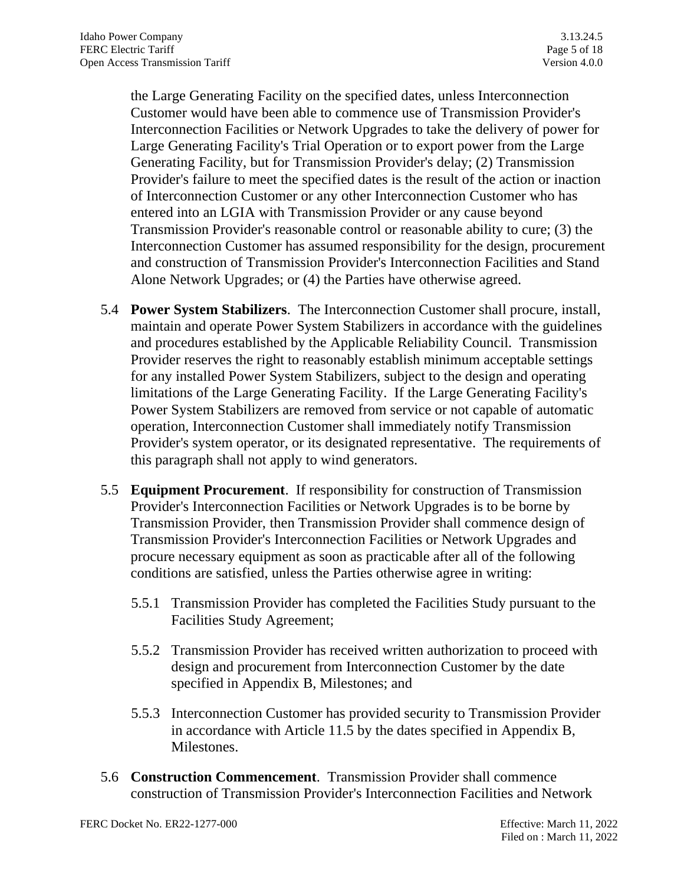the Large Generating Facility on the specified dates, unless Interconnection Customer would have been able to commence use of Transmission Provider's Interconnection Facilities or Network Upgrades to take the delivery of power for Large Generating Facility's Trial Operation or to export power from the Large Generating Facility, but for Transmission Provider's delay; (2) Transmission Provider's failure to meet the specified dates is the result of the action or inaction of Interconnection Customer or any other Interconnection Customer who has entered into an LGIA with Transmission Provider or any cause beyond Transmission Provider's reasonable control or reasonable ability to cure; (3) the Interconnection Customer has assumed responsibility for the design, procurement and construction of Transmission Provider's Interconnection Facilities and Stand Alone Network Upgrades; or (4) the Parties have otherwise agreed.

5.4 **Power System Stabilizers**. The Interconnection Customer shall procure, install, maintain and operate Power System Stabilizers in accordance with the guidelines and procedures established by the Applicable Reliability Council. Transmission Provider reserves the right to reasonably establish minimum acceptable settings for any installed Power System Stabilizers, subject to the design and operating limitations of the Large Generating Facility. If the Large Generating Facility's Power System Stabilizers are removed from service or not capable of automatic operation, Interconnection Customer shall immediately notify Transmission Provider's system operator, or its designated representative. The requirements of this paragraph shall not apply to wind generators.

5.5 **Equipment Procurement**. If responsibility for construction of Transmission Provider's Interconnection Facilities or Network Upgrades is to be borne by Transmission Provider, then Transmission Provider shall commence design of Transmission Provider's Interconnection Facilities or Network Upgrades and procure necessary equipment as soon as practicable after all of the following conditions are satisfied, unless the Parties otherwise agree in writing:

5.5.1 Transmission Provider has completed the Facilities Study pursuant to the Facilities Study Agreement;

5.5.2 Transmission Provider has received written authorization to proceed with design and procurement from Interconnection Customer by the date specified in Appendix B, Milestones; and

5.5.3 Interconnection Customer has provided security to Transmission Provider in accordance with Article 11.5 by the dates specified in Appendix B, Milestones.

5.6 **Construction Commencement**. Transmission Provider shall commence construction of Transmission Provider's Interconnection Facilities and Network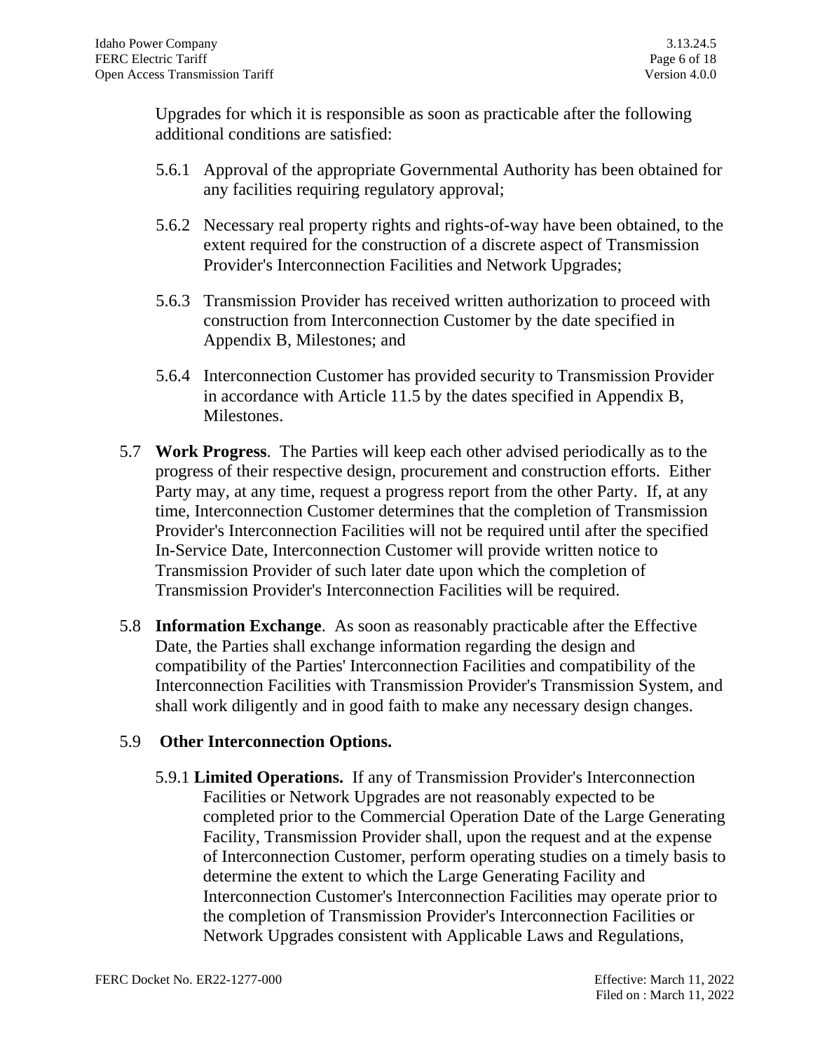Upgrades for which it is responsible as soon as practicable after the following additional conditions are satisfied:

5.6.1 Approval of the appropriate Governmental Authority has been obtained for any facilities requiring regulatory approval;

5.6.2 Necessary real property rights and rights-of-way have been obtained, to the extent required for the construction of a discrete aspect of Transmission Provider's Interconnection Facilities and Network Upgrades;

5.6.3 Transmission Provider has received written authorization to proceed with construction from Interconnection Customer by the date specified in Appendix B, Milestones; and

5.6.4 Interconnection Customer has provided security to Transmission Provider in accordance with Article 11.5 by the dates specified in Appendix B, Milestones.

5.7 **Work Progress**. The Parties will keep each other advised periodically as to the progress of their respective design, procurement and construction efforts. Either Party may, at any time, request a progress report from the other Party. If, at any time, Interconnection Customer determines that the completion of Transmission Provider's Interconnection Facilities will not be required until after the specified In-Service Date, Interconnection Customer will provide written notice to Transmission Provider of such later date upon which the completion of Transmission Provider's Interconnection Facilities will be required.

5.8 **Information Exchange**. As soon as reasonably practicable after the Effective Date, the Parties shall exchange information regarding the design and compatibility of the Parties' Interconnection Facilities and compatibility of the Interconnection Facilities with Transmission Provider's Transmission System, and shall work diligently and in good faith to make any necessary design changes.

5.9 **Other Interconnection Options.**

5.9.1 **Limited Operations.** If any of Transmission Provider's Interconnection Facilities or Network Upgrades are not reasonably expected to be completed prior to the Commercial Operation Date of the Large Generating Facility, Transmission Provider shall, upon the request and at the expense of Interconnection Customer, perform operating studies on a timely basis to determine the extent to which the Large Generating Facility and Interconnection Customer's Interconnection Facilities may operate prior to the completion of Transmission Provider's Interconnection Facilities or Network Upgrades consistent with Applicable Laws and Regulations,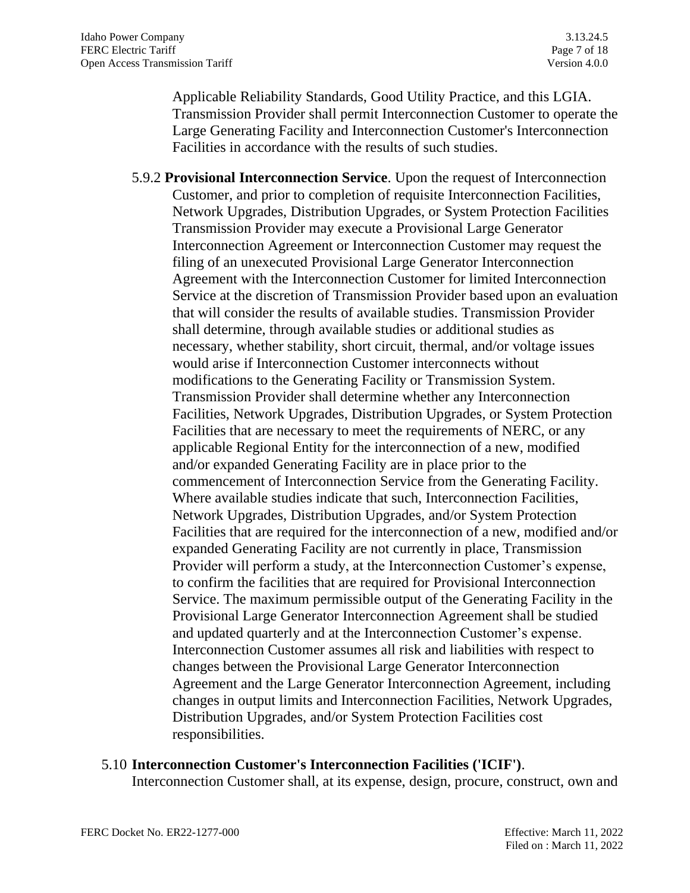Applicable Reliability Standards, Good Utility Practice, and this LGIA. Transmission Provider shall permit Interconnection Customer to operate the Large Generating Facility and Interconnection Customer's Interconnection Facilities in accordance with the results of such studies.

5.9.2 **Provisional Interconnection Service**. Upon the request of Interconnection Customer, and prior to completion of requisite Interconnection Facilities, Network Upgrades, Distribution Upgrades, or System Protection Facilities Transmission Provider may execute a Provisional Large Generator Interconnection Agreement or Interconnection Customer may request the filing of an unexecuted Provisional Large Generator Interconnection Agreement with the Interconnection Customer for limited Interconnection Service at the discretion of Transmission Provider based upon an evaluation that will consider the results of available studies. Transmission Provider shall determine, through available studies or additional studies as necessary, whether stability, short circuit, thermal, and/or voltage issues would arise if Interconnection Customer interconnects without modifications to the Generating Facility or Transmission System. Transmission Provider shall determine whether any Interconnection Facilities, Network Upgrades, Distribution Upgrades, or System Protection Facilities that are necessary to meet the requirements of NERC, or any applicable Regional Entity for the interconnection of a new, modified and/or expanded Generating Facility are in place prior to the commencement of Interconnection Service from the Generating Facility. Where available studies indicate that such, Interconnection Facilities, Network Upgrades, Distribution Upgrades, and/or System Protection Facilities that are required for the interconnection of a new, modified and/or expanded Generating Facility are not currently in place, Transmission Provider will perform a study, at the Interconnection Customer's expense, to confirm the facilities that are required for Provisional Interconnection Service. The maximum permissible output of the Generating Facility in the Provisional Large Generator Interconnection Agreement shall be studied and updated quarterly and at the Interconnection Customer's expense. Interconnection Customer assumes all risk and liabilities with respect to changes between the Provisional Large Generator Interconnection Agreement and the Large Generator Interconnection Agreement, including changes in output limits and Interconnection Facilities, Network Upgrades, Distribution Upgrades, and/or System Protection Facilities cost responsibilities.

5.10 **Interconnection Customer's Interconnection Facilities ('ICIF')**. Interconnection Customer shall, at its expense, design, procure, construct, own and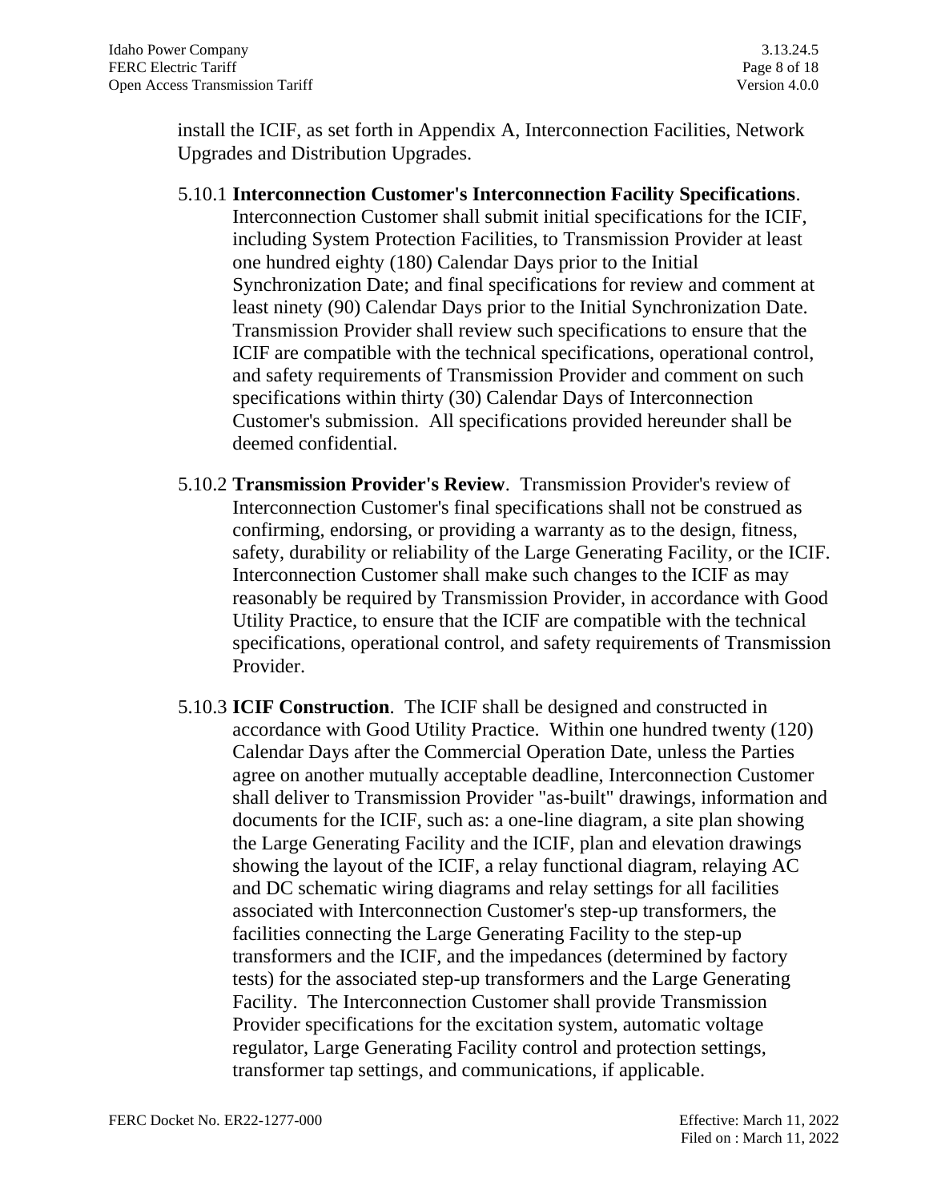install the ICIF, as set forth in Appendix A, Interconnection Facilities, Network Upgrades and Distribution Upgrades.

5.10.1 **Interconnection Customer's Interconnection Facility Specifications**. Interconnection Customer shall submit initial specifications for the ICIF, including System Protection Facilities, to Transmission Provider at least one hundred eighty (180) Calendar Days prior to the Initial Synchronization Date; and final specifications for review and comment at least ninety (90) Calendar Days prior to the Initial Synchronization Date. Transmission Provider shall review such specifications to ensure that the ICIF are compatible with the technical specifications, operational control, and safety requirements of Transmission Provider and comment on such specifications within thirty (30) Calendar Days of Interconnection Customer's submission. All specifications provided hereunder shall be deemed confidential.

5.10.2 **Transmission Provider's Review**. Transmission Provider's review of Interconnection Customer's final specifications shall not be construed as confirming, endorsing, or providing a warranty as to the design, fitness, safety, durability or reliability of the Large Generating Facility, or the ICIF. Interconnection Customer shall make such changes to the ICIF as may reasonably be required by Transmission Provider, in accordance with Good Utility Practice, to ensure that the ICIF are compatible with the technical specifications, operational control, and safety requirements of Transmission Provider.

5.10.3 **ICIF Construction**. The ICIF shall be designed and constructed in accordance with Good Utility Practice. Within one hundred twenty (120) Calendar Days after the Commercial Operation Date, unless the Parties agree on another mutually acceptable deadline, Interconnection Customer shall deliver to Transmission Provider "as-built" drawings, information and documents for the ICIF, such as: a one-line diagram, a site plan showing the Large Generating Facility and the ICIF, plan and elevation drawings showing the layout of the ICIF, a relay functional diagram, relaying AC and DC schematic wiring diagrams and relay settings for all facilities associated with Interconnection Customer's step-up transformers, the facilities connecting the Large Generating Facility to the step-up transformers and the ICIF, and the impedances (determined by factory tests) for the associated step-up transformers and the Large Generating Facility. The Interconnection Customer shall provide Transmission Provider specifications for the excitation system, automatic voltage regulator, Large Generating Facility control and protection settings, transformer tap settings, and communications, if applicable.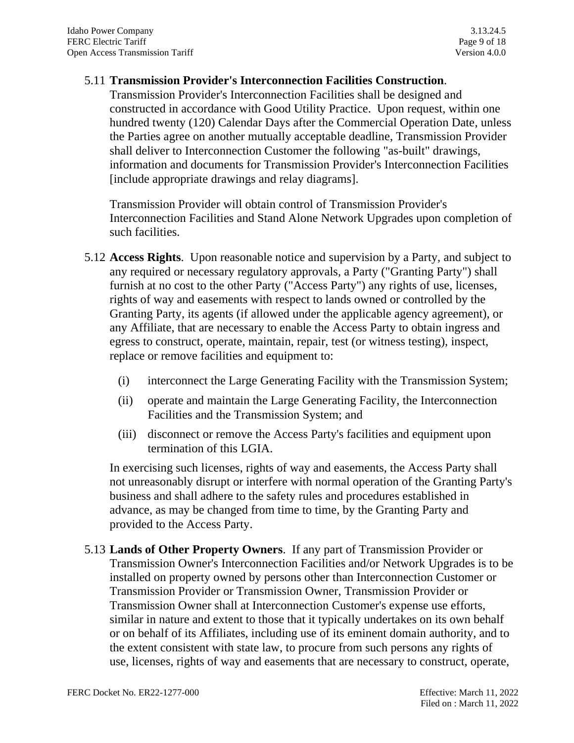5.11 **Transmission Provider's Interconnection Facilities Construction**. Transmission Provider's Interconnection Facilities shall be designed and constructed in accordance with Good Utility Practice. Upon request, within one hundred twenty (120) Calendar Days after the Commercial Operation Date, unless the Parties agree on another mutually acceptable deadline, Transmission Provider shall deliver to Interconnection Customer the following "as-built" drawings, information and documents for Transmission Provider's Interconnection Facilities [include appropriate drawings and relay diagrams].

Transmission Provider will obtain control of Transmission Provider's Interconnection Facilities and Stand Alone Network Upgrades upon completion of such facilities.

5.12 **Access Rights**. Upon reasonable notice and supervision by a Party, and subject to any required or necessary regulatory approvals, a Party ("Granting Party") shall furnish at no cost to the other Party ("Access Party") any rights of use, licenses, rights of way and easements with respect to lands owned or controlled by the Granting Party, its agents (if allowed under the applicable agency agreement), or any Affiliate, that are necessary to enable the Access Party to obtain ingress and egress to construct, operate, maintain, repair, test (or witness testing), inspect, replace or remove facilities and equipment to:

(i) interconnect the Large Generating Facility with the Transmission System;

(ii) operate and maintain the Large Generating Facility, the Interconnection Facilities and the Transmission System; and

(iii) disconnect or remove the Access Party's facilities and equipment upon termination of this LGIA.

In exercising such licenses, rights of way and easements, the Access Party shall not unreasonably disrupt or interfere with normal operation of the Granting Party's business and shall adhere to the safety rules and procedures established in advance, as may be changed from time to time, by the Granting Party and provided to the Access Party.

5.13 **Lands of Other Property Owners**. If any part of Transmission Provider or Transmission Owner's Interconnection Facilities and/or Network Upgrades is to be installed on property owned by persons other than Interconnection Customer or Transmission Provider or Transmission Owner, Transmission Provider or Transmission Owner shall at Interconnection Customer's expense use efforts, similar in nature and extent to those that it typically undertakes on its own behalf or on behalf of its Affiliates, including use of its eminent domain authority, and to the extent consistent with state law, to procure from such persons any rights of use, licenses, rights of way and easements that are necessary to construct, operate,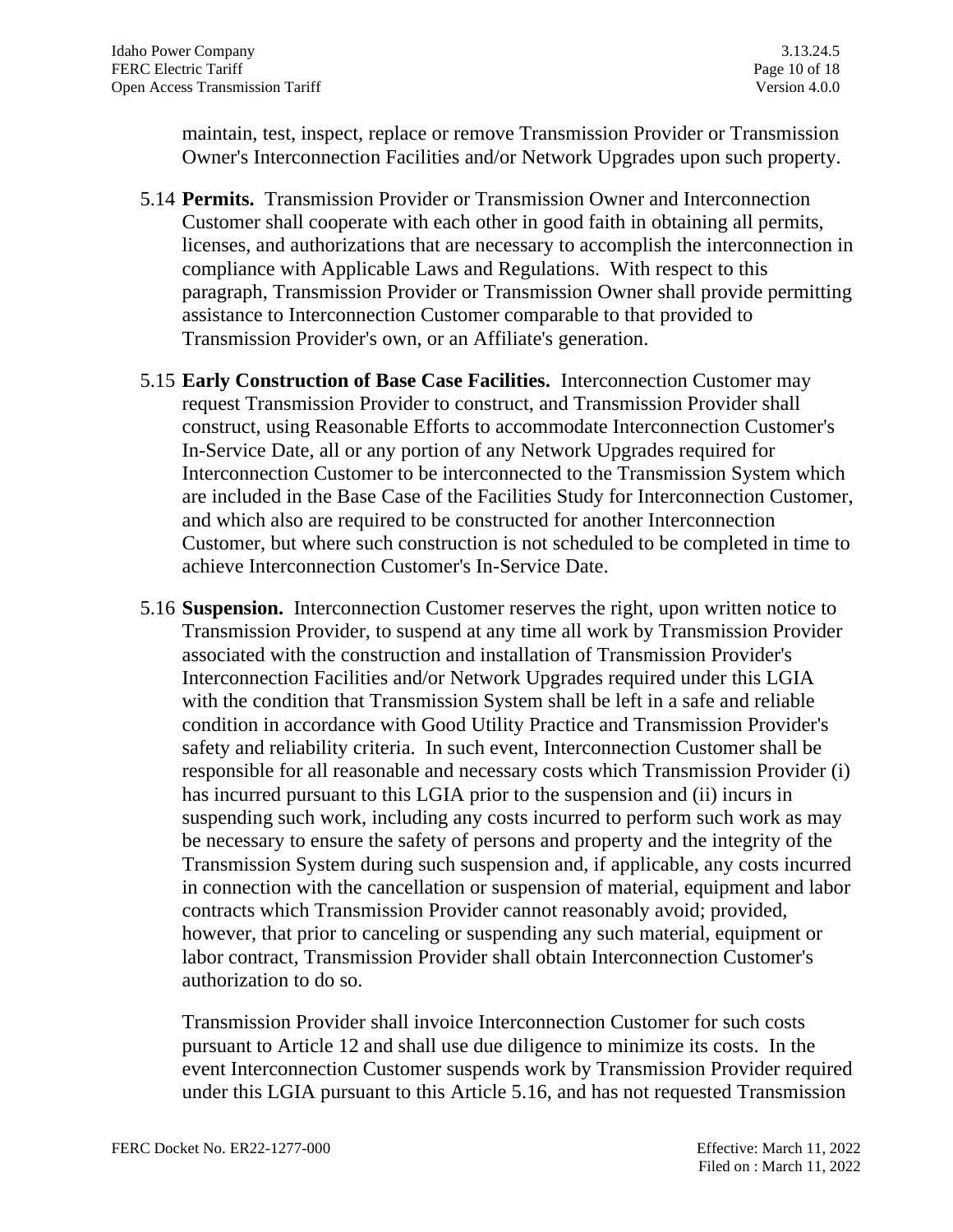maintain, test, inspect, replace or remove Transmission Provider or Transmission Owner's Interconnection Facilities and/or Network Upgrades upon such property.

5.14 **Permits.** Transmission Provider or Transmission Owner and Interconnection Customer shall cooperate with each other in good faith in obtaining all permits, licenses, and authorizations that are necessary to accomplish the interconnection in compliance with Applicable Laws and Regulations. With respect to this paragraph, Transmission Provider or Transmission Owner shall provide permitting assistance to Interconnection Customer comparable to that provided to Transmission Provider's own, or an Affiliate's generation.

5.15 **Early Construction of Base Case Facilities.** Interconnection Customer may request Transmission Provider to construct, and Transmission Provider shall construct, using Reasonable Efforts to accommodate Interconnection Customer's In-Service Date, all or any portion of any Network Upgrades required for Interconnection Customer to be interconnected to the Transmission System which are included in the Base Case of the Facilities Study for Interconnection Customer, and which also are required to be constructed for another Interconnection Customer, but where such construction is not scheduled to be completed in time to achieve Interconnection Customer's In-Service Date.

5.16 **Suspension.** Interconnection Customer reserves the right, upon written notice to Transmission Provider, to suspend at any time all work by Transmission Provider associated with the construction and installation of Transmission Provider's Interconnection Facilities and/or Network Upgrades required under this LGIA with the condition that Transmission System shall be left in a safe and reliable condition in accordance with Good Utility Practice and Transmission Provider's safety and reliability criteria. In such event, Interconnection Customer shall be responsible for all reasonable and necessary costs which Transmission Provider (i) has incurred pursuant to this LGIA prior to the suspension and (ii) incurs in suspending such work, including any costs incurred to perform such work as may be necessary to ensure the safety of persons and property and the integrity of the Transmission System during such suspension and, if applicable, any costs incurred in connection with the cancellation or suspension of material, equipment and labor contracts which Transmission Provider cannot reasonably avoid; provided, however, that prior to canceling or suspending any such material, equipment or labor contract, Transmission Provider shall obtain Interconnection Customer's authorization to do so.

Transmission Provider shall invoice Interconnection Customer for such costs pursuant to Article 12 and shall use due diligence to minimize its costs. In the event Interconnection Customer suspends work by Transmission Provider required under this LGIA pursuant to this Article 5.16, and has not requested Transmission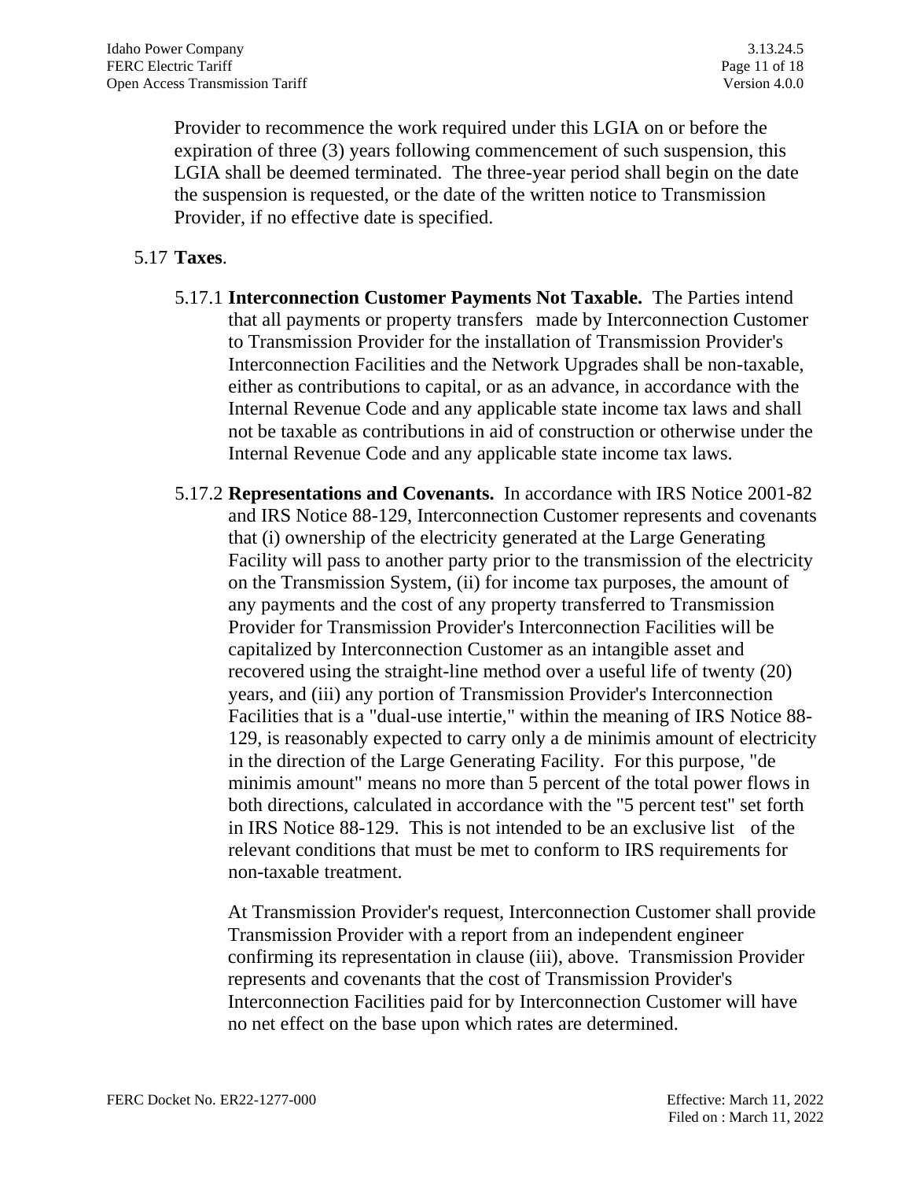Provider to recommence the work required under this LGIA on or before the expiration of three (3) years following commencement of such suspension, this LGIA shall be deemed terminated. The three-year period shall begin on the date the suspension is requested, or the date of the written notice to Transmission Provider, if no effective date is specified.

5.17 **Taxes**.

5.17.1 **Interconnection Customer Payments Not Taxable.** The Parties intend that all payments or property transfers made by Interconnection Customer to Transmission Provider for the installation of Transmission Provider's Interconnection Facilities and the Network Upgrades shall be non-taxable, either as contributions to capital, or as an advance, in accordance with the Internal Revenue Code and any applicable state income tax laws and shall not be taxable as contributions in aid of construction or otherwise under the Internal Revenue Code and any applicable state income tax laws.

5.17.2 **Representations and Covenants.** In accordance with IRS Notice 2001-82 and IRS Notice 88-129, Interconnection Customer represents and covenants that (i) ownership of the electricity generated at the Large Generating Facility will pass to another party prior to the transmission of the electricity on the Transmission System, (ii) for income tax purposes, the amount of any payments and the cost of any property transferred to Transmission Provider for Transmission Provider's Interconnection Facilities will be capitalized by Interconnection Customer as an intangible asset and recovered using the straight-line method over a useful life of twenty (20) years, and (iii) any portion of Transmission Provider's Interconnection Facilities that is a "dual-use intertie," within the meaning of IRS Notice 88-129, is reasonably expected to carry only a de minimis amount of electricity in the direction of the Large Generating Facility. For this purpose, "de minimis amount" means no more than 5 percent of the total power flows in both directions, calculated in accordance with the "5 percent test" set forth in IRS Notice 88-129. This is not intended to be an exclusive list of the relevant conditions that must be met to conform to IRS requirements for non-taxable treatment.

At Transmission Provider's request, Interconnection Customer shall provide Transmission Provider with a report from an independent engineer confirming its representation in clause (iii), above. Transmission Provider represents and covenants that the cost of Transmission Provider's Interconnection Facilities paid for by Interconnection Customer will have no net effect on the base upon which rates are determined.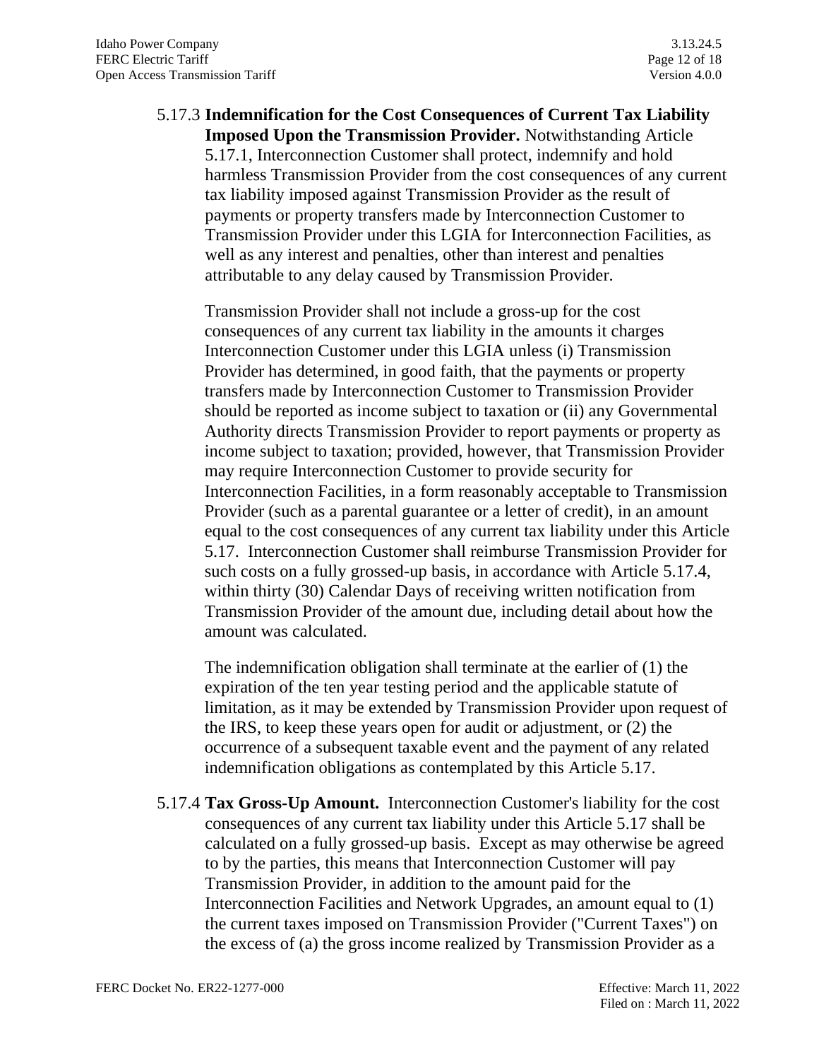5.17.3 **Indemnification for the Cost Consequences of Current Tax Liability Imposed Upon the Transmission Provider.** Notwithstanding Article 5.17.1, Interconnection Customer shall protect, indemnify and hold harmless Transmission Provider from the cost consequences of any current tax liability imposed against Transmission Provider as the result of payments or property transfers made by Interconnection Customer to Transmission Provider under this LGIA for Interconnection Facilities, as well as any interest and penalties, other than interest and penalties attributable to any delay caused by Transmission Provider.

Transmission Provider shall not include a gross-up for the cost consequences of any current tax liability in the amounts it charges Interconnection Customer under this LGIA unless (i) Transmission Provider has determined, in good faith, that the payments or property transfers made by Interconnection Customer to Transmission Provider should be reported as income subject to taxation or (ii) any Governmental Authority directs Transmission Provider to report payments or property as income subject to taxation; provided, however, that Transmission Provider may require Interconnection Customer to provide security for Interconnection Facilities, in a form reasonably acceptable to Transmission Provider (such as a parental guarantee or a letter of credit), in an amount equal to the cost consequences of any current tax liability under this Article 5.17. Interconnection Customer shall reimburse Transmission Provider for such costs on a fully grossed-up basis, in accordance with Article 5.17.4, within thirty (30) Calendar Days of receiving written notification from Transmission Provider of the amount due, including detail about how the amount was calculated.

The indemnification obligation shall terminate at the earlier of (1) the expiration of the ten year testing period and the applicable statute of limitation, as it may be extended by Transmission Provider upon request of the IRS, to keep these years open for audit or adjustment, or (2) the occurrence of a subsequent taxable event and the payment of any related indemnification obligations as contemplated by this Article 5.17.

5.17.4 **Tax Gross-Up Amount.** Interconnection Customer's liability for the cost consequences of any current tax liability under this Article 5.17 shall be calculated on a fully grossed-up basis. Except as may otherwise be agreed to by the parties, this means that Interconnection Customer will pay Transmission Provider, in addition to the amount paid for the Interconnection Facilities and Network Upgrades, an amount equal to (1) the current taxes imposed on Transmission Provider ("Current Taxes") on the excess of (a) the gross income realized by Transmission Provider as a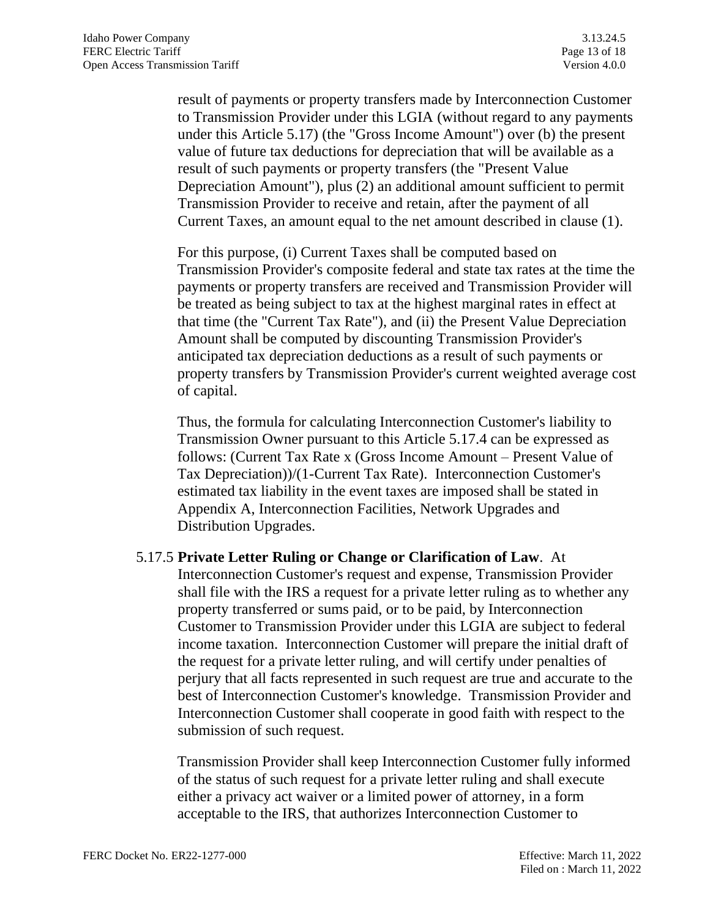result of payments or property transfers made by Interconnection Customer to Transmission Provider under this LGIA (without regard to any payments under this Article 5.17) (the "Gross Income Amount") over (b) the present value of future tax deductions for depreciation that will be available as a result of such payments or property transfers (the "Present Value Depreciation Amount"), plus (2) an additional amount sufficient to permit Transmission Provider to receive and retain, after the payment of all Current Taxes, an amount equal to the net amount described in clause (1).

For this purpose, (i) Current Taxes shall be computed based on Transmission Provider's composite federal and state tax rates at the time the payments or property transfers are received and Transmission Provider will be treated as being subject to tax at the highest marginal rates in effect at that time (the "Current Tax Rate"), and (ii) the Present Value Depreciation Amount shall be computed by discounting Transmission Provider's anticipated tax depreciation deductions as a result of such payments or property transfers by Transmission Provider's current weighted average cost of capital.

Thus, the formula for calculating Interconnection Customer's liability to Transmission Owner pursuant to this Article 5.17.4 can be expressed as follows: (Current Tax Rate x (Gross Income Amount – Present Value of Tax Depreciation))/(1-Current Tax Rate). Interconnection Customer's estimated tax liability in the event taxes are imposed shall be stated in Appendix A, Interconnection Facilities, Network Upgrades and Distribution Upgrades.

5.17.5 **Private Letter Ruling or Change or Clarification of Law**. At Interconnection Customer's request and expense, Transmission Provider shall file with the IRS a request for a private letter ruling as to whether any property transferred or sums paid, or to be paid, by Interconnection Customer to Transmission Provider under this LGIA are subject to federal income taxation. Interconnection Customer will prepare the initial draft of the request for a private letter ruling, and will certify under penalties of perjury that all facts represented in such request are true and accurate to the best of Interconnection Customer's knowledge. Transmission Provider and Interconnection Customer shall cooperate in good faith with respect to the submission of such request.

Transmission Provider shall keep Interconnection Customer fully informed of the status of such request for a private letter ruling and shall execute either a privacy act waiver or a limited power of attorney, in a form acceptable to the IRS, that authorizes Interconnection Customer to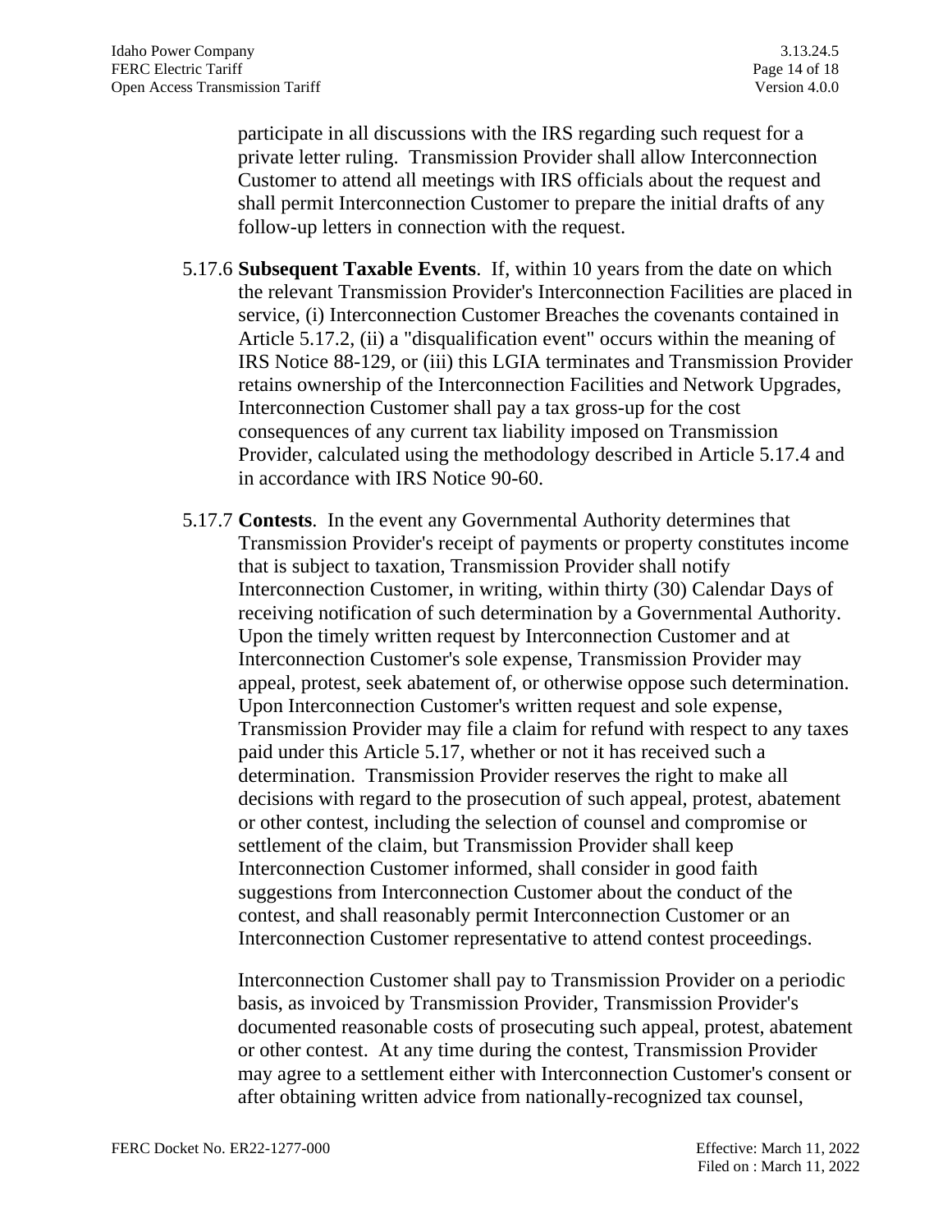participate in all discussions with the IRS regarding such request for a private letter ruling. Transmission Provider shall allow Interconnection Customer to attend all meetings with IRS officials about the request and shall permit Interconnection Customer to prepare the initial drafts of any follow-up letters in connection with the request.

5.17.6 **Subsequent Taxable Events**. If, within 10 years from the date on which the relevant Transmission Provider's Interconnection Facilities are placed in service, (i) Interconnection Customer Breaches the covenants contained in Article 5.17.2, (ii) a "disqualification event" occurs within the meaning of IRS Notice 88-129, or (iii) this LGIA terminates and Transmission Provider retains ownership of the Interconnection Facilities and Network Upgrades, Interconnection Customer shall pay a tax gross-up for the cost consequences of any current tax liability imposed on Transmission Provider, calculated using the methodology described in Article 5.17.4 and in accordance with IRS Notice 90-60.

5.17.7 **Contests**. In the event any Governmental Authority determines that Transmission Provider's receipt of payments or property constitutes income that is subject to taxation, Transmission Provider shall notify Interconnection Customer, in writing, within thirty (30) Calendar Days of receiving notification of such determination by a Governmental Authority. Upon the timely written request by Interconnection Customer and at Interconnection Customer's sole expense, Transmission Provider may appeal, protest, seek abatement of, or otherwise oppose such determination. Upon Interconnection Customer's written request and sole expense, Transmission Provider may file a claim for refund with respect to any taxes paid under this Article 5.17, whether or not it has received such a determination. Transmission Provider reserves the right to make all decisions with regard to the prosecution of such appeal, protest, abatement or other contest, including the selection of counsel and compromise or settlement of the claim, but Transmission Provider shall keep Interconnection Customer informed, shall consider in good faith suggestions from Interconnection Customer about the conduct of the contest, and shall reasonably permit Interconnection Customer or an Interconnection Customer representative to attend contest proceedings.

Interconnection Customer shall pay to Transmission Provider on a periodic basis, as invoiced by Transmission Provider, Transmission Provider's documented reasonable costs of prosecuting such appeal, protest, abatement or other contest. At any time during the contest, Transmission Provider may agree to a settlement either with Interconnection Customer's consent or after obtaining written advice from nationally-recognized tax counsel,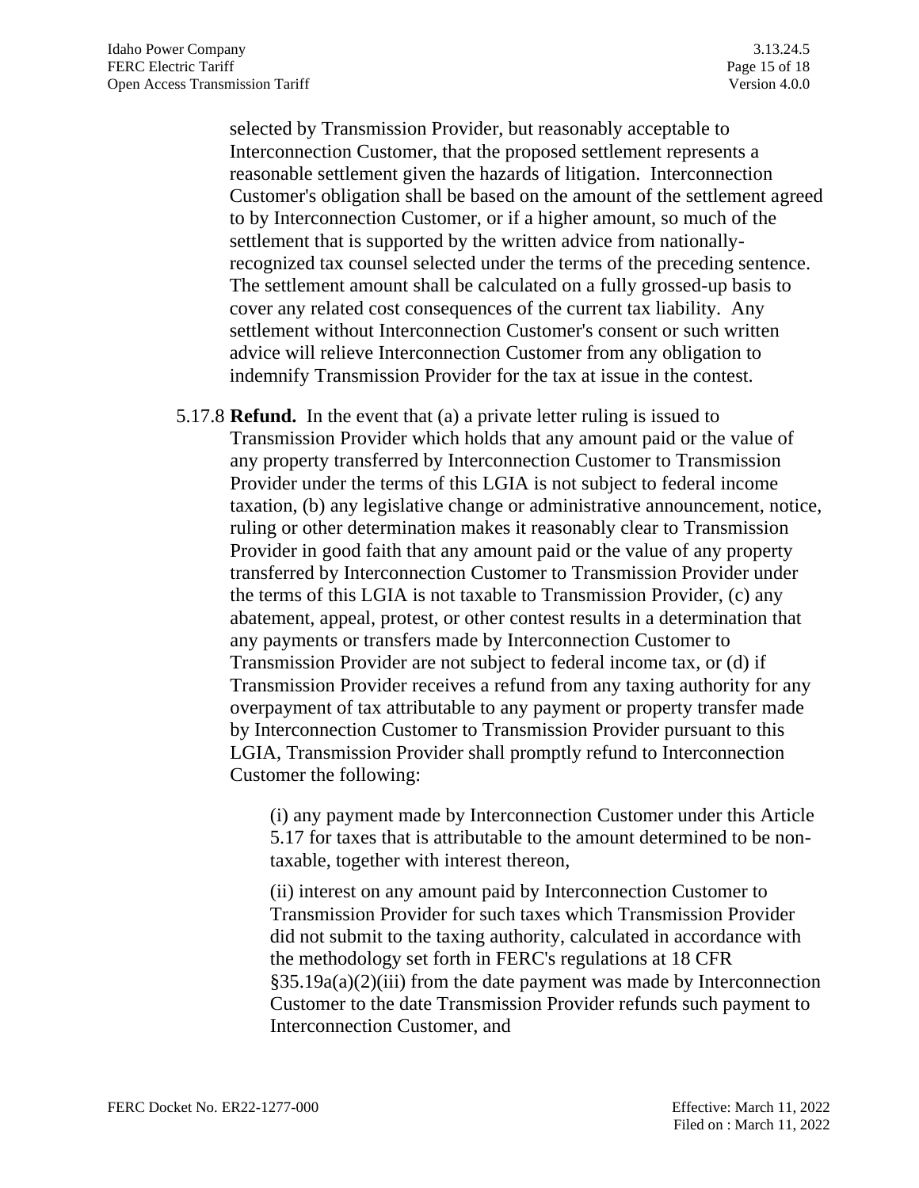selected by Transmission Provider, but reasonably acceptable to Interconnection Customer, that the proposed settlement represents a reasonable settlement given the hazards of litigation. Interconnection Customer's obligation shall be based on the amount of the settlement agreed to by Interconnection Customer, or if a higher amount, so much of the settlement that is supported by the written advice from nationally-recognized tax counsel selected under the terms of the preceding sentence. The settlement amount shall be calculated on a fully grossed-up basis to cover any related cost consequences of the current tax liability. Any settlement without Interconnection Customer's consent or such written advice will relieve Interconnection Customer from any obligation to indemnify Transmission Provider for the tax at issue in the contest.

5.17.8 **Refund.** In the event that (a) a private letter ruling is issued to Transmission Provider which holds that any amount paid or the value of any property transferred by Interconnection Customer to Transmission Provider under the terms of this LGIA is not subject to federal income taxation, (b) any legislative change or administrative announcement, notice, ruling or other determination makes it reasonably clear to Transmission Provider in good faith that any amount paid or the value of any property transferred by Interconnection Customer to Transmission Provider under the terms of this LGIA is not taxable to Transmission Provider, (c) any abatement, appeal, protest, or other contest results in a determination that any payments or transfers made by Interconnection Customer to Transmission Provider are not subject to federal income tax, or (d) if Transmission Provider receives a refund from any taxing authority for any overpayment of tax attributable to any payment or property transfer made by Interconnection Customer to Transmission Provider pursuant to this LGIA, Transmission Provider shall promptly refund to Interconnection Customer the following:

(i) any payment made by Interconnection Customer under this Article 5.17 for taxes that is attributable to the amount determined to be non-taxable, together with interest thereon,

(ii) interest on any amount paid by Interconnection Customer to Transmission Provider for such taxes which Transmission Provider did not submit to the taxing authority, calculated in accordance with the methodology set forth in FERC's regulations at 18 CFR §35.19a(a)(2)(iii) from the date payment was made by Interconnection Customer to the date Transmission Provider refunds such payment to Interconnection Customer, and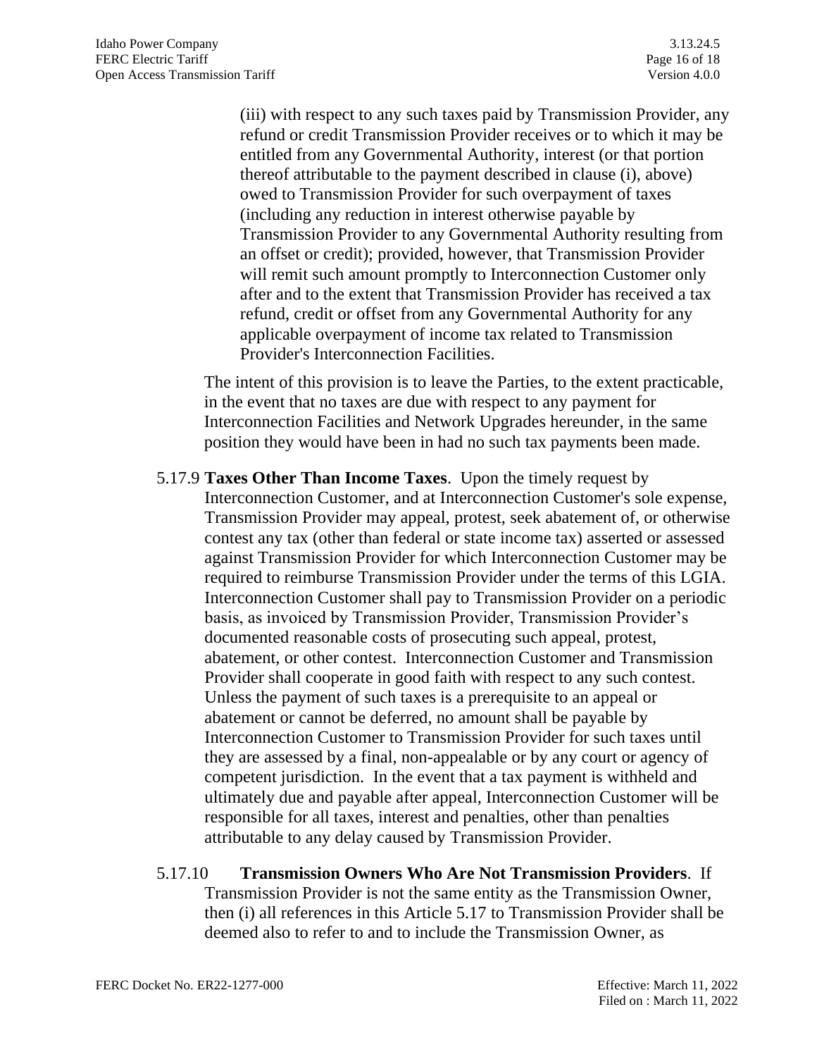(iii) with respect to any such taxes paid by Transmission Provider, any refund or credit Transmission Provider receives or to which it may be entitled from any Governmental Authority, interest (or that portion thereof attributable to the payment described in clause (i), above) owed to Transmission Provider for such overpayment of taxes (including any reduction in interest otherwise payable by Transmission Provider to any Governmental Authority resulting from an offset or credit); provided, however, that Transmission Provider will remit such amount promptly to Interconnection Customer only after and to the extent that Transmission Provider has received a tax refund, credit or offset from any Governmental Authority for any applicable overpayment of income tax related to Transmission Provider's Interconnection Facilities.

The intent of this provision is to leave the Parties, to the extent practicable, in the event that no taxes are due with respect to any payment for Interconnection Facilities and Network Upgrades hereunder, in the same position they would have been in had no such tax payments been made.

5.17.9 **Taxes Other Than Income Taxes**. Upon the timely request by Interconnection Customer, and at Interconnection Customer's sole expense, Transmission Provider may appeal, protest, seek abatement of, or otherwise contest any tax (other than federal or state income tax) asserted or assessed against Transmission Provider for which Interconnection Customer may be required to reimburse Transmission Provider under the terms of this LGIA. Interconnection Customer shall pay to Transmission Provider on a periodic basis, as invoiced by Transmission Provider, Transmission Provider's documented reasonable costs of prosecuting such appeal, protest, abatement, or other contest. Interconnection Customer and Transmission Provider shall cooperate in good faith with respect to any such contest. Unless the payment of such taxes is a prerequisite to an appeal or abatement or cannot be deferred, no amount shall be payable by Interconnection Customer to Transmission Provider for such taxes until they are assessed by a final, non-appealable or by any court or agency of competent jurisdiction. In the event that a tax payment is withheld and ultimately due and payable after appeal, Interconnection Customer will be responsible for all taxes, interest and penalties, other than penalties attributable to any delay caused by Transmission Provider.

5.17.10 **Transmission Owners Who Are Not Transmission Providers**. If Transmission Provider is not the same entity as the Transmission Owner, then (i) all references in this Article 5.17 to Transmission Provider shall be deemed also to refer to and to include the Transmission Owner, as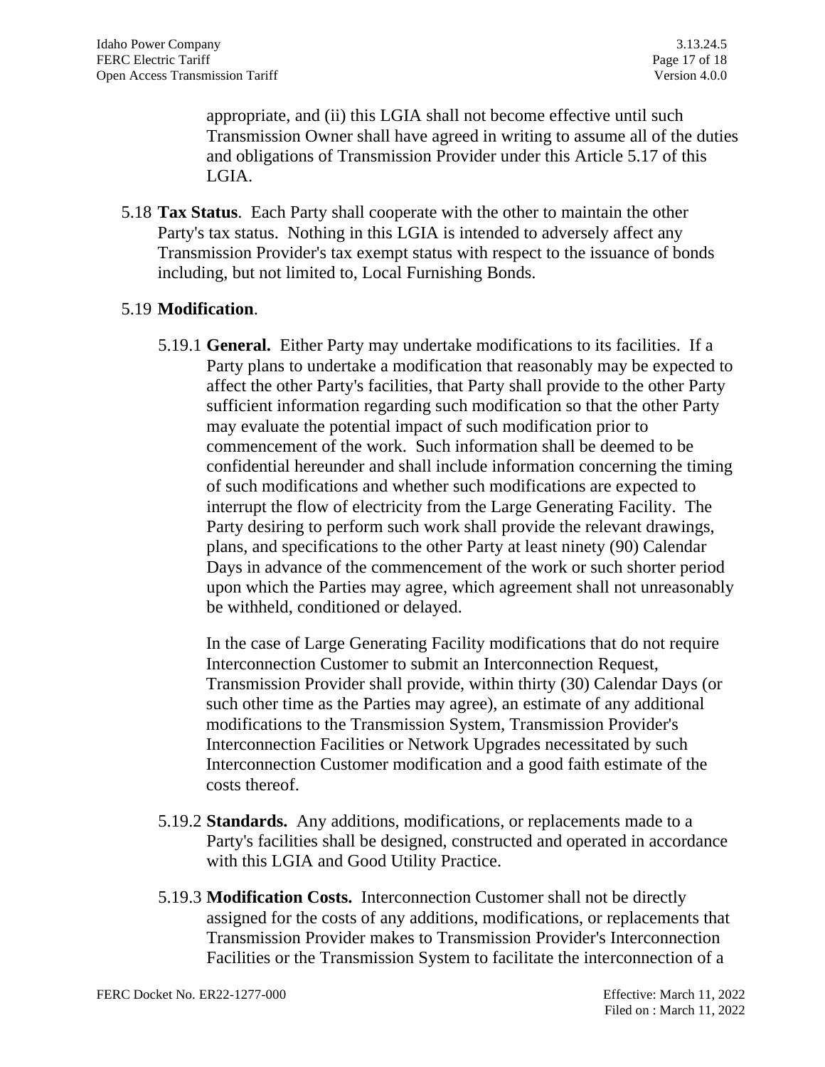appropriate, and (ii) this LGIA shall not become effective until such Transmission Owner shall have agreed in writing to assume all of the duties and obligations of Transmission Provider under this Article 5.17 of this LGIA.

5.18 **Tax Status**. Each Party shall cooperate with the other to maintain the other Party's tax status. Nothing in this LGIA is intended to adversely affect any Transmission Provider's tax exempt status with respect to the issuance of bonds including, but not limited to, Local Furnishing Bonds.

5.19 **Modification**.

5.19.1 **General.** Either Party may undertake modifications to its facilities. If a Party plans to undertake a modification that reasonably may be expected to affect the other Party's facilities, that Party shall provide to the other Party sufficient information regarding such modification so that the other Party may evaluate the potential impact of such modification prior to commencement of the work. Such information shall be deemed to be confidential hereunder and shall include information concerning the timing of such modifications and whether such modifications are expected to interrupt the flow of electricity from the Large Generating Facility. The Party desiring to perform such work shall provide the relevant drawings, plans, and specifications to the other Party at least ninety (90) Calendar Days in advance of the commencement of the work or such shorter period upon which the Parties may agree, which agreement shall not unreasonably be withheld, conditioned or delayed.

In the case of Large Generating Facility modifications that do not require Interconnection Customer to submit an Interconnection Request, Transmission Provider shall provide, within thirty (30) Calendar Days (or such other time as the Parties may agree), an estimate of any additional modifications to the Transmission System, Transmission Provider's Interconnection Facilities or Network Upgrades necessitated by such Interconnection Customer modification and a good faith estimate of the costs thereof.

5.19.2 **Standards.** Any additions, modifications, or replacements made to a Party's facilities shall be designed, constructed and operated in accordance with this LGIA and Good Utility Practice.

5.19.3 **Modification Costs.** Interconnection Customer shall not be directly assigned for the costs of any additions, modifications, or replacements that Transmission Provider makes to Transmission Provider's Interconnection Facilities or the Transmission System to facilitate the interconnection of a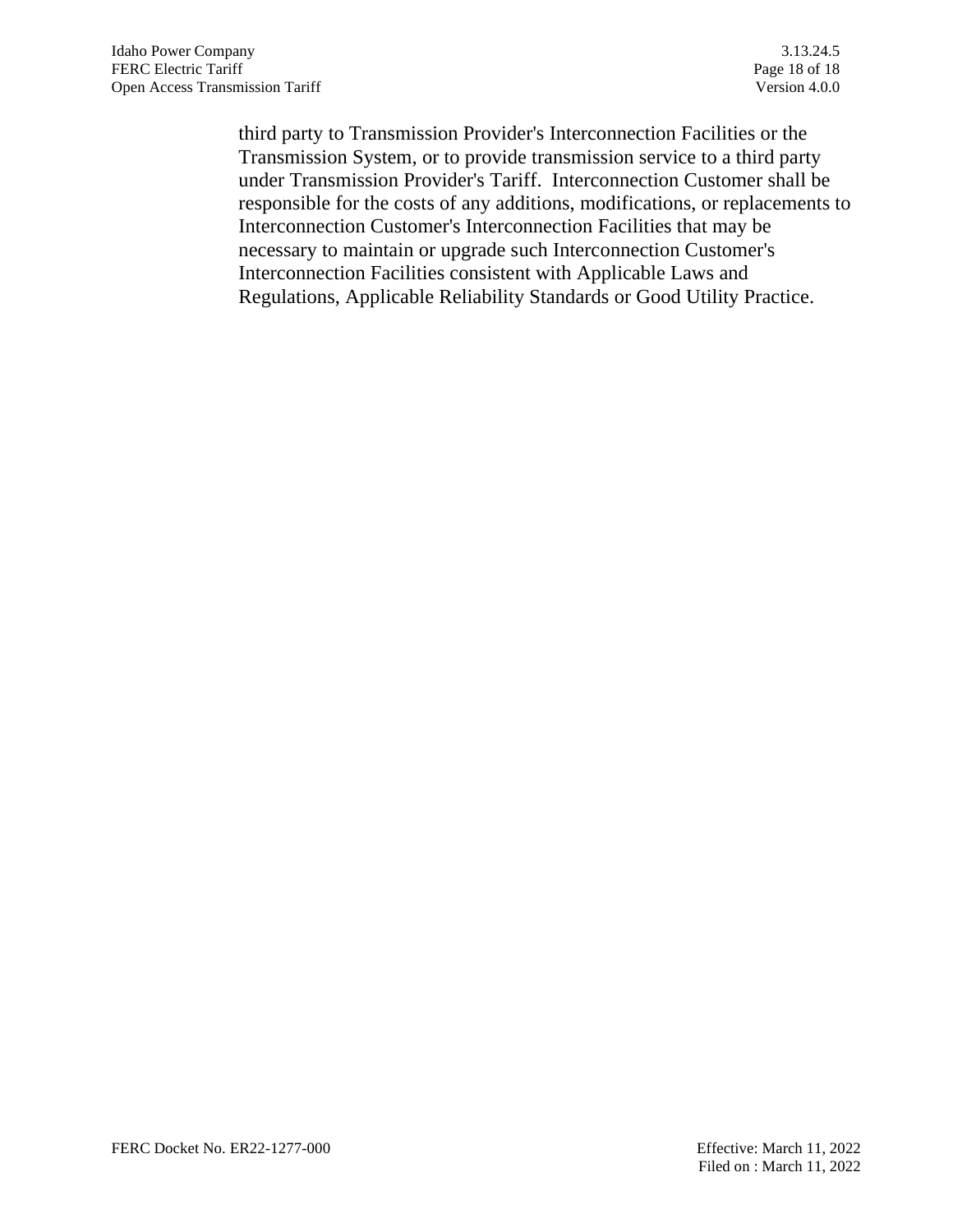third party to Transmission Provider's Interconnection Facilities or the Transmission System, or to provide transmission service to a third party under Transmission Provider's Tariff. Interconnection Customer shall be responsible for the costs of any additions, modifications, or replacements to Interconnection Customer's Interconnection Facilities that may be necessary to maintain or upgrade such Interconnection Customer's Interconnection Facilities consistent with Applicable Laws and Regulations, Applicable Reliability Standards or Good Utility Practice.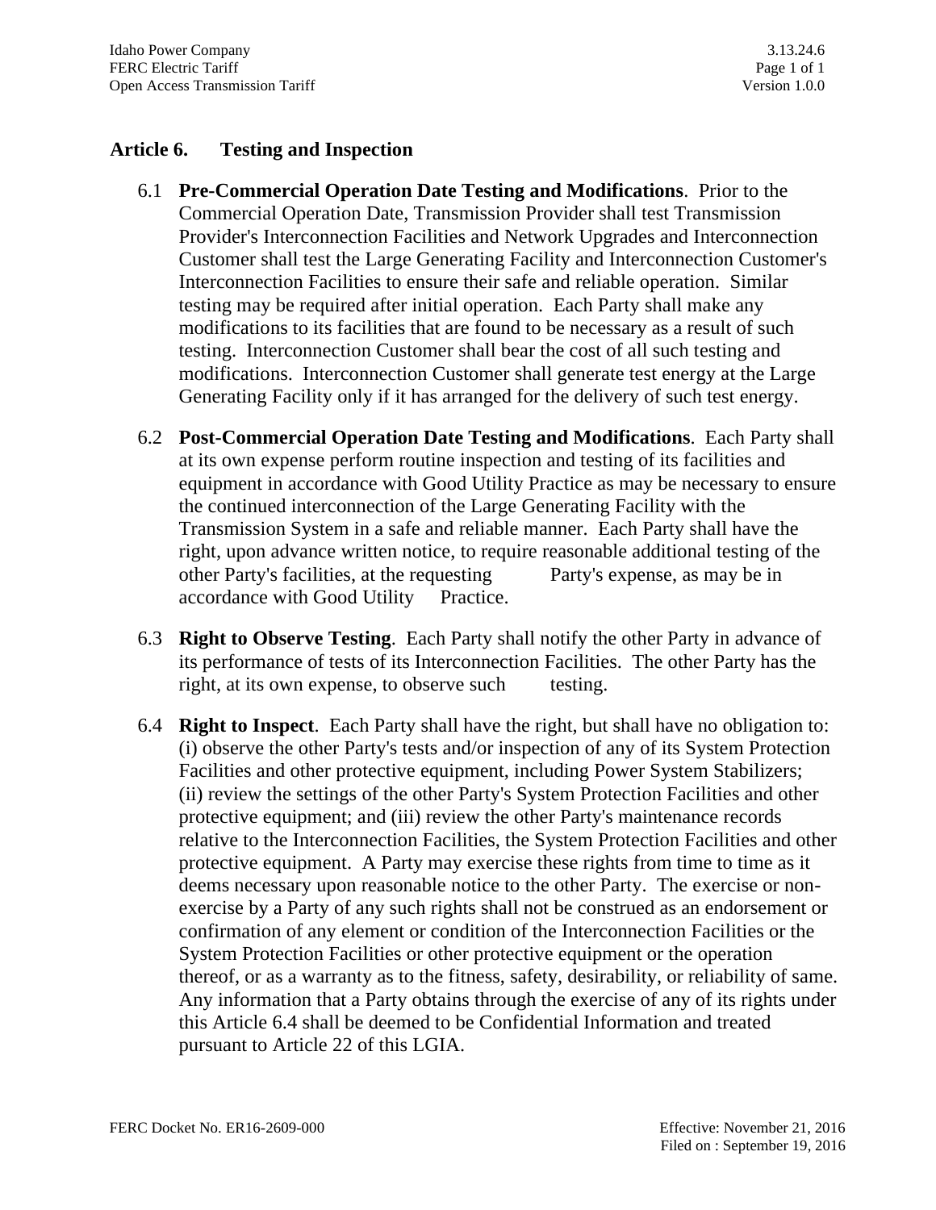## Article 6. Testing and Inspection

6.1 **Pre-Commercial Operation Date Testing and Modifications**. Prior to the Commercial Operation Date, Transmission Provider shall test Transmission Provider's Interconnection Facilities and Network Upgrades and Interconnection Customer shall test the Large Generating Facility and Interconnection Customer's Interconnection Facilities to ensure their safe and reliable operation. Similar testing may be required after initial operation. Each Party shall make any modifications to its facilities that are found to be necessary as a result of such testing. Interconnection Customer shall bear the cost of all such testing and modifications. Interconnection Customer shall generate test energy at the Large Generating Facility only if it has arranged for the delivery of such test energy.

6.2 **Post-Commercial Operation Date Testing and Modifications**. Each Party shall at its own expense perform routine inspection and testing of its facilities and equipment in accordance with Good Utility Practice as may be necessary to ensure the continued interconnection of the Large Generating Facility with the Transmission System in a safe and reliable manner. Each Party shall have the right, upon advance written notice, to require reasonable additional testing of the other Party's facilities, at the requesting Party's expense, as may be in accordance with Good Utility Practice.

6.3 **Right to Observe Testing**. Each Party shall notify the other Party in advance of its performance of tests of its Interconnection Facilities. The other Party has the right, at its own expense, to observe such testing.

6.4 **Right to Inspect**. Each Party shall have the right, but shall have no obligation to: (i) observe the other Party's tests and/or inspection of any of its System Protection Facilities and other protective equipment, including Power System Stabilizers; (ii) review the settings of the other Party's System Protection Facilities and other protective equipment; and (iii) review the other Party's maintenance records relative to the Interconnection Facilities, the System Protection Facilities and other protective equipment. A Party may exercise these rights from time to time as it deems necessary upon reasonable notice to the other Party. The exercise or non-exercise by a Party of any such rights shall not be construed as an endorsement or confirmation of any element or condition of the Interconnection Facilities or the System Protection Facilities or other protective equipment or the operation thereof, or as a warranty as to the fitness, safety, desirability, or reliability of same. Any information that a Party obtains through the exercise of any of its rights under this Article 6.4 shall be deemed to be Confidential Information and treated pursuant to Article 22 of this LGIA.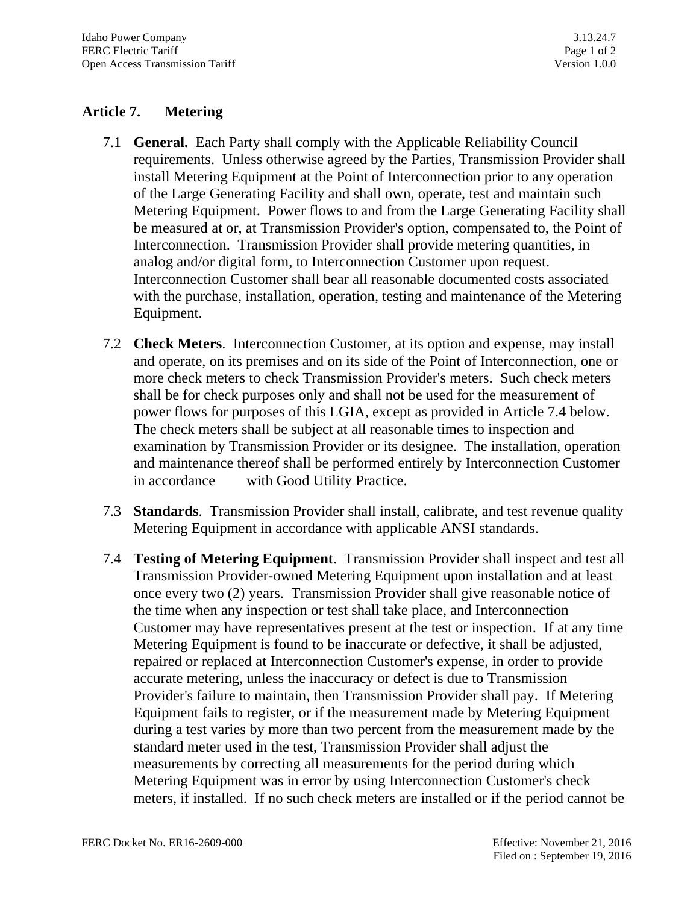## Article 7. Metering

7.1 **General.** Each Party shall comply with the Applicable Reliability Council requirements. Unless otherwise agreed by the Parties, Transmission Provider shall install Metering Equipment at the Point of Interconnection prior to any operation of the Large Generating Facility and shall own, operate, test and maintain such Metering Equipment. Power flows to and from the Large Generating Facility shall be measured at or, at Transmission Provider's option, compensated to, the Point of Interconnection. Transmission Provider shall provide metering quantities, in analog and/or digital form, to Interconnection Customer upon request. Interconnection Customer shall bear all reasonable documented costs associated with the purchase, installation, operation, testing and maintenance of the Metering Equipment.

7.2 **Check Meters**. Interconnection Customer, at its option and expense, may install and operate, on its premises and on its side of the Point of Interconnection, one or more check meters to check Transmission Provider's meters. Such check meters shall be for check purposes only and shall not be used for the measurement of power flows for purposes of this LGIA, except as provided in Article 7.4 below. The check meters shall be subject at all reasonable times to inspection and examination by Transmission Provider or its designee. The installation, operation and maintenance thereof shall be performed entirely by Interconnection Customer in accordance with Good Utility Practice.

7.3 **Standards**. Transmission Provider shall install, calibrate, and test revenue quality Metering Equipment in accordance with applicable ANSI standards.

7.4 **Testing of Metering Equipment**. Transmission Provider shall inspect and test all Transmission Provider-owned Metering Equipment upon installation and at least once every two (2) years. Transmission Provider shall give reasonable notice of the time when any inspection or test shall take place, and Interconnection Customer may have representatives present at the test or inspection. If at any time Metering Equipment is found to be inaccurate or defective, it shall be adjusted, repaired or replaced at Interconnection Customer's expense, in order to provide accurate metering, unless the inaccuracy or defect is due to Transmission Provider's failure to maintain, then Transmission Provider shall pay. If Metering Equipment fails to register, or if the measurement made by Metering Equipment during a test varies by more than two percent from the measurement made by the standard meter used in the test, Transmission Provider shall adjust the measurements by correcting all measurements for the period during which Metering Equipment was in error by using Interconnection Customer's check meters, if installed. If no such check meters are installed or if the period cannot be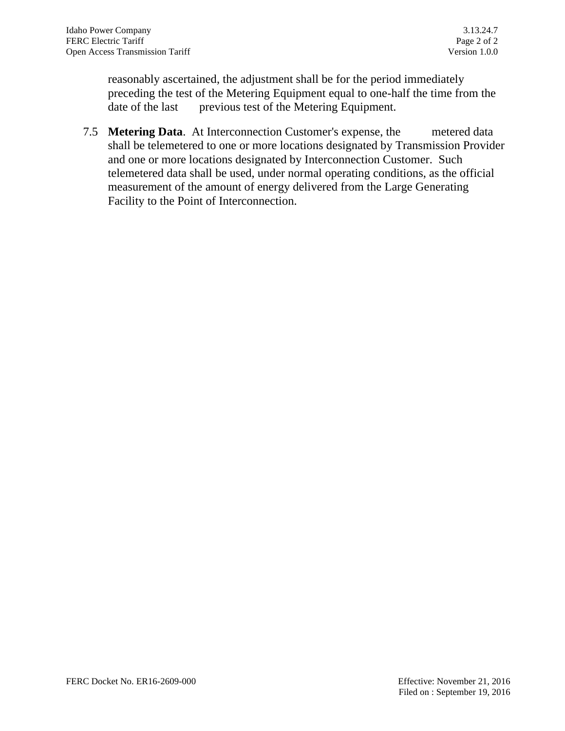reasonably ascertained, the adjustment shall be for the period immediately preceding the test of the Metering Equipment equal to one-half the time from the date of the last previous test of the Metering Equipment.

7.5 **Metering Data**. At Interconnection Customer's expense, the metered data shall be telemetered to one or more locations designated by Transmission Provider and one or more locations designated by Interconnection Customer. Such telemetered data shall be used, under normal operating conditions, as the official measurement of the amount of energy delivered from the Large Generating Facility to the Point of Interconnection.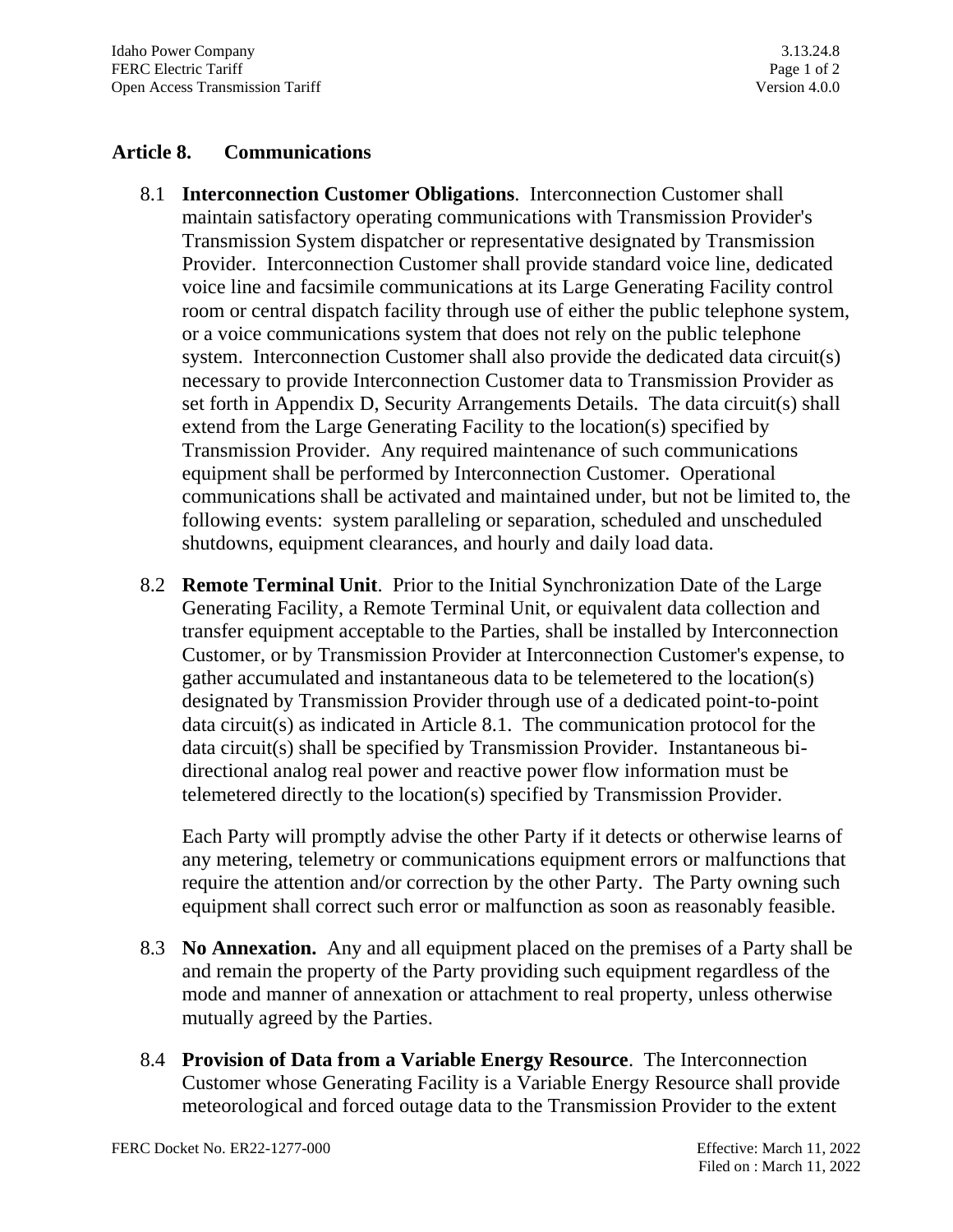## Article 8. Communications

8.1 **Interconnection Customer Obligations**. Interconnection Customer shall maintain satisfactory operating communications with Transmission Provider's Transmission System dispatcher or representative designated by Transmission Provider. Interconnection Customer shall provide standard voice line, dedicated voice line and facsimile communications at its Large Generating Facility control room or central dispatch facility through use of either the public telephone system, or a voice communications system that does not rely on the public telephone system. Interconnection Customer shall also provide the dedicated data circuit(s) necessary to provide Interconnection Customer data to Transmission Provider as set forth in Appendix D, Security Arrangements Details. The data circuit(s) shall extend from the Large Generating Facility to the location(s) specified by Transmission Provider. Any required maintenance of such communications equipment shall be performed by Interconnection Customer. Operational communications shall be activated and maintained under, but not be limited to, the following events: system paralleling or separation, scheduled and unscheduled shutdowns, equipment clearances, and hourly and daily load data.

8.2 **Remote Terminal Unit**. Prior to the Initial Synchronization Date of the Large Generating Facility, a Remote Terminal Unit, or equivalent data collection and transfer equipment acceptable to the Parties, shall be installed by Interconnection Customer, or by Transmission Provider at Interconnection Customer's expense, to gather accumulated and instantaneous data to be telemetered to the location(s) designated by Transmission Provider through use of a dedicated point-to-point data circuit(s) as indicated in Article 8.1. The communication protocol for the data circuit(s) shall be specified by Transmission Provider. Instantaneous bi-directional analog real power and reactive power flow information must be telemetered directly to the location(s) specified by Transmission Provider.

Each Party will promptly advise the other Party if it detects or otherwise learns of any metering, telemetry or communications equipment errors or malfunctions that require the attention and/or correction by the other Party. The Party owning such equipment shall correct such error or malfunction as soon as reasonably feasible.

8.3 **No Annexation.** Any and all equipment placed on the premises of a Party shall be and remain the property of the Party providing such equipment regardless of the mode and manner of annexation or attachment to real property, unless otherwise mutually agreed by the Parties.

8.4 **Provision of Data from a Variable Energy Resource**. The Interconnection Customer whose Generating Facility is a Variable Energy Resource shall provide meteorological and forced outage data to the Transmission Provider to the extent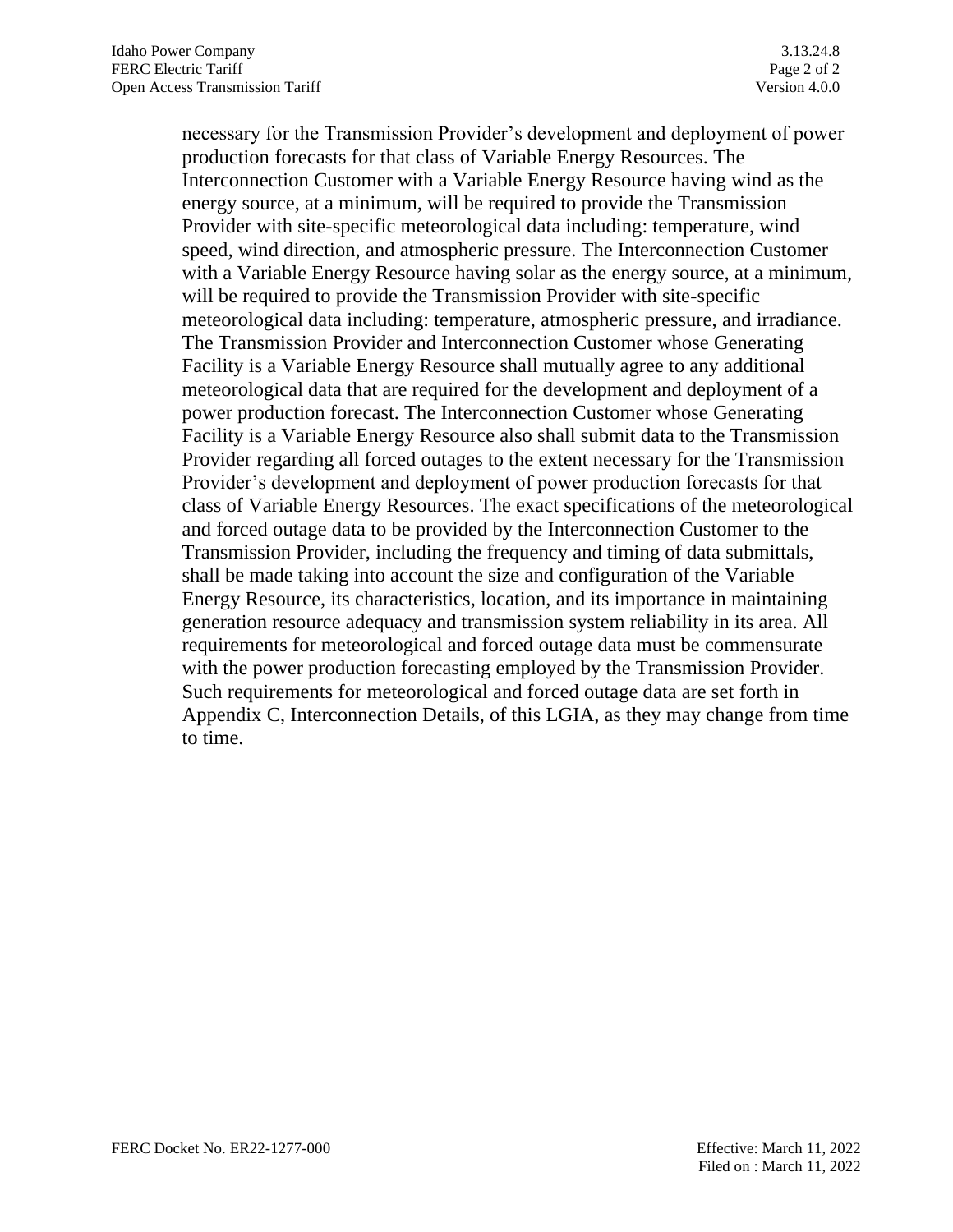necessary for the Transmission Provider's development and deployment of power production forecasts for that class of Variable Energy Resources. The Interconnection Customer with a Variable Energy Resource having wind as the energy source, at a minimum, will be required to provide the Transmission Provider with site-specific meteorological data including: temperature, wind speed, wind direction, and atmospheric pressure. The Interconnection Customer with a Variable Energy Resource having solar as the energy source, at a minimum, will be required to provide the Transmission Provider with site-specific meteorological data including: temperature, atmospheric pressure, and irradiance. The Transmission Provider and Interconnection Customer whose Generating Facility is a Variable Energy Resource shall mutually agree to any additional meteorological data that are required for the development and deployment of a power production forecast. The Interconnection Customer whose Generating Facility is a Variable Energy Resource also shall submit data to the Transmission Provider regarding all forced outages to the extent necessary for the Transmission Provider's development and deployment of power production forecasts for that class of Variable Energy Resources. The exact specifications of the meteorological and forced outage data to be provided by the Interconnection Customer to the Transmission Provider, including the frequency and timing of data submittals, shall be made taking into account the size and configuration of the Variable Energy Resource, its characteristics, location, and its importance in maintaining generation resource adequacy and transmission system reliability in its area. All requirements for meteorological and forced outage data must be commensurate with the power production forecasting employed by the Transmission Provider. Such requirements for meteorological and forced outage data are set forth in Appendix C, Interconnection Details, of this LGIA, as they may change from time to time.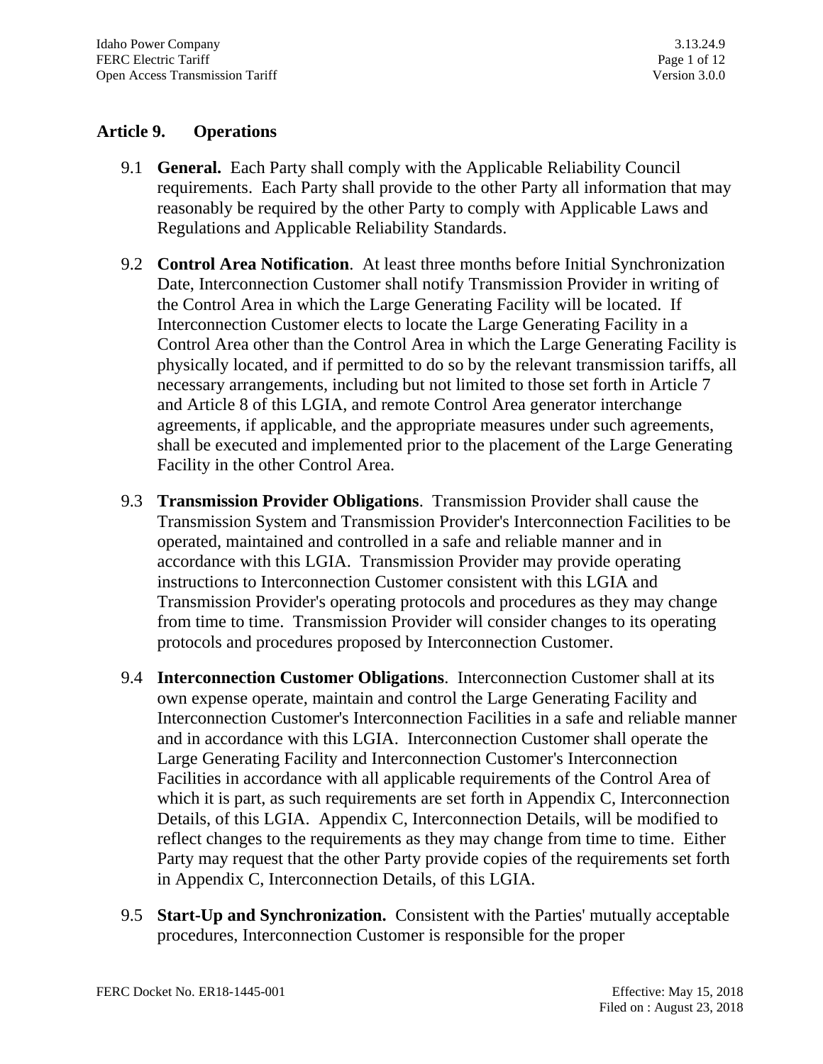## Article 9. Operations

9.1 **General.** Each Party shall comply with the Applicable Reliability Council requirements. Each Party shall provide to the other Party all information that may reasonably be required by the other Party to comply with Applicable Laws and Regulations and Applicable Reliability Standards.

9.2 **Control Area Notification**. At least three months before Initial Synchronization Date, Interconnection Customer shall notify Transmission Provider in writing of the Control Area in which the Large Generating Facility will be located. If Interconnection Customer elects to locate the Large Generating Facility in a Control Area other than the Control Area in which the Large Generating Facility is physically located, and if permitted to do so by the relevant transmission tariffs, all necessary arrangements, including but not limited to those set forth in Article 7 and Article 8 of this LGIA, and remote Control Area generator interchange agreements, if applicable, and the appropriate measures under such agreements, shall be executed and implemented prior to the placement of the Large Generating Facility in the other Control Area.

9.3 **Transmission Provider Obligations**. Transmission Provider shall cause the Transmission System and Transmission Provider's Interconnection Facilities to be operated, maintained and controlled in a safe and reliable manner and in accordance with this LGIA. Transmission Provider may provide operating instructions to Interconnection Customer consistent with this LGIA and Transmission Provider's operating protocols and procedures as they may change from time to time. Transmission Provider will consider changes to its operating protocols and procedures proposed by Interconnection Customer.

9.4 **Interconnection Customer Obligations**. Interconnection Customer shall at its own expense operate, maintain and control the Large Generating Facility and Interconnection Customer's Interconnection Facilities in a safe and reliable manner and in accordance with this LGIA. Interconnection Customer shall operate the Large Generating Facility and Interconnection Customer's Interconnection Facilities in accordance with all applicable requirements of the Control Area of which it is part, as such requirements are set forth in Appendix C, Interconnection Details, of this LGIA. Appendix C, Interconnection Details, will be modified to reflect changes to the requirements as they may change from time to time. Either Party may request that the other Party provide copies of the requirements set forth in Appendix C, Interconnection Details, of this LGIA.

9.5 **Start-Up and Synchronization.** Consistent with the Parties' mutually acceptable procedures, Interconnection Customer is responsible for the proper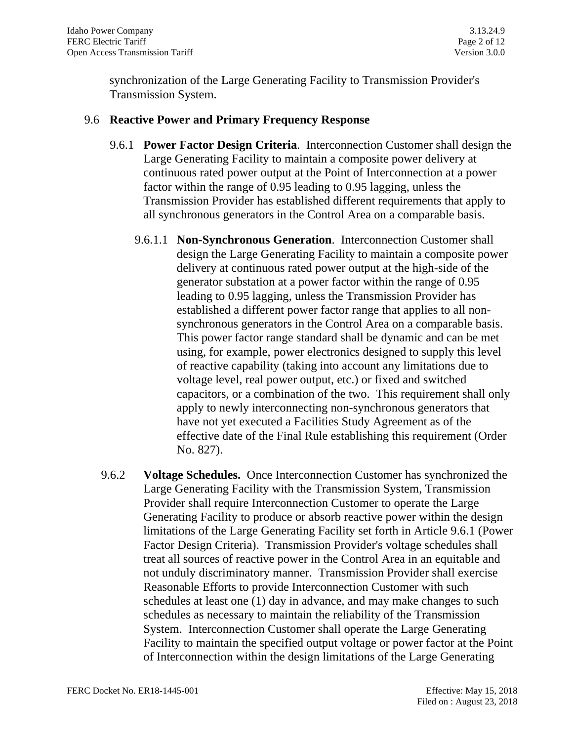synchronization of the Large Generating Facility to Transmission Provider's Transmission System.

9.6 **Reactive Power and Primary Frequency Response**

9.6.1 **Power Factor Design Criteria**. Interconnection Customer shall design the Large Generating Facility to maintain a composite power delivery at continuous rated power output at the Point of Interconnection at a power factor within the range of 0.95 leading to 0.95 lagging, unless the Transmission Provider has established different requirements that apply to all synchronous generators in the Control Area on a comparable basis.

9.6.1.1 **Non-Synchronous Generation**. Interconnection Customer shall design the Large Generating Facility to maintain a composite power delivery at continuous rated power output at the high-side of the generator substation at a power factor within the range of 0.95 leading to 0.95 lagging, unless the Transmission Provider has established a different power factor range that applies to all non-synchronous generators in the Control Area on a comparable basis. This power factor range standard shall be dynamic and can be met using, for example, power electronics designed to supply this level of reactive capability (taking into account any limitations due to voltage level, real power output, etc.) or fixed and switched capacitors, or a combination of the two. This requirement shall only apply to newly interconnecting non-synchronous generators that have not yet executed a Facilities Study Agreement as of the effective date of the Final Rule establishing this requirement (Order No. 827).

9.6.2 **Voltage Schedules.** Once Interconnection Customer has synchronized the Large Generating Facility with the Transmission System, Transmission Provider shall require Interconnection Customer to operate the Large Generating Facility to produce or absorb reactive power within the design limitations of the Large Generating Facility set forth in Article 9.6.1 (Power Factor Design Criteria). Transmission Provider's voltage schedules shall treat all sources of reactive power in the Control Area in an equitable and not unduly discriminatory manner. Transmission Provider shall exercise Reasonable Efforts to provide Interconnection Customer with such schedules at least one (1) day in advance, and may make changes to such schedules as necessary to maintain the reliability of the Transmission System. Interconnection Customer shall operate the Large Generating Facility to maintain the specified output voltage or power factor at the Point of Interconnection within the design limitations of the Large Generating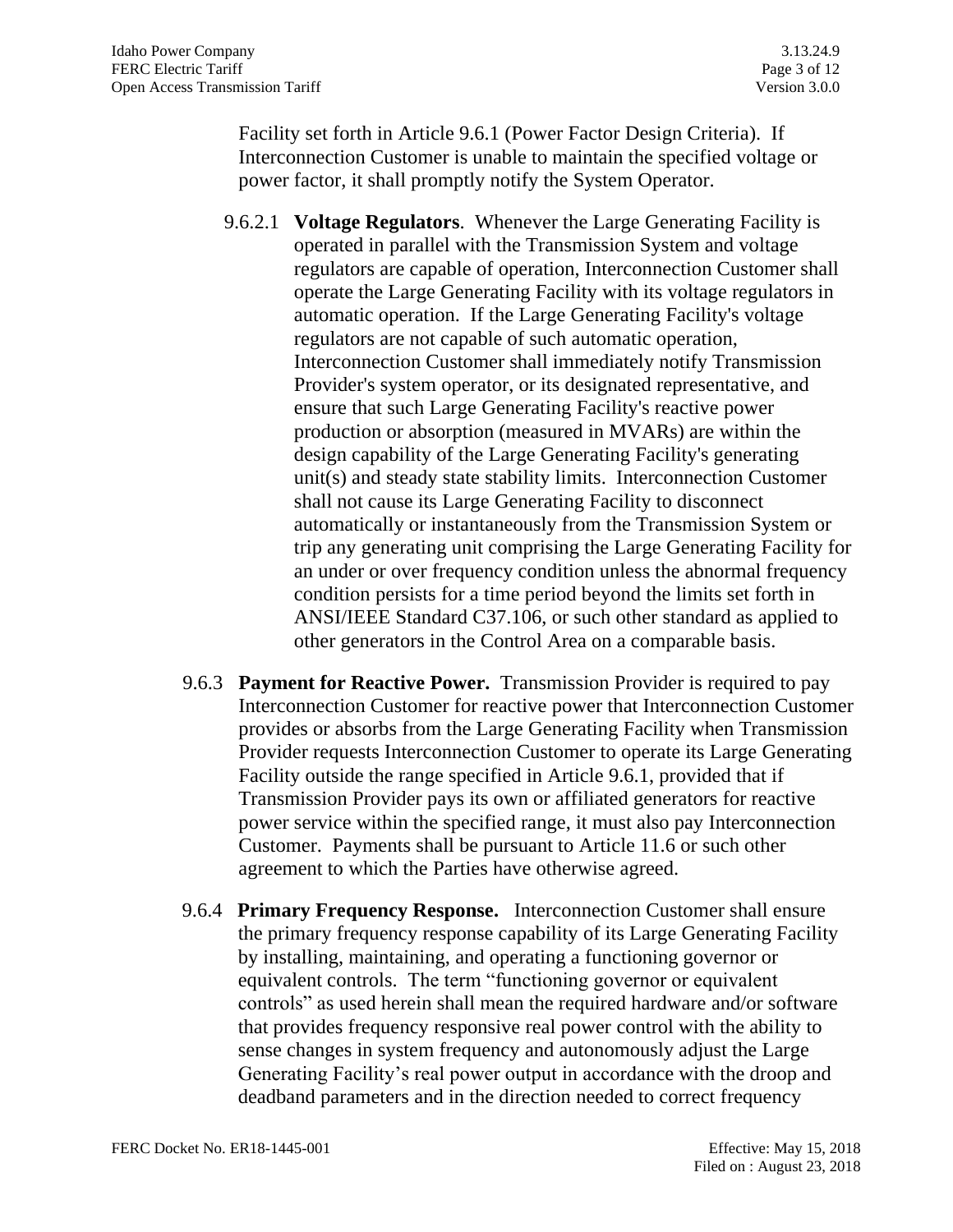Facility set forth in Article 9.6.1 (Power Factor Design Criteria). If Interconnection Customer is unable to maintain the specified voltage or power factor, it shall promptly notify the System Operator.

9.6.2.1 **Voltage Regulators**. Whenever the Large Generating Facility is operated in parallel with the Transmission System and voltage regulators are capable of operation, Interconnection Customer shall operate the Large Generating Facility with its voltage regulators in automatic operation. If the Large Generating Facility's voltage regulators are not capable of such automatic operation, Interconnection Customer shall immediately notify Transmission Provider's system operator, or its designated representative, and ensure that such Large Generating Facility's reactive power production or absorption (measured in MVARs) are within the design capability of the Large Generating Facility's generating unit(s) and steady state stability limits. Interconnection Customer shall not cause its Large Generating Facility to disconnect automatically or instantaneously from the Transmission System or trip any generating unit comprising the Large Generating Facility for an under or over frequency condition unless the abnormal frequency condition persists for a time period beyond the limits set forth in ANSI/IEEE Standard C37.106, or such other standard as applied to other generators in the Control Area on a comparable basis.

9.6.3 **Payment for Reactive Power.** Transmission Provider is required to pay Interconnection Customer for reactive power that Interconnection Customer provides or absorbs from the Large Generating Facility when Transmission Provider requests Interconnection Customer to operate its Large Generating Facility outside the range specified in Article 9.6.1, provided that if Transmission Provider pays its own or affiliated generators for reactive power service within the specified range, it must also pay Interconnection Customer. Payments shall be pursuant to Article 11.6 or such other agreement to which the Parties have otherwise agreed.

9.6.4 **Primary Frequency Response.** Interconnection Customer shall ensure the primary frequency response capability of its Large Generating Facility by installing, maintaining, and operating a functioning governor or equivalent controls. The term "functioning governor or equivalent controls" as used herein shall mean the required hardware and/or software that provides frequency responsive real power control with the ability to sense changes in system frequency and autonomously adjust the Large Generating Facility's real power output in accordance with the droop and deadband parameters and in the direction needed to correct frequency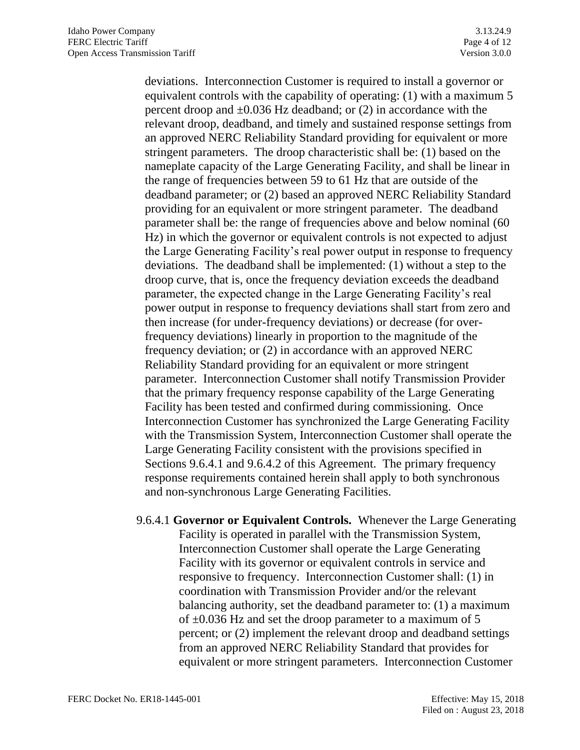deviations. Interconnection Customer is required to install a governor or equivalent controls with the capability of operating: (1) with a maximum 5 percent droop and ±0.036 Hz deadband; or (2) in accordance with the relevant droop, deadband, and timely and sustained response settings from an approved NERC Reliability Standard providing for equivalent or more stringent parameters. The droop characteristic shall be: (1) based on the nameplate capacity of the Large Generating Facility, and shall be linear in the range of frequencies between 59 to 61 Hz that are outside of the deadband parameter; or (2) based an approved NERC Reliability Standard providing for an equivalent or more stringent parameter. The deadband parameter shall be: the range of frequencies above and below nominal (60 Hz) in which the governor or equivalent controls is not expected to adjust the Large Generating Facility's real power output in response to frequency deviations. The deadband shall be implemented: (1) without a step to the droop curve, that is, once the frequency deviation exceeds the deadband parameter, the expected change in the Large Generating Facility's real power output in response to frequency deviations shall start from zero and then increase (for under-frequency deviations) or decrease (for over-frequency deviations) linearly in proportion to the magnitude of the frequency deviation; or (2) in accordance with an approved NERC Reliability Standard providing for an equivalent or more stringent parameter. Interconnection Customer shall notify Transmission Provider that the primary frequency response capability of the Large Generating Facility has been tested and confirmed during commissioning. Once Interconnection Customer has synchronized the Large Generating Facility with the Transmission System, Interconnection Customer shall operate the Large Generating Facility consistent with the provisions specified in Sections 9.6.4.1 and 9.6.4.2 of this Agreement. The primary frequency response requirements contained herein shall apply to both synchronous and non-synchronous Large Generating Facilities.

9.6.4.1 **Governor or Equivalent Controls.** Whenever the Large Generating Facility is operated in parallel with the Transmission System, Interconnection Customer shall operate the Large Generating Facility with its governor or equivalent controls in service and responsive to frequency. Interconnection Customer shall: (1) in coordination with Transmission Provider and/or the relevant balancing authority, set the deadband parameter to: (1) a maximum of ±0.036 Hz and set the droop parameter to a maximum of 5 percent; or (2) implement the relevant droop and deadband settings from an approved NERC Reliability Standard that provides for equivalent or more stringent parameters. Interconnection Customer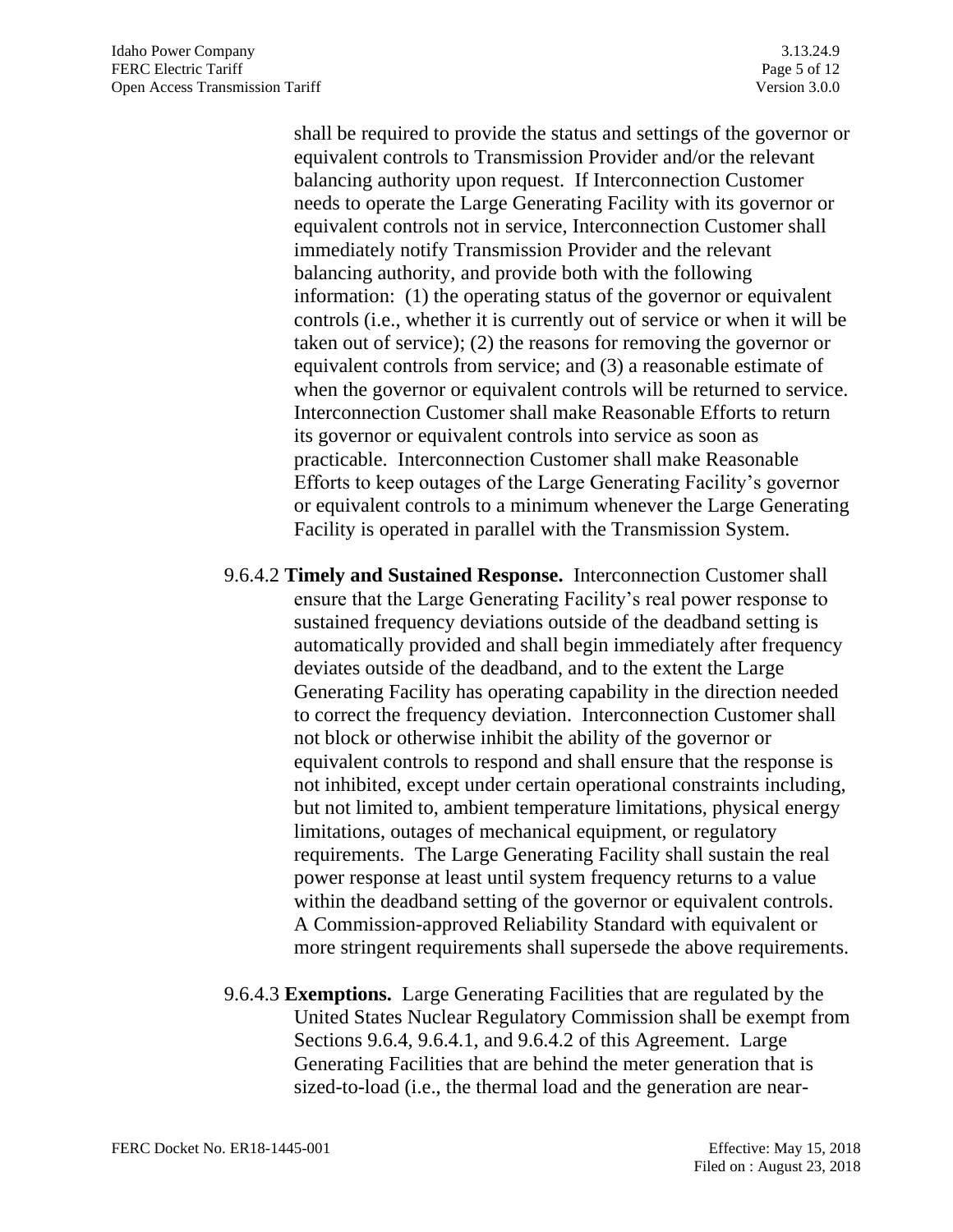shall be required to provide the status and settings of the governor or equivalent controls to Transmission Provider and/or the relevant balancing authority upon request. If Interconnection Customer needs to operate the Large Generating Facility with its governor or equivalent controls not in service, Interconnection Customer shall immediately notify Transmission Provider and the relevant balancing authority, and provide both with the following information: (1) the operating status of the governor or equivalent controls (i.e., whether it is currently out of service or when it will be taken out of service); (2) the reasons for removing the governor or equivalent controls from service; and (3) a reasonable estimate of when the governor or equivalent controls will be returned to service. Interconnection Customer shall make Reasonable Efforts to return its governor or equivalent controls into service as soon as practicable. Interconnection Customer shall make Reasonable Efforts to keep outages of the Large Generating Facility's governor or equivalent controls to a minimum whenever the Large Generating Facility is operated in parallel with the Transmission System.

9.6.4.2 **Timely and Sustained Response.** Interconnection Customer shall ensure that the Large Generating Facility's real power response to sustained frequency deviations outside of the deadband setting is automatically provided and shall begin immediately after frequency deviates outside of the deadband, and to the extent the Large Generating Facility has operating capability in the direction needed to correct the frequency deviation. Interconnection Customer shall not block or otherwise inhibit the ability of the governor or equivalent controls to respond and shall ensure that the response is not inhibited, except under certain operational constraints including, but not limited to, ambient temperature limitations, physical energy limitations, outages of mechanical equipment, or regulatory requirements. The Large Generating Facility shall sustain the real power response at least until system frequency returns to a value within the deadband setting of the governor or equivalent controls. A Commission-approved Reliability Standard with equivalent or more stringent requirements shall supersede the above requirements.

9.6.4.3 **Exemptions.** Large Generating Facilities that are regulated by the United States Nuclear Regulatory Commission shall be exempt from Sections 9.6.4, 9.6.4.1, and 9.6.4.2 of this Agreement. Large Generating Facilities that are behind the meter generation that is sized-to-load (i.e., the thermal load and the generation are near-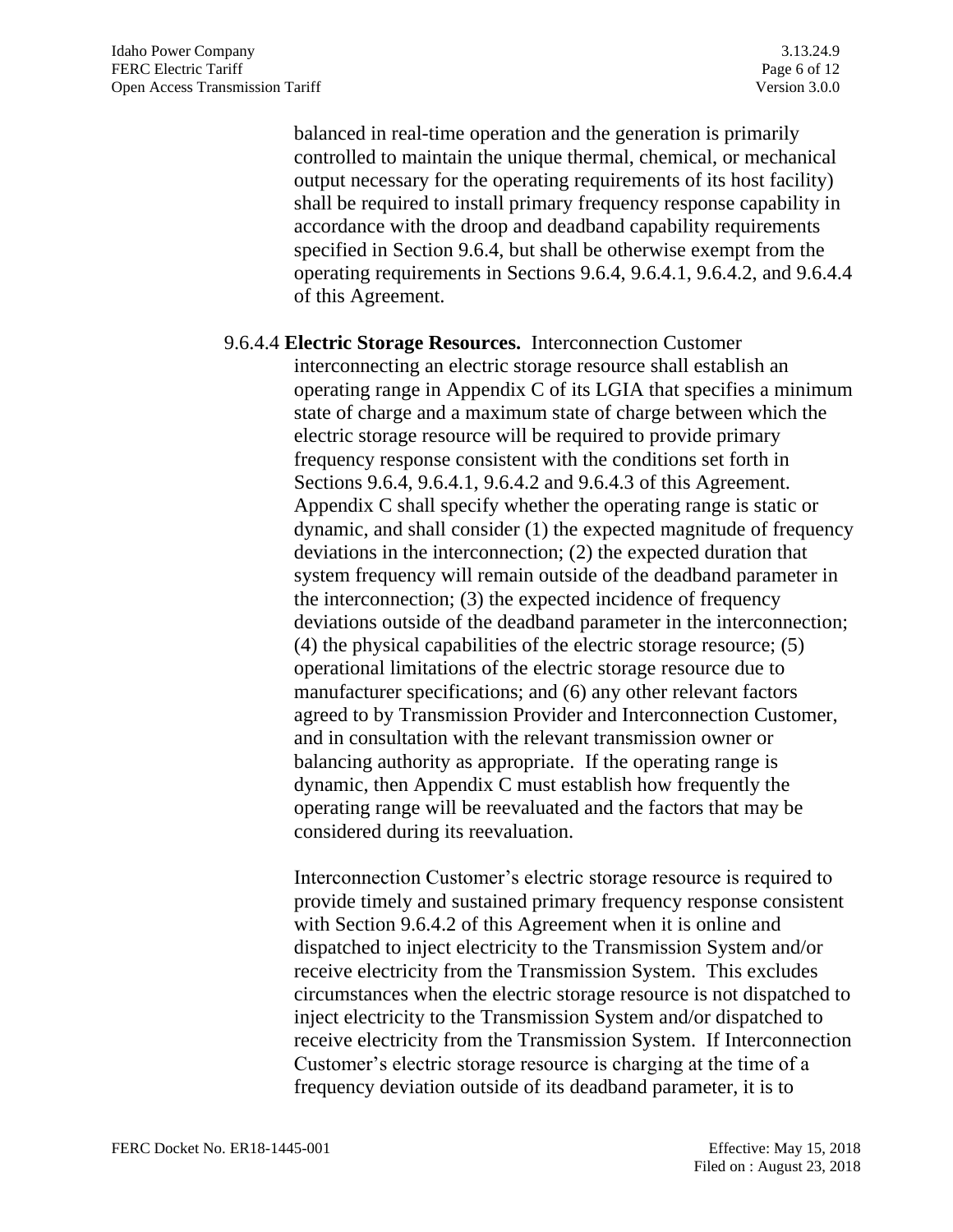balanced in real-time operation and the generation is primarily controlled to maintain the unique thermal, chemical, or mechanical output necessary for the operating requirements of its host facility) shall be required to install primary frequency response capability in accordance with the droop and deadband capability requirements specified in Section 9.6.4, but shall be otherwise exempt from the operating requirements in Sections 9.6.4, 9.6.4.1, 9.6.4.2, and 9.6.4.4 of this Agreement.

9.6.4.4 **Electric Storage Resources.** Interconnection Customer interconnecting an electric storage resource shall establish an operating range in Appendix C of its LGIA that specifies a minimum state of charge and a maximum state of charge between which the electric storage resource will be required to provide primary frequency response consistent with the conditions set forth in Sections 9.6.4, 9.6.4.1, 9.6.4.2 and 9.6.4.3 of this Agreement. Appendix C shall specify whether the operating range is static or dynamic, and shall consider (1) the expected magnitude of frequency deviations in the interconnection; (2) the expected duration that system frequency will remain outside of the deadband parameter in the interconnection; (3) the expected incidence of frequency deviations outside of the deadband parameter in the interconnection; (4) the physical capabilities of the electric storage resource; (5) operational limitations of the electric storage resource due to manufacturer specifications; and (6) any other relevant factors agreed to by Transmission Provider and Interconnection Customer, and in consultation with the relevant transmission owner or balancing authority as appropriate. If the operating range is dynamic, then Appendix C must establish how frequently the operating range will be reevaluated and the factors that may be considered during its reevaluation.

Interconnection Customer's electric storage resource is required to provide timely and sustained primary frequency response consistent with Section 9.6.4.2 of this Agreement when it is online and dispatched to inject electricity to the Transmission System and/or receive electricity from the Transmission System. This excludes circumstances when the electric storage resource is not dispatched to inject electricity to the Transmission System and/or dispatched to receive electricity from the Transmission System. If Interconnection Customer's electric storage resource is charging at the time of a frequency deviation outside of its deadband parameter, it is to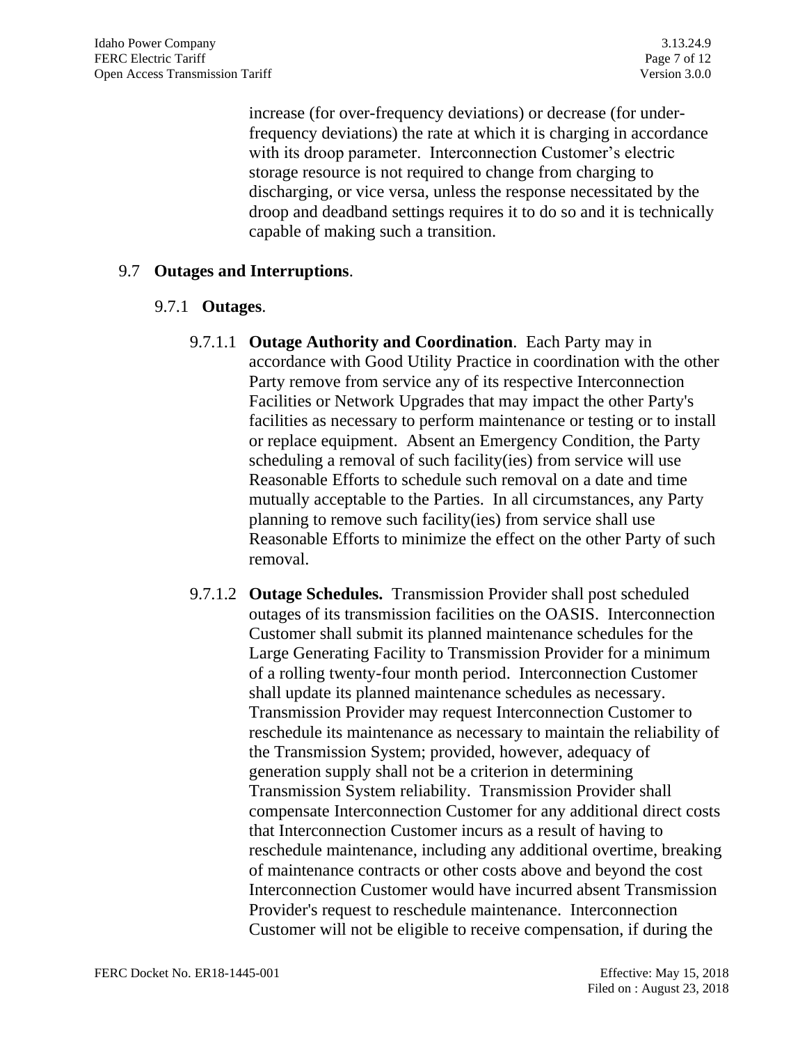increase (for over-frequency deviations) or decrease (for under-frequency deviations) the rate at which it is charging in accordance with its droop parameter. Interconnection Customer's electric storage resource is not required to change from charging to discharging, or vice versa, unless the response necessitated by the droop and deadband settings requires it to do so and it is technically capable of making such a transition.

9.7 **Outages and Interruptions**.

9.7.1 **Outages**.

9.7.1.1 **Outage Authority and Coordination**. Each Party may in accordance with Good Utility Practice in coordination with the other Party remove from service any of its respective Interconnection Facilities or Network Upgrades that may impact the other Party's facilities as necessary to perform maintenance or testing or to install or replace equipment. Absent an Emergency Condition, the Party scheduling a removal of such facility(ies) from service will use Reasonable Efforts to schedule such removal on a date and time mutually acceptable to the Parties. In all circumstances, any Party planning to remove such facility(ies) from service shall use Reasonable Efforts to minimize the effect on the other Party of such removal.

9.7.1.2 **Outage Schedules.** Transmission Provider shall post scheduled outages of its transmission facilities on the OASIS. Interconnection Customer shall submit its planned maintenance schedules for the Large Generating Facility to Transmission Provider for a minimum of a rolling twenty-four month period. Interconnection Customer shall update its planned maintenance schedules as necessary. Transmission Provider may request Interconnection Customer to reschedule its maintenance as necessary to maintain the reliability of the Transmission System; provided, however, adequacy of generation supply shall not be a criterion in determining Transmission System reliability. Transmission Provider shall compensate Interconnection Customer for any additional direct costs that Interconnection Customer incurs as a result of having to reschedule maintenance, including any additional overtime, breaking of maintenance contracts or other costs above and beyond the cost Interconnection Customer would have incurred absent Transmission Provider's request to reschedule maintenance. Interconnection Customer will not be eligible to receive compensation, if during the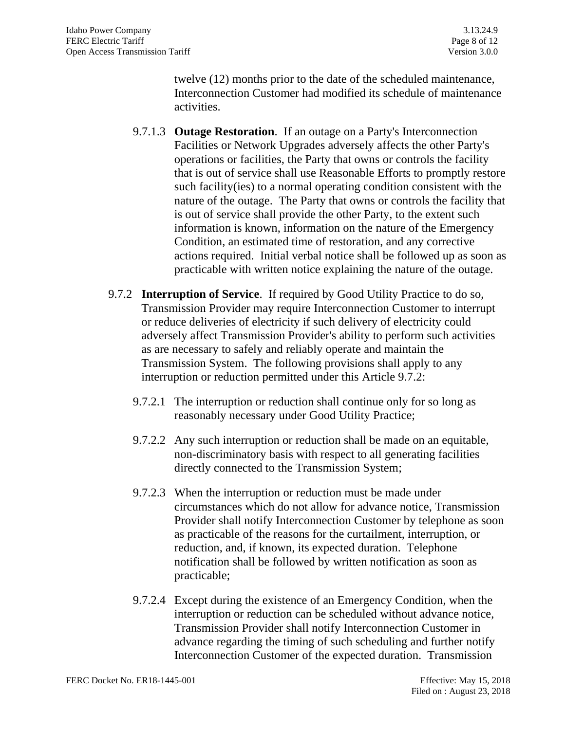twelve (12) months prior to the date of the scheduled maintenance, Interconnection Customer had modified its schedule of maintenance activities.

9.7.1.3 **Outage Restoration**. If an outage on a Party's Interconnection Facilities or Network Upgrades adversely affects the other Party's operations or facilities, the Party that owns or controls the facility that is out of service shall use Reasonable Efforts to promptly restore such facility(ies) to a normal operating condition consistent with the nature of the outage. The Party that owns or controls the facility that is out of service shall provide the other Party, to the extent such information is known, information on the nature of the Emergency Condition, an estimated time of restoration, and any corrective actions required. Initial verbal notice shall be followed up as soon as practicable with written notice explaining the nature of the outage.

9.7.2 **Interruption of Service**. If required by Good Utility Practice to do so, Transmission Provider may require Interconnection Customer to interrupt or reduce deliveries of electricity if such delivery of electricity could adversely affect Transmission Provider's ability to perform such activities as are necessary to safely and reliably operate and maintain the Transmission System. The following provisions shall apply to any interruption or reduction permitted under this Article 9.7.2:

9.7.2.1 The interruption or reduction shall continue only for so long as reasonably necessary under Good Utility Practice;

9.7.2.2 Any such interruption or reduction shall be made on an equitable, non-discriminatory basis with respect to all generating facilities directly connected to the Transmission System;

9.7.2.3 When the interruption or reduction must be made under circumstances which do not allow for advance notice, Transmission Provider shall notify Interconnection Customer by telephone as soon as practicable of the reasons for the curtailment, interruption, or reduction, and, if known, its expected duration. Telephone notification shall be followed by written notification as soon as practicable;

9.7.2.4 Except during the existence of an Emergency Condition, when the interruption or reduction can be scheduled without advance notice, Transmission Provider shall notify Interconnection Customer in advance regarding the timing of such scheduling and further notify Interconnection Customer of the expected duration. Transmission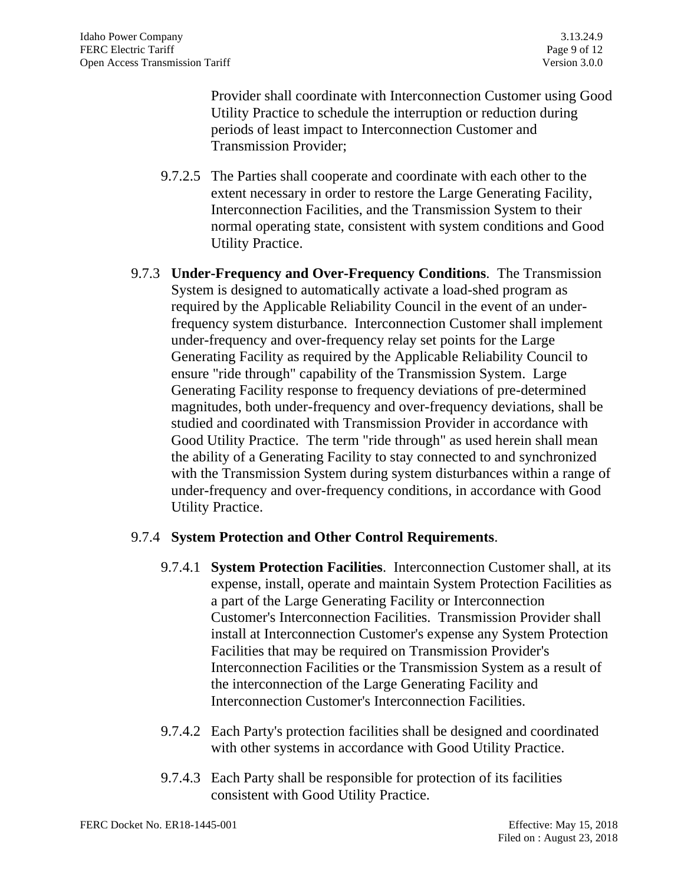Provider shall coordinate with Interconnection Customer using Good Utility Practice to schedule the interruption or reduction during periods of least impact to Interconnection Customer and Transmission Provider;

9.7.2.5 The Parties shall cooperate and coordinate with each other to the extent necessary in order to restore the Large Generating Facility, Interconnection Facilities, and the Transmission System to their normal operating state, consistent with system conditions and Good Utility Practice.

9.7.3 **Under-Frequency and Over-Frequency Conditions**. The Transmission System is designed to automatically activate a load-shed program as required by the Applicable Reliability Council in the event of an under-frequency system disturbance. Interconnection Customer shall implement under-frequency and over-frequency relay set points for the Large Generating Facility as required by the Applicable Reliability Council to ensure "ride through" capability of the Transmission System. Large Generating Facility response to frequency deviations of pre-determined magnitudes, both under-frequency and over-frequency deviations, shall be studied and coordinated with Transmission Provider in accordance with Good Utility Practice. The term "ride through" as used herein shall mean the ability of a Generating Facility to stay connected to and synchronized with the Transmission System during system disturbances within a range of under-frequency and over-frequency conditions, in accordance with Good Utility Practice.

9.7.4 **System Protection and Other Control Requirements**.

9.7.4.1 **System Protection Facilities**. Interconnection Customer shall, at its expense, install, operate and maintain System Protection Facilities as a part of the Large Generating Facility or Interconnection Customer's Interconnection Facilities. Transmission Provider shall install at Interconnection Customer's expense any System Protection Facilities that may be required on Transmission Provider's Interconnection Facilities or the Transmission System as a result of the interconnection of the Large Generating Facility and Interconnection Customer's Interconnection Facilities.

9.7.4.2 Each Party's protection facilities shall be designed and coordinated with other systems in accordance with Good Utility Practice.

9.7.4.3 Each Party shall be responsible for protection of its facilities consistent with Good Utility Practice.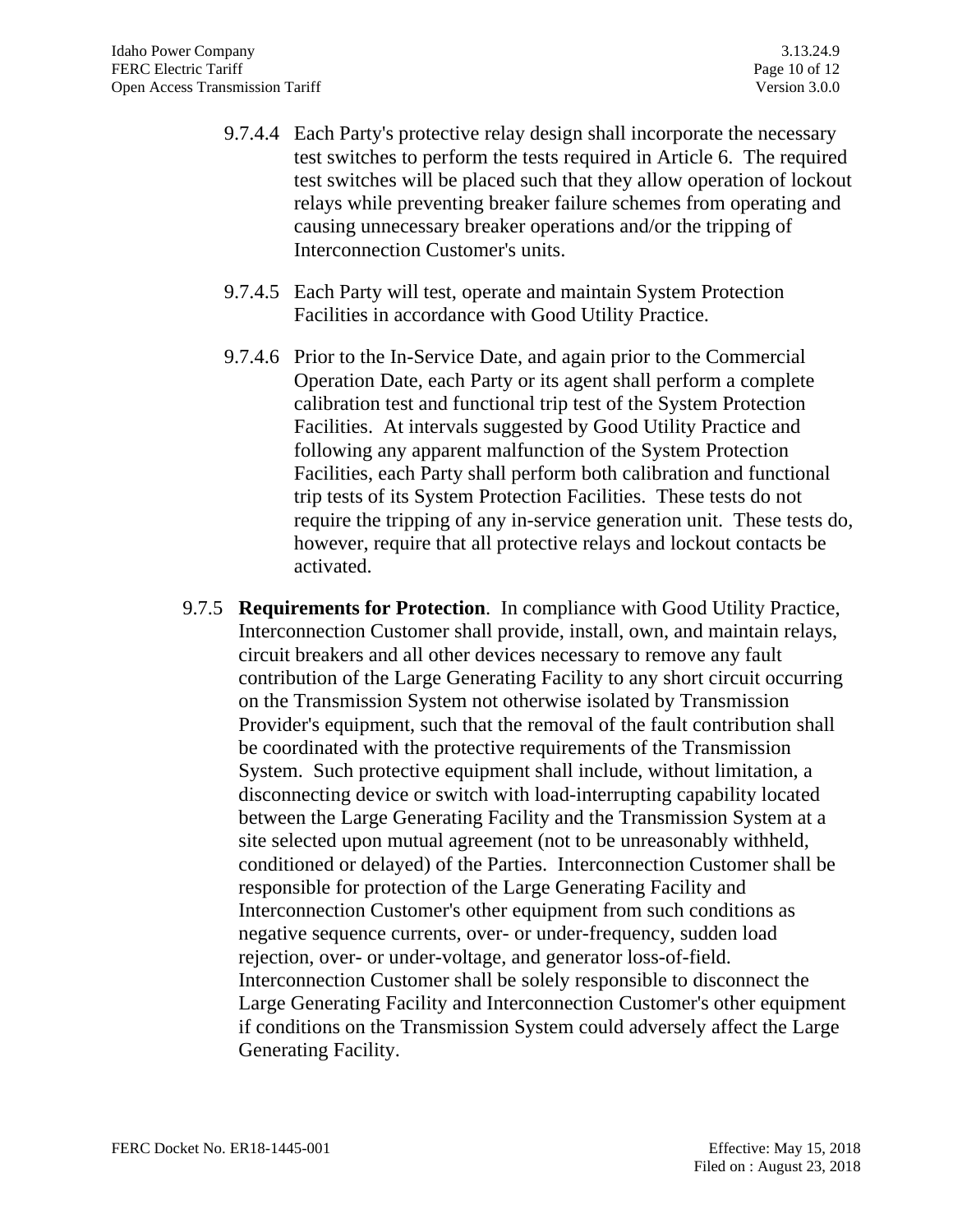9.7.4.4 Each Party's protective relay design shall incorporate the necessary test switches to perform the tests required in Article 6. The required test switches will be placed such that they allow operation of lockout relays while preventing breaker failure schemes from operating and causing unnecessary breaker operations and/or the tripping of Interconnection Customer's units.

9.7.4.5 Each Party will test, operate and maintain System Protection Facilities in accordance with Good Utility Practice.

9.7.4.6 Prior to the In-Service Date, and again prior to the Commercial Operation Date, each Party or its agent shall perform a complete calibration test and functional trip test of the System Protection Facilities. At intervals suggested by Good Utility Practice and following any apparent malfunction of the System Protection Facilities, each Party shall perform both calibration and functional trip tests of its System Protection Facilities. These tests do not require the tripping of any in-service generation unit. These tests do, however, require that all protective relays and lockout contacts be activated.

9.7.5 **Requirements for Protection**. In compliance with Good Utility Practice, Interconnection Customer shall provide, install, own, and maintain relays, circuit breakers and all other devices necessary to remove any fault contribution of the Large Generating Facility to any short circuit occurring on the Transmission System not otherwise isolated by Transmission Provider's equipment, such that the removal of the fault contribution shall be coordinated with the protective requirements of the Transmission System. Such protective equipment shall include, without limitation, a disconnecting device or switch with load-interrupting capability located between the Large Generating Facility and the Transmission System at a site selected upon mutual agreement (not to be unreasonably withheld, conditioned or delayed) of the Parties. Interconnection Customer shall be responsible for protection of the Large Generating Facility and Interconnection Customer's other equipment from such conditions as negative sequence currents, over- or under-frequency, sudden load rejection, over- or under-voltage, and generator loss-of-field. Interconnection Customer shall be solely responsible to disconnect the Large Generating Facility and Interconnection Customer's other equipment if conditions on the Transmission System could adversely affect the Large Generating Facility.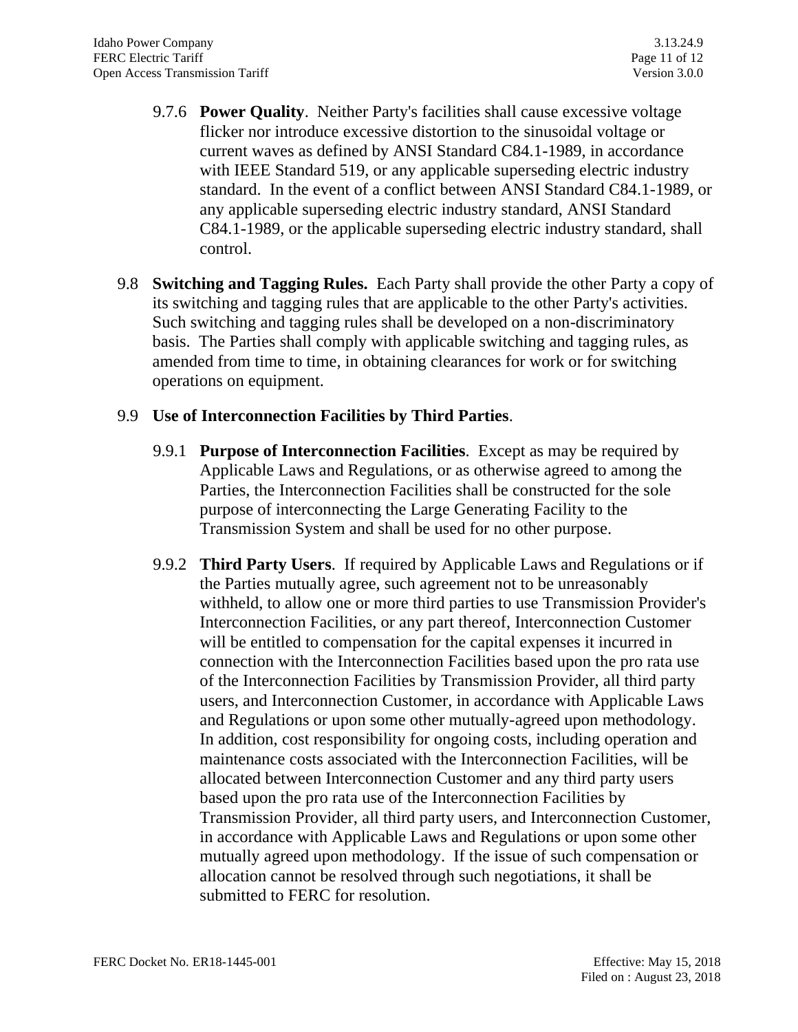9.7.6 **Power Quality**. Neither Party's facilities shall cause excessive voltage flicker nor introduce excessive distortion to the sinusoidal voltage or current waves as defined by ANSI Standard C84.1-1989, in accordance with IEEE Standard 519, or any applicable superseding electric industry standard. In the event of a conflict between ANSI Standard C84.1-1989, or any applicable superseding electric industry standard, ANSI Standard C84.1-1989, or the applicable superseding electric industry standard, shall control.

9.8 **Switching and Tagging Rules.** Each Party shall provide the other Party a copy of its switching and tagging rules that are applicable to the other Party's activities. Such switching and tagging rules shall be developed on a non-discriminatory basis. The Parties shall comply with applicable switching and tagging rules, as amended from time to time, in obtaining clearances for work or for switching operations on equipment.

9.9 **Use of Interconnection Facilities by Third Parties**.

9.9.1 **Purpose of Interconnection Facilities**. Except as may be required by Applicable Laws and Regulations, or as otherwise agreed to among the Parties, the Interconnection Facilities shall be constructed for the sole purpose of interconnecting the Large Generating Facility to the Transmission System and shall be used for no other purpose.

9.9.2 **Third Party Users**. If required by Applicable Laws and Regulations or if the Parties mutually agree, such agreement not to be unreasonably withheld, to allow one or more third parties to use Transmission Provider's Interconnection Facilities, or any part thereof, Interconnection Customer will be entitled to compensation for the capital expenses it incurred in connection with the Interconnection Facilities based upon the pro rata use of the Interconnection Facilities by Transmission Provider, all third party users, and Interconnection Customer, in accordance with Applicable Laws and Regulations or upon some other mutually-agreed upon methodology. In addition, cost responsibility for ongoing costs, including operation and maintenance costs associated with the Interconnection Facilities, will be allocated between Interconnection Customer and any third party users based upon the pro rata use of the Interconnection Facilities by Transmission Provider, all third party users, and Interconnection Customer, in accordance with Applicable Laws and Regulations or upon some other mutually agreed upon methodology. If the issue of such compensation or allocation cannot be resolved through such negotiations, it shall be submitted to FERC for resolution.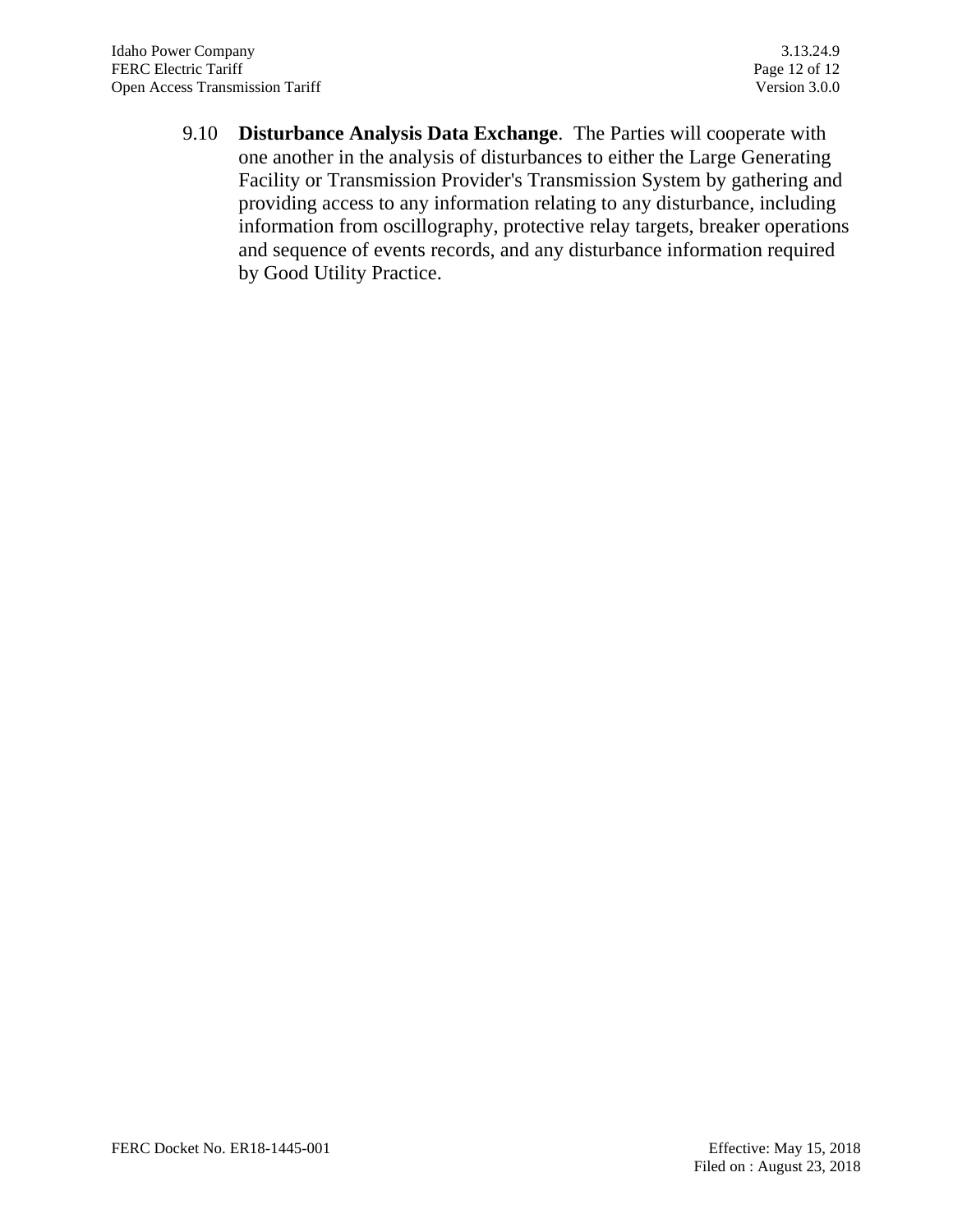9.10 **Disturbance Analysis Data Exchange**. The Parties will cooperate with one another in the analysis of disturbances to either the Large Generating Facility or Transmission Provider's Transmission System by gathering and providing access to any information relating to any disturbance, including information from oscillography, protective relay targets, breaker operations and sequence of events records, and any disturbance information required by Good Utility Practice.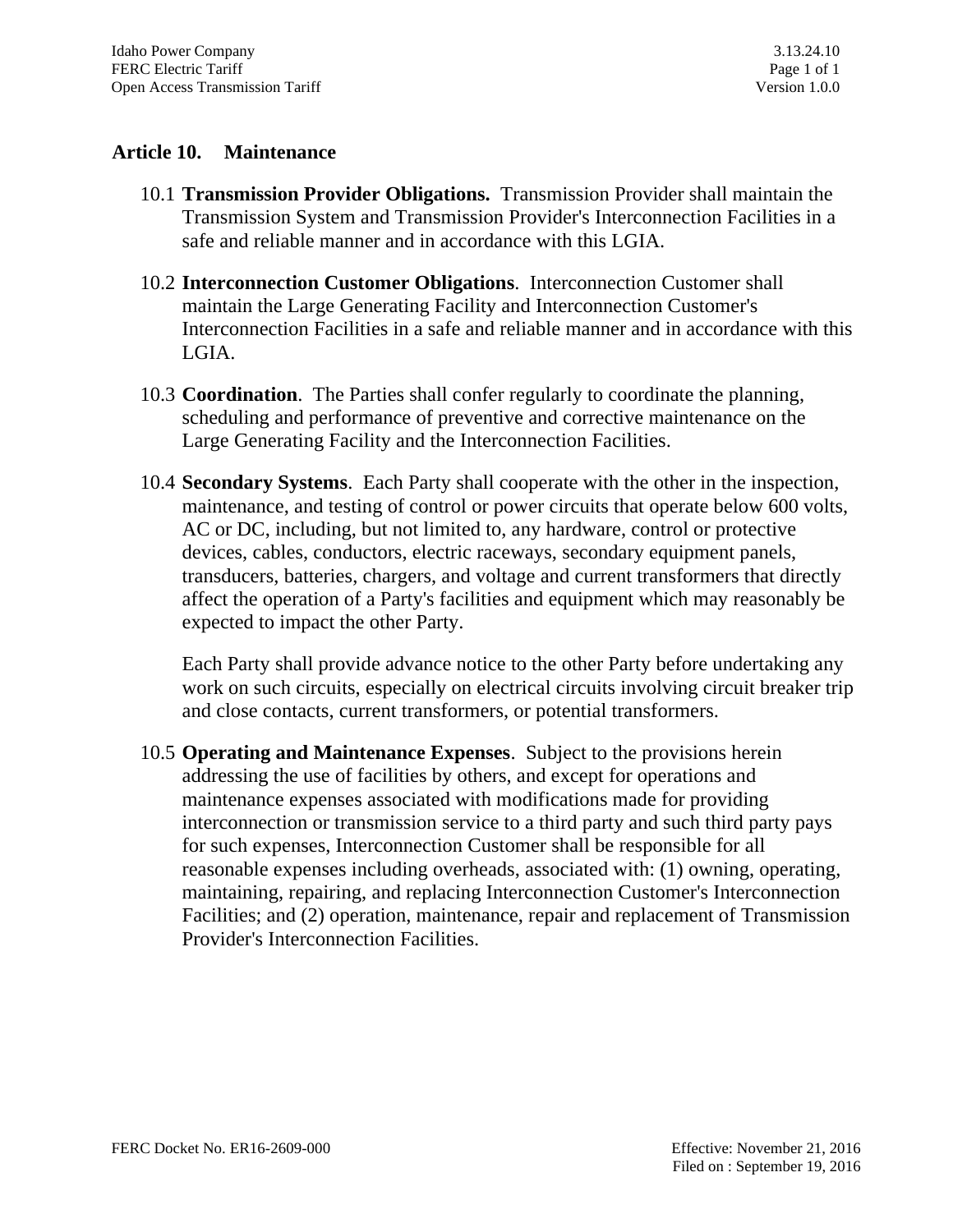## Article 10. Maintenance

10.1 **Transmission Provider Obligations.** Transmission Provider shall maintain the Transmission System and Transmission Provider's Interconnection Facilities in a safe and reliable manner and in accordance with this LGIA.

10.2 **Interconnection Customer Obligations**. Interconnection Customer shall maintain the Large Generating Facility and Interconnection Customer's Interconnection Facilities in a safe and reliable manner and in accordance with this LGIA.

10.3 **Coordination**. The Parties shall confer regularly to coordinate the planning, scheduling and performance of preventive and corrective maintenance on the Large Generating Facility and the Interconnection Facilities.

10.4 **Secondary Systems**. Each Party shall cooperate with the other in the inspection, maintenance, and testing of control or power circuits that operate below 600 volts, AC or DC, including, but not limited to, any hardware, control or protective devices, cables, conductors, electric raceways, secondary equipment panels, transducers, batteries, chargers, and voltage and current transformers that directly affect the operation of a Party's facilities and equipment which may reasonably be expected to impact the other Party.

Each Party shall provide advance notice to the other Party before undertaking any work on such circuits, especially on electrical circuits involving circuit breaker trip and close contacts, current transformers, or potential transformers.

10.5 **Operating and Maintenance Expenses**. Subject to the provisions herein addressing the use of facilities by others, and except for operations and maintenance expenses associated with modifications made for providing interconnection or transmission service to a third party and such third party pays for such expenses, Interconnection Customer shall be responsible for all reasonable expenses including overheads, associated with: (1) owning, operating, maintaining, repairing, and replacing Interconnection Customer's Interconnection Facilities; and (2) operation, maintenance, repair and replacement of Transmission Provider's Interconnection Facilities.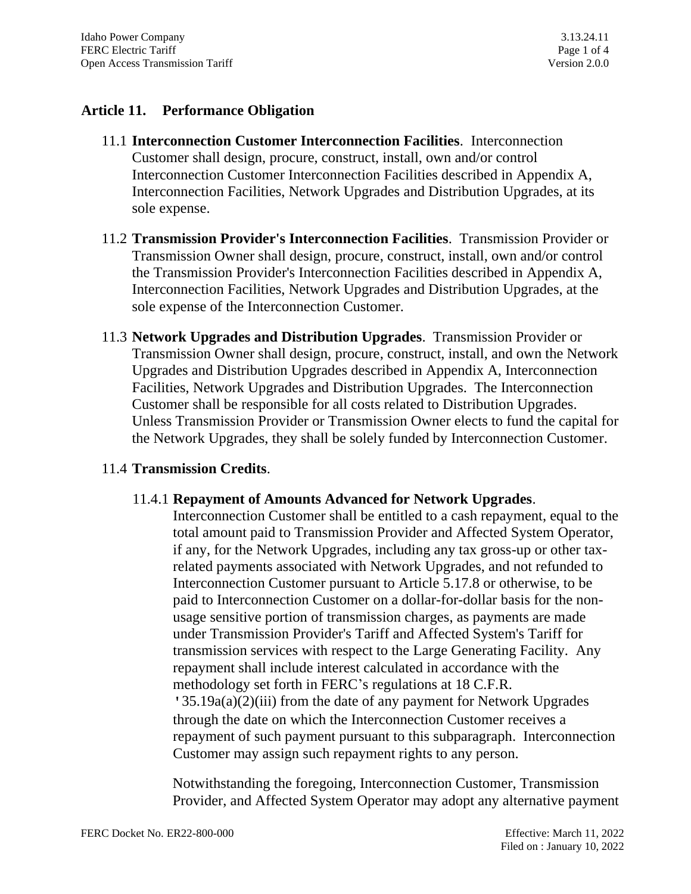## Article 11. Performance Obligation

11.1 **Interconnection Customer Interconnection Facilities**. Interconnection Customer shall design, procure, construct, install, own and/or control Interconnection Customer Interconnection Facilities described in Appendix A, Interconnection Facilities, Network Upgrades and Distribution Upgrades, at its sole expense.

11.2 **Transmission Provider's Interconnection Facilities**. Transmission Provider or Transmission Owner shall design, procure, construct, install, own and/or control the Transmission Provider's Interconnection Facilities described in Appendix A, Interconnection Facilities, Network Upgrades and Distribution Upgrades, at the sole expense of the Interconnection Customer.

11.3 **Network Upgrades and Distribution Upgrades**. Transmission Provider or Transmission Owner shall design, procure, construct, install, and own the Network Upgrades and Distribution Upgrades described in Appendix A, Interconnection Facilities, Network Upgrades and Distribution Upgrades. The Interconnection Customer shall be responsible for all costs related to Distribution Upgrades. Unless Transmission Provider or Transmission Owner elects to fund the capital for the Network Upgrades, they shall be solely funded by Interconnection Customer.

11.4 **Transmission Credits**.

11.4.1 **Repayment of Amounts Advanced for Network Upgrades**. Interconnection Customer shall be entitled to a cash repayment, equal to the total amount paid to Transmission Provider and Affected System Operator, if any, for the Network Upgrades, including any tax gross-up or other tax-related payments associated with Network Upgrades, and not refunded to Interconnection Customer pursuant to Article 5.17.8 or otherwise, to be paid to Interconnection Customer on a dollar-for-dollar basis for the non-usage sensitive portion of transmission charges, as payments are made under Transmission Provider's Tariff and Affected System's Tariff for transmission services with respect to the Large Generating Facility. Any repayment shall include interest calculated in accordance with the methodology set forth in FERC's regulations at 18 C.F.R. '35.19a(a)(2)(iii) from the date of any payment for Network Upgrades through the date on which the Interconnection Customer receives a repayment of such payment pursuant to this subparagraph. Interconnection Customer may assign such repayment rights to any person.

Notwithstanding the foregoing, Interconnection Customer, Transmission Provider, and Affected System Operator may adopt any alternative payment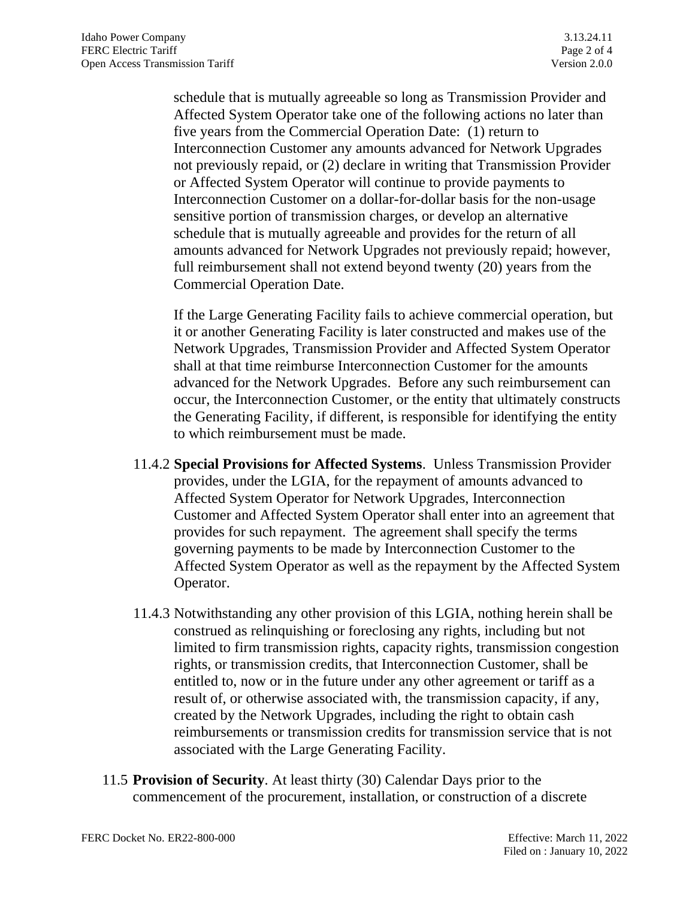schedule that is mutually agreeable so long as Transmission Provider and Affected System Operator take one of the following actions no later than five years from the Commercial Operation Date: (1) return to Interconnection Customer any amounts advanced for Network Upgrades not previously repaid, or (2) declare in writing that Transmission Provider or Affected System Operator will continue to provide payments to Interconnection Customer on a dollar-for-dollar basis for the non-usage sensitive portion of transmission charges, or develop an alternative schedule that is mutually agreeable and provides for the return of all amounts advanced for Network Upgrades not previously repaid; however, full reimbursement shall not extend beyond twenty (20) years from the Commercial Operation Date.

If the Large Generating Facility fails to achieve commercial operation, but it or another Generating Facility is later constructed and makes use of the Network Upgrades, Transmission Provider and Affected System Operator shall at that time reimburse Interconnection Customer for the amounts advanced for the Network Upgrades. Before any such reimbursement can occur, the Interconnection Customer, or the entity that ultimately constructs the Generating Facility, if different, is responsible for identifying the entity to which reimbursement must be made.

11.4.2 **Special Provisions for Affected Systems**. Unless Transmission Provider provides, under the LGIA, for the repayment of amounts advanced to Affected System Operator for Network Upgrades, Interconnection Customer and Affected System Operator shall enter into an agreement that provides for such repayment. The agreement shall specify the terms governing payments to be made by Interconnection Customer to the Affected System Operator as well as the repayment by the Affected System Operator.

11.4.3 Notwithstanding any other provision of this LGIA, nothing herein shall be construed as relinquishing or foreclosing any rights, including but not limited to firm transmission rights, capacity rights, transmission congestion rights, or transmission credits, that Interconnection Customer, shall be entitled to, now or in the future under any other agreement or tariff as a result of, or otherwise associated with, the transmission capacity, if any, created by the Network Upgrades, including the right to obtain cash reimbursements or transmission credits for transmission service that is not associated with the Large Generating Facility.

11.5 **Provision of Security**. At least thirty (30) Calendar Days prior to the commencement of the procurement, installation, or construction of a discrete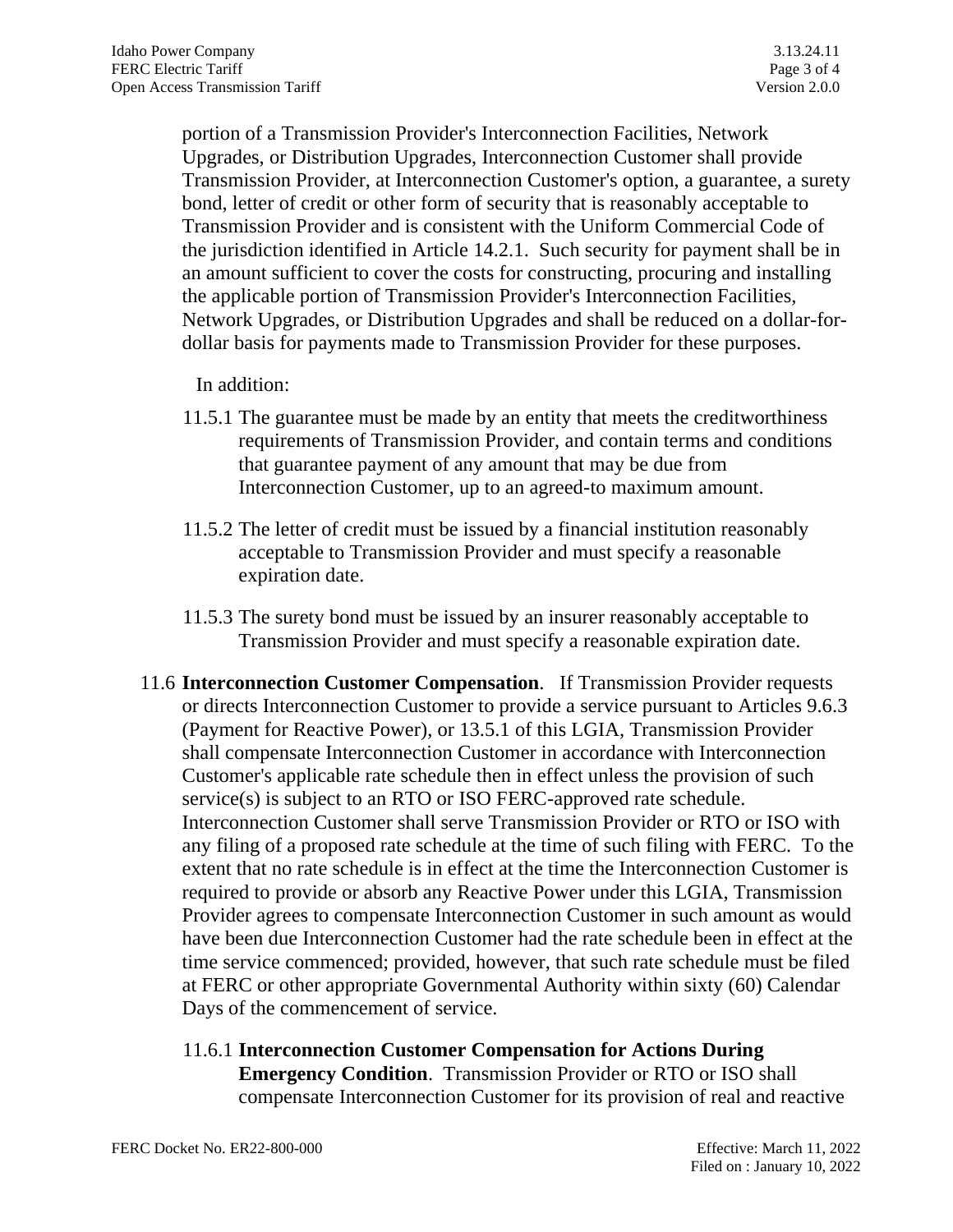portion of a Transmission Provider's Interconnection Facilities, Network Upgrades, or Distribution Upgrades, Interconnection Customer shall provide Transmission Provider, at Interconnection Customer's option, a guarantee, a surety bond, letter of credit or other form of security that is reasonably acceptable to Transmission Provider and is consistent with the Uniform Commercial Code of the jurisdiction identified in Article 14.2.1. Such security for payment shall be in an amount sufficient to cover the costs for constructing, procuring and installing the applicable portion of Transmission Provider's Interconnection Facilities, Network Upgrades, or Distribution Upgrades and shall be reduced on a dollar-for-dollar basis for payments made to Transmission Provider for these purposes.

In addition:

11.5.1 The guarantee must be made by an entity that meets the creditworthiness requirements of Transmission Provider, and contain terms and conditions that guarantee payment of any amount that may be due from Interconnection Customer, up to an agreed-to maximum amount.

11.5.2 The letter of credit must be issued by a financial institution reasonably acceptable to Transmission Provider and must specify a reasonable expiration date.

11.5.3 The surety bond must be issued by an insurer reasonably acceptable to Transmission Provider and must specify a reasonable expiration date.

11.6 **Interconnection Customer Compensation**. If Transmission Provider requests or directs Interconnection Customer to provide a service pursuant to Articles 9.6.3 (Payment for Reactive Power), or 13.5.1 of this LGIA, Transmission Provider shall compensate Interconnection Customer in accordance with Interconnection Customer's applicable rate schedule then in effect unless the provision of such service(s) is subject to an RTO or ISO FERC-approved rate schedule. Interconnection Customer shall serve Transmission Provider or RTO or ISO with any filing of a proposed rate schedule at the time of such filing with FERC. To the extent that no rate schedule is in effect at the time the Interconnection Customer is required to provide or absorb any Reactive Power under this LGIA, Transmission Provider agrees to compensate Interconnection Customer in such amount as would have been due Interconnection Customer had the rate schedule been in effect at the time service commenced; provided, however, that such rate schedule must be filed at FERC or other appropriate Governmental Authority within sixty (60) Calendar Days of the commencement of service.

11.6.1 **Interconnection Customer Compensation for Actions During Emergency Condition**. Transmission Provider or RTO or ISO shall compensate Interconnection Customer for its provision of real and reactive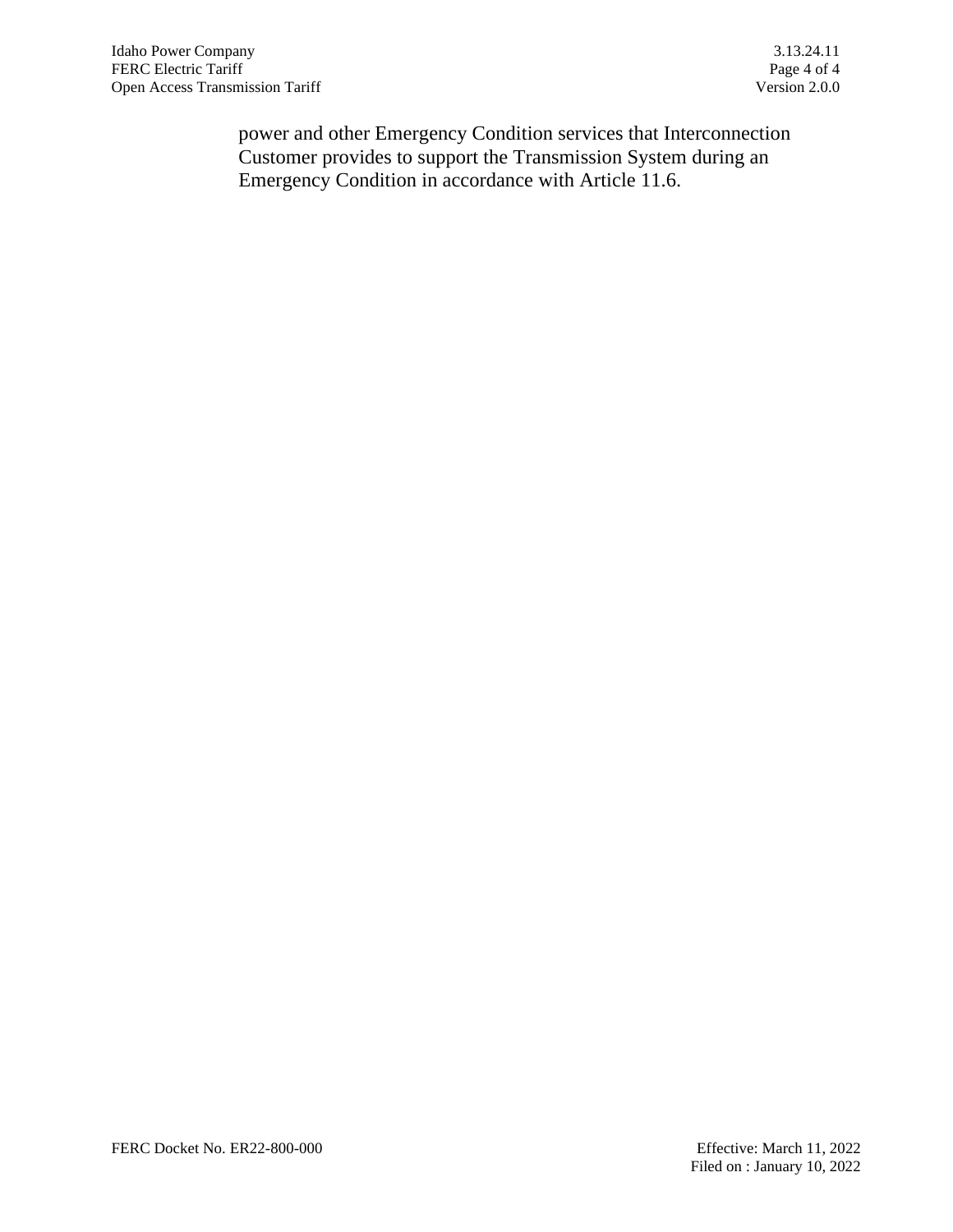power and other Emergency Condition services that Interconnection Customer provides to support the Transmission System during an Emergency Condition in accordance with Article 11.6.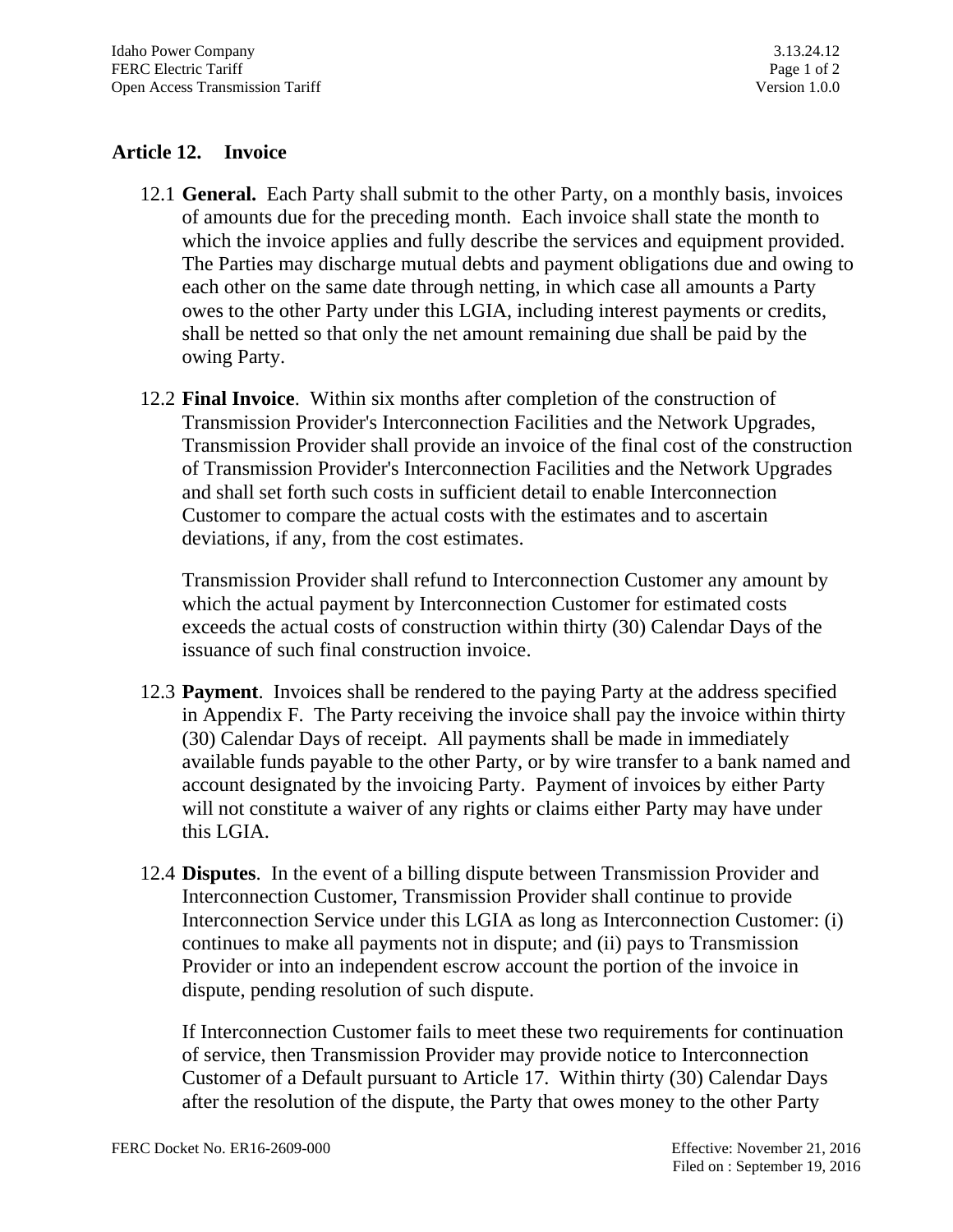## Article 12. Invoice

12.1 **General.** Each Party shall submit to the other Party, on a monthly basis, invoices of amounts due for the preceding month. Each invoice shall state the month to which the invoice applies and fully describe the services and equipment provided. The Parties may discharge mutual debts and payment obligations due and owing to each other on the same date through netting, in which case all amounts a Party owes to the other Party under this LGIA, including interest payments or credits, shall be netted so that only the net amount remaining due shall be paid by the owing Party.

12.2 **Final Invoice**. Within six months after completion of the construction of Transmission Provider's Interconnection Facilities and the Network Upgrades, Transmission Provider shall provide an invoice of the final cost of the construction of Transmission Provider's Interconnection Facilities and the Network Upgrades and shall set forth such costs in sufficient detail to enable Interconnection Customer to compare the actual costs with the estimates and to ascertain deviations, if any, from the cost estimates.

Transmission Provider shall refund to Interconnection Customer any amount by which the actual payment by Interconnection Customer for estimated costs exceeds the actual costs of construction within thirty (30) Calendar Days of the issuance of such final construction invoice.

12.3 **Payment**. Invoices shall be rendered to the paying Party at the address specified in Appendix F. The Party receiving the invoice shall pay the invoice within thirty (30) Calendar Days of receipt. All payments shall be made in immediately available funds payable to the other Party, or by wire transfer to a bank named and account designated by the invoicing Party. Payment of invoices by either Party will not constitute a waiver of any rights or claims either Party may have under this LGIA.

12.4 **Disputes**. In the event of a billing dispute between Transmission Provider and Interconnection Customer, Transmission Provider shall continue to provide Interconnection Service under this LGIA as long as Interconnection Customer: (i) continues to make all payments not in dispute; and (ii) pays to Transmission Provider or into an independent escrow account the portion of the invoice in dispute, pending resolution of such dispute.

If Interconnection Customer fails to meet these two requirements for continuation of service, then Transmission Provider may provide notice to Interconnection Customer of a Default pursuant to Article 17. Within thirty (30) Calendar Days after the resolution of the dispute, the Party that owes money to the other Party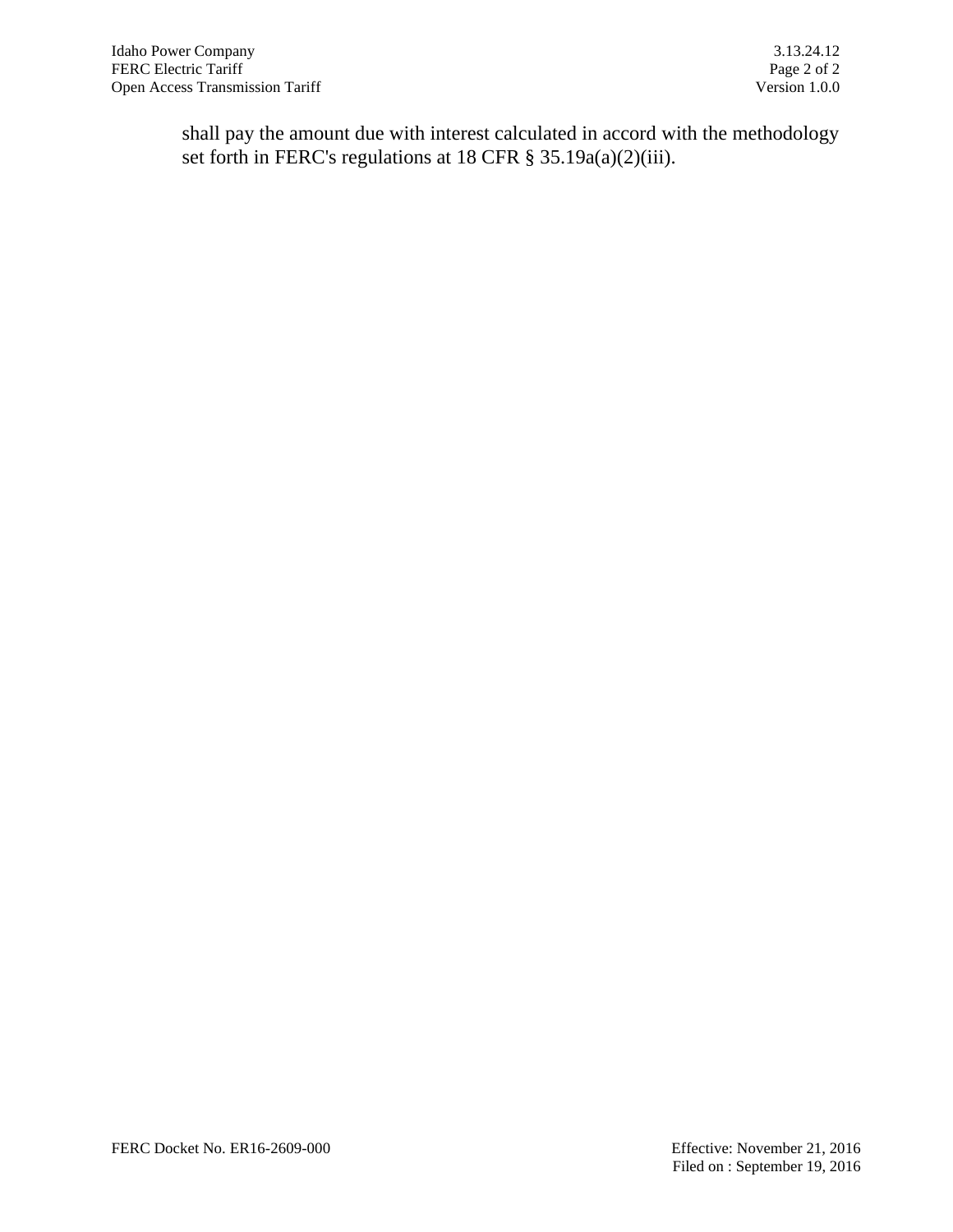shall pay the amount due with interest calculated in accord with the methodology set forth in FERC's regulations at 18 CFR § 35.19a(a)(2)(iii).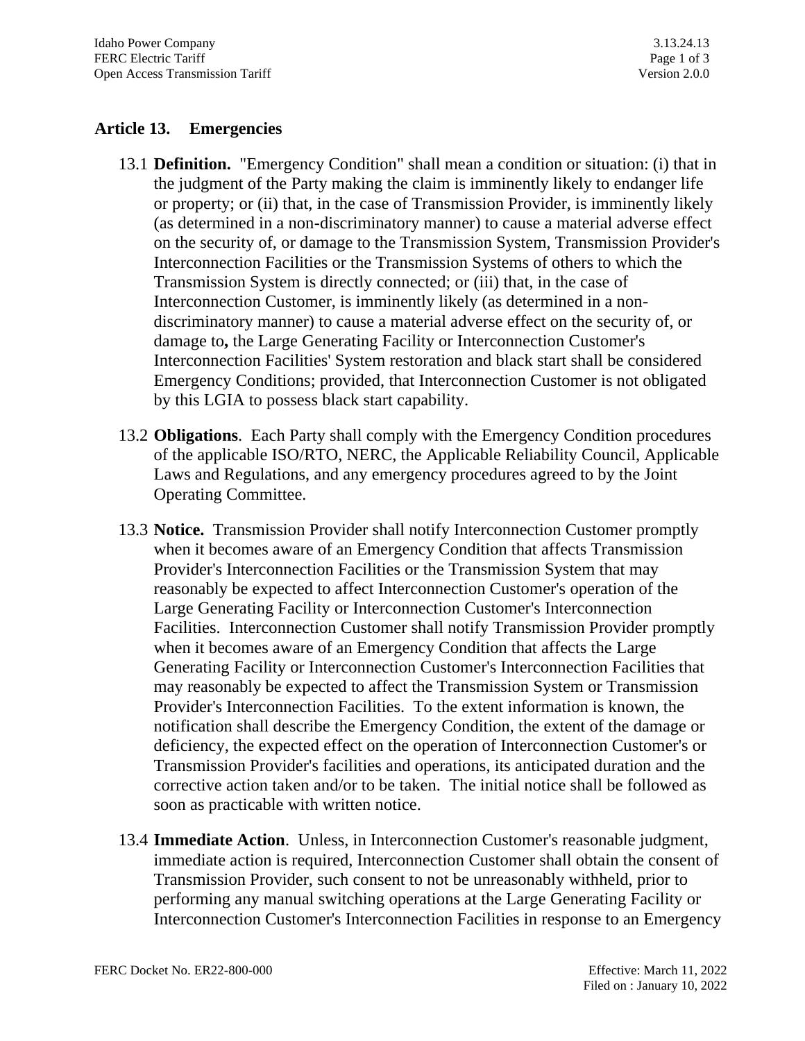## Article 13. Emergencies

13.1 **Definition.** "Emergency Condition" shall mean a condition or situation: (i) that in the judgment of the Party making the claim is imminently likely to endanger life or property; or (ii) that, in the case of Transmission Provider, is imminently likely (as determined in a non-discriminatory manner) to cause a material adverse effect on the security of, or damage to the Transmission System, Transmission Provider's Interconnection Facilities or the Transmission Systems of others to which the Transmission System is directly connected; or (iii) that, in the case of Interconnection Customer, is imminently likely (as determined in a non-discriminatory manner) to cause a material adverse effect on the security of, or damage to**,** the Large Generating Facility or Interconnection Customer's Interconnection Facilities' System restoration and black start shall be considered Emergency Conditions; provided, that Interconnection Customer is not obligated by this LGIA to possess black start capability.

13.2 **Obligations**. Each Party shall comply with the Emergency Condition procedures of the applicable ISO/RTO, NERC, the Applicable Reliability Council, Applicable Laws and Regulations, and any emergency procedures agreed to by the Joint Operating Committee.

13.3 **Notice.** Transmission Provider shall notify Interconnection Customer promptly when it becomes aware of an Emergency Condition that affects Transmission Provider's Interconnection Facilities or the Transmission System that may reasonably be expected to affect Interconnection Customer's operation of the Large Generating Facility or Interconnection Customer's Interconnection Facilities. Interconnection Customer shall notify Transmission Provider promptly when it becomes aware of an Emergency Condition that affects the Large Generating Facility or Interconnection Customer's Interconnection Facilities that may reasonably be expected to affect the Transmission System or Transmission Provider's Interconnection Facilities. To the extent information is known, the notification shall describe the Emergency Condition, the extent of the damage or deficiency, the expected effect on the operation of Interconnection Customer's or Transmission Provider's facilities and operations, its anticipated duration and the corrective action taken and/or to be taken. The initial notice shall be followed as soon as practicable with written notice.

13.4 **Immediate Action**. Unless, in Interconnection Customer's reasonable judgment, immediate action is required, Interconnection Customer shall obtain the consent of Transmission Provider, such consent to not be unreasonably withheld, prior to performing any manual switching operations at the Large Generating Facility or Interconnection Customer's Interconnection Facilities in response to an Emergency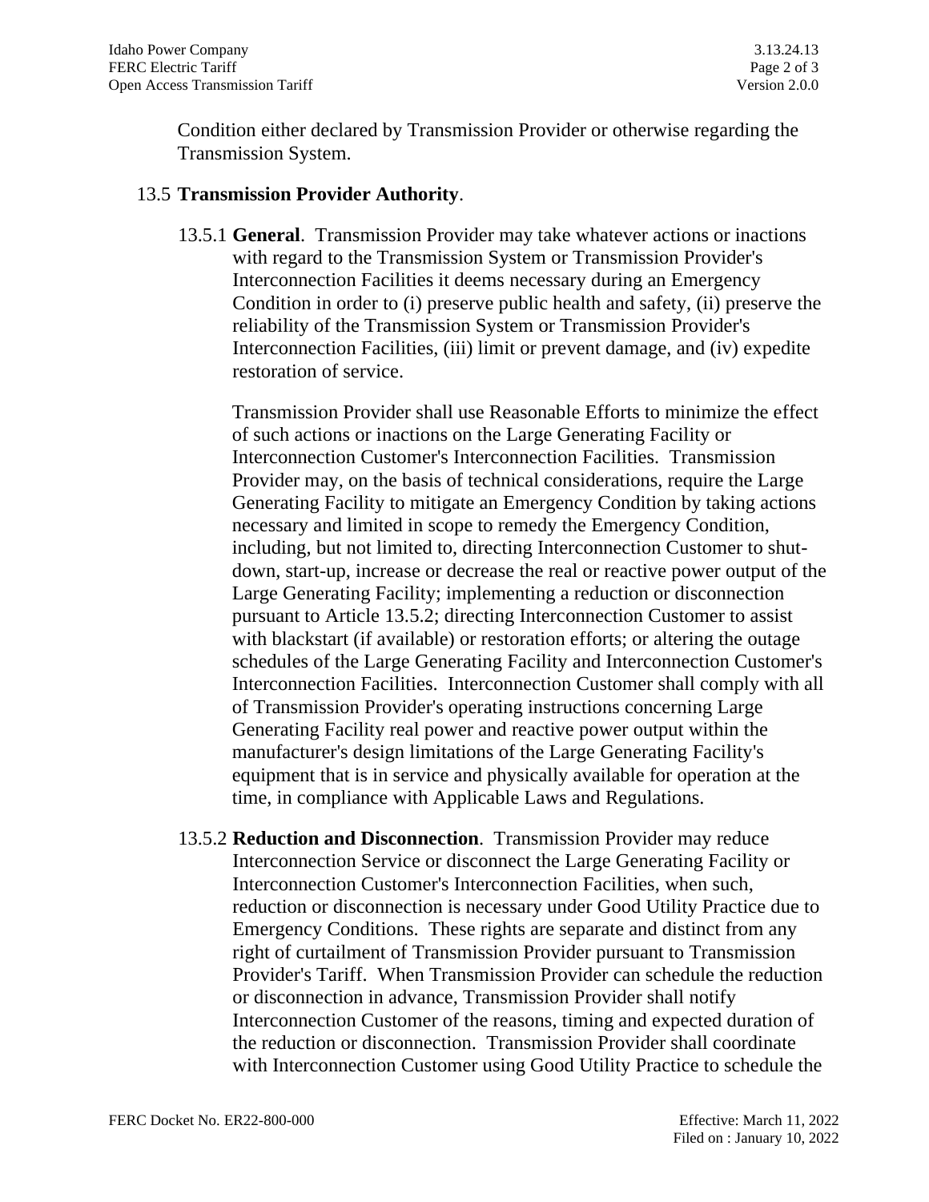Condition either declared by Transmission Provider or otherwise regarding the Transmission System.

13.5 **Transmission Provider Authority**.

13.5.1 **General**. Transmission Provider may take whatever actions or inactions with regard to the Transmission System or Transmission Provider's Interconnection Facilities it deems necessary during an Emergency Condition in order to (i) preserve public health and safety, (ii) preserve the reliability of the Transmission System or Transmission Provider's Interconnection Facilities, (iii) limit or prevent damage, and (iv) expedite restoration of service.

Transmission Provider shall use Reasonable Efforts to minimize the effect of such actions or inactions on the Large Generating Facility or Interconnection Customer's Interconnection Facilities. Transmission Provider may, on the basis of technical considerations, require the Large Generating Facility to mitigate an Emergency Condition by taking actions necessary and limited in scope to remedy the Emergency Condition, including, but not limited to, directing Interconnection Customer to shut-down, start-up, increase or decrease the real or reactive power output of the Large Generating Facility; implementing a reduction or disconnection pursuant to Article 13.5.2; directing Interconnection Customer to assist with blackstart (if available) or restoration efforts; or altering the outage schedules of the Large Generating Facility and Interconnection Customer's Interconnection Facilities. Interconnection Customer shall comply with all of Transmission Provider's operating instructions concerning Large Generating Facility real power and reactive power output within the manufacturer's design limitations of the Large Generating Facility's equipment that is in service and physically available for operation at the time, in compliance with Applicable Laws and Regulations.

13.5.2 **Reduction and Disconnection**. Transmission Provider may reduce Interconnection Service or disconnect the Large Generating Facility or Interconnection Customer's Interconnection Facilities, when such, reduction or disconnection is necessary under Good Utility Practice due to Emergency Conditions. These rights are separate and distinct from any right of curtailment of Transmission Provider pursuant to Transmission Provider's Tariff. When Transmission Provider can schedule the reduction or disconnection in advance, Transmission Provider shall notify Interconnection Customer of the reasons, timing and expected duration of the reduction or disconnection. Transmission Provider shall coordinate with Interconnection Customer using Good Utility Practice to schedule the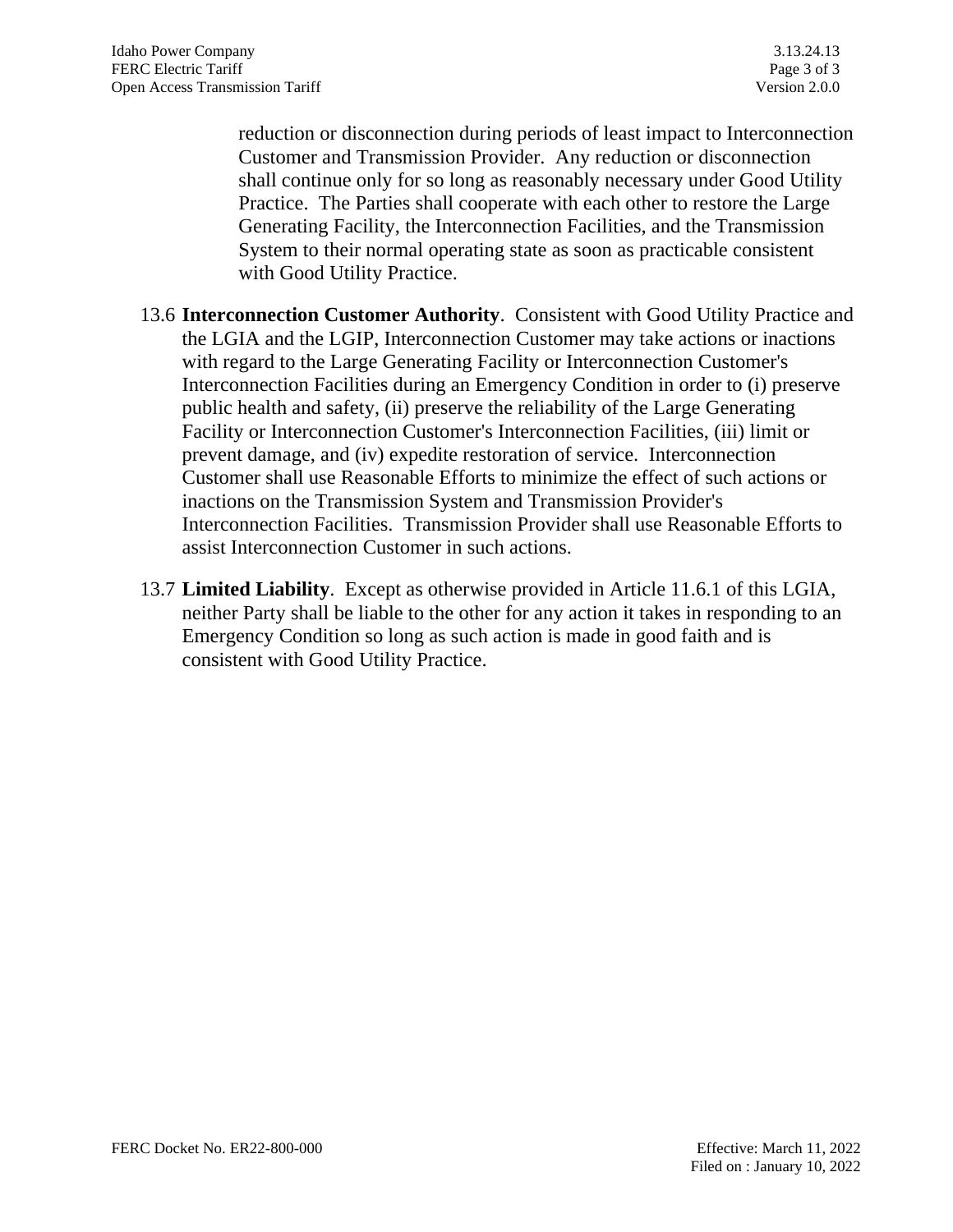reduction or disconnection during periods of least impact to Interconnection Customer and Transmission Provider. Any reduction or disconnection shall continue only for so long as reasonably necessary under Good Utility Practice. The Parties shall cooperate with each other to restore the Large Generating Facility, the Interconnection Facilities, and the Transmission System to their normal operating state as soon as practicable consistent with Good Utility Practice.

13.6 **Interconnection Customer Authority**. Consistent with Good Utility Practice and the LGIA and the LGIP, Interconnection Customer may take actions or inactions with regard to the Large Generating Facility or Interconnection Customer's Interconnection Facilities during an Emergency Condition in order to (i) preserve public health and safety, (ii) preserve the reliability of the Large Generating Facility or Interconnection Customer's Interconnection Facilities, (iii) limit or prevent damage, and (iv) expedite restoration of service. Interconnection Customer shall use Reasonable Efforts to minimize the effect of such actions or inactions on the Transmission System and Transmission Provider's Interconnection Facilities. Transmission Provider shall use Reasonable Efforts to assist Interconnection Customer in such actions.

13.7 **Limited Liability**. Except as otherwise provided in Article 11.6.1 of this LGIA, neither Party shall be liable to the other for any action it takes in responding to an Emergency Condition so long as such action is made in good faith and is consistent with Good Utility Practice.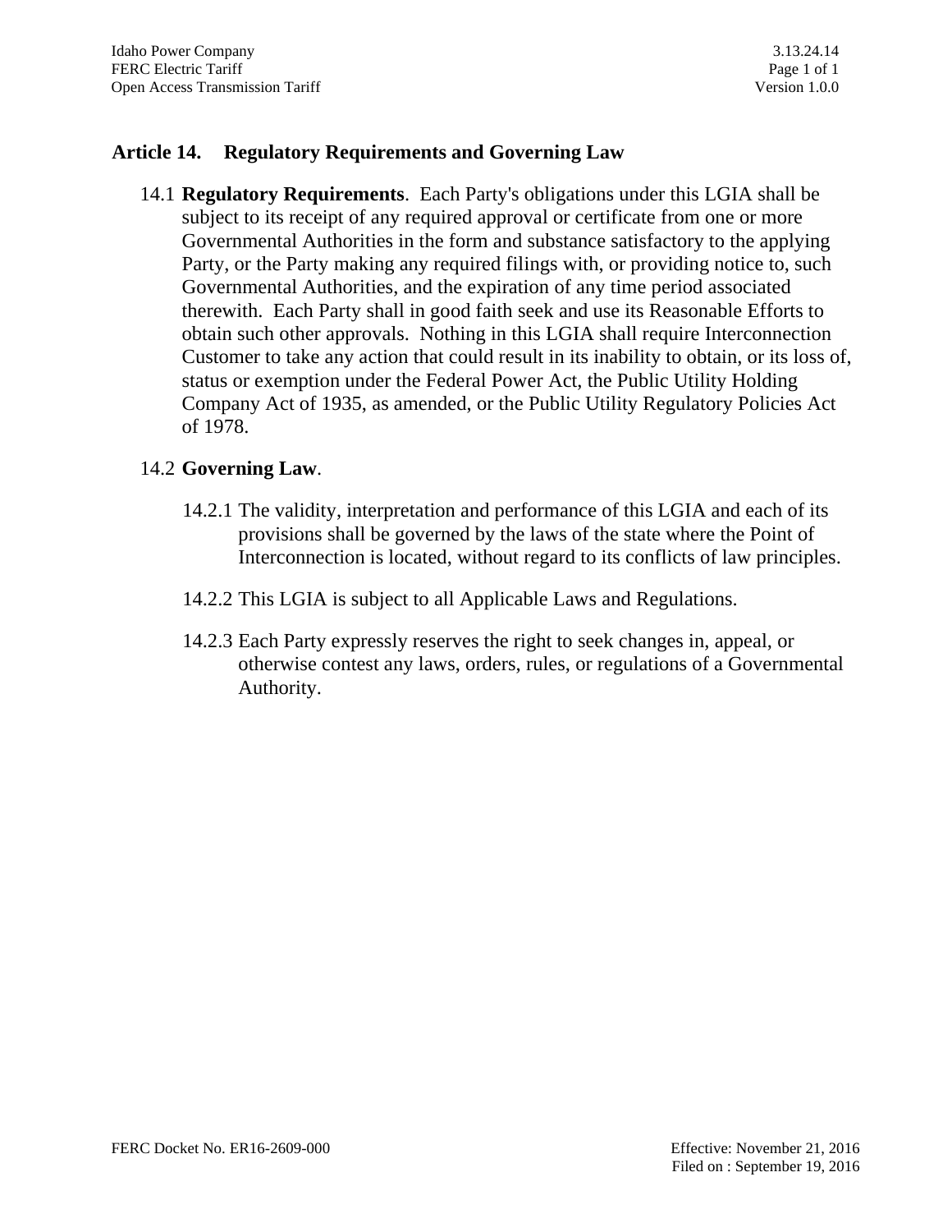## Article 14. Regulatory Requirements and Governing Law

14.1 **Regulatory Requirements**. Each Party's obligations under this LGIA shall be subject to its receipt of any required approval or certificate from one or more Governmental Authorities in the form and substance satisfactory to the applying Party, or the Party making any required filings with, or providing notice to, such Governmental Authorities, and the expiration of any time period associated therewith. Each Party shall in good faith seek and use its Reasonable Efforts to obtain such other approvals. Nothing in this LGIA shall require Interconnection Customer to take any action that could result in its inability to obtain, or its loss of, status or exemption under the Federal Power Act, the Public Utility Holding Company Act of 1935, as amended, or the Public Utility Regulatory Policies Act of 1978.

14.2 **Governing Law**.

14.2.1 The validity, interpretation and performance of this LGIA and each of its provisions shall be governed by the laws of the state where the Point of Interconnection is located, without regard to its conflicts of law principles.

14.2.2 This LGIA is subject to all Applicable Laws and Regulations.

14.2.3 Each Party expressly reserves the right to seek changes in, appeal, or otherwise contest any laws, orders, rules, or regulations of a Governmental Authority.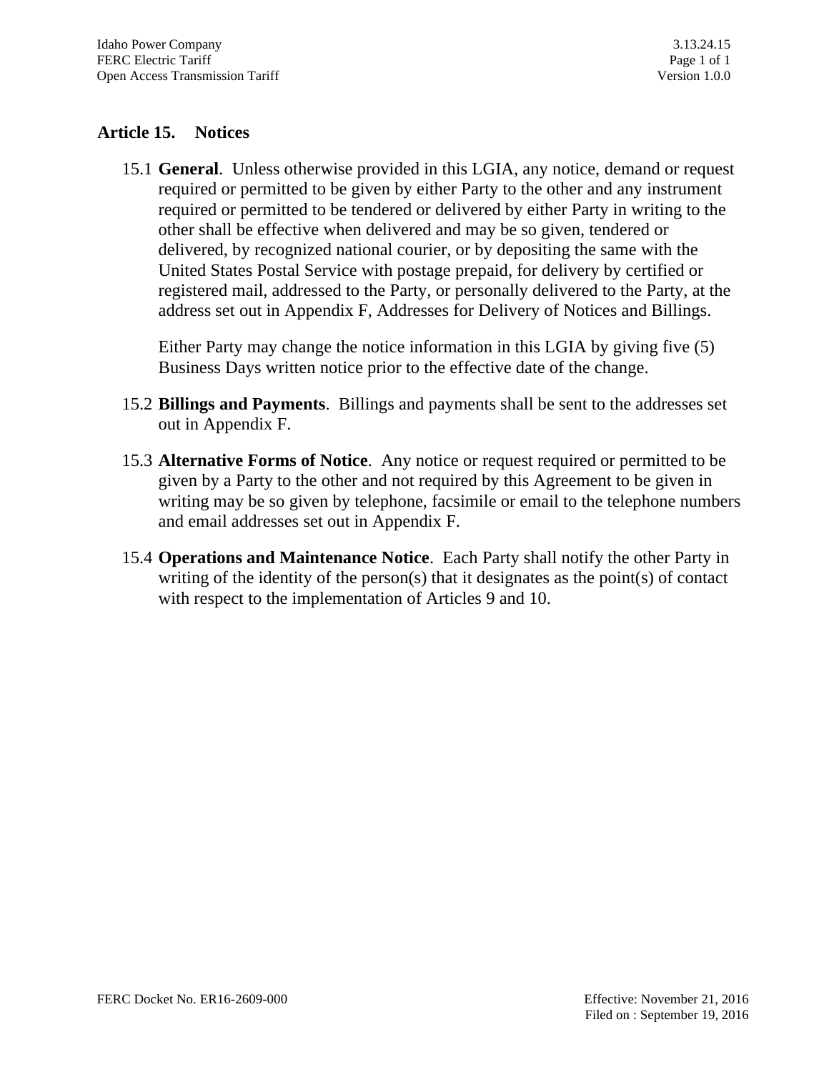## Article 15. Notices

15.1 **General**. Unless otherwise provided in this LGIA, any notice, demand or request required or permitted to be given by either Party to the other and any instrument required or permitted to be tendered or delivered by either Party in writing to the other shall be effective when delivered and may be so given, tendered or delivered, by recognized national courier, or by depositing the same with the United States Postal Service with postage prepaid, for delivery by certified or registered mail, addressed to the Party, or personally delivered to the Party, at the address set out in Appendix F, Addresses for Delivery of Notices and Billings.

Either Party may change the notice information in this LGIA by giving five (5) Business Days written notice prior to the effective date of the change.

15.2 **Billings and Payments**. Billings and payments shall be sent to the addresses set out in Appendix F.

15.3 **Alternative Forms of Notice**. Any notice or request required or permitted to be given by a Party to the other and not required by this Agreement to be given in writing may be so given by telephone, facsimile or email to the telephone numbers and email addresses set out in Appendix F.

15.4 **Operations and Maintenance Notice**. Each Party shall notify the other Party in writing of the identity of the person(s) that it designates as the point(s) of contact with respect to the implementation of Articles 9 and 10.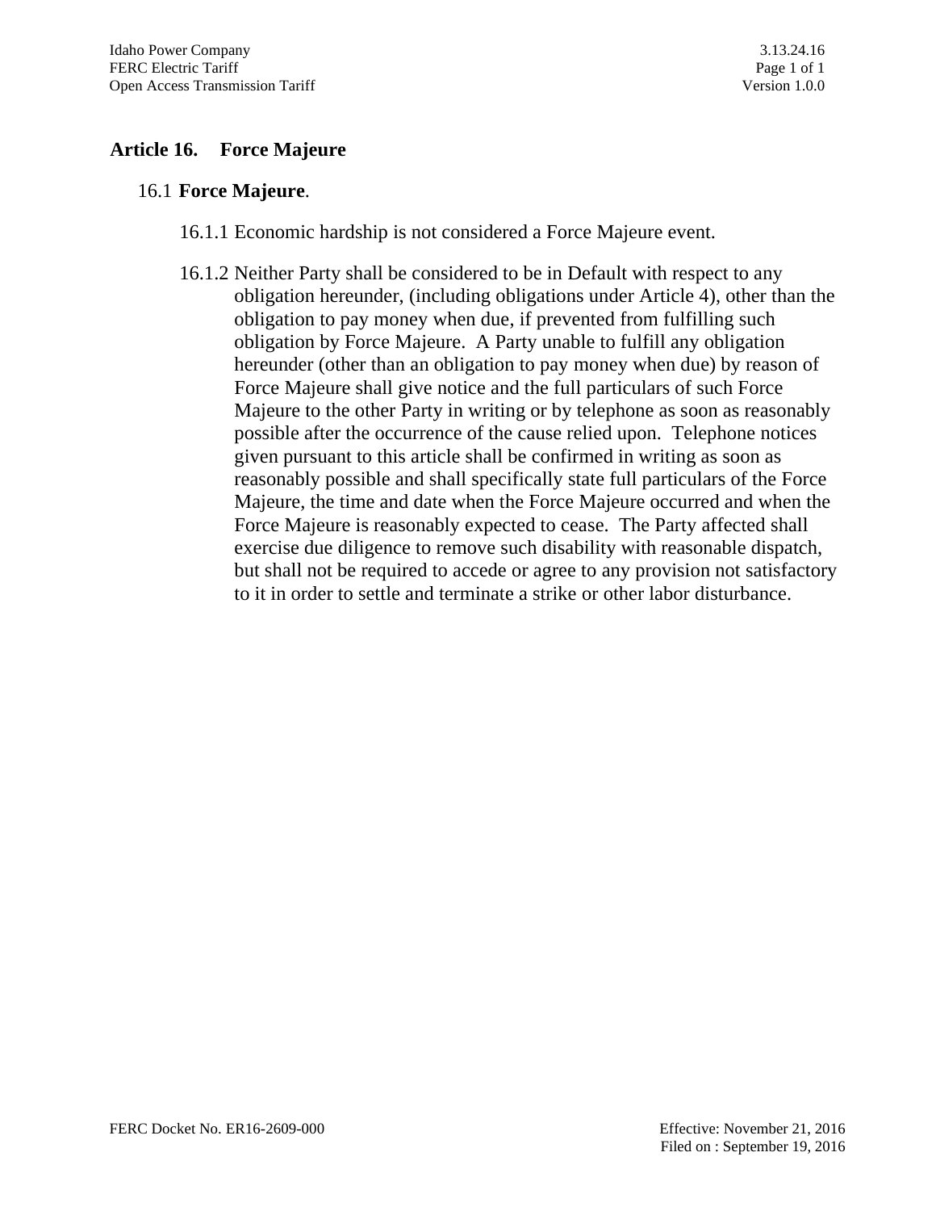# Article 16. Force Majeure

## 16.1 **Force Majeure**.

16.1.1 Economic hardship is not considered a Force Majeure event.

16.1.2 Neither Party shall be considered to be in Default with respect to any obligation hereunder, (including obligations under Article 4), other than the obligation to pay money when due, if prevented from fulfilling such obligation by Force Majeure. A Party unable to fulfill any obligation hereunder (other than an obligation to pay money when due) by reason of Force Majeure shall give notice and the full particulars of such Force Majeure to the other Party in writing or by telephone as soon as reasonably possible after the occurrence of the cause relied upon. Telephone notices given pursuant to this article shall be confirmed in writing as soon as reasonably possible and shall specifically state full particulars of the Force Majeure, the time and date when the Force Majeure occurred and when the Force Majeure is reasonably expected to cease. The Party affected shall exercise due diligence to remove such disability with reasonable dispatch, but shall not be required to accede or agree to any provision not satisfactory to it in order to settle and terminate a strike or other labor disturbance.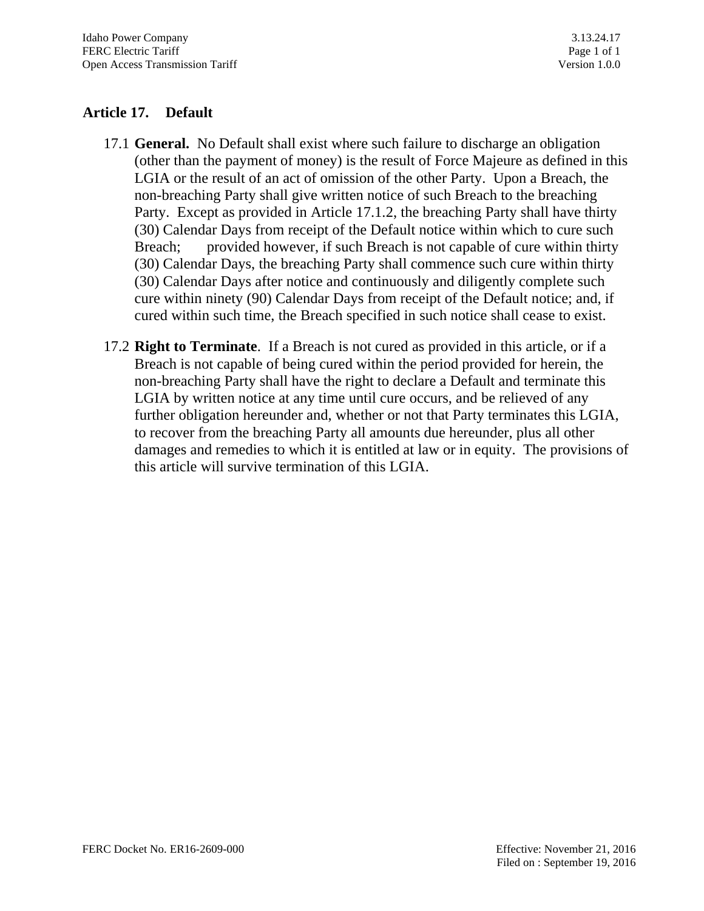## Article 17. Default

17.1 **General.** No Default shall exist where such failure to discharge an obligation (other than the payment of money) is the result of Force Majeure as defined in this LGIA or the result of an act of omission of the other Party. Upon a Breach, the non-breaching Party shall give written notice of such Breach to the breaching Party. Except as provided in Article 17.1.2, the breaching Party shall have thirty (30) Calendar Days from receipt of the Default notice within which to cure such Breach; provided however, if such Breach is not capable of cure within thirty (30) Calendar Days, the breaching Party shall commence such cure within thirty (30) Calendar Days after notice and continuously and diligently complete such cure within ninety (90) Calendar Days from receipt of the Default notice; and, if cured within such time, the Breach specified in such notice shall cease to exist.

17.2 **Right to Terminate**. If a Breach is not cured as provided in this article, or if a Breach is not capable of being cured within the period provided for herein, the non-breaching Party shall have the right to declare a Default and terminate this LGIA by written notice at any time until cure occurs, and be relieved of any further obligation hereunder and, whether or not that Party terminates this LGIA, to recover from the breaching Party all amounts due hereunder, plus all other damages and remedies to which it is entitled at law or in equity. The provisions of this article will survive termination of this LGIA.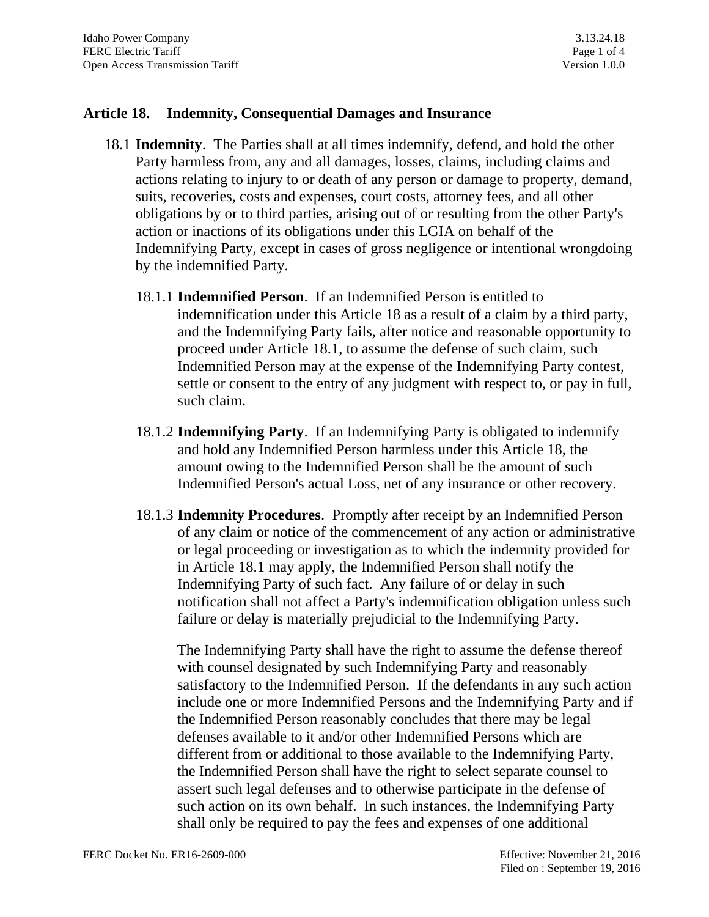## Article 18. Indemnity, Consequential Damages and Insurance

18.1 **Indemnity**. The Parties shall at all times indemnify, defend, and hold the other Party harmless from, any and all damages, losses, claims, including claims and actions relating to injury to or death of any person or damage to property, demand, suits, recoveries, costs and expenses, court costs, attorney fees, and all other obligations by or to third parties, arising out of or resulting from the other Party's action or inactions of its obligations under this LGIA on behalf of the Indemnifying Party, except in cases of gross negligence or intentional wrongdoing by the indemnified Party.

18.1.1 **Indemnified Person**. If an Indemnified Person is entitled to indemnification under this Article 18 as a result of a claim by a third party, and the Indemnifying Party fails, after notice and reasonable opportunity to proceed under Article 18.1, to assume the defense of such claim, such Indemnified Person may at the expense of the Indemnifying Party contest, settle or consent to the entry of any judgment with respect to, or pay in full, such claim.

18.1.2 **Indemnifying Party**. If an Indemnifying Party is obligated to indemnify and hold any Indemnified Person harmless under this Article 18, the amount owing to the Indemnified Person shall be the amount of such Indemnified Person's actual Loss, net of any insurance or other recovery.

18.1.3 **Indemnity Procedures**. Promptly after receipt by an Indemnified Person of any claim or notice of the commencement of any action or administrative or legal proceeding or investigation as to which the indemnity provided for in Article 18.1 may apply, the Indemnified Person shall notify the Indemnifying Party of such fact. Any failure of or delay in such notification shall not affect a Party's indemnification obligation unless such failure or delay is materially prejudicial to the Indemnifying Party.

The Indemnifying Party shall have the right to assume the defense thereof with counsel designated by such Indemnifying Party and reasonably satisfactory to the Indemnified Person. If the defendants in any such action include one or more Indemnified Persons and the Indemnifying Party and if the Indemnified Person reasonably concludes that there may be legal defenses available to it and/or other Indemnified Persons which are different from or additional to those available to the Indemnifying Party, the Indemnified Person shall have the right to select separate counsel to assert such legal defenses and to otherwise participate in the defense of such action on its own behalf. In such instances, the Indemnifying Party shall only be required to pay the fees and expenses of one additional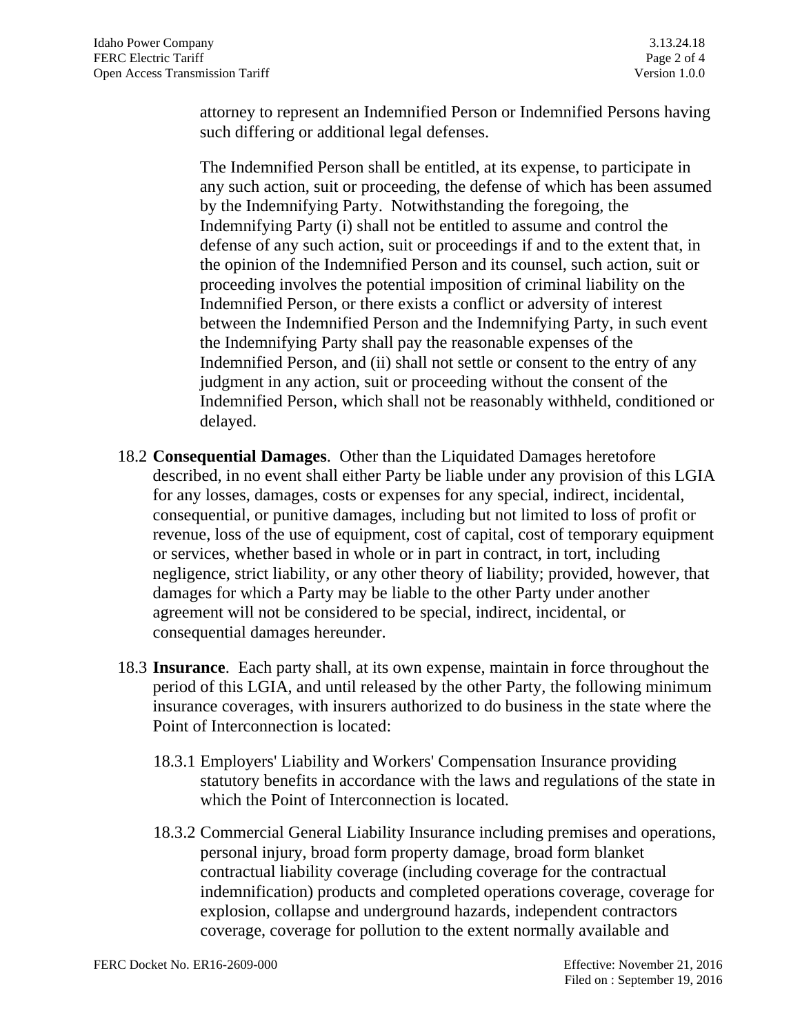attorney to represent an Indemnified Person or Indemnified Persons having such differing or additional legal defenses.

The Indemnified Person shall be entitled, at its expense, to participate in any such action, suit or proceeding, the defense of which has been assumed by the Indemnifying Party. Notwithstanding the foregoing, the Indemnifying Party (i) shall not be entitled to assume and control the defense of any such action, suit or proceedings if and to the extent that, in the opinion of the Indemnified Person and its counsel, such action, suit or proceeding involves the potential imposition of criminal liability on the Indemnified Person, or there exists a conflict or adversity of interest between the Indemnified Person and the Indemnifying Party, in such event the Indemnifying Party shall pay the reasonable expenses of the Indemnified Person, and (ii) shall not settle or consent to the entry of any judgment in any action, suit or proceeding without the consent of the Indemnified Person, which shall not be reasonably withheld, conditioned or delayed.

18.2 **Consequential Damages**. Other than the Liquidated Damages heretofore described, in no event shall either Party be liable under any provision of this LGIA for any losses, damages, costs or expenses for any special, indirect, incidental, consequential, or punitive damages, including but not limited to loss of profit or revenue, loss of the use of equipment, cost of capital, cost of temporary equipment or services, whether based in whole or in part in contract, in tort, including negligence, strict liability, or any other theory of liability; provided, however, that damages for which a Party may be liable to the other Party under another agreement will not be considered to be special, indirect, incidental, or consequential damages hereunder.

18.3 **Insurance**. Each party shall, at its own expense, maintain in force throughout the period of this LGIA, and until released by the other Party, the following minimum insurance coverages, with insurers authorized to do business in the state where the Point of Interconnection is located:

18.3.1 Employers' Liability and Workers' Compensation Insurance providing statutory benefits in accordance with the laws and regulations of the state in which the Point of Interconnection is located.

18.3.2 Commercial General Liability Insurance including premises and operations, personal injury, broad form property damage, broad form blanket contractual liability coverage (including coverage for the contractual indemnification) products and completed operations coverage, coverage for explosion, collapse and underground hazards, independent contractors coverage, coverage for pollution to the extent normally available and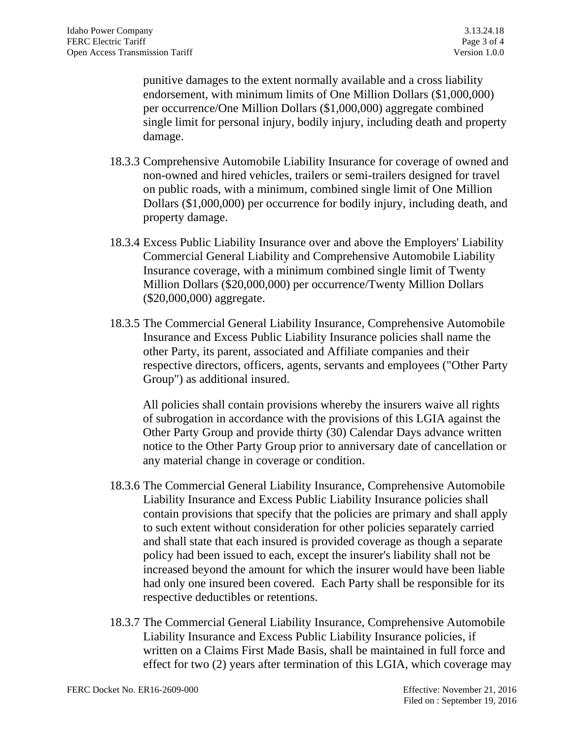punitive damages to the extent normally available and a cross liability endorsement, with minimum limits of One Million Dollars ($1,000,000) per occurrence/One Million Dollars ($1,000,000) aggregate combined single limit for personal injury, bodily injury, including death and property damage.

18.3.3 Comprehensive Automobile Liability Insurance for coverage of owned and non-owned and hired vehicles, trailers or semi-trailers designed for travel on public roads, with a minimum, combined single limit of One Million Dollars ($1,000,000) per occurrence for bodily injury, including death, and property damage.

18.3.4 Excess Public Liability Insurance over and above the Employers' Liability Commercial General Liability and Comprehensive Automobile Liability Insurance coverage, with a minimum combined single limit of Twenty Million Dollars ($20,000,000) per occurrence/Twenty Million Dollars ($20,000,000) aggregate.

18.3.5 The Commercial General Liability Insurance, Comprehensive Automobile Insurance and Excess Public Liability Insurance policies shall name the other Party, its parent, associated and Affiliate companies and their respective directors, officers, agents, servants and employees ("Other Party Group") as additional insured.

All policies shall contain provisions whereby the insurers waive all rights of subrogation in accordance with the provisions of this LGIA against the Other Party Group and provide thirty (30) Calendar Days advance written notice to the Other Party Group prior to anniversary date of cancellation or any material change in coverage or condition.

18.3.6 The Commercial General Liability Insurance, Comprehensive Automobile Liability Insurance and Excess Public Liability Insurance policies shall contain provisions that specify that the policies are primary and shall apply to such extent without consideration for other policies separately carried and shall state that each insured is provided coverage as though a separate policy had been issued to each, except the insurer's liability shall not be increased beyond the amount for which the insurer would have been liable had only one insured been covered. Each Party shall be responsible for its respective deductibles or retentions.

18.3.7 The Commercial General Liability Insurance, Comprehensive Automobile Liability Insurance and Excess Public Liability Insurance policies, if written on a Claims First Made Basis, shall be maintained in full force and effect for two (2) years after termination of this LGIA, which coverage may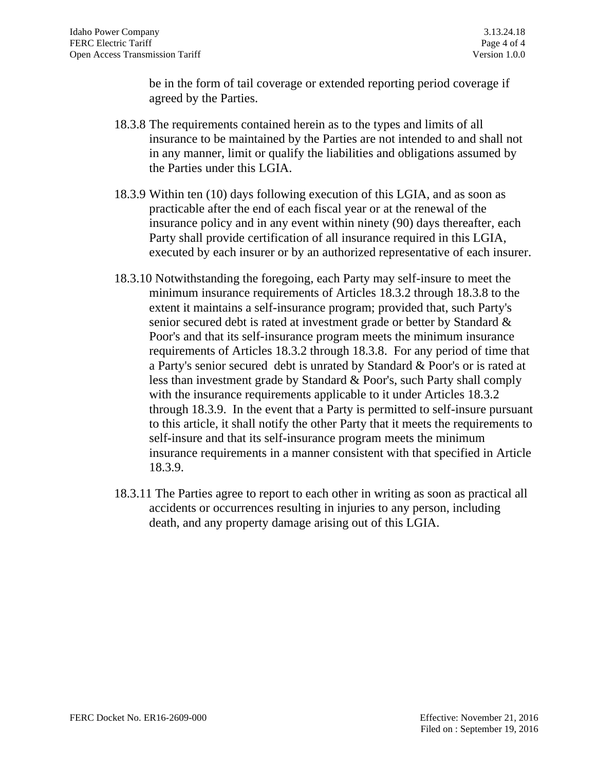be in the form of tail coverage or extended reporting period coverage if agreed by the Parties.

18.3.8 The requirements contained herein as to the types and limits of all insurance to be maintained by the Parties are not intended to and shall not in any manner, limit or qualify the liabilities and obligations assumed by the Parties under this LGIA.

18.3.9 Within ten (10) days following execution of this LGIA, and as soon as practicable after the end of each fiscal year or at the renewal of the insurance policy and in any event within ninety (90) days thereafter, each Party shall provide certification of all insurance required in this LGIA, executed by each insurer or by an authorized representative of each insurer.

18.3.10 Notwithstanding the foregoing, each Party may self-insure to meet the minimum insurance requirements of Articles 18.3.2 through 18.3.8 to the extent it maintains a self-insurance program; provided that, such Party's senior secured debt is rated at investment grade or better by Standard & Poor's and that its self-insurance program meets the minimum insurance requirements of Articles 18.3.2 through 18.3.8. For any period of time that a Party's senior secured debt is unrated by Standard & Poor's or is rated at less than investment grade by Standard & Poor's, such Party shall comply with the insurance requirements applicable to it under Articles 18.3.2 through 18.3.9. In the event that a Party is permitted to self-insure pursuant to this article, it shall notify the other Party that it meets the requirements to self-insure and that its self-insurance program meets the minimum insurance requirements in a manner consistent with that specified in Article 18.3.9.

18.3.11 The Parties agree to report to each other in writing as soon as practical all accidents or occurrences resulting in injuries to any person, including death, and any property damage arising out of this LGIA.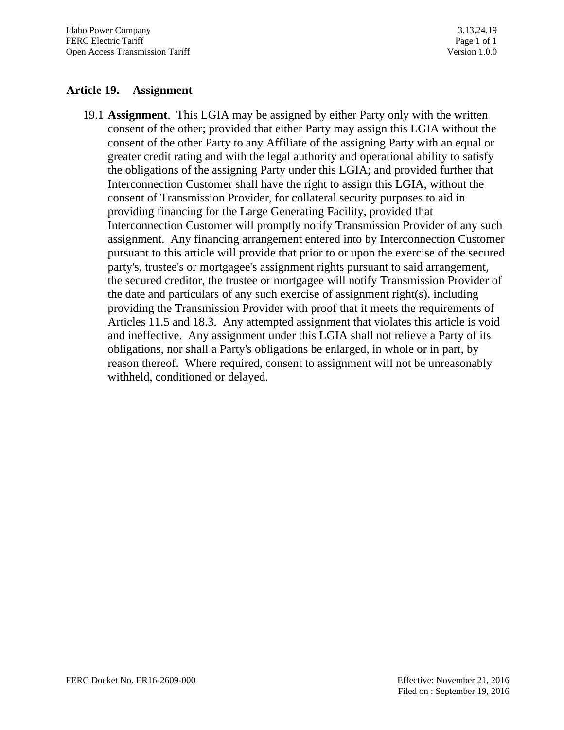## Article 19. Assignment

19.1 **Assignment**. This LGIA may be assigned by either Party only with the written consent of the other; provided that either Party may assign this LGIA without the consent of the other Party to any Affiliate of the assigning Party with an equal or greater credit rating and with the legal authority and operational ability to satisfy the obligations of the assigning Party under this LGIA; and provided further that Interconnection Customer shall have the right to assign this LGIA, without the consent of Transmission Provider, for collateral security purposes to aid in providing financing for the Large Generating Facility, provided that Interconnection Customer will promptly notify Transmission Provider of any such assignment. Any financing arrangement entered into by Interconnection Customer pursuant to this article will provide that prior to or upon the exercise of the secured party's, trustee's or mortgagee's assignment rights pursuant to said arrangement, the secured creditor, the trustee or mortgagee will notify Transmission Provider of the date and particulars of any such exercise of assignment right(s), including providing the Transmission Provider with proof that it meets the requirements of Articles 11.5 and 18.3. Any attempted assignment that violates this article is void and ineffective. Any assignment under this LGIA shall not relieve a Party of its obligations, nor shall a Party's obligations be enlarged, in whole or in part, by reason thereof. Where required, consent to assignment will not be unreasonably withheld, conditioned or delayed.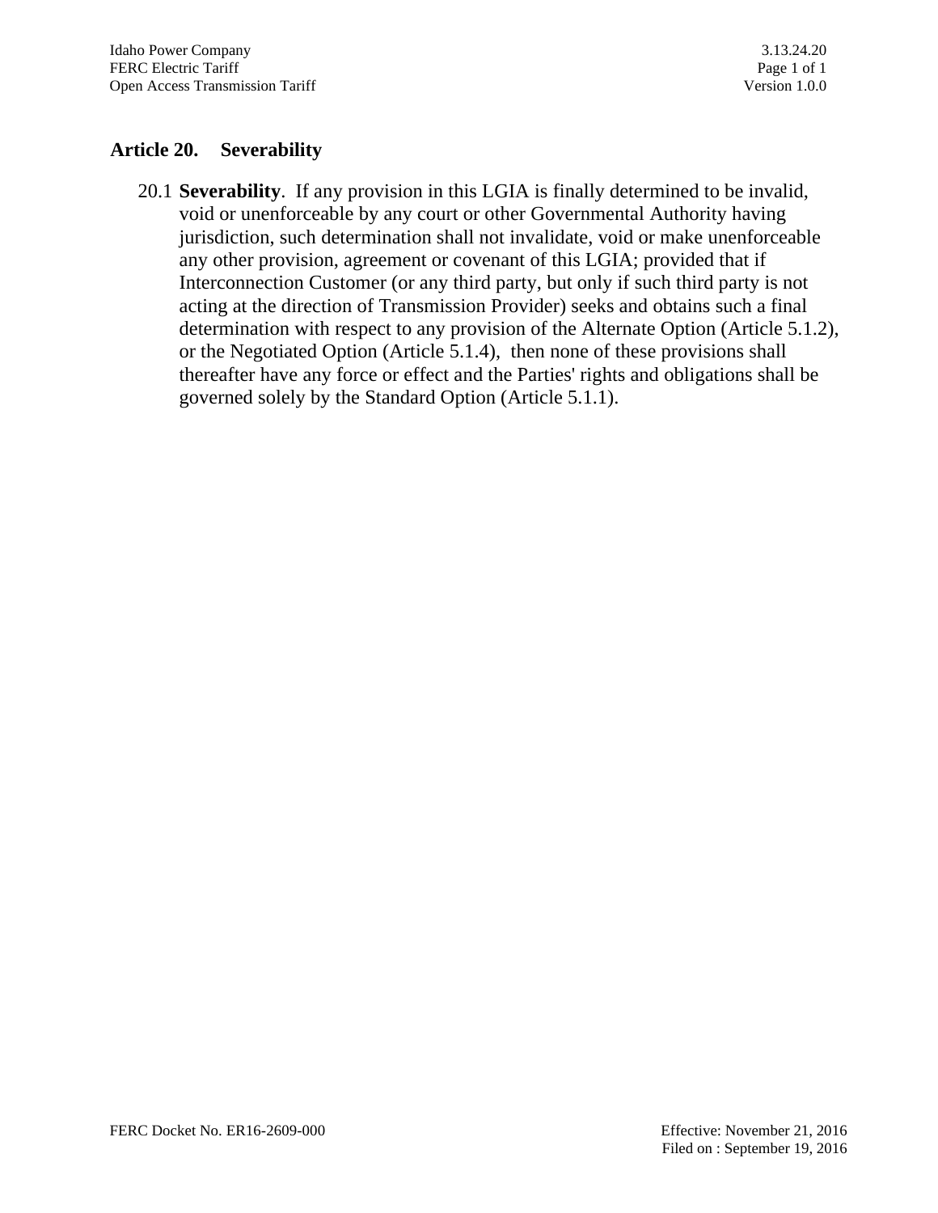## Article 20. Severability

20.1 **Severability**. If any provision in this LGIA is finally determined to be invalid, void or unenforceable by any court or other Governmental Authority having jurisdiction, such determination shall not invalidate, void or make unenforceable any other provision, agreement or covenant of this LGIA; provided that if Interconnection Customer (or any third party, but only if such third party is not acting at the direction of Transmission Provider) seeks and obtains such a final determination with respect to any provision of the Alternate Option (Article 5.1.2), or the Negotiated Option (Article 5.1.4), then none of these provisions shall thereafter have any force or effect and the Parties' rights and obligations shall be governed solely by the Standard Option (Article 5.1.1).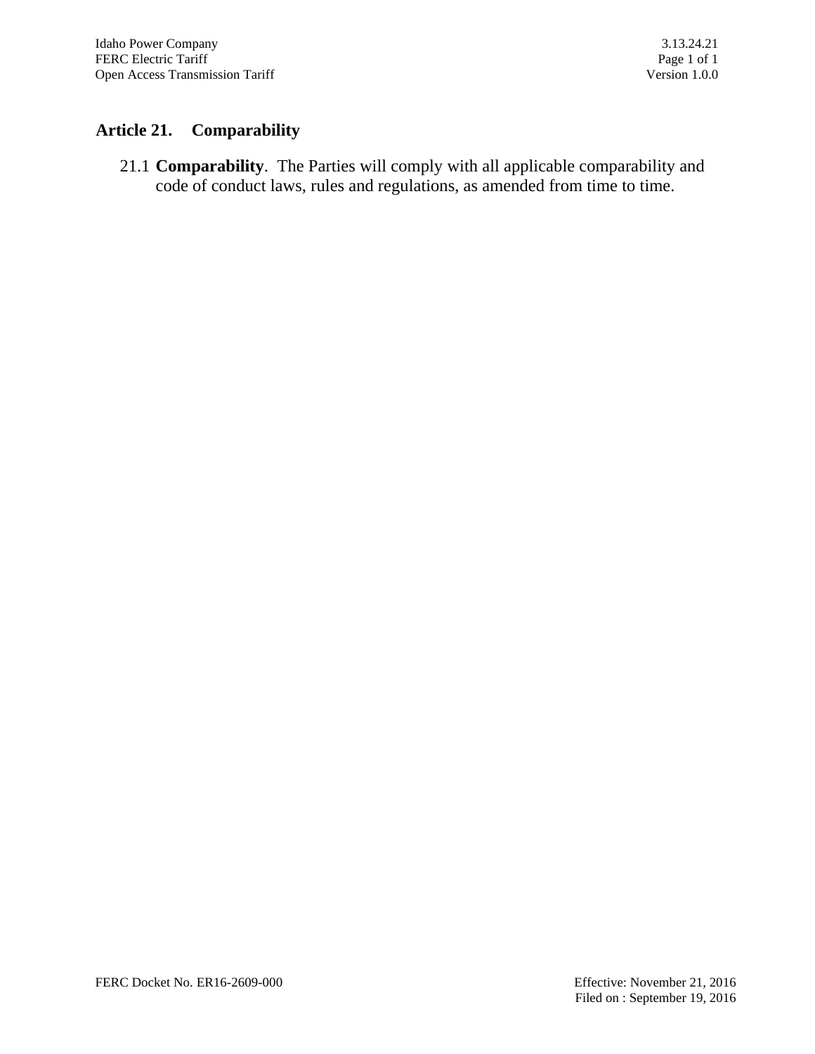## Article 21. Comparability

21.1 **Comparability**. The Parties will comply with all applicable comparability and code of conduct laws, rules and regulations, as amended from time to time.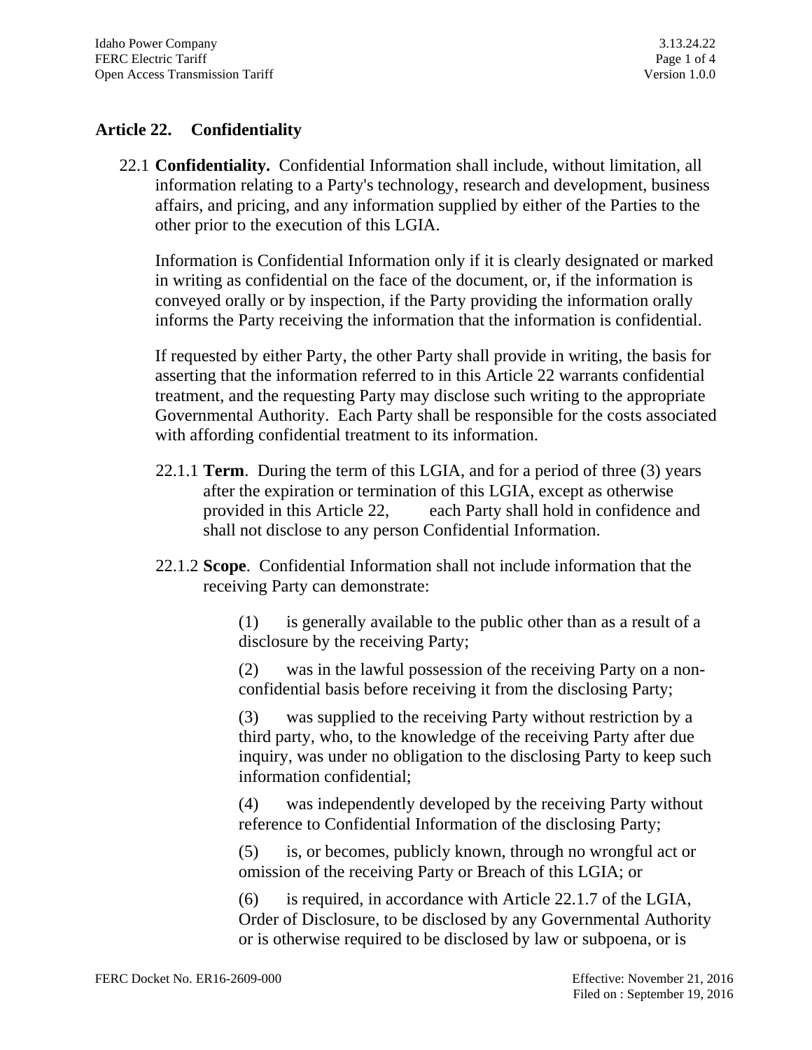## Article 22. Confidentiality

22.1 **Confidentiality.** Confidential Information shall include, without limitation, all information relating to a Party's technology, research and development, business affairs, and pricing, and any information supplied by either of the Parties to the other prior to the execution of this LGIA.

Information is Confidential Information only if it is clearly designated or marked in writing as confidential on the face of the document, or, if the information is conveyed orally or by inspection, if the Party providing the information orally informs the Party receiving the information that the information is confidential.

If requested by either Party, the other Party shall provide in writing, the basis for asserting that the information referred to in this Article 22 warrants confidential treatment, and the requesting Party may disclose such writing to the appropriate Governmental Authority. Each Party shall be responsible for the costs associated with affording confidential treatment to its information.

22.1.1 **Term**. During the term of this LGIA, and for a period of three (3) years after the expiration or termination of this LGIA, except as otherwise provided in this Article 22, each Party shall hold in confidence and shall not disclose to any person Confidential Information.

22.1.2 **Scope**. Confidential Information shall not include information that the receiving Party can demonstrate:

(1) is generally available to the public other than as a result of a disclosure by the receiving Party;

(2) was in the lawful possession of the receiving Party on a non-confidential basis before receiving it from the disclosing Party;

(3) was supplied to the receiving Party without restriction by a third party, who, to the knowledge of the receiving Party after due inquiry, was under no obligation to the disclosing Party to keep such information confidential;

(4) was independently developed by the receiving Party without reference to Confidential Information of the disclosing Party;

(5) is, or becomes, publicly known, through no wrongful act or omission of the receiving Party or Breach of this LGIA; or

(6) is required, in accordance with Article 22.1.7 of the LGIA, Order of Disclosure, to be disclosed by any Governmental Authority or is otherwise required to be disclosed by law or subpoena, or is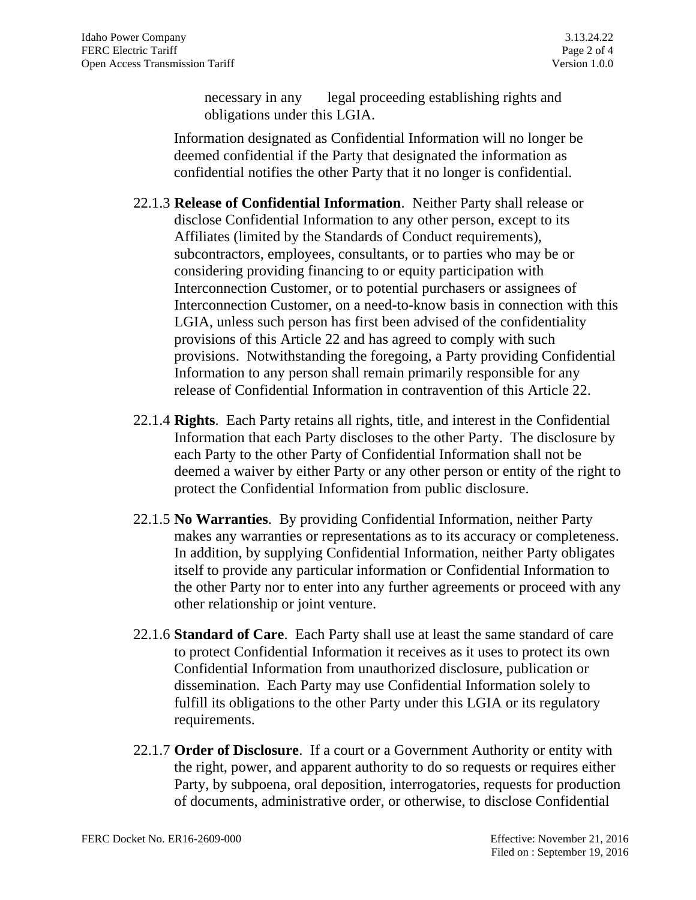necessary in any legal proceeding establishing rights and obligations under this LGIA.

Information designated as Confidential Information will no longer be deemed confidential if the Party that designated the information as confidential notifies the other Party that it no longer is confidential.

22.1.3 **Release of Confidential Information**. Neither Party shall release or disclose Confidential Information to any other person, except to its Affiliates (limited by the Standards of Conduct requirements), subcontractors, employees, consultants, or to parties who may be or considering providing financing to or equity participation with Interconnection Customer, or to potential purchasers or assignees of Interconnection Customer, on a need-to-know basis in connection with this LGIA, unless such person has first been advised of the confidentiality provisions of this Article 22 and has agreed to comply with such provisions. Notwithstanding the foregoing, a Party providing Confidential Information to any person shall remain primarily responsible for any release of Confidential Information in contravention of this Article 22.

22.1.4 **Rights**. Each Party retains all rights, title, and interest in the Confidential Information that each Party discloses to the other Party. The disclosure by each Party to the other Party of Confidential Information shall not be deemed a waiver by either Party or any other person or entity of the right to protect the Confidential Information from public disclosure.

22.1.5 **No Warranties**. By providing Confidential Information, neither Party makes any warranties or representations as to its accuracy or completeness. In addition, by supplying Confidential Information, neither Party obligates itself to provide any particular information or Confidential Information to the other Party nor to enter into any further agreements or proceed with any other relationship or joint venture.

22.1.6 **Standard of Care**. Each Party shall use at least the same standard of care to protect Confidential Information it receives as it uses to protect its own Confidential Information from unauthorized disclosure, publication or dissemination. Each Party may use Confidential Information solely to fulfill its obligations to the other Party under this LGIA or its regulatory requirements.

22.1.7 **Order of Disclosure**. If a court or a Government Authority or entity with the right, power, and apparent authority to do so requests or requires either Party, by subpoena, oral deposition, interrogatories, requests for production of documents, administrative order, or otherwise, to disclose Confidential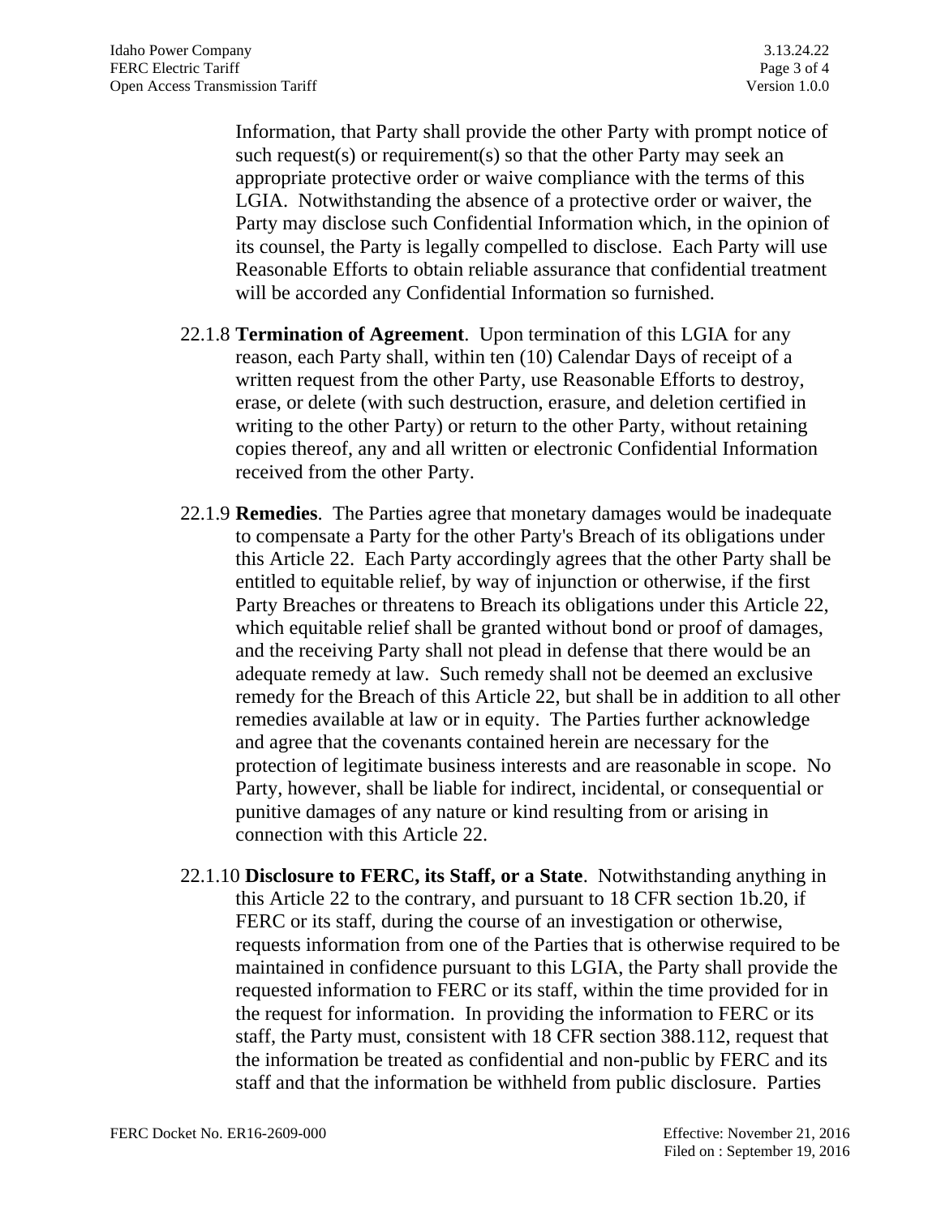Information, that Party shall provide the other Party with prompt notice of such request(s) or requirement(s) so that the other Party may seek an appropriate protective order or waive compliance with the terms of this LGIA. Notwithstanding the absence of a protective order or waiver, the Party may disclose such Confidential Information which, in the opinion of its counsel, the Party is legally compelled to disclose. Each Party will use Reasonable Efforts to obtain reliable assurance that confidential treatment will be accorded any Confidential Information so furnished.

22.1.8 **Termination of Agreement**. Upon termination of this LGIA for any reason, each Party shall, within ten (10) Calendar Days of receipt of a written request from the other Party, use Reasonable Efforts to destroy, erase, or delete (with such destruction, erasure, and deletion certified in writing to the other Party) or return to the other Party, without retaining copies thereof, any and all written or electronic Confidential Information received from the other Party.

22.1.9 **Remedies**. The Parties agree that monetary damages would be inadequate to compensate a Party for the other Party's Breach of its obligations under this Article 22. Each Party accordingly agrees that the other Party shall be entitled to equitable relief, by way of injunction or otherwise, if the first Party Breaches or threatens to Breach its obligations under this Article 22, which equitable relief shall be granted without bond or proof of damages, and the receiving Party shall not plead in defense that there would be an adequate remedy at law. Such remedy shall not be deemed an exclusive remedy for the Breach of this Article 22, but shall be in addition to all other remedies available at law or in equity. The Parties further acknowledge and agree that the covenants contained herein are necessary for the protection of legitimate business interests and are reasonable in scope. No Party, however, shall be liable for indirect, incidental, or consequential or punitive damages of any nature or kind resulting from or arising in connection with this Article 22.

22.1.10 **Disclosure to FERC, its Staff, or a State**. Notwithstanding anything in this Article 22 to the contrary, and pursuant to 18 CFR section 1b.20, if FERC or its staff, during the course of an investigation or otherwise, requests information from one of the Parties that is otherwise required to be maintained in confidence pursuant to this LGIA, the Party shall provide the requested information to FERC or its staff, within the time provided for in the request for information. In providing the information to FERC or its staff, the Party must, consistent with 18 CFR section 388.112, request that the information be treated as confidential and non-public by FERC and its staff and that the information be withheld from public disclosure. Parties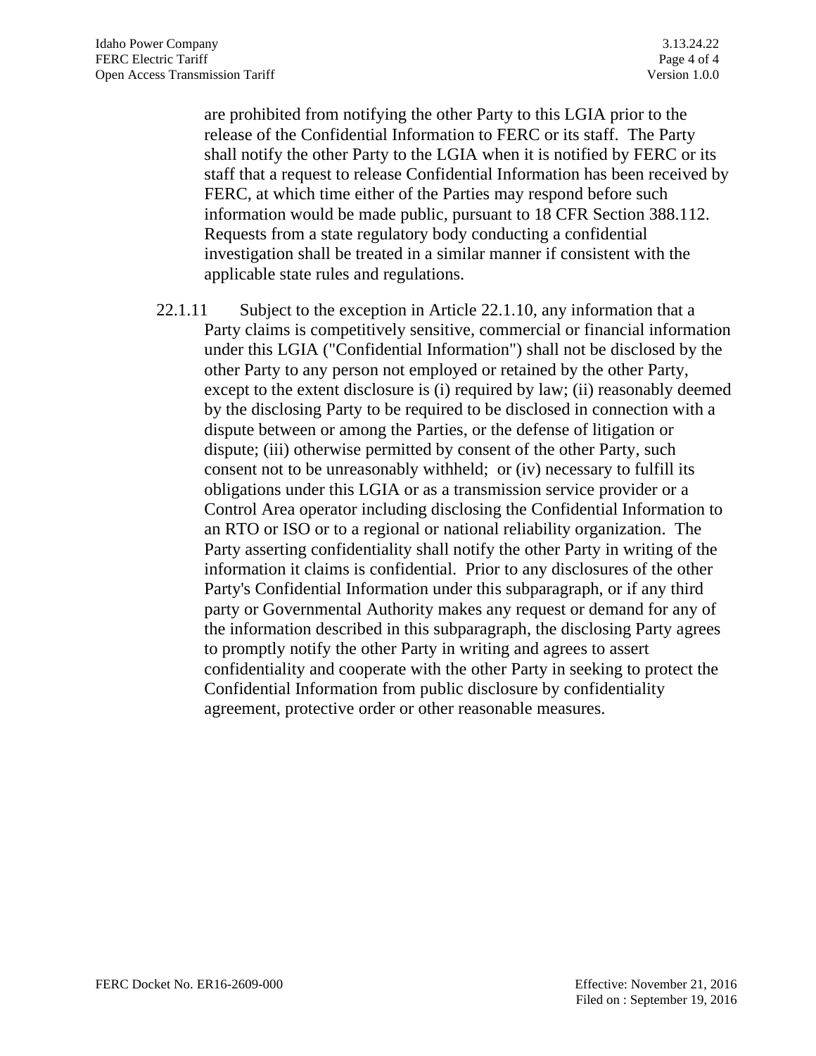are prohibited from notifying the other Party to this LGIA prior to the release of the Confidential Information to FERC or its staff. The Party shall notify the other Party to the LGIA when it is notified by FERC or its staff that a request to release Confidential Information has been received by FERC, at which time either of the Parties may respond before such information would be made public, pursuant to 18 CFR Section 388.112. Requests from a state regulatory body conducting a confidential investigation shall be treated in a similar manner if consistent with the applicable state rules and regulations.

22.1.11 Subject to the exception in Article 22.1.10, any information that a Party claims is competitively sensitive, commercial or financial information under this LGIA ("Confidential Information") shall not be disclosed by the other Party to any person not employed or retained by the other Party, except to the extent disclosure is (i) required by law; (ii) reasonably deemed by the disclosing Party to be required to be disclosed in connection with a dispute between or among the Parties, or the defense of litigation or dispute; (iii) otherwise permitted by consent of the other Party, such consent not to be unreasonably withheld; or (iv) necessary to fulfill its obligations under this LGIA or as a transmission service provider or a Control Area operator including disclosing the Confidential Information to an RTO or ISO or to a regional or national reliability organization. The Party asserting confidentiality shall notify the other Party in writing of the information it claims is confidential. Prior to any disclosures of the other Party's Confidential Information under this subparagraph, or if any third party or Governmental Authority makes any request or demand for any of the information described in this subparagraph, the disclosing Party agrees to promptly notify the other Party in writing and agrees to assert confidentiality and cooperate with the other Party in seeking to protect the Confidential Information from public disclosure by confidentiality agreement, protective order or other reasonable measures.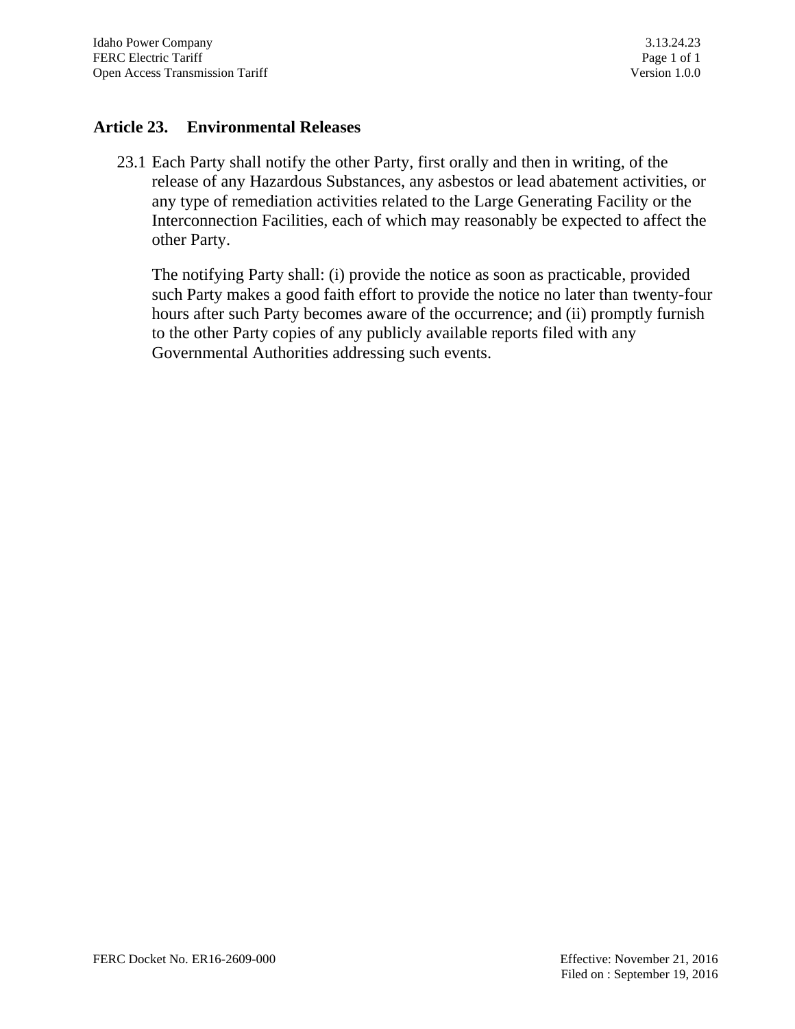## Article 23. Environmental Releases

23.1 Each Party shall notify the other Party, first orally and then in writing, of the release of any Hazardous Substances, any asbestos or lead abatement activities, or any type of remediation activities related to the Large Generating Facility or the Interconnection Facilities, each of which may reasonably be expected to affect the other Party.

The notifying Party shall: (i) provide the notice as soon as practicable, provided such Party makes a good faith effort to provide the notice no later than twenty-four hours after such Party becomes aware of the occurrence; and (ii) promptly furnish to the other Party copies of any publicly available reports filed with any Governmental Authorities addressing such events.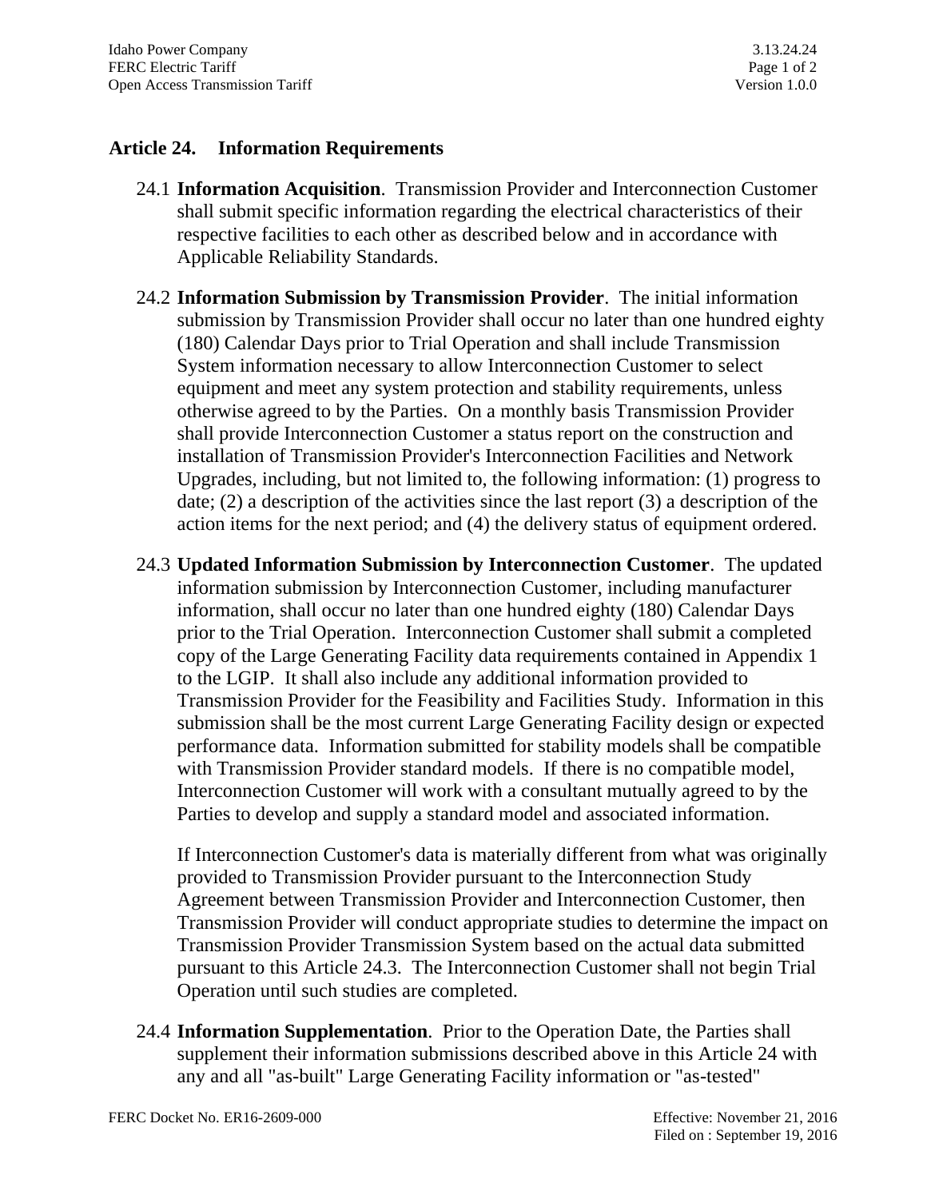## Article 24. Information Requirements

24.1 **Information Acquisition**. Transmission Provider and Interconnection Customer shall submit specific information regarding the electrical characteristics of their respective facilities to each other as described below and in accordance with Applicable Reliability Standards.

24.2 **Information Submission by Transmission Provider**. The initial information submission by Transmission Provider shall occur no later than one hundred eighty (180) Calendar Days prior to Trial Operation and shall include Transmission System information necessary to allow Interconnection Customer to select equipment and meet any system protection and stability requirements, unless otherwise agreed to by the Parties. On a monthly basis Transmission Provider shall provide Interconnection Customer a status report on the construction and installation of Transmission Provider's Interconnection Facilities and Network Upgrades, including, but not limited to, the following information: (1) progress to date; (2) a description of the activities since the last report (3) a description of the action items for the next period; and (4) the delivery status of equipment ordered.

24.3 **Updated Information Submission by Interconnection Customer**. The updated information submission by Interconnection Customer, including manufacturer information, shall occur no later than one hundred eighty (180) Calendar Days prior to the Trial Operation. Interconnection Customer shall submit a completed copy of the Large Generating Facility data requirements contained in Appendix 1 to the LGIP. It shall also include any additional information provided to Transmission Provider for the Feasibility and Facilities Study. Information in this submission shall be the most current Large Generating Facility design or expected performance data. Information submitted for stability models shall be compatible with Transmission Provider standard models. If there is no compatible model, Interconnection Customer will work with a consultant mutually agreed to by the Parties to develop and supply a standard model and associated information.

If Interconnection Customer's data is materially different from what was originally provided to Transmission Provider pursuant to the Interconnection Study Agreement between Transmission Provider and Interconnection Customer, then Transmission Provider will conduct appropriate studies to determine the impact on Transmission Provider Transmission System based on the actual data submitted pursuant to this Article 24.3. The Interconnection Customer shall not begin Trial Operation until such studies are completed.

24.4 **Information Supplementation**. Prior to the Operation Date, the Parties shall supplement their information submissions described above in this Article 24 with any and all "as-built" Large Generating Facility information or "as-tested"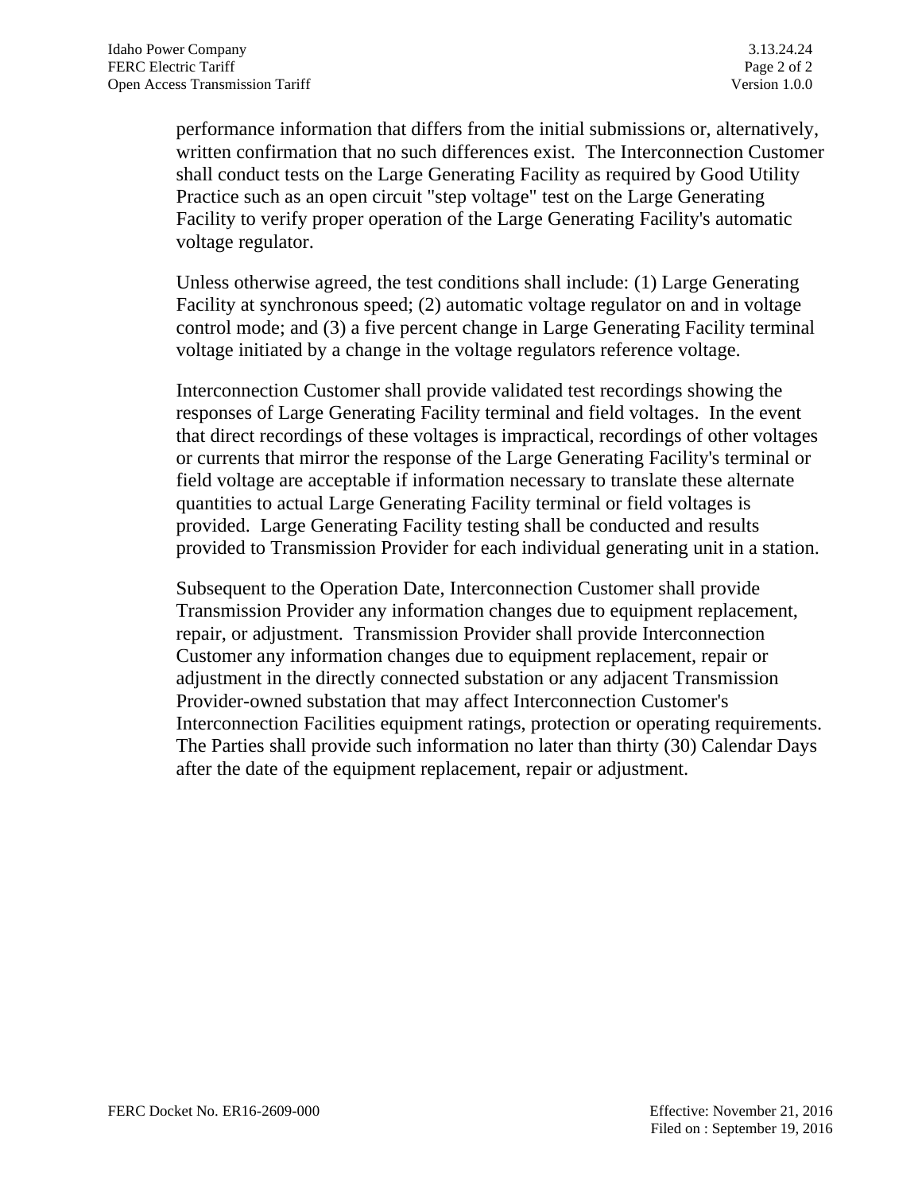performance information that differs from the initial submissions or, alternatively, written confirmation that no such differences exist. The Interconnection Customer shall conduct tests on the Large Generating Facility as required by Good Utility Practice such as an open circuit "step voltage" test on the Large Generating Facility to verify proper operation of the Large Generating Facility's automatic voltage regulator.

Unless otherwise agreed, the test conditions shall include: (1) Large Generating Facility at synchronous speed; (2) automatic voltage regulator on and in voltage control mode; and (3) a five percent change in Large Generating Facility terminal voltage initiated by a change in the voltage regulators reference voltage.

Interconnection Customer shall provide validated test recordings showing the responses of Large Generating Facility terminal and field voltages. In the event that direct recordings of these voltages is impractical, recordings of other voltages or currents that mirror the response of the Large Generating Facility's terminal or field voltage are acceptable if information necessary to translate these alternate quantities to actual Large Generating Facility terminal or field voltages is provided. Large Generating Facility testing shall be conducted and results provided to Transmission Provider for each individual generating unit in a station.

Subsequent to the Operation Date, Interconnection Customer shall provide Transmission Provider any information changes due to equipment replacement, repair, or adjustment. Transmission Provider shall provide Interconnection Customer any information changes due to equipment replacement, repair or adjustment in the directly connected substation or any adjacent Transmission Provider-owned substation that may affect Interconnection Customer's Interconnection Facilities equipment ratings, protection or operating requirements. The Parties shall provide such information no later than thirty (30) Calendar Days after the date of the equipment replacement, repair or adjustment.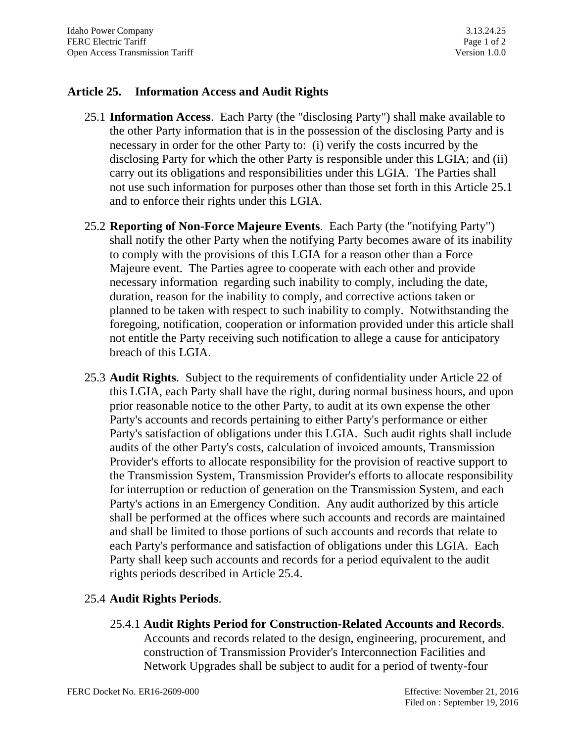## Article 25. Information Access and Audit Rights

25.1 **Information Access**. Each Party (the "disclosing Party") shall make available to the other Party information that is in the possession of the disclosing Party and is necessary in order for the other Party to: (i) verify the costs incurred by the disclosing Party for which the other Party is responsible under this LGIA; and (ii) carry out its obligations and responsibilities under this LGIA. The Parties shall not use such information for purposes other than those set forth in this Article 25.1 and to enforce their rights under this LGIA.

25.2 **Reporting of Non-Force Majeure Events**. Each Party (the "notifying Party") shall notify the other Party when the notifying Party becomes aware of its inability to comply with the provisions of this LGIA for a reason other than a Force Majeure event. The Parties agree to cooperate with each other and provide necessary information regarding such inability to comply, including the date, duration, reason for the inability to comply, and corrective actions taken or planned to be taken with respect to such inability to comply. Notwithstanding the foregoing, notification, cooperation or information provided under this article shall not entitle the Party receiving such notification to allege a cause for anticipatory breach of this LGIA.

25.3 **Audit Rights**. Subject to the requirements of confidentiality under Article 22 of this LGIA, each Party shall have the right, during normal business hours, and upon prior reasonable notice to the other Party, to audit at its own expense the other Party's accounts and records pertaining to either Party's performance or either Party's satisfaction of obligations under this LGIA. Such audit rights shall include audits of the other Party's costs, calculation of invoiced amounts, Transmission Provider's efforts to allocate responsibility for the provision of reactive support to the Transmission System, Transmission Provider's efforts to allocate responsibility for interruption or reduction of generation on the Transmission System, and each Party's actions in an Emergency Condition. Any audit authorized by this article shall be performed at the offices where such accounts and records are maintained and shall be limited to those portions of such accounts and records that relate to each Party's performance and satisfaction of obligations under this LGIA. Each Party shall keep such accounts and records for a period equivalent to the audit rights periods described in Article 25.4.

25.4 **Audit Rights Periods**.

25.4.1 **Audit Rights Period for Construction-Related Accounts and Records**. Accounts and records related to the design, engineering, procurement, and construction of Transmission Provider's Interconnection Facilities and Network Upgrades shall be subject to audit for a period of twenty-four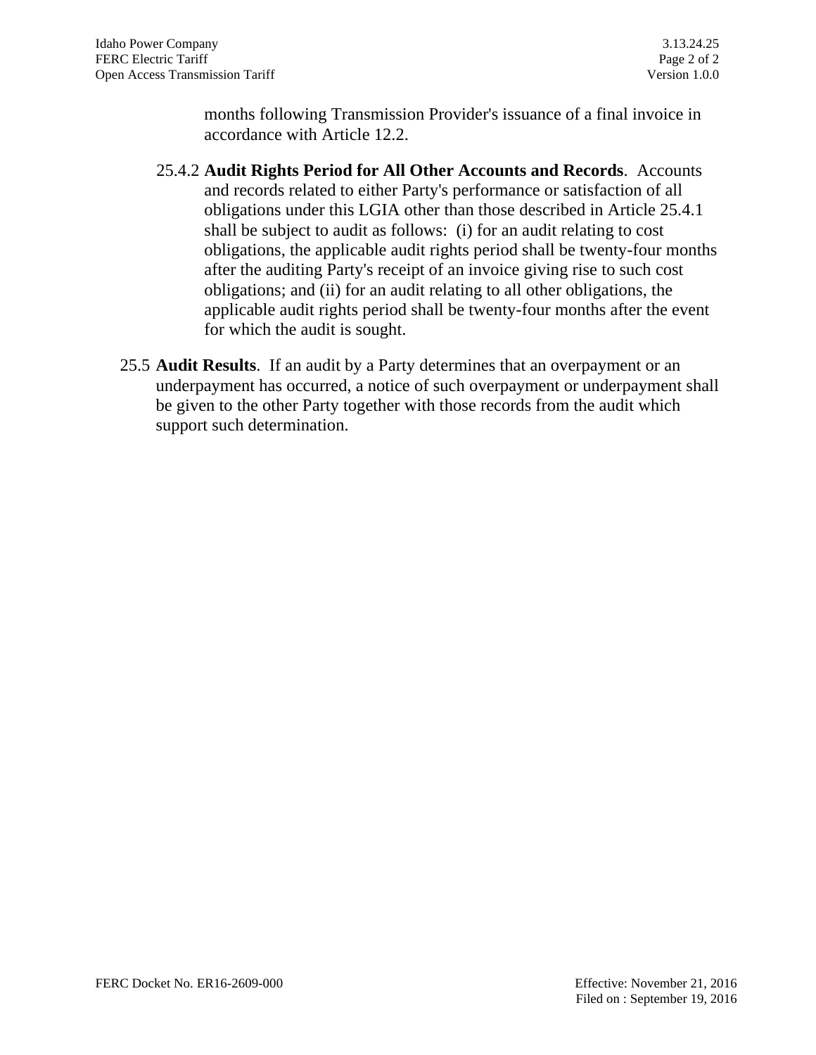months following Transmission Provider's issuance of a final invoice in accordance with Article 12.2.

25.4.2 **Audit Rights Period for All Other Accounts and Records**. Accounts and records related to either Party's performance or satisfaction of all obligations under this LGIA other than those described in Article 25.4.1 shall be subject to audit as follows: (i) for an audit relating to cost obligations, the applicable audit rights period shall be twenty-four months after the auditing Party's receipt of an invoice giving rise to such cost obligations; and (ii) for an audit relating to all other obligations, the applicable audit rights period shall be twenty-four months after the event for which the audit is sought.

25.5 **Audit Results**. If an audit by a Party determines that an overpayment or an underpayment has occurred, a notice of such overpayment or underpayment shall be given to the other Party together with those records from the audit which support such determination.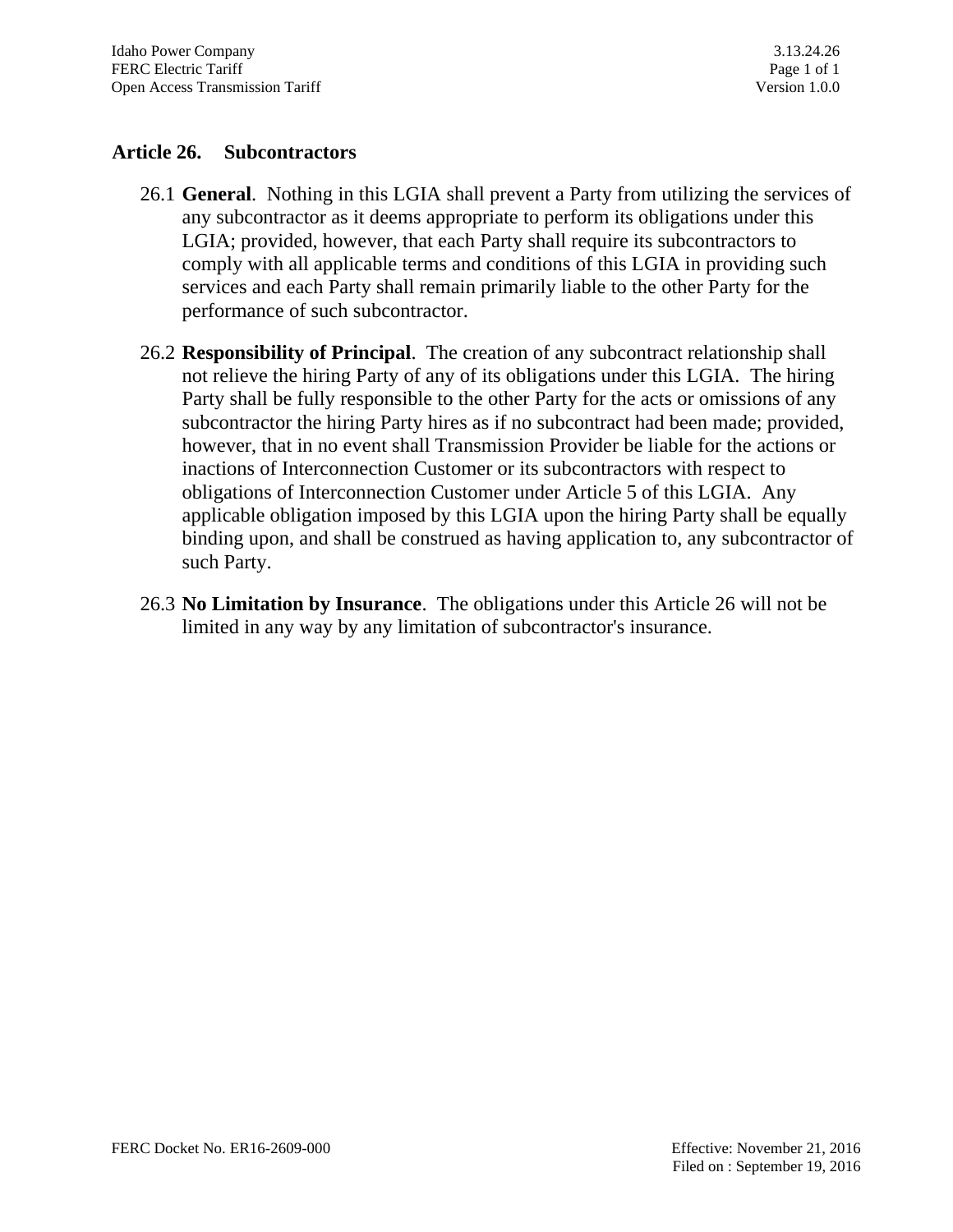## Article 26. Subcontractors

26.1 **General**. Nothing in this LGIA shall prevent a Party from utilizing the services of any subcontractor as it deems appropriate to perform its obligations under this LGIA; provided, however, that each Party shall require its subcontractors to comply with all applicable terms and conditions of this LGIA in providing such services and each Party shall remain primarily liable to the other Party for the performance of such subcontractor.

26.2 **Responsibility of Principal**. The creation of any subcontract relationship shall not relieve the hiring Party of any of its obligations under this LGIA. The hiring Party shall be fully responsible to the other Party for the acts or omissions of any subcontractor the hiring Party hires as if no subcontract had been made; provided, however, that in no event shall Transmission Provider be liable for the actions or inactions of Interconnection Customer or its subcontractors with respect to obligations of Interconnection Customer under Article 5 of this LGIA. Any applicable obligation imposed by this LGIA upon the hiring Party shall be equally binding upon, and shall be construed as having application to, any subcontractor of such Party.

26.3 **No Limitation by Insurance**. The obligations under this Article 26 will not be limited in any way by any limitation of subcontractor's insurance.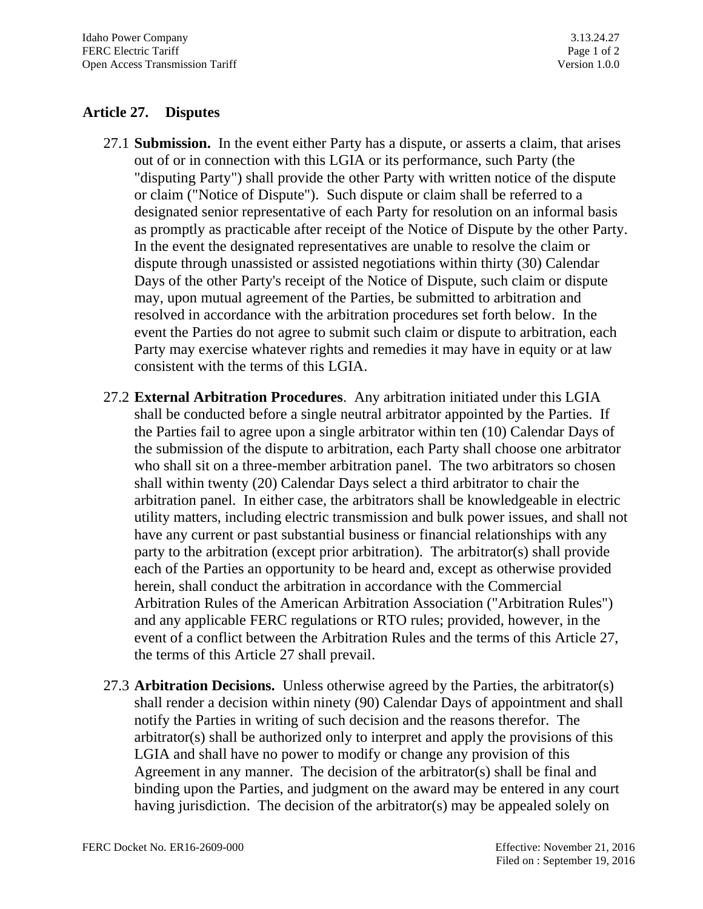## Article 27. Disputes

27.1 **Submission.** In the event either Party has a dispute, or asserts a claim, that arises out of or in connection with this LGIA or its performance, such Party (the "disputing Party") shall provide the other Party with written notice of the dispute or claim ("Notice of Dispute"). Such dispute or claim shall be referred to a designated senior representative of each Party for resolution on an informal basis as promptly as practicable after receipt of the Notice of Dispute by the other Party. In the event the designated representatives are unable to resolve the claim or dispute through unassisted or assisted negotiations within thirty (30) Calendar Days of the other Party's receipt of the Notice of Dispute, such claim or dispute may, upon mutual agreement of the Parties, be submitted to arbitration and resolved in accordance with the arbitration procedures set forth below. In the event the Parties do not agree to submit such claim or dispute to arbitration, each Party may exercise whatever rights and remedies it may have in equity or at law consistent with the terms of this LGIA.

27.2 **External Arbitration Procedures**. Any arbitration initiated under this LGIA shall be conducted before a single neutral arbitrator appointed by the Parties. If the Parties fail to agree upon a single arbitrator within ten (10) Calendar Days of the submission of the dispute to arbitration, each Party shall choose one arbitrator who shall sit on a three-member arbitration panel. The two arbitrators so chosen shall within twenty (20) Calendar Days select a third arbitrator to chair the arbitration panel. In either case, the arbitrators shall be knowledgeable in electric utility matters, including electric transmission and bulk power issues, and shall not have any current or past substantial business or financial relationships with any party to the arbitration (except prior arbitration). The arbitrator(s) shall provide each of the Parties an opportunity to be heard and, except as otherwise provided herein, shall conduct the arbitration in accordance with the Commercial Arbitration Rules of the American Arbitration Association ("Arbitration Rules") and any applicable FERC regulations or RTO rules; provided, however, in the event of a conflict between the Arbitration Rules and the terms of this Article 27, the terms of this Article 27 shall prevail.

27.3 **Arbitration Decisions.** Unless otherwise agreed by the Parties, the arbitrator(s) shall render a decision within ninety (90) Calendar Days of appointment and shall notify the Parties in writing of such decision and the reasons therefor. The arbitrator(s) shall be authorized only to interpret and apply the provisions of this LGIA and shall have no power to modify or change any provision of this Agreement in any manner. The decision of the arbitrator(s) shall be final and binding upon the Parties, and judgment on the award may be entered in any court having jurisdiction. The decision of the arbitrator(s) may be appealed solely on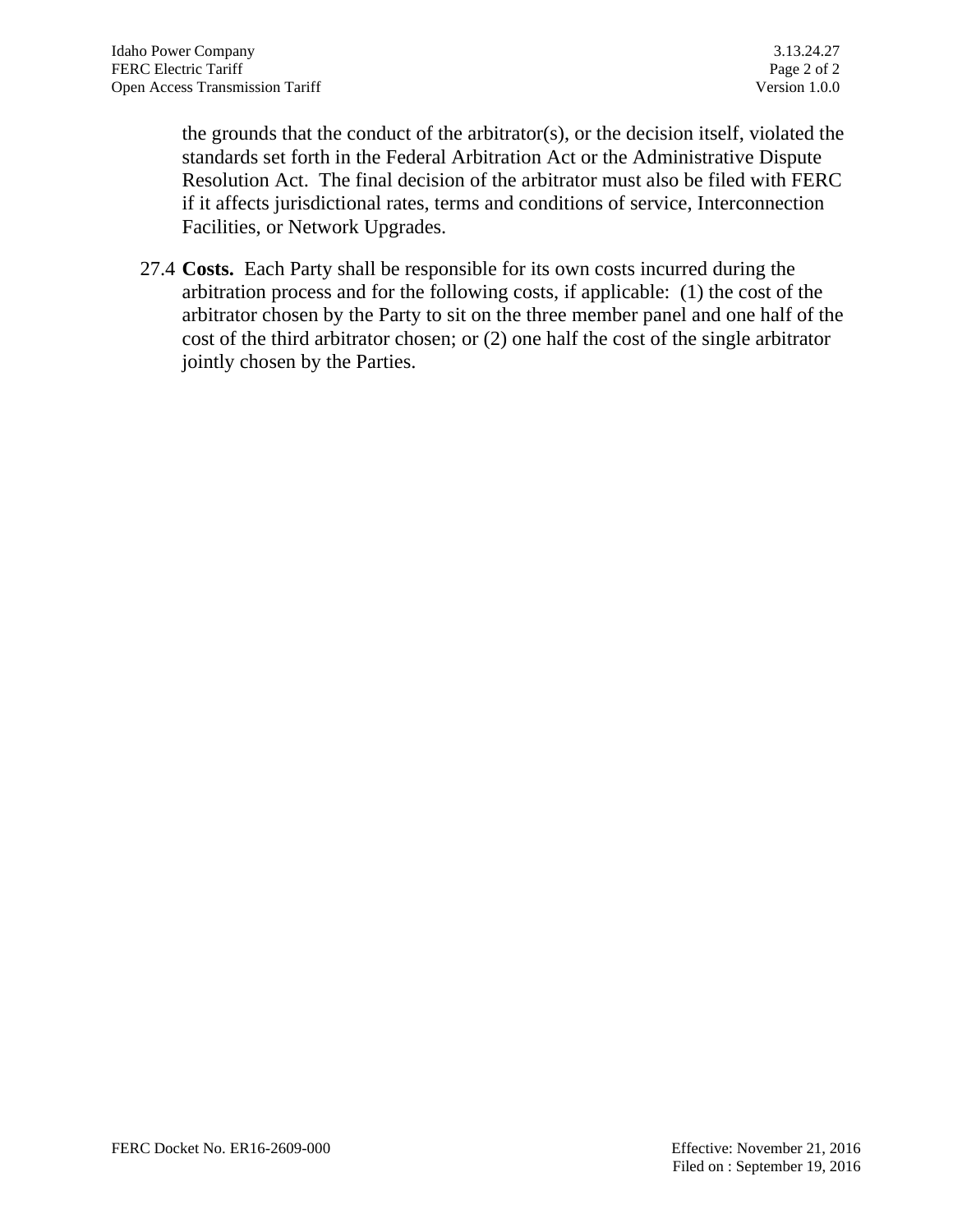the grounds that the conduct of the arbitrator(s), or the decision itself, violated the standards set forth in the Federal Arbitration Act or the Administrative Dispute Resolution Act. The final decision of the arbitrator must also be filed with FERC if it affects jurisdictional rates, terms and conditions of service, Interconnection Facilities, or Network Upgrades.

27.4 **Costs.** Each Party shall be responsible for its own costs incurred during the arbitration process and for the following costs, if applicable: (1) the cost of the arbitrator chosen by the Party to sit on the three member panel and one half of the cost of the third arbitrator chosen; or (2) one half the cost of the single arbitrator jointly chosen by the Parties.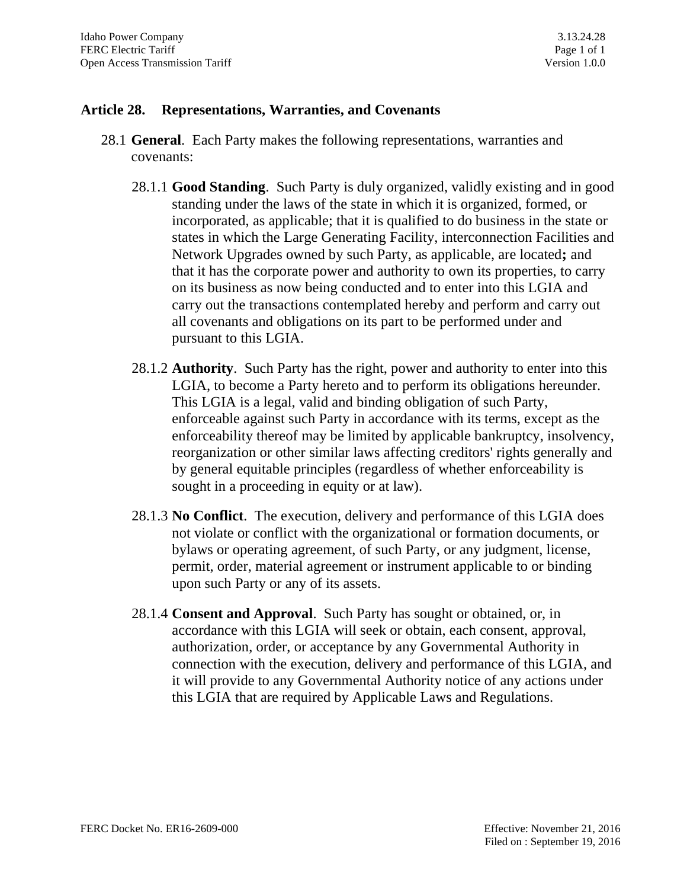## Article 28. Representations, Warranties, and Covenants

28.1 **General**. Each Party makes the following representations, warranties and covenants:

28.1.1 **Good Standing**. Such Party is duly organized, validly existing and in good standing under the laws of the state in which it is organized, formed, or incorporated, as applicable; that it is qualified to do business in the state or states in which the Large Generating Facility, interconnection Facilities and Network Upgrades owned by such Party, as applicable, are located**;** and that it has the corporate power and authority to own its properties, to carry on its business as now being conducted and to enter into this LGIA and carry out the transactions contemplated hereby and perform and carry out all covenants and obligations on its part to be performed under and pursuant to this LGIA.

28.1.2 **Authority**. Such Party has the right, power and authority to enter into this LGIA, to become a Party hereto and to perform its obligations hereunder. This LGIA is a legal, valid and binding obligation of such Party, enforceable against such Party in accordance with its terms, except as the enforceability thereof may be limited by applicable bankruptcy, insolvency, reorganization or other similar laws affecting creditors' rights generally and by general equitable principles (regardless of whether enforceability is sought in a proceeding in equity or at law).

28.1.3 **No Conflict**. The execution, delivery and performance of this LGIA does not violate or conflict with the organizational or formation documents, or bylaws or operating agreement, of such Party, or any judgment, license, permit, order, material agreement or instrument applicable to or binding upon such Party or any of its assets.

28.1.4 **Consent and Approval**. Such Party has sought or obtained, or, in accordance with this LGIA will seek or obtain, each consent, approval, authorization, order, or acceptance by any Governmental Authority in connection with the execution, delivery and performance of this LGIA, and it will provide to any Governmental Authority notice of any actions under this LGIA that are required by Applicable Laws and Regulations.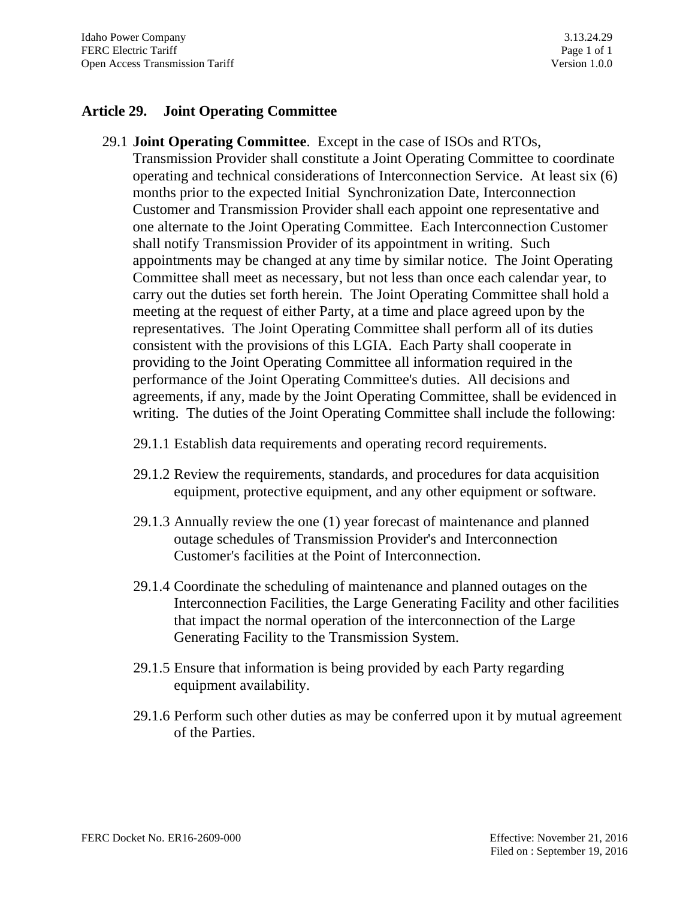## Article 29. Joint Operating Committee

29.1 **Joint Operating Committee**. Except in the case of ISOs and RTOs, Transmission Provider shall constitute a Joint Operating Committee to coordinate operating and technical considerations of Interconnection Service. At least six (6) months prior to the expected Initial Synchronization Date, Interconnection Customer and Transmission Provider shall each appoint one representative and one alternate to the Joint Operating Committee. Each Interconnection Customer shall notify Transmission Provider of its appointment in writing. Such appointments may be changed at any time by similar notice. The Joint Operating Committee shall meet as necessary, but not less than once each calendar year, to carry out the duties set forth herein. The Joint Operating Committee shall hold a meeting at the request of either Party, at a time and place agreed upon by the representatives. The Joint Operating Committee shall perform all of its duties consistent with the provisions of this LGIA. Each Party shall cooperate in providing to the Joint Operating Committee all information required in the performance of the Joint Operating Committee's duties. All decisions and agreements, if any, made by the Joint Operating Committee, shall be evidenced in writing. The duties of the Joint Operating Committee shall include the following:

29.1.1 Establish data requirements and operating record requirements.

29.1.2 Review the requirements, standards, and procedures for data acquisition equipment, protective equipment, and any other equipment or software.

29.1.3 Annually review the one (1) year forecast of maintenance and planned outage schedules of Transmission Provider's and Interconnection Customer's facilities at the Point of Interconnection.

29.1.4 Coordinate the scheduling of maintenance and planned outages on the Interconnection Facilities, the Large Generating Facility and other facilities that impact the normal operation of the interconnection of the Large Generating Facility to the Transmission System.

29.1.5 Ensure that information is being provided by each Party regarding equipment availability.

29.1.6 Perform such other duties as may be conferred upon it by mutual agreement of the Parties.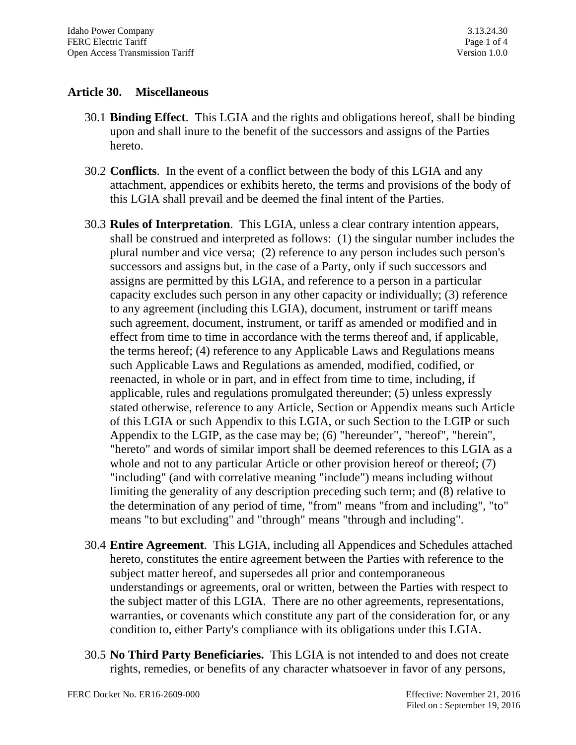## Article 30. Miscellaneous

30.1 **Binding Effect**. This LGIA and the rights and obligations hereof, shall be binding upon and shall inure to the benefit of the successors and assigns of the Parties hereto.

30.2 **Conflicts**. In the event of a conflict between the body of this LGIA and any attachment, appendices or exhibits hereto, the terms and provisions of the body of this LGIA shall prevail and be deemed the final intent of the Parties.

30.3 **Rules of Interpretation**. This LGIA, unless a clear contrary intention appears, shall be construed and interpreted as follows: (1) the singular number includes the plural number and vice versa; (2) reference to any person includes such person's successors and assigns but, in the case of a Party, only if such successors and assigns are permitted by this LGIA, and reference to a person in a particular capacity excludes such person in any other capacity or individually; (3) reference to any agreement (including this LGIA), document, instrument or tariff means such agreement, document, instrument, or tariff as amended or modified and in effect from time to time in accordance with the terms thereof and, if applicable, the terms hereof; (4) reference to any Applicable Laws and Regulations means such Applicable Laws and Regulations as amended, modified, codified, or reenacted, in whole or in part, and in effect from time to time, including, if applicable, rules and regulations promulgated thereunder; (5) unless expressly stated otherwise, reference to any Article, Section or Appendix means such Article of this LGIA or such Appendix to this LGIA, or such Section to the LGIP or such Appendix to the LGIP, as the case may be; (6) "hereunder", "hereof", "herein", "hereto" and words of similar import shall be deemed references to this LGIA as a whole and not to any particular Article or other provision hereof or thereof; (7) "including" (and with correlative meaning "include") means including without limiting the generality of any description preceding such term; and (8) relative to the determination of any period of time, "from" means "from and including", "to" means "to but excluding" and "through" means "through and including".

30.4 **Entire Agreement**. This LGIA, including all Appendices and Schedules attached hereto, constitutes the entire agreement between the Parties with reference to the subject matter hereof, and supersedes all prior and contemporaneous understandings or agreements, oral or written, between the Parties with respect to the subject matter of this LGIA. There are no other agreements, representations, warranties, or covenants which constitute any part of the consideration for, or any condition to, either Party's compliance with its obligations under this LGIA.

30.5 **No Third Party Beneficiaries.** This LGIA is not intended to and does not create rights, remedies, or benefits of any character whatsoever in favor of any persons,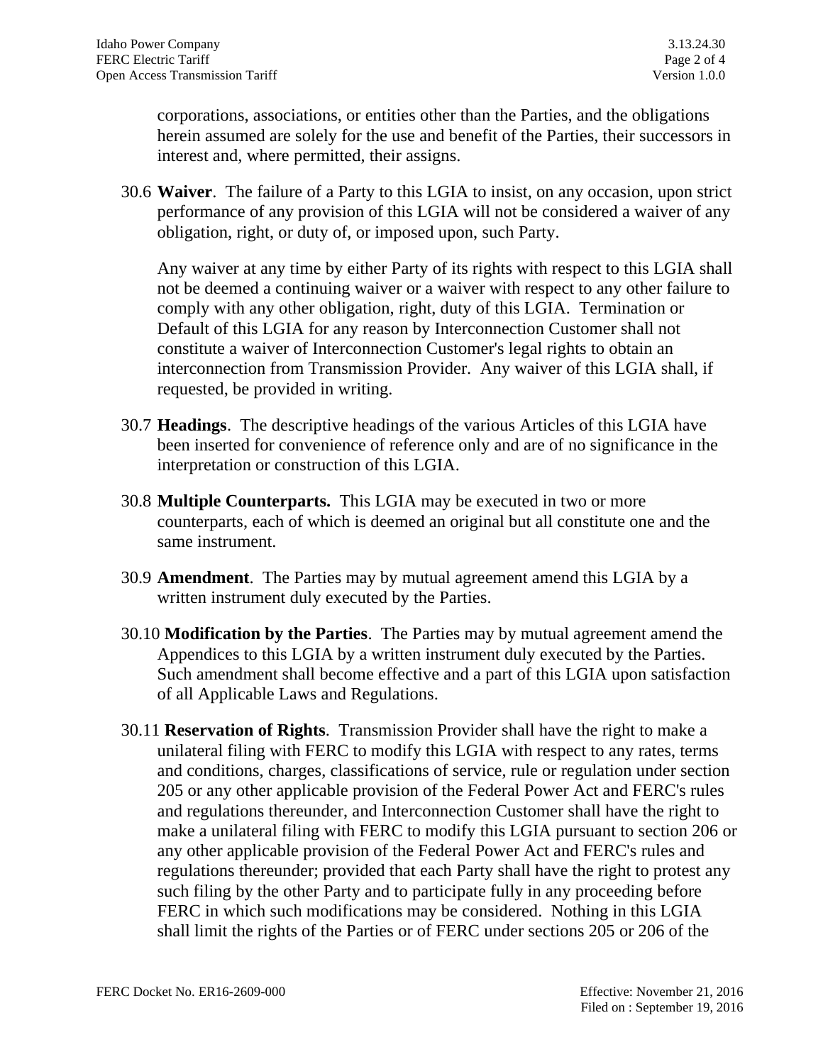corporations, associations, or entities other than the Parties, and the obligations herein assumed are solely for the use and benefit of the Parties, their successors in interest and, where permitted, their assigns.

30.6 **Waiver**. The failure of a Party to this LGIA to insist, on any occasion, upon strict performance of any provision of this LGIA will not be considered a waiver of any obligation, right, or duty of, or imposed upon, such Party.

Any waiver at any time by either Party of its rights with respect to this LGIA shall not be deemed a continuing waiver or a waiver with respect to any other failure to comply with any other obligation, right, duty of this LGIA. Termination or Default of this LGIA for any reason by Interconnection Customer shall not constitute a waiver of Interconnection Customer's legal rights to obtain an interconnection from Transmission Provider. Any waiver of this LGIA shall, if requested, be provided in writing.

30.7 **Headings**. The descriptive headings of the various Articles of this LGIA have been inserted for convenience of reference only and are of no significance in the interpretation or construction of this LGIA.

30.8 **Multiple Counterparts.** This LGIA may be executed in two or more counterparts, each of which is deemed an original but all constitute one and the same instrument.

30.9 **Amendment**. The Parties may by mutual agreement amend this LGIA by a written instrument duly executed by the Parties.

30.10 **Modification by the Parties**. The Parties may by mutual agreement amend the Appendices to this LGIA by a written instrument duly executed by the Parties. Such amendment shall become effective and a part of this LGIA upon satisfaction of all Applicable Laws and Regulations.

30.11 **Reservation of Rights**. Transmission Provider shall have the right to make a unilateral filing with FERC to modify this LGIA with respect to any rates, terms and conditions, charges, classifications of service, rule or regulation under section 205 or any other applicable provision of the Federal Power Act and FERC's rules and regulations thereunder, and Interconnection Customer shall have the right to make a unilateral filing with FERC to modify this LGIA pursuant to section 206 or any other applicable provision of the Federal Power Act and FERC's rules and regulations thereunder; provided that each Party shall have the right to protest any such filing by the other Party and to participate fully in any proceeding before FERC in which such modifications may be considered. Nothing in this LGIA shall limit the rights of the Parties or of FERC under sections 205 or 206 of the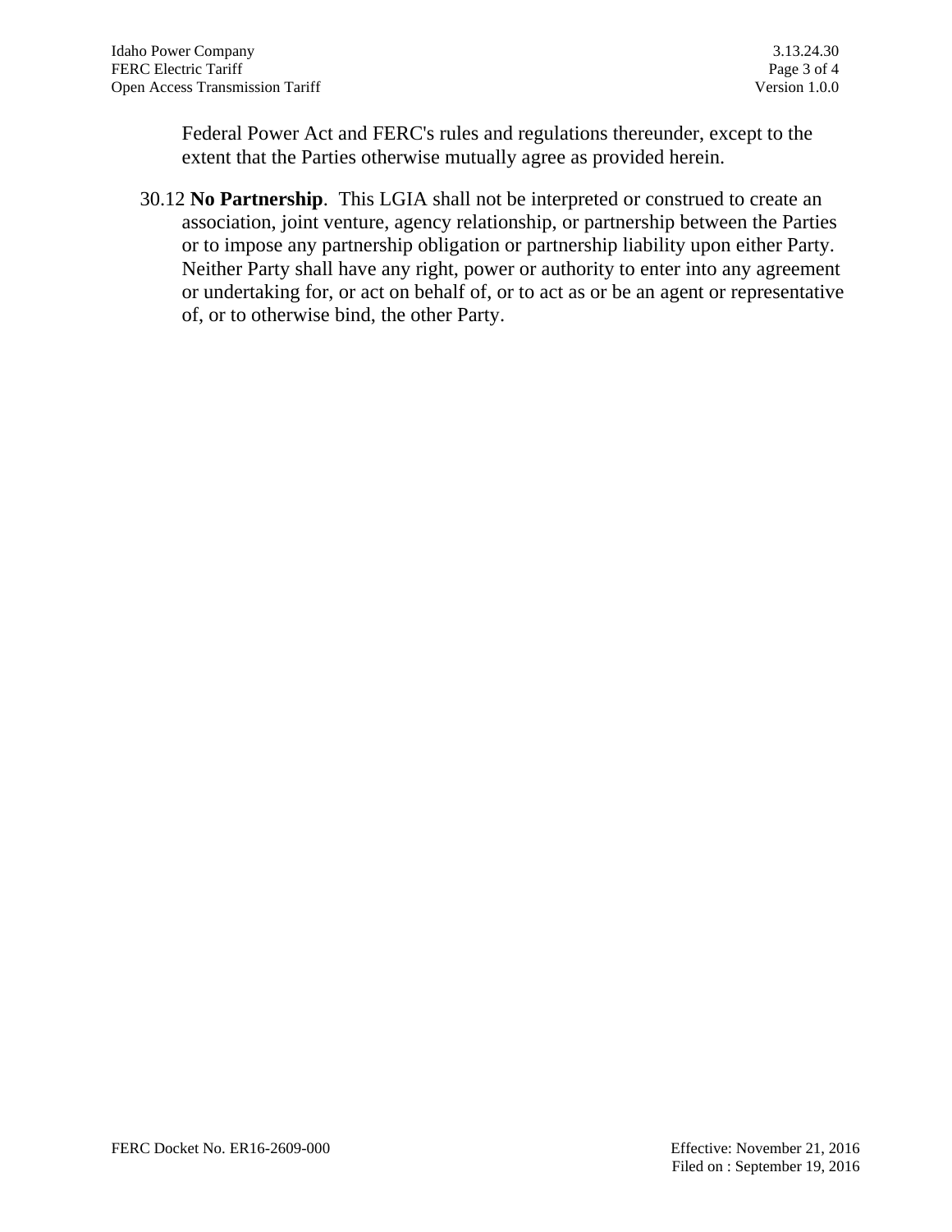Federal Power Act and FERC's rules and regulations thereunder, except to the extent that the Parties otherwise mutually agree as provided herein.

30.12 **No Partnership**. This LGIA shall not be interpreted or construed to create an association, joint venture, agency relationship, or partnership between the Parties or to impose any partnership obligation or partnership liability upon either Party. Neither Party shall have any right, power or authority to enter into any agreement or undertaking for, or act on behalf of, or to act as or be an agent or representative of, or to otherwise bind, the other Party.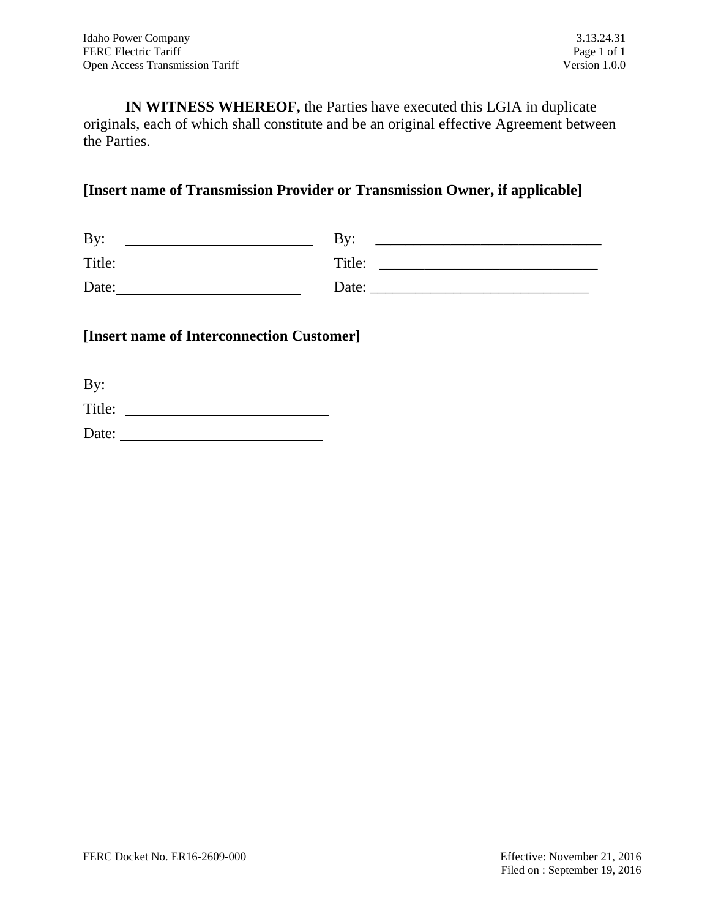**IN WITNESS WHEREOF,** the Parties have executed this LGIA in duplicate originals, each of which shall constitute and be an original effective Agreement between the Parties.

**[Insert name of Transmission Provider or Transmission Owner, if applicable]**

| | |
|---|---|
| By: ______________________ | By: ______________________ |
| Title: ______________________ | Title: ______________________ |
| Date: ______________________ | Date: ______________________ |

**[Insert name of Interconnection Customer]**

By: ______________________

Title: ______________________

Date: ______________________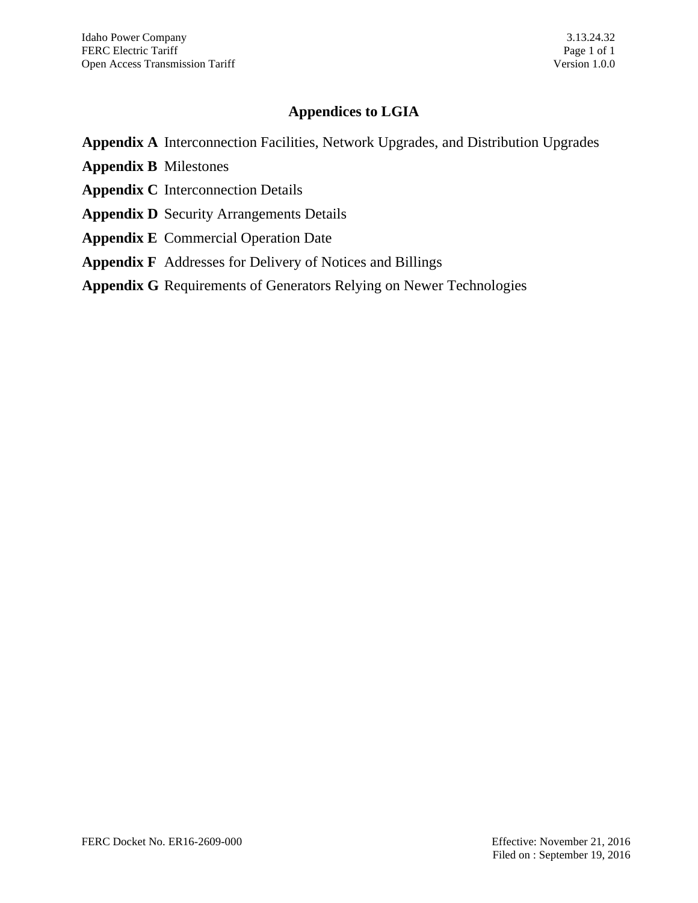# Appendices to LGIA

**Appendix A** Interconnection Facilities, Network Upgrades, and Distribution Upgrades

**Appendix B** Milestones

**Appendix C** Interconnection Details

**Appendix D** Security Arrangements Details

**Appendix E** Commercial Operation Date

**Appendix F** Addresses for Delivery of Notices and Billings

**Appendix G** Requirements of Generators Relying on Newer Technologies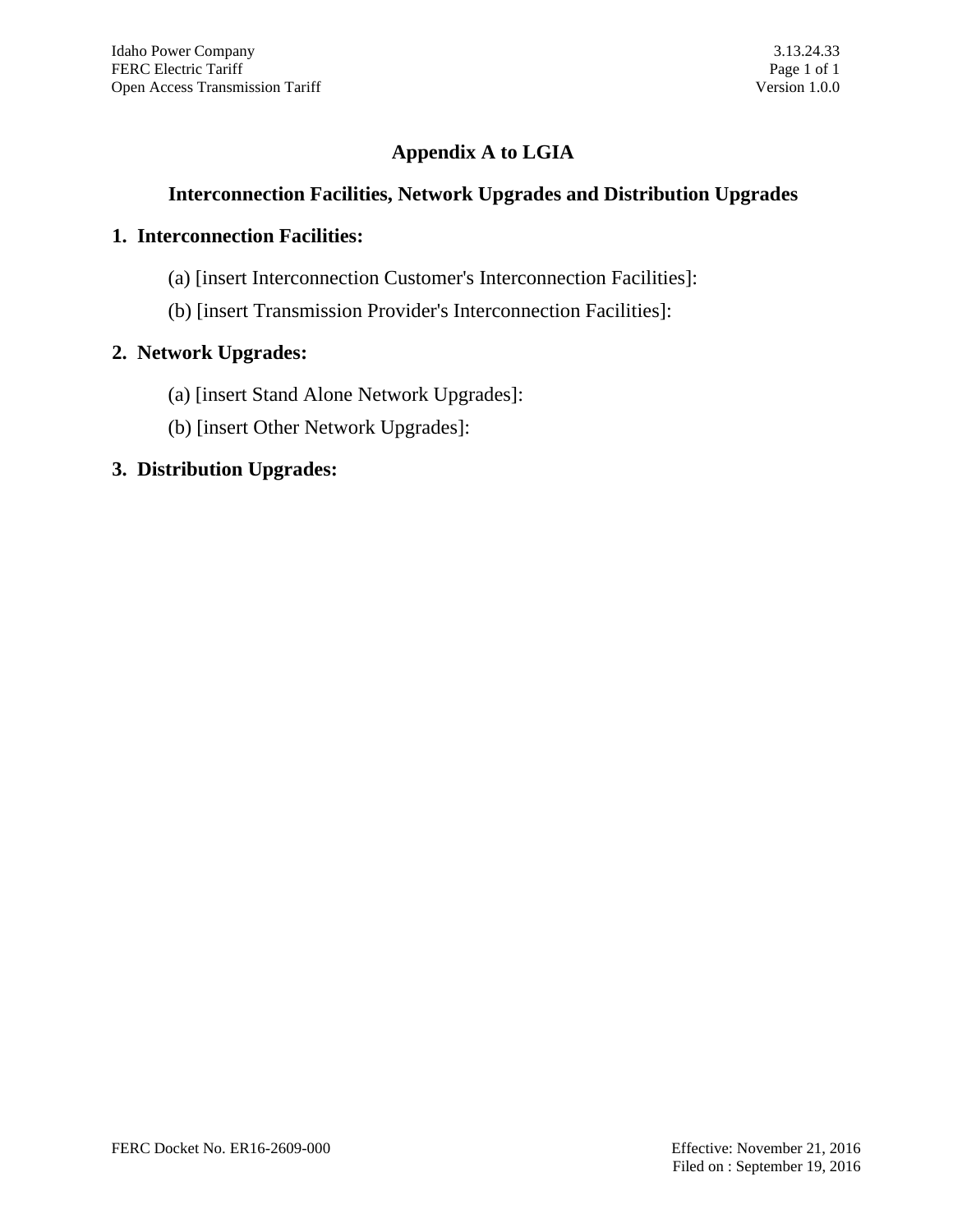# Appendix A to LGIA

## Interconnection Facilities, Network Upgrades and Distribution Upgrades

**1. Interconnection Facilities:**

(a) [insert Interconnection Customer's Interconnection Facilities]:

(b) [insert Transmission Provider's Interconnection Facilities]:

**2. Network Upgrades:**

(a) [insert Stand Alone Network Upgrades]:

(b) [insert Other Network Upgrades]:

**3. Distribution Upgrades:**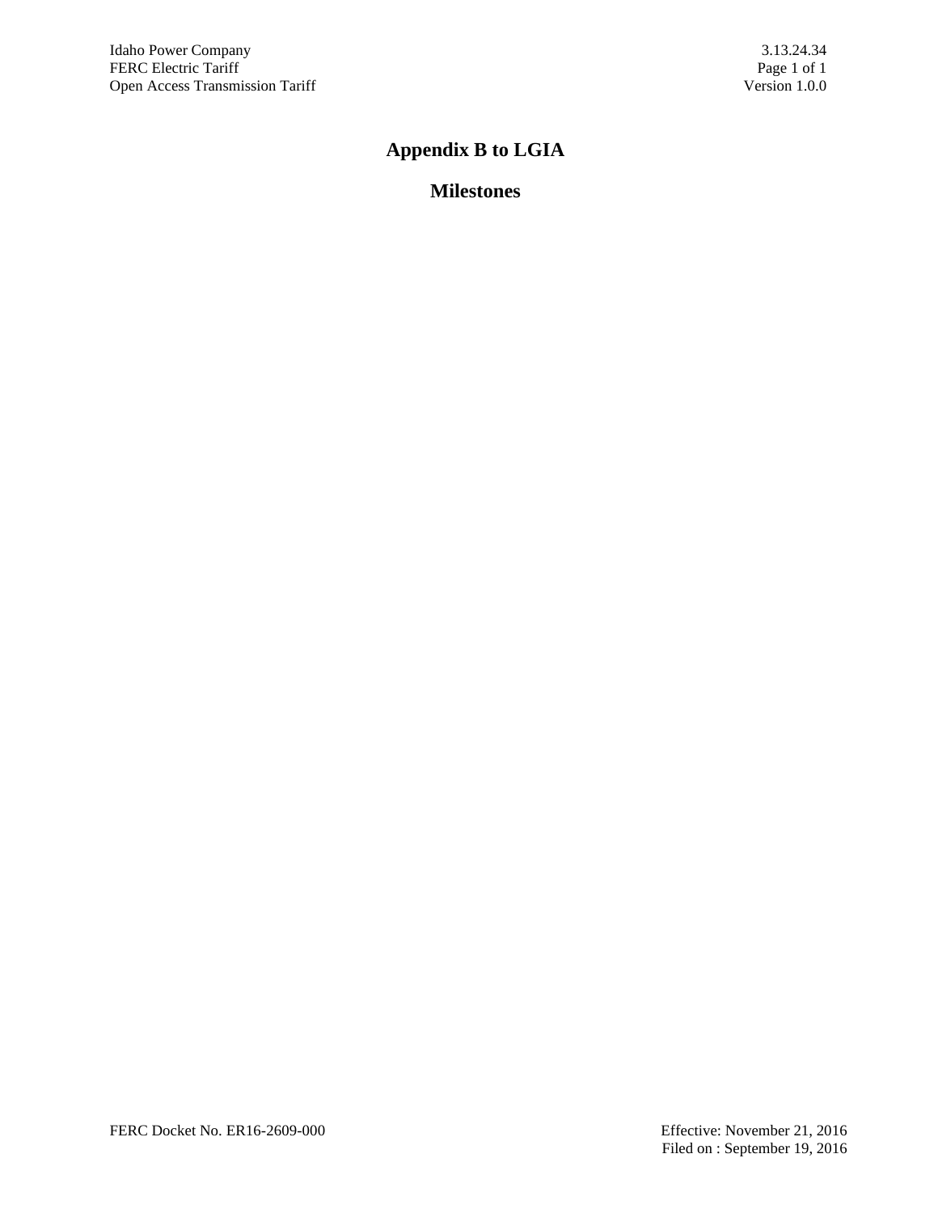# Appendix B to LGIA

## Milestones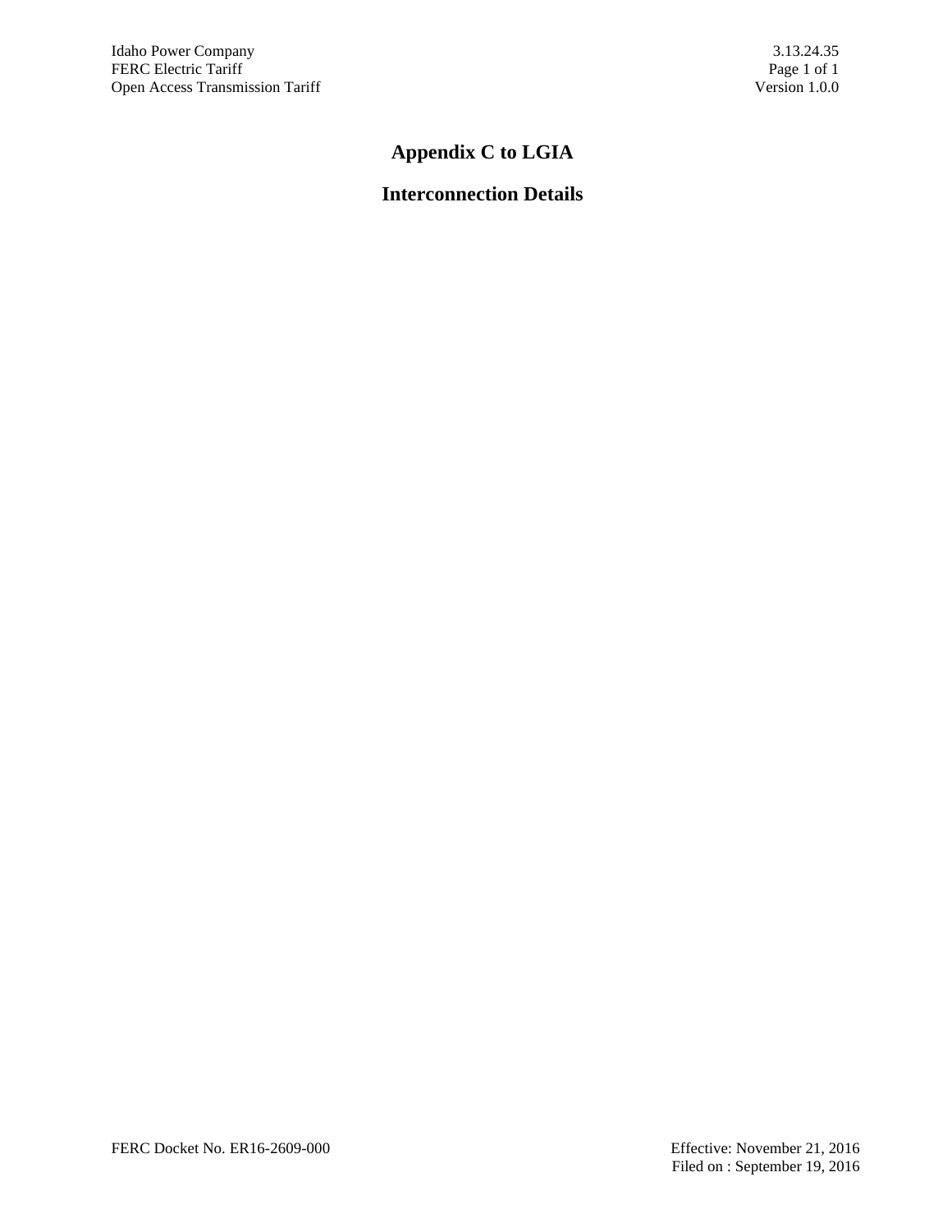# Appendix C to LGIA

## Interconnection Details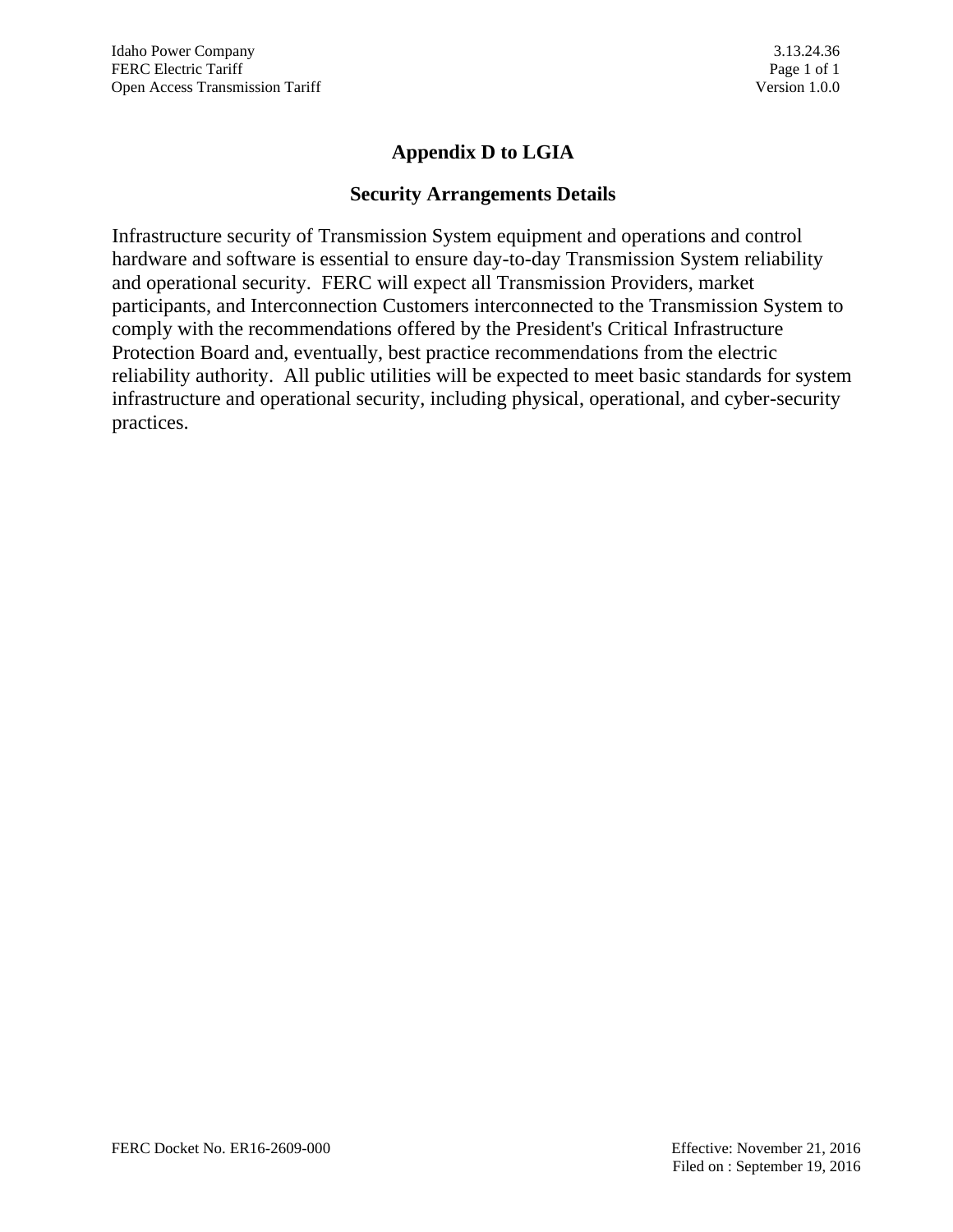# Appendix D to LGIA

## Security Arrangements Details

Infrastructure security of Transmission System equipment and operations and control hardware and software is essential to ensure day-to-day Transmission System reliability and operational security. FERC will expect all Transmission Providers, market participants, and Interconnection Customers interconnected to the Transmission System to comply with the recommendations offered by the President's Critical Infrastructure Protection Board and, eventually, best practice recommendations from the electric reliability authority. All public utilities will be expected to meet basic standards for system infrastructure and operational security, including physical, operational, and cyber-security practices.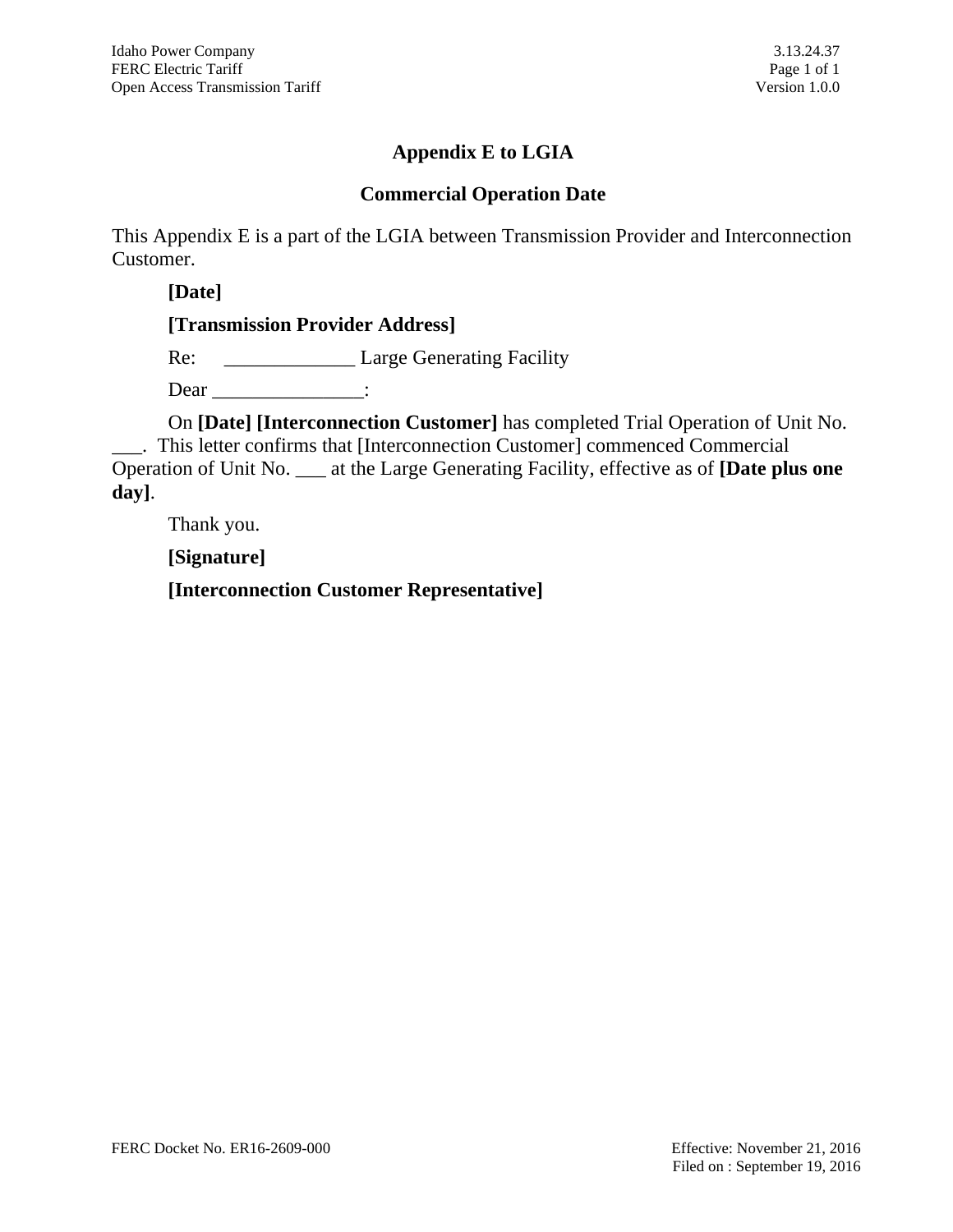# Appendix E to LGIA

## Commercial Operation Date

This Appendix E is a part of the LGIA between Transmission Provider and Interconnection Customer.

**[Date]**

**[Transmission Provider Address]**

Re: _____________ Large Generating Facility

Dear _______________:

On **[Date] [Interconnection Customer]** has completed Trial Operation of Unit No. ___. This letter confirms that [Interconnection Customer] commenced Commercial Operation of Unit No. ___ at the Large Generating Facility, effective as of **[Date plus one day]**.

Thank you.

**[Signature]**

**[Interconnection Customer Representative]**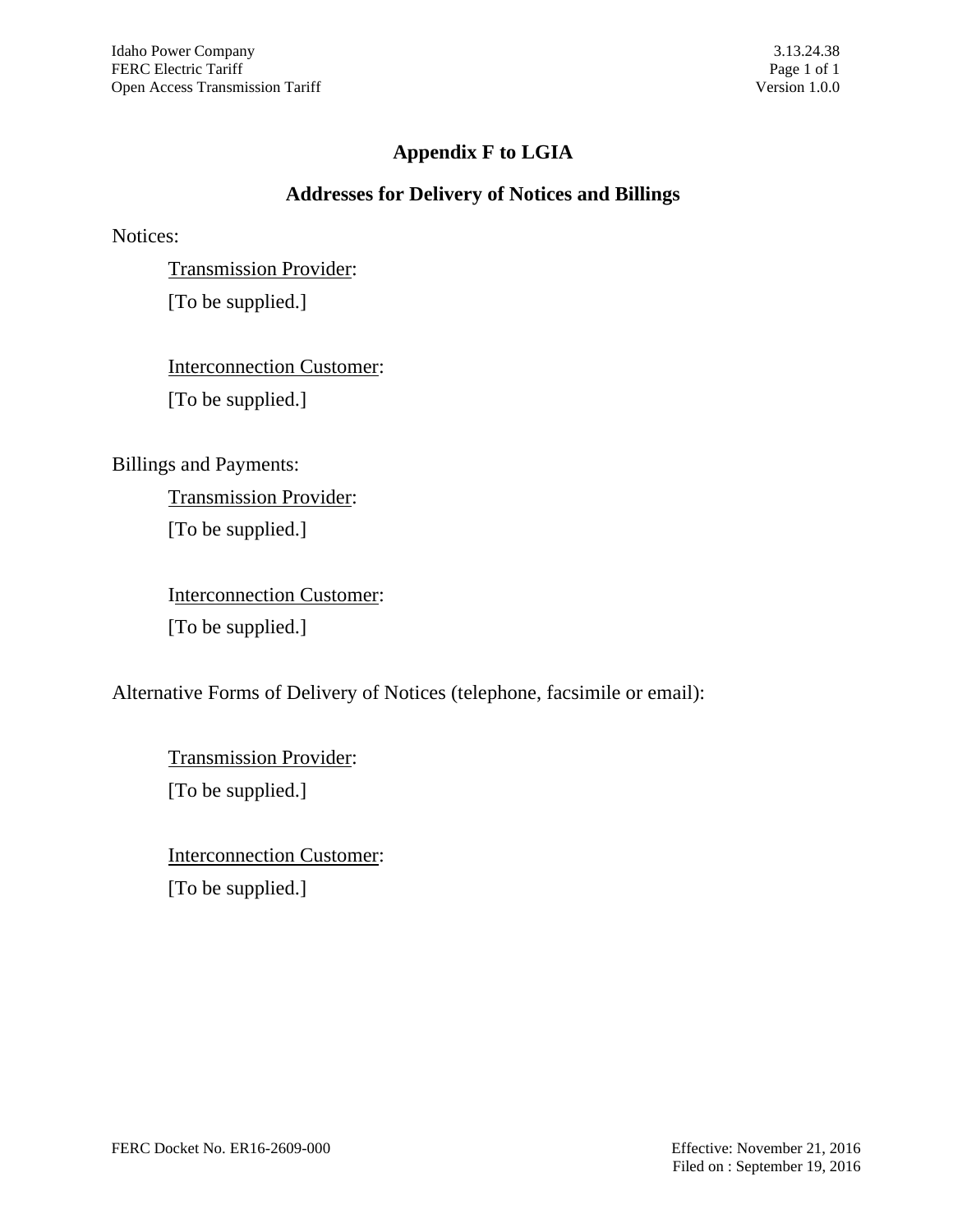# Appendix F to LGIA

## Addresses for Delivery of Notices and Billings

Notices:

Transmission Provider:

[To be supplied.]

Interconnection Customer:

[To be supplied.]

Billings and Payments:

Transmission Provider:

[To be supplied.]

Interconnection Customer:

[To be supplied.]

Alternative Forms of Delivery of Notices (telephone, facsimile or email):

Transmission Provider:

[To be supplied.]

Interconnection Customer:

[To be supplied.]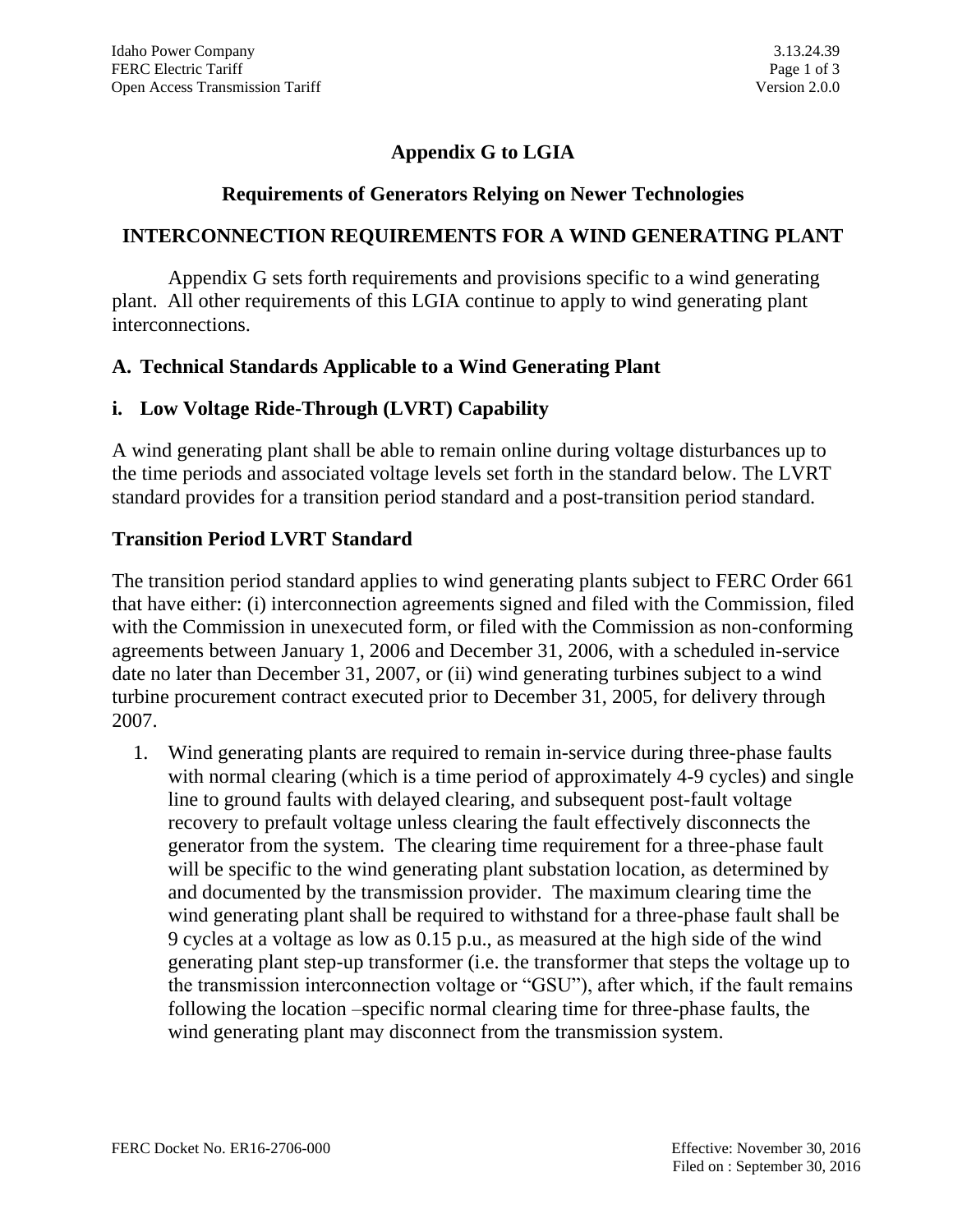# Appendix G to LGIA

## Requirements of Generators Relying on Newer Technologies

## INTERCONNECTION REQUIREMENTS FOR A WIND GENERATING PLANT

Appendix G sets forth requirements and provisions specific to a wind generating plant. All other requirements of this LGIA continue to apply to wind generating plant interconnections.

### A. Technical Standards Applicable to a Wind Generating Plant

### i. Low Voltage Ride-Through (LVRT) Capability

A wind generating plant shall be able to remain online during voltage disturbances up to the time periods and associated voltage levels set forth in the standard below. The LVRT standard provides for a transition period standard and a post-transition period standard.

### Transition Period LVRT Standard

The transition period standard applies to wind generating plants subject to FERC Order 661 that have either: (i) interconnection agreements signed and filed with the Commission, filed with the Commission in unexecuted form, or filed with the Commission as non-conforming agreements between January 1, 2006 and December 31, 2006, with a scheduled in-service date no later than December 31, 2007, or (ii) wind generating turbines subject to a wind turbine procurement contract executed prior to December 31, 2005, for delivery through 2007.

1. Wind generating plants are required to remain in-service during three-phase faults with normal clearing (which is a time period of approximately 4-9 cycles) and single line to ground faults with delayed clearing, and subsequent post-fault voltage recovery to prefault voltage unless clearing the fault effectively disconnects the generator from the system. The clearing time requirement for a three-phase fault will be specific to the wind generating plant substation location, as determined by and documented by the transmission provider. The maximum clearing time the wind generating plant shall be required to withstand for a three-phase fault shall be 9 cycles at a voltage as low as 0.15 p.u., as measured at the high side of the wind generating plant step-up transformer (i.e. the transformer that steps the voltage up to the transmission interconnection voltage or "GSU"), after which, if the fault remains following the location –specific normal clearing time for three-phase faults, the wind generating plant may disconnect from the transmission system.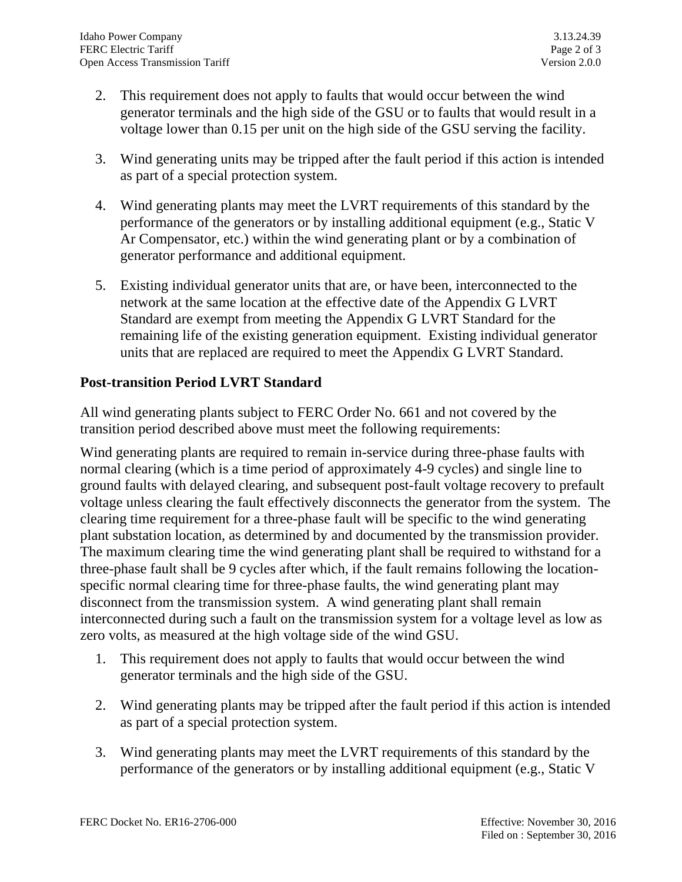2. This requirement does not apply to faults that would occur between the wind generator terminals and the high side of the GSU or to faults that would result in a voltage lower than 0.15 per unit on the high side of the GSU serving the facility.

3. Wind generating units may be tripped after the fault period if this action is intended as part of a special protection system.

4. Wind generating plants may meet the LVRT requirements of this standard by the performance of the generators or by installing additional equipment (e.g., Static V Ar Compensator, etc.) within the wind generating plant or by a combination of generator performance and additional equipment.

5. Existing individual generator units that are, or have been, interconnected to the network at the same location at the effective date of the Appendix G LVRT Standard are exempt from meeting the Appendix G LVRT Standard for the remaining life of the existing generation equipment. Existing individual generator units that are replaced are required to meet the Appendix G LVRT Standard.

**Post-transition Period LVRT Standard**

All wind generating plants subject to FERC Order No. 661 and not covered by the transition period described above must meet the following requirements:

Wind generating plants are required to remain in-service during three-phase faults with normal clearing (which is a time period of approximately 4-9 cycles) and single line to ground faults with delayed clearing, and subsequent post-fault voltage recovery to prefault voltage unless clearing the fault effectively disconnects the generator from the system. The clearing time requirement for a three-phase fault will be specific to the wind generating plant substation location, as determined by and documented by the transmission provider. The maximum clearing time the wind generating plant shall be required to withstand for a three-phase fault shall be 9 cycles after which, if the fault remains following the location-specific normal clearing time for three-phase faults, the wind generating plant may disconnect from the transmission system. A wind generating plant shall remain interconnected during such a fault on the transmission system for a voltage level as low as zero volts, as measured at the high voltage side of the wind GSU.

1. This requirement does not apply to faults that would occur between the wind generator terminals and the high side of the GSU.

2. Wind generating plants may be tripped after the fault period if this action is intended as part of a special protection system.

3. Wind generating plants may meet the LVRT requirements of this standard by the performance of the generators or by installing additional equipment (e.g., Static V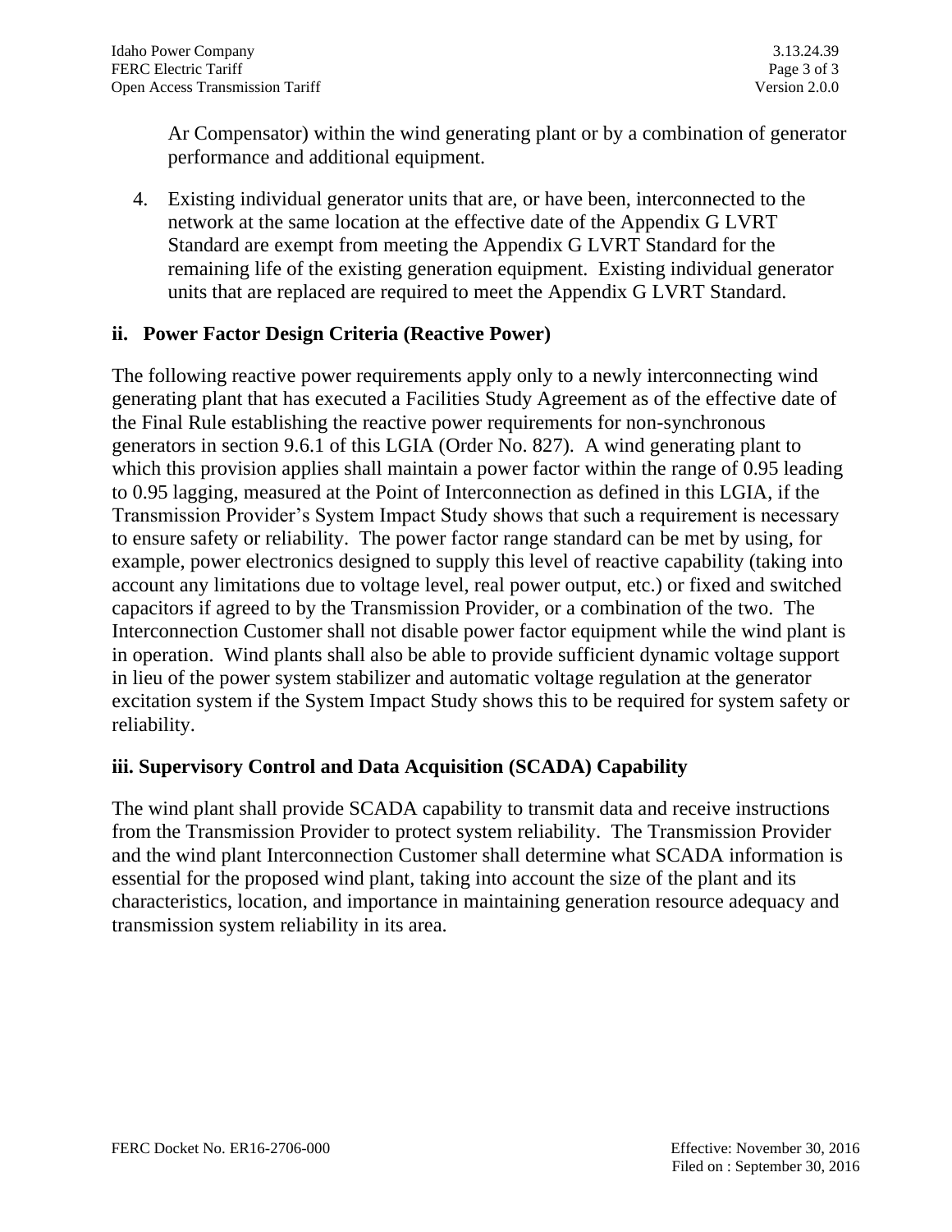Ar Compensator) within the wind generating plant or by a combination of generator performance and additional equipment.

4. Existing individual generator units that are, or have been, interconnected to the network at the same location at the effective date of the Appendix G LVRT Standard are exempt from meeting the Appendix G LVRT Standard for the remaining life of the existing generation equipment. Existing individual generator units that are replaced are required to meet the Appendix G LVRT Standard.

### ii. Power Factor Design Criteria (Reactive Power)

The following reactive power requirements apply only to a newly interconnecting wind generating plant that has executed a Facilities Study Agreement as of the effective date of the Final Rule establishing the reactive power requirements for non-synchronous generators in section 9.6.1 of this LGIA (Order No. 827). A wind generating plant to which this provision applies shall maintain a power factor within the range of 0.95 leading to 0.95 lagging, measured at the Point of Interconnection as defined in this LGIA, if the Transmission Provider's System Impact Study shows that such a requirement is necessary to ensure safety or reliability. The power factor range standard can be met by using, for example, power electronics designed to supply this level of reactive capability (taking into account any limitations due to voltage level, real power output, etc.) or fixed and switched capacitors if agreed to by the Transmission Provider, or a combination of the two. The Interconnection Customer shall not disable power factor equipment while the wind plant is in operation. Wind plants shall also be able to provide sufficient dynamic voltage support in lieu of the power system stabilizer and automatic voltage regulation at the generator excitation system if the System Impact Study shows this to be required for system safety or reliability.

### iii. Supervisory Control and Data Acquisition (SCADA) Capability

The wind plant shall provide SCADA capability to transmit data and receive instructions from the Transmission Provider to protect system reliability. The Transmission Provider and the wind plant Interconnection Customer shall determine what SCADA information is essential for the proposed wind plant, taking into account the size of the plant and its characteristics, location, and importance in maintaining generation resource adequacy and transmission system reliability in its area.